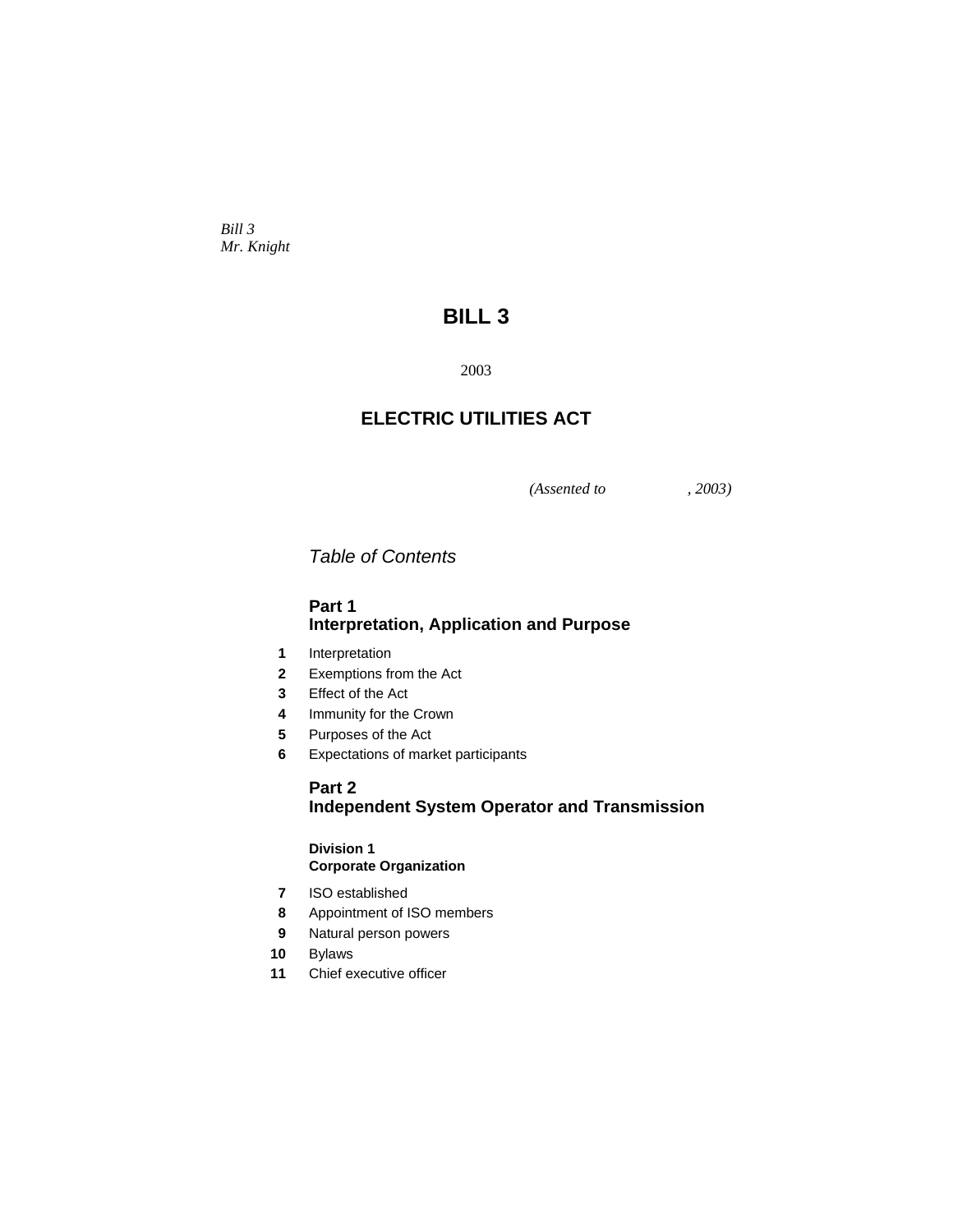*Bill 3*
*Mr. Knight*

# BILL 3

2003

## ELECTRIC UTILITIES ACT

*(Assented to , 2003)*

*Table of Contents*

**Part 1**
**Interpretation, Application and Purpose**

**1** Interpretation
**2** Exemptions from the Act
**3** Effect of the Act
**4** Immunity for the Crown
**5** Purposes of the Act
**6** Expectations of market participants

**Part 2**
**Independent System Operator and Transmission**

**Division 1**
**Corporate Organization**

**7** ISO established
**8** Appointment of ISO members
**9** Natural person powers
**10** Bylaws
**11** Chief executive officer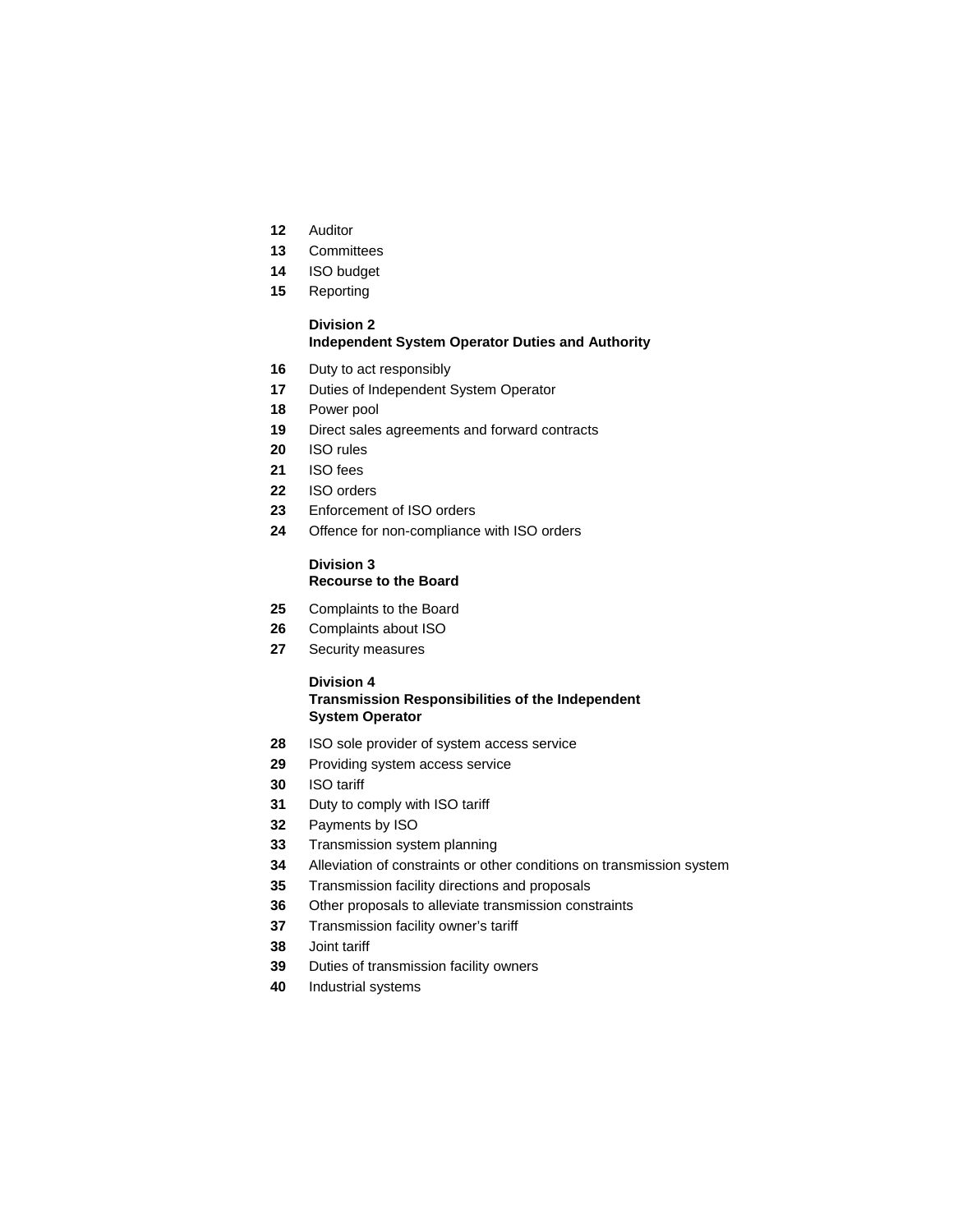**12** Auditor
**13** Committees
**14** ISO budget
**15** Reporting

**Division 2**
**Independent System Operator Duties and Authority**

**16** Duty to act responsibly
**17** Duties of Independent System Operator
**18** Power pool
**19** Direct sales agreements and forward contracts
**20** ISO rules
**21** ISO fees
**22** ISO orders
**23** Enforcement of ISO orders
**24** Offence for non-compliance with ISO orders

**Division 3**
**Recourse to the Board**

**25** Complaints to the Board
**26** Complaints about ISO
**27** Security measures

**Division 4**
**Transmission Responsibilities of the Independent System Operator**

**28** ISO sole provider of system access service
**29** Providing system access service
**30** ISO tariff
**31** Duty to comply with ISO tariff
**32** Payments by ISO
**33** Transmission system planning
**34** Alleviation of constraints or other conditions on transmission system
**35** Transmission facility directions and proposals
**36** Other proposals to alleviate transmission constraints
**37** Transmission facility owner's tariff
**38** Joint tariff
**39** Duties of transmission facility owners
**40** Industrial systems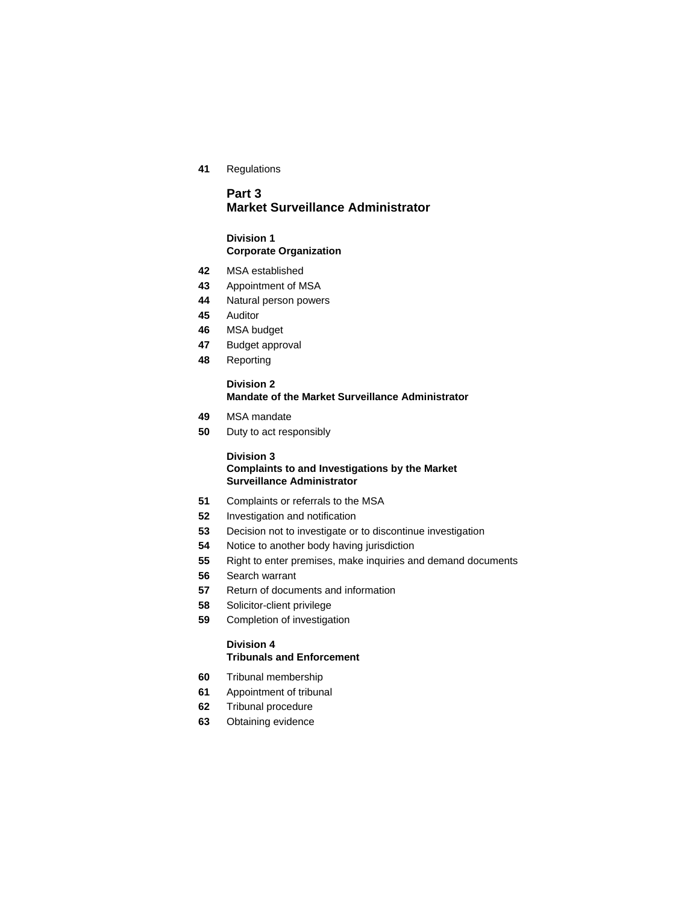**41** Regulations

## Part 3
## Market Surveillance Administrator

### Division 1
### Corporate Organization

**42** MSA established

**43** Appointment of MSA

**44** Natural person powers

**45** Auditor

**46** MSA budget

**47** Budget approval

**48** Reporting

### Division 2
### Mandate of the Market Surveillance Administrator

**49** MSA mandate

**50** Duty to act responsibly

### Division 3
### Complaints to and Investigations by the Market Surveillance Administrator

**51** Complaints or referrals to the MSA

**52** Investigation and notification

**53** Decision not to investigate or to discontinue investigation

**54** Notice to another body having jurisdiction

**55** Right to enter premises, make inquiries and demand documents

**56** Search warrant

**57** Return of documents and information

**58** Solicitor-client privilege

**59** Completion of investigation

### Division 4
### Tribunals and Enforcement

**60** Tribunal membership

**61** Appointment of tribunal

**62** Tribunal procedure

**63** Obtaining evidence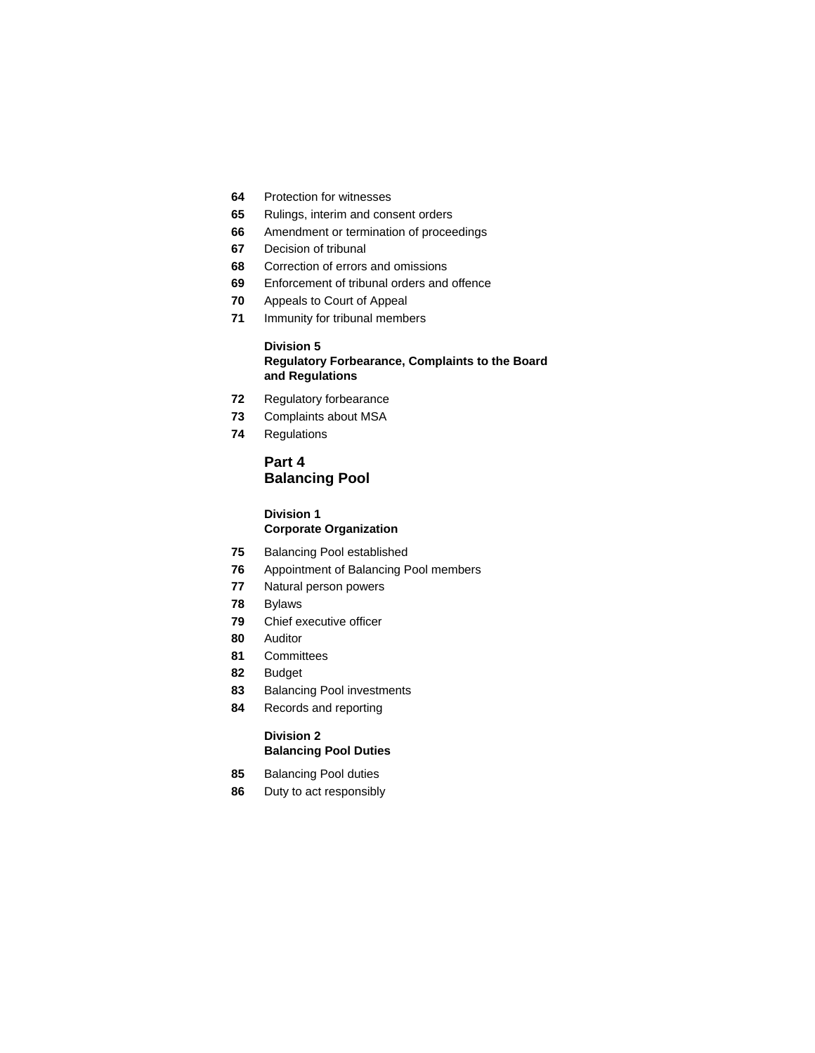**64** Protection for witnesses

**65** Rulings, interim and consent orders

**66** Amendment or termination of proceedings

**67** Decision of tribunal

**68** Correction of errors and omissions

**69** Enforcement of tribunal orders and offence

**70** Appeals to Court of Appeal

**71** Immunity for tribunal members

#### Division 5
#### Regulatory Forbearance, Complaints to the Board and Regulations

**72** Regulatory forbearance

**73** Complaints about MSA

**74** Regulations

### Part 4
### Balancing Pool

#### Division 1
#### Corporate Organization

**75** Balancing Pool established

**76** Appointment of Balancing Pool members

**77** Natural person powers

**78** Bylaws

**79** Chief executive officer

**80** Auditor

**81** Committees

**82** Budget

**83** Balancing Pool investments

**84** Records and reporting

#### Division 2
#### Balancing Pool Duties

**85** Balancing Pool duties

**86** Duty to act responsibly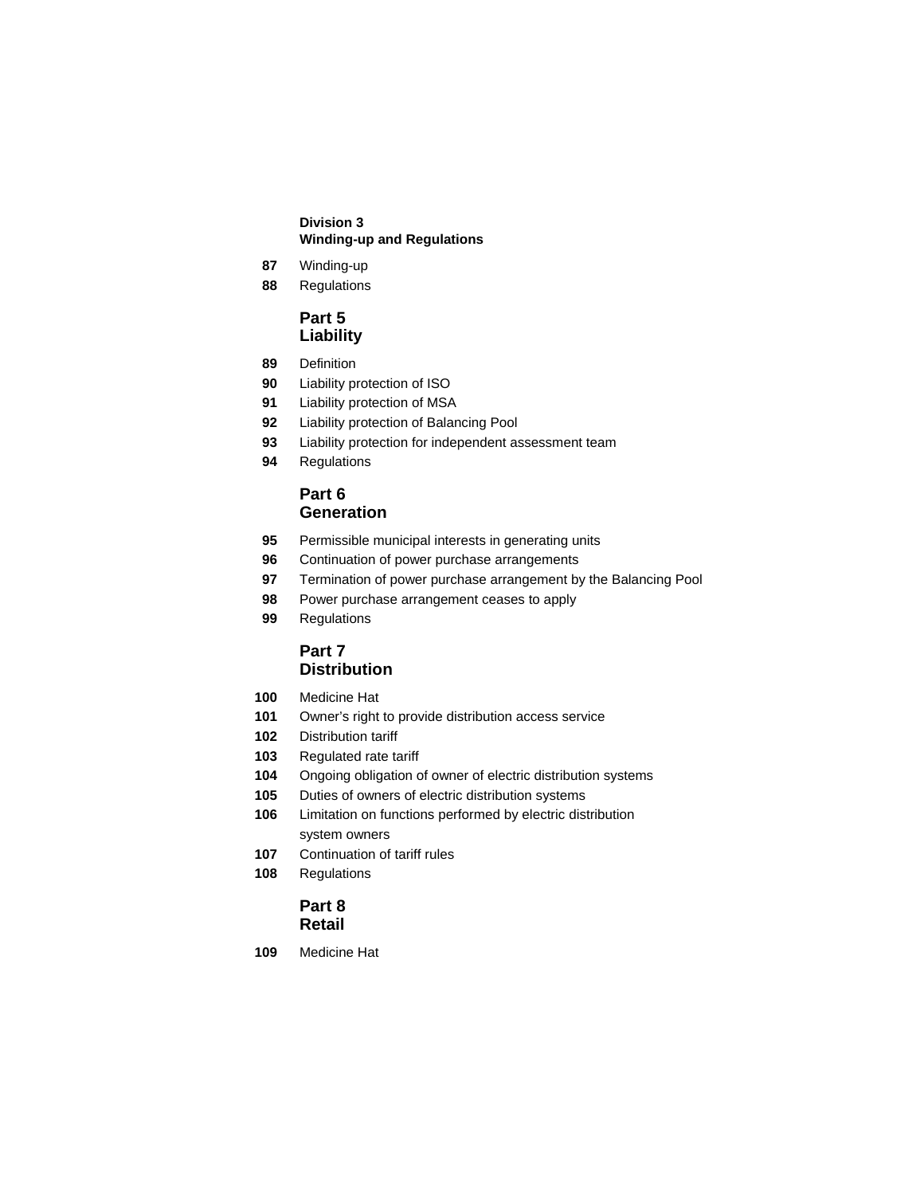**Division 3**
**Winding-up and Regulations**

**87** Winding-up
**88** Regulations

## Part 5
## Liability

**89** Definition
**90** Liability protection of ISO
**91** Liability protection of MSA
**92** Liability protection of Balancing Pool
**93** Liability protection for independent assessment team
**94** Regulations

## Part 6
## Generation

**95** Permissible municipal interests in generating units
**96** Continuation of power purchase arrangements
**97** Termination of power purchase arrangement by the Balancing Pool
**98** Power purchase arrangement ceases to apply
**99** Regulations

## Part 7
## Distribution

**100** Medicine Hat
**101** Owner's right to provide distribution access service
**102** Distribution tariff
**103** Regulated rate tariff
**104** Ongoing obligation of owner of electric distribution systems
**105** Duties of owners of electric distribution systems
**106** Limitation on functions performed by electric distribution system owners
**107** Continuation of tariff rules
**108** Regulations

## Part 8
## Retail

**109** Medicine Hat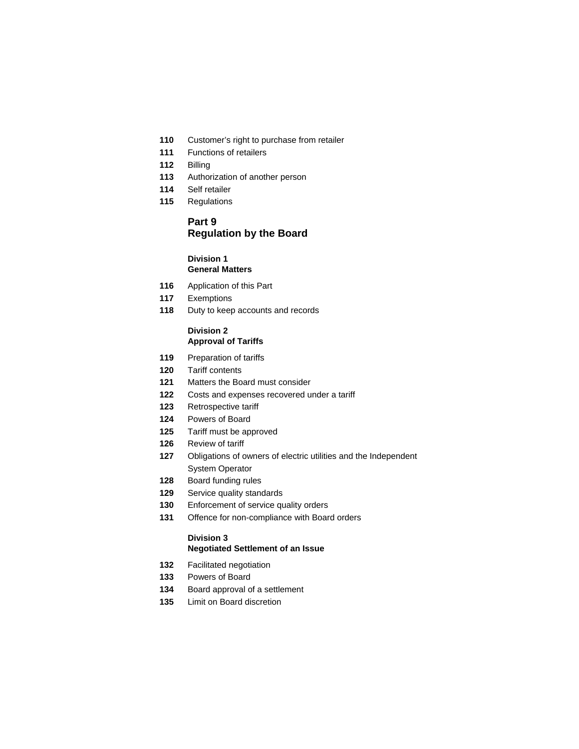**110** Customer's right to purchase from retailer
**111** Functions of retailers
**112** Billing
**113** Authorization of another person
**114** Self retailer
**115** Regulations

## Part 9
## Regulation by the Board

### Division 1
### General Matters

**116** Application of this Part
**117** Exemptions
**118** Duty to keep accounts and records

### Division 2
### Approval of Tariffs

**119** Preparation of tariffs
**120** Tariff contents
**121** Matters the Board must consider
**122** Costs and expenses recovered under a tariff
**123** Retrospective tariff
**124** Powers of Board
**125** Tariff must be approved
**126** Review of tariff
**127** Obligations of owners of electric utilities and the Independent System Operator
**128** Board funding rules
**129** Service quality standards
**130** Enforcement of service quality orders
**131** Offence for non-compliance with Board orders

### Division 3
### Negotiated Settlement of an Issue

**132** Facilitated negotiation
**133** Powers of Board
**134** Board approval of a settlement
**135** Limit on Board discretion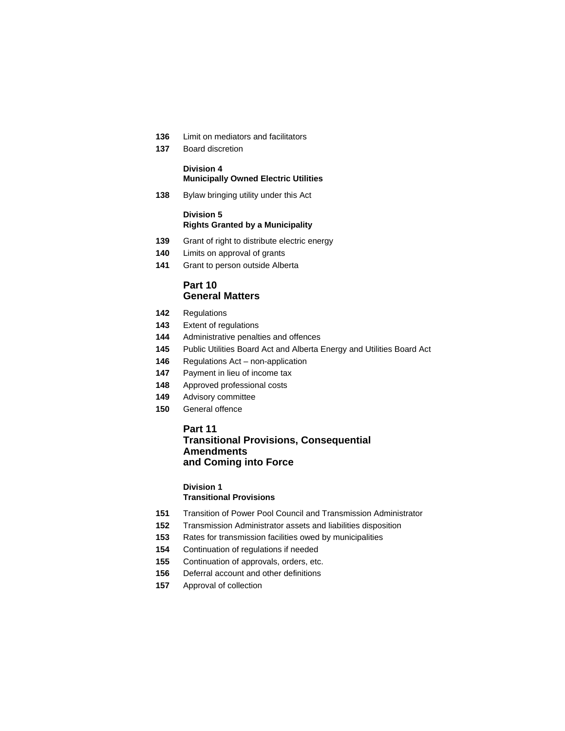**136** Limit on mediators and facilitators

**137** Board discretion

**Division 4**
**Municipally Owned Electric Utilities**

**138** Bylaw bringing utility under this Act

**Division 5**
**Rights Granted by a Municipality**

**139** Grant of right to distribute electric energy

**140** Limits on approval of grants

**141** Grant to person outside Alberta

## Part 10
## General Matters

**142** Regulations

**143** Extent of regulations

**144** Administrative penalties and offences

**145** Public Utilities Board Act and Alberta Energy and Utilities Board Act

**146** Regulations Act – non-application

**147** Payment in lieu of income tax

**148** Approved professional costs

**149** Advisory committee

**150** General offence

## Part 11
## Transitional Provisions, Consequential Amendments and Coming into Force

**Division 1**
**Transitional Provisions**

**151** Transition of Power Pool Council and Transmission Administrator

**152** Transmission Administrator assets and liabilities disposition

**153** Rates for transmission facilities owed by municipalities

**154** Continuation of regulations if needed

**155** Continuation of approvals, orders, etc.

**156** Deferral account and other definitions

**157** Approval of collection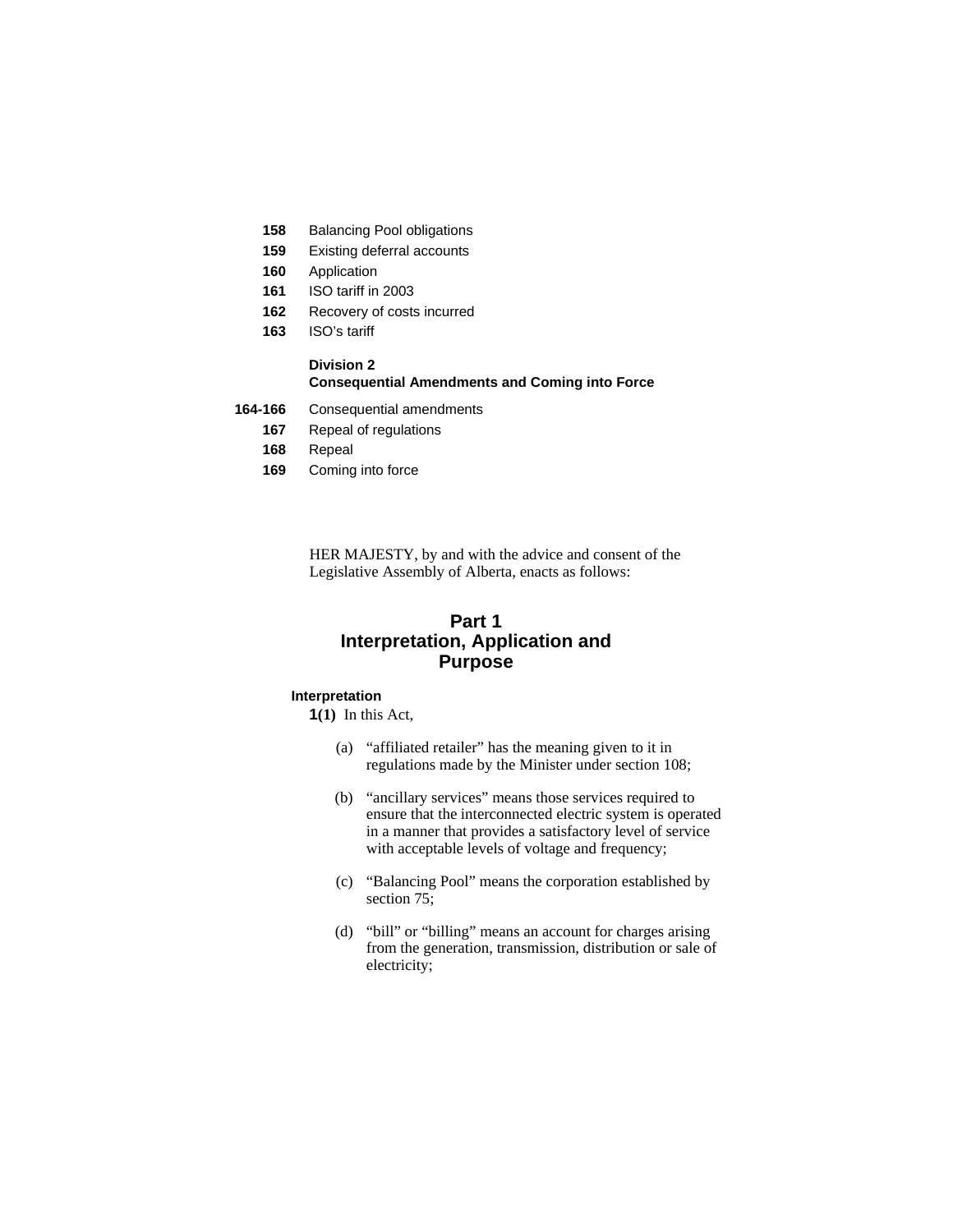**158** Balancing Pool obligations
**159** Existing deferral accounts
**160** Application
**161** ISO tariff in 2003
**162** Recovery of costs incurred
**163** ISO's tariff

**Division 2**
**Consequential Amendments and Coming into Force**

**164-166** Consequential amendments
**167** Repeal of regulations
**168** Repeal
**169** Coming into force

HER MAJESTY, by and with the advice and consent of the Legislative Assembly of Alberta, enacts as follows:

## Part 1
## Interpretation, Application and Purpose

**Interpretation**

**1(1)** In this Act,

(a) "affiliated retailer" has the meaning given to it in regulations made by the Minister under section 108;

(b) "ancillary services" means those services required to ensure that the interconnected electric system is operated in a manner that provides a satisfactory level of service with acceptable levels of voltage and frequency;

(c) "Balancing Pool" means the corporation established by section 75;

(d) "bill" or "billing" means an account for charges arising from the generation, transmission, distribution or sale of electricity;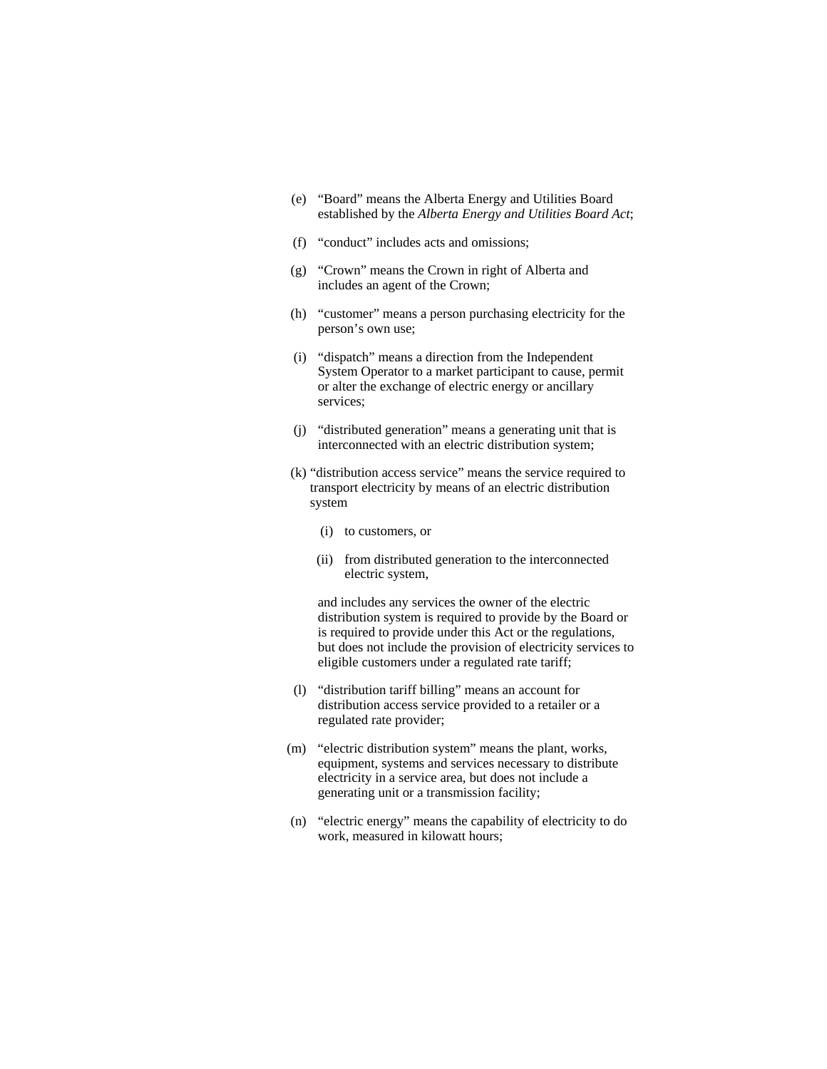(e) "Board" means the Alberta Energy and Utilities Board established by the *Alberta Energy and Utilities Board Act*;

(f) "conduct" includes acts and omissions;

(g) "Crown" means the Crown in right of Alberta and includes an agent of the Crown;

(h) "customer" means a person purchasing electricity for the person's own use;

(i) "dispatch" means a direction from the Independent System Operator to a market participant to cause, permit or alter the exchange of electric energy or ancillary services;

(j) "distributed generation" means a generating unit that is interconnected with an electric distribution system;

(k) "distribution access service" means the service required to transport electricity by means of an electric distribution system

(i) to customers, or

(ii) from distributed generation to the interconnected electric system,

and includes any services the owner of the electric distribution system is required to provide by the Board or is required to provide under this Act or the regulations, but does not include the provision of electricity services to eligible customers under a regulated rate tariff;

(l) "distribution tariff billing" means an account for distribution access service provided to a retailer or a regulated rate provider;

(m) "electric distribution system" means the plant, works, equipment, systems and services necessary to distribute electricity in a service area, but does not include a generating unit or a transmission facility;

(n) "electric energy" means the capability of electricity to do work, measured in kilowatt hours;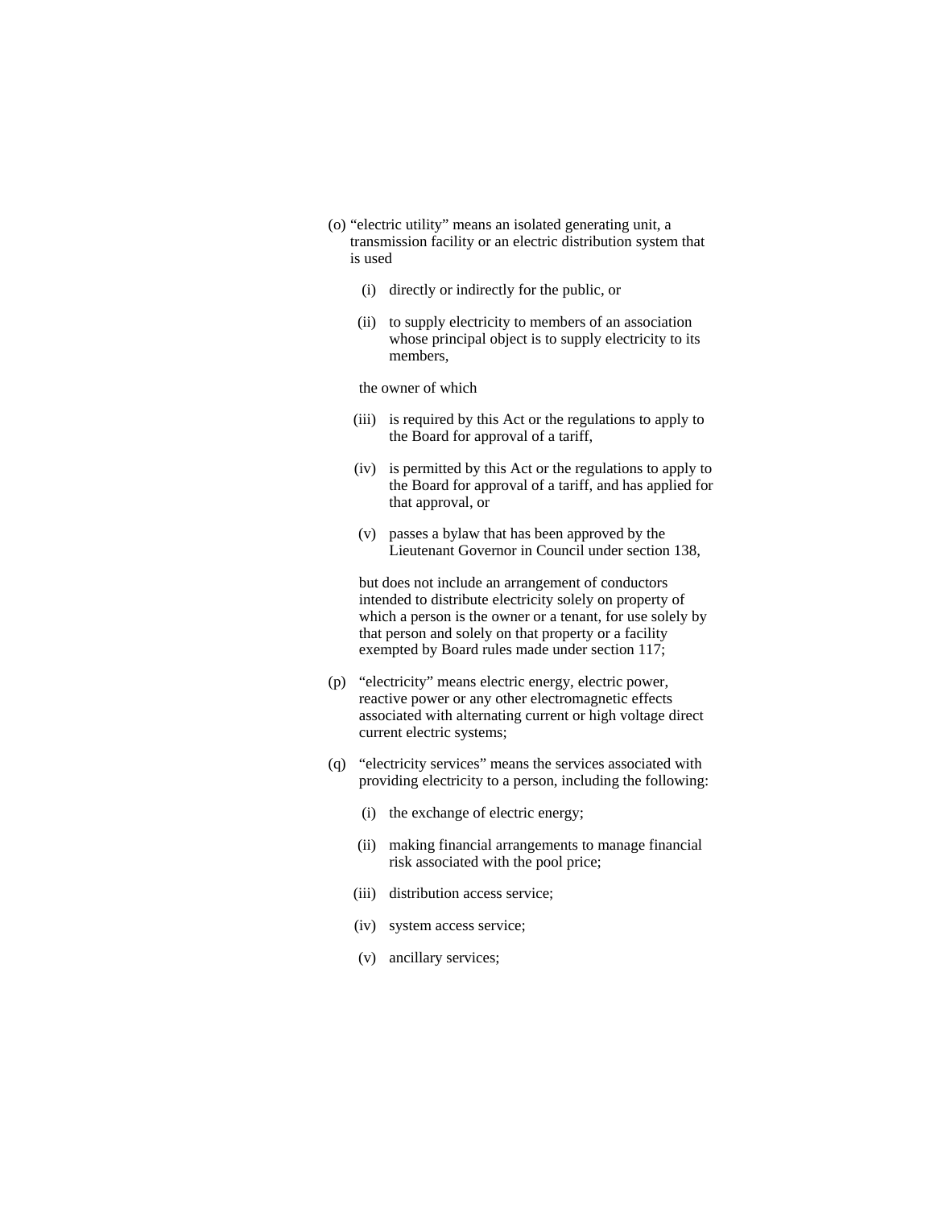(o) "electric utility" means an isolated generating unit, a transmission facility or an electric distribution system that is used

  (i) directly or indirectly for the public, or

  (ii) to supply electricity to members of an association whose principal object is to supply electricity to its members,

  the owner of which

  (iii) is required by this Act or the regulations to apply to the Board for approval of a tariff,

  (iv) is permitted by this Act or the regulations to apply to the Board for approval of a tariff, and has applied for that approval, or

  (v) passes a bylaw that has been approved by the Lieutenant Governor in Council under section 138,

  but does not include an arrangement of conductors intended to distribute electricity solely on property of which a person is the owner or a tenant, for use solely by that person and solely on that property or a facility exempted by Board rules made under section 117;

(p) "electricity" means electric energy, electric power, reactive power or any other electromagnetic effects associated with alternating current or high voltage direct current electric systems;

(q) "electricity services" means the services associated with providing electricity to a person, including the following:

  (i) the exchange of electric energy;

  (ii) making financial arrangements to manage financial risk associated with the pool price;

  (iii) distribution access service;

  (iv) system access service;

  (v) ancillary services;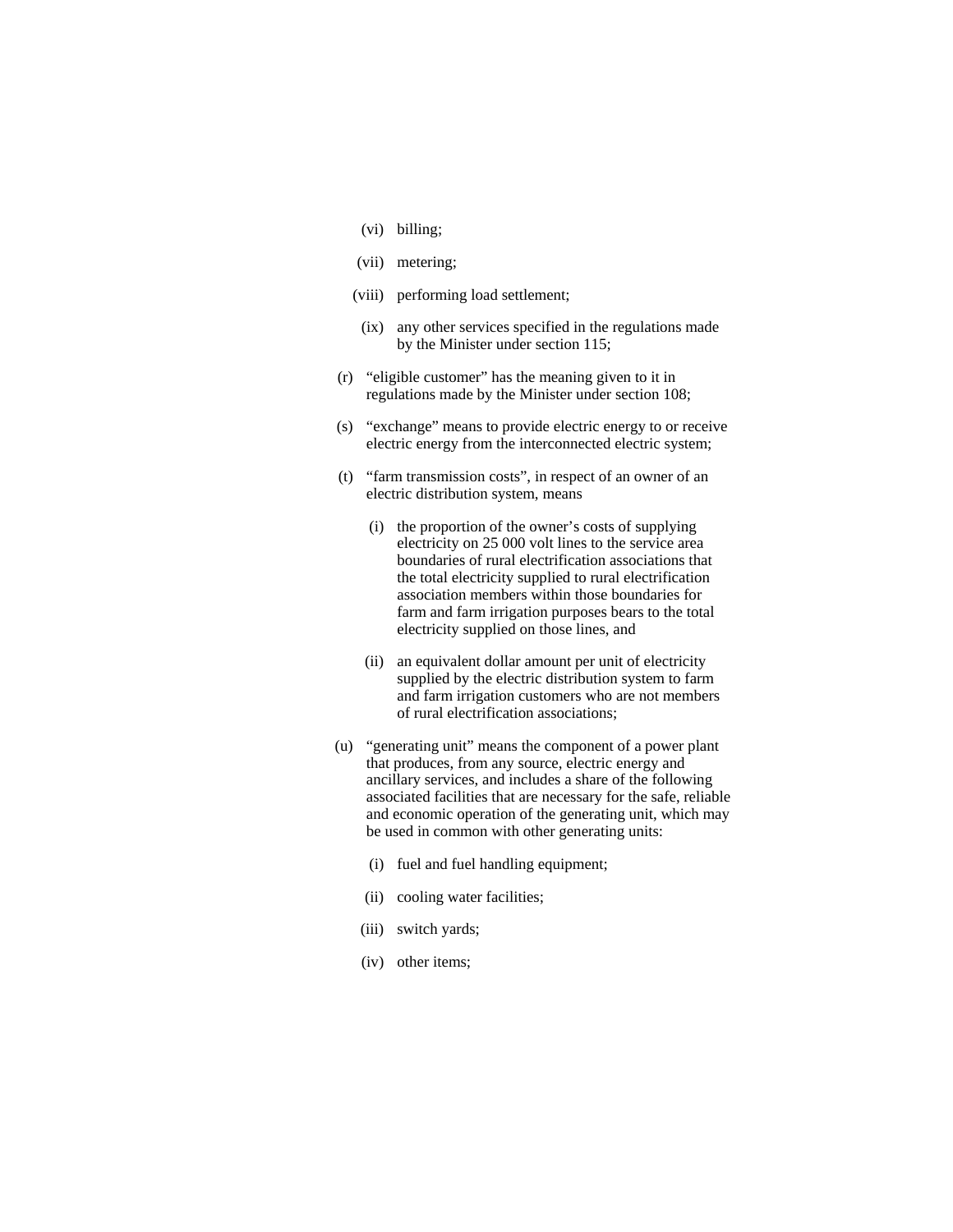(vi) billing;

(vii) metering;

(viii) performing load settlement;

(ix) any other services specified in the regulations made by the Minister under section 115;

(r) "eligible customer" has the meaning given to it in regulations made by the Minister under section 108;

(s) "exchange" means to provide electric energy to or receive electric energy from the interconnected electric system;

(t) "farm transmission costs", in respect of an owner of an electric distribution system, means

(i) the proportion of the owner's costs of supplying electricity on 25 000 volt lines to the service area boundaries of rural electrification associations that the total electricity supplied to rural electrification association members within those boundaries for farm and farm irrigation purposes bears to the total electricity supplied on those lines, and

(ii) an equivalent dollar amount per unit of electricity supplied by the electric distribution system to farm and farm irrigation customers who are not members of rural electrification associations;

(u) "generating unit" means the component of a power plant that produces, from any source, electric energy and ancillary services, and includes a share of the following associated facilities that are necessary for the safe, reliable and economic operation of the generating unit, which may be used in common with other generating units:

(i) fuel and fuel handling equipment;

(ii) cooling water facilities;

(iii) switch yards;

(iv) other items;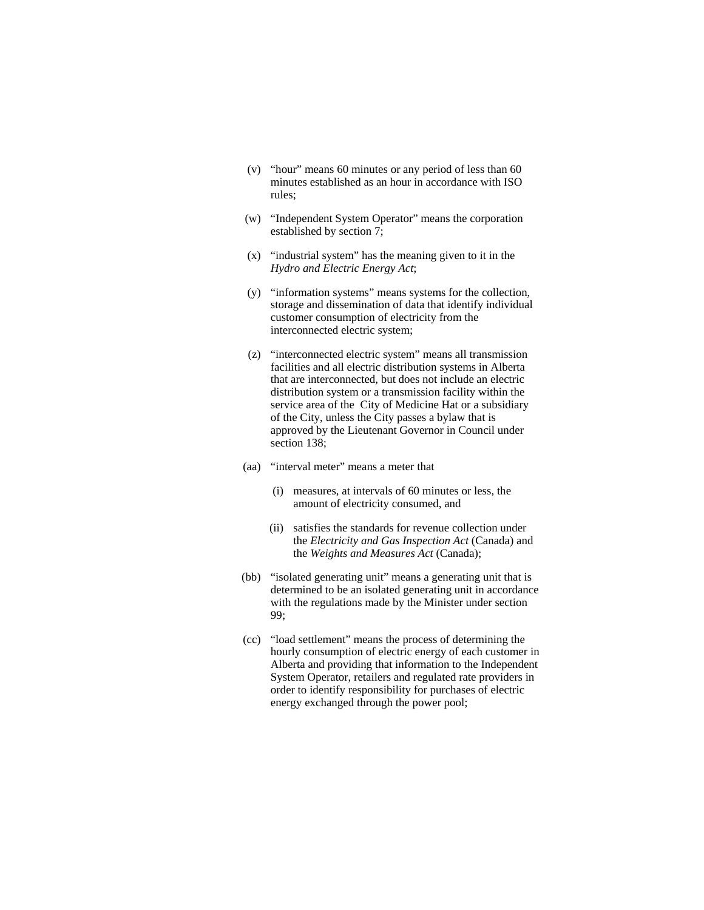(v) “hour” means 60 minutes or any period of less than 60 minutes established as an hour in accordance with ISO rules;

(w) “Independent System Operator” means the corporation established by section 7;

(x) “industrial system” has the meaning given to it in the *Hydro and Electric Energy Act*;

(y) “information systems” means systems for the collection, storage and dissemination of data that identify individual customer consumption of electricity from the interconnected electric system;

(z) “interconnected electric system” means all transmission facilities and all electric distribution systems in Alberta that are interconnected, but does not include an electric distribution system or a transmission facility within the service area of the City of Medicine Hat or a subsidiary of the City, unless the City passes a bylaw that is approved by the Lieutenant Governor in Council under section 138;

(aa) “interval meter” means a meter that

- (i) measures, at intervals of 60 minutes or less, the amount of electricity consumed, and
- (ii) satisfies the standards for revenue collection under the *Electricity and Gas Inspection Act* (Canada) and the *Weights and Measures Act* (Canada);

(bb) “isolated generating unit” means a generating unit that is determined to be an isolated generating unit in accordance with the regulations made by the Minister under section 99;

(cc) “load settlement” means the process of determining the hourly consumption of electric energy of each customer in Alberta and providing that information to the Independent System Operator, retailers and regulated rate providers in order to identify responsibility for purchases of electric energy exchanged through the power pool;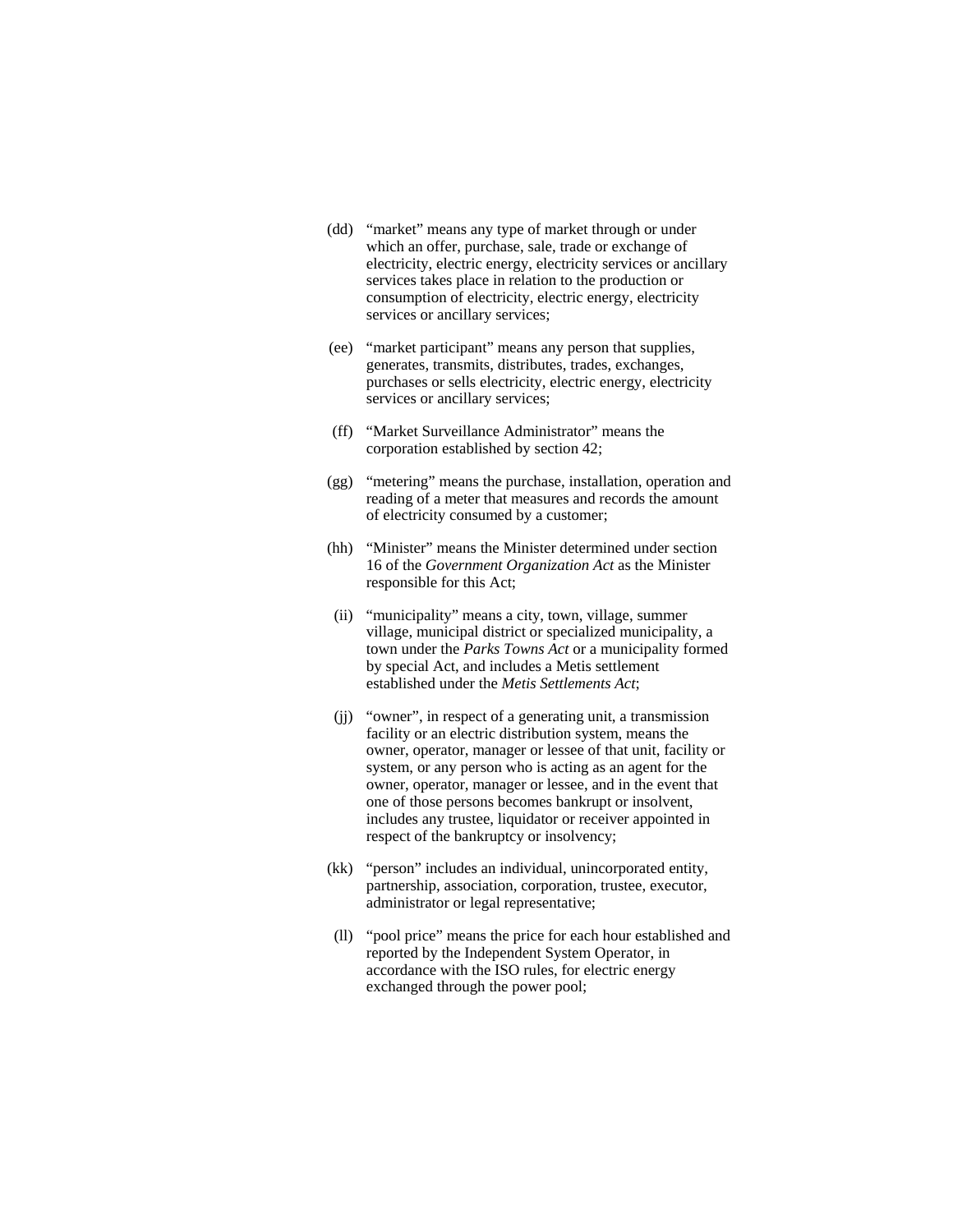(dd) "market" means any type of market through or under which an offer, purchase, sale, trade or exchange of electricity, electric energy, electricity services or ancillary services takes place in relation to the production or consumption of electricity, electric energy, electricity services or ancillary services;

(ee) "market participant" means any person that supplies, generates, transmits, distributes, trades, exchanges, purchases or sells electricity, electric energy, electricity services or ancillary services;

(ff) "Market Surveillance Administrator" means the corporation established by section 42;

(gg) "metering" means the purchase, installation, operation and reading of a meter that measures and records the amount of electricity consumed by a customer;

(hh) "Minister" means the Minister determined under section 16 of the *Government Organization Act* as the Minister responsible for this Act;

(ii) "municipality" means a city, town, village, summer village, municipal district or specialized municipality, a town under the *Parks Towns Act* or a municipality formed by special Act, and includes a Metis settlement established under the *Metis Settlements Act*;

(jj) "owner", in respect of a generating unit, a transmission facility or an electric distribution system, means the owner, operator, manager or lessee of that unit, facility or system, or any person who is acting as an agent for the owner, operator, manager or lessee, and in the event that one of those persons becomes bankrupt or insolvent, includes any trustee, liquidator or receiver appointed in respect of the bankruptcy or insolvency;

(kk) "person" includes an individual, unincorporated entity, partnership, association, corporation, trustee, executor, administrator or legal representative;

(ll) "pool price" means the price for each hour established and reported by the Independent System Operator, in accordance with the ISO rules, for electric energy exchanged through the power pool;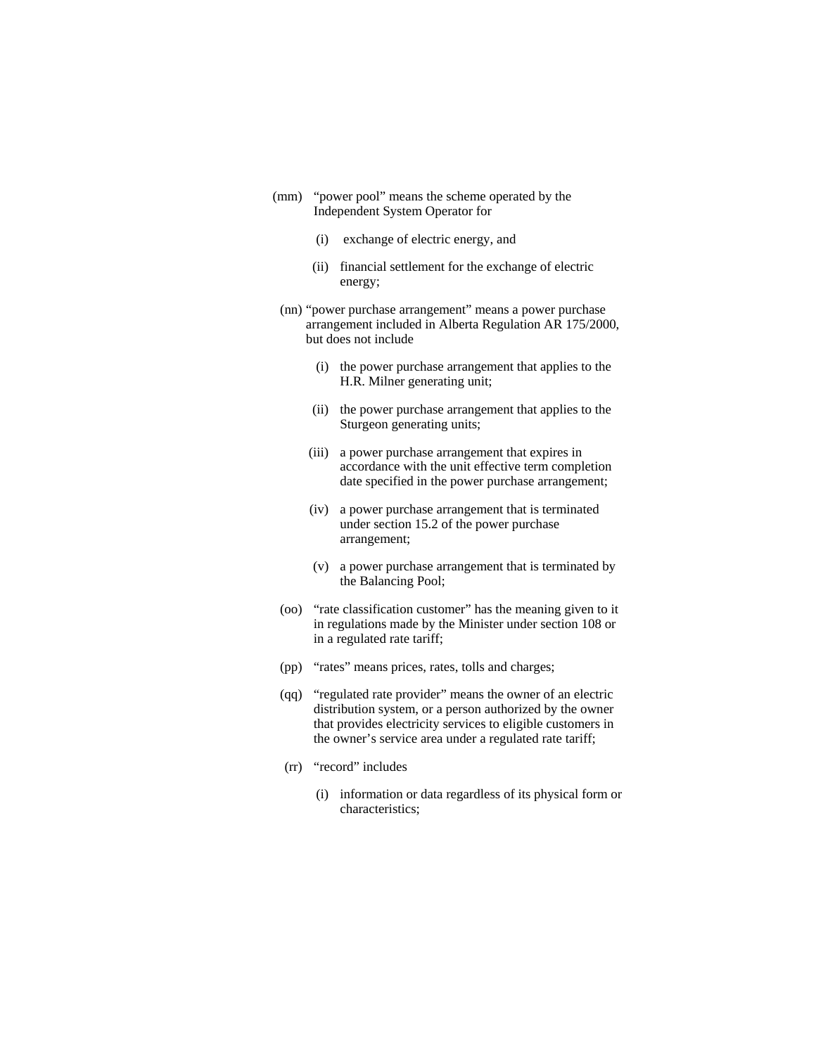(mm) “power pool” means the scheme operated by the Independent System Operator for

(i) exchange of electric energy, and

(ii) financial settlement for the exchange of electric energy;

(nn) “power purchase arrangement” means a power purchase arrangement included in Alberta Regulation AR 175/2000, but does not include

(i) the power purchase arrangement that applies to the H.R. Milner generating unit;

(ii) the power purchase arrangement that applies to the Sturgeon generating units;

(iii) a power purchase arrangement that expires in accordance with the unit effective term completion date specified in the power purchase arrangement;

(iv) a power purchase arrangement that is terminated under section 15.2 of the power purchase arrangement;

(v) a power purchase arrangement that is terminated by the Balancing Pool;

(oo) “rate classification customer” has the meaning given to it in regulations made by the Minister under section 108 or in a regulated rate tariff;

(pp) “rates” means prices, rates, tolls and charges;

(qq) “regulated rate provider” means the owner of an electric distribution system, or a person authorized by the owner that provides electricity services to eligible customers in the owner’s service area under a regulated rate tariff;

(rr) “record” includes

(i) information or data regardless of its physical form or characteristics;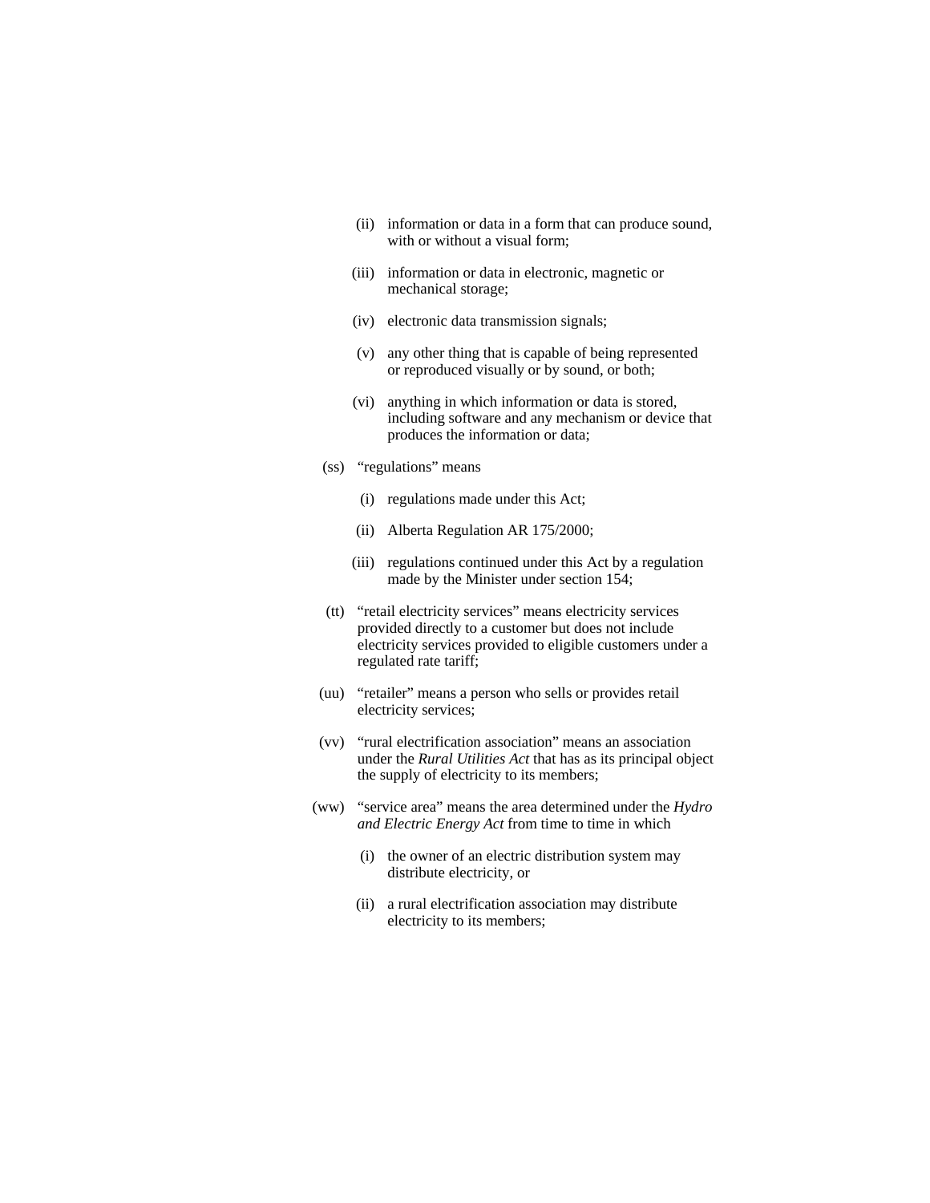(ii) information or data in a form that can produce sound, with or without a visual form;

(iii) information or data in electronic, magnetic or mechanical storage;

(iv) electronic data transmission signals;

(v) any other thing that is capable of being represented or reproduced visually or by sound, or both;

(vi) anything in which information or data is stored, including software and any mechanism or device that produces the information or data;

(ss) “regulations” means

(i) regulations made under this Act;

(ii) Alberta Regulation AR 175/2000;

(iii) regulations continued under this Act by a regulation made by the Minister under section 154;

(tt) “retail electricity services” means electricity services provided directly to a customer but does not include electricity services provided to eligible customers under a regulated rate tariff;

(uu) “retailer” means a person who sells or provides retail electricity services;

(vv) “rural electrification association” means an association under the *Rural Utilities Act* that has as its principal object the supply of electricity to its members;

(ww) “service area” means the area determined under the *Hydro and Electric Energy Act* from time to time in which

(i) the owner of an electric distribution system may distribute electricity, or

(ii) a rural electrification association may distribute electricity to its members;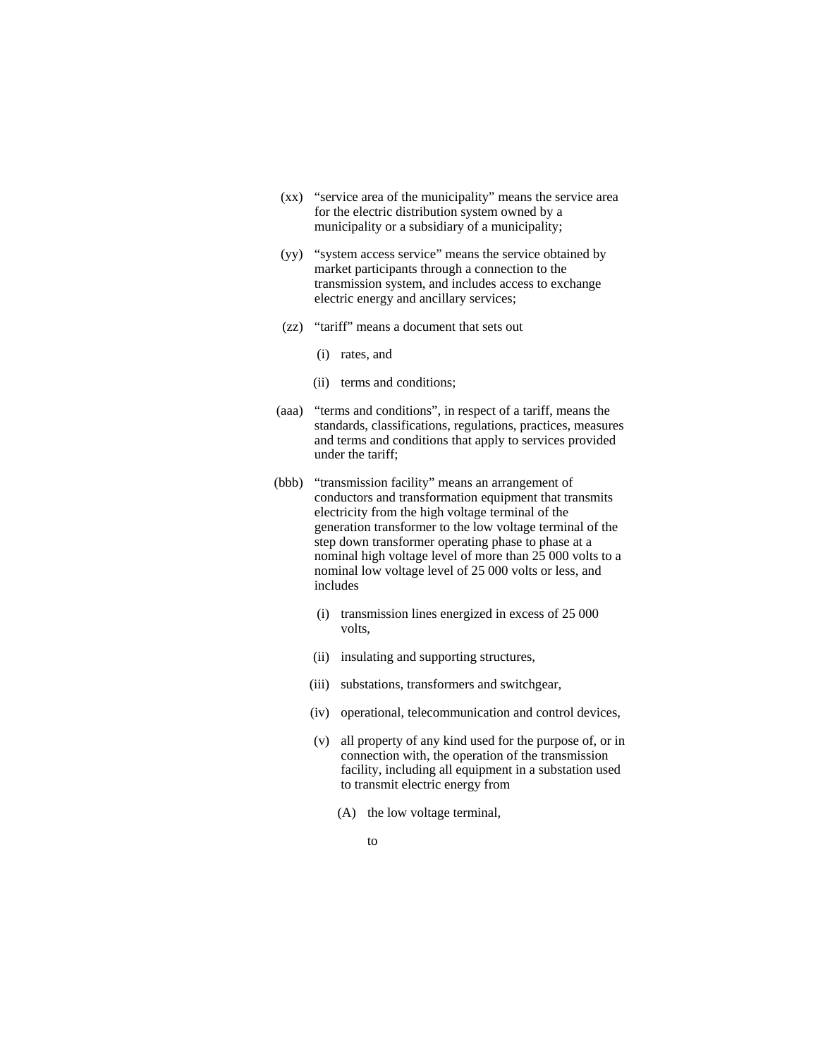(xx) "service area of the municipality" means the service area for the electric distribution system owned by a municipality or a subsidiary of a municipality;

(yy) "system access service" means the service obtained by market participants through a connection to the transmission system, and includes access to exchange electric energy and ancillary services;

(zz) "tariff" means a document that sets out

   (i) rates, and

   (ii) terms and conditions;

(aaa) "terms and conditions", in respect of a tariff, means the standards, classifications, regulations, practices, measures and terms and conditions that apply to services provided under the tariff;

(bbb) "transmission facility" means an arrangement of conductors and transformation equipment that transmits electricity from the high voltage terminal of the generation transformer to the low voltage terminal of the step down transformer operating phase to phase at a nominal high voltage level of more than 25 000 volts to a nominal low voltage level of 25 000 volts or less, and includes

   (i) transmission lines energized in excess of 25 000 volts,

   (ii) insulating and supporting structures,

   (iii) substations, transformers and switchgear,

   (iv) operational, telecommunication and control devices,

   (v) all property of any kind used for the purpose of, or in connection with, the operation of the transmission facility, including all equipment in a substation used to transmit electric energy from

      (A) the low voltage terminal,

      to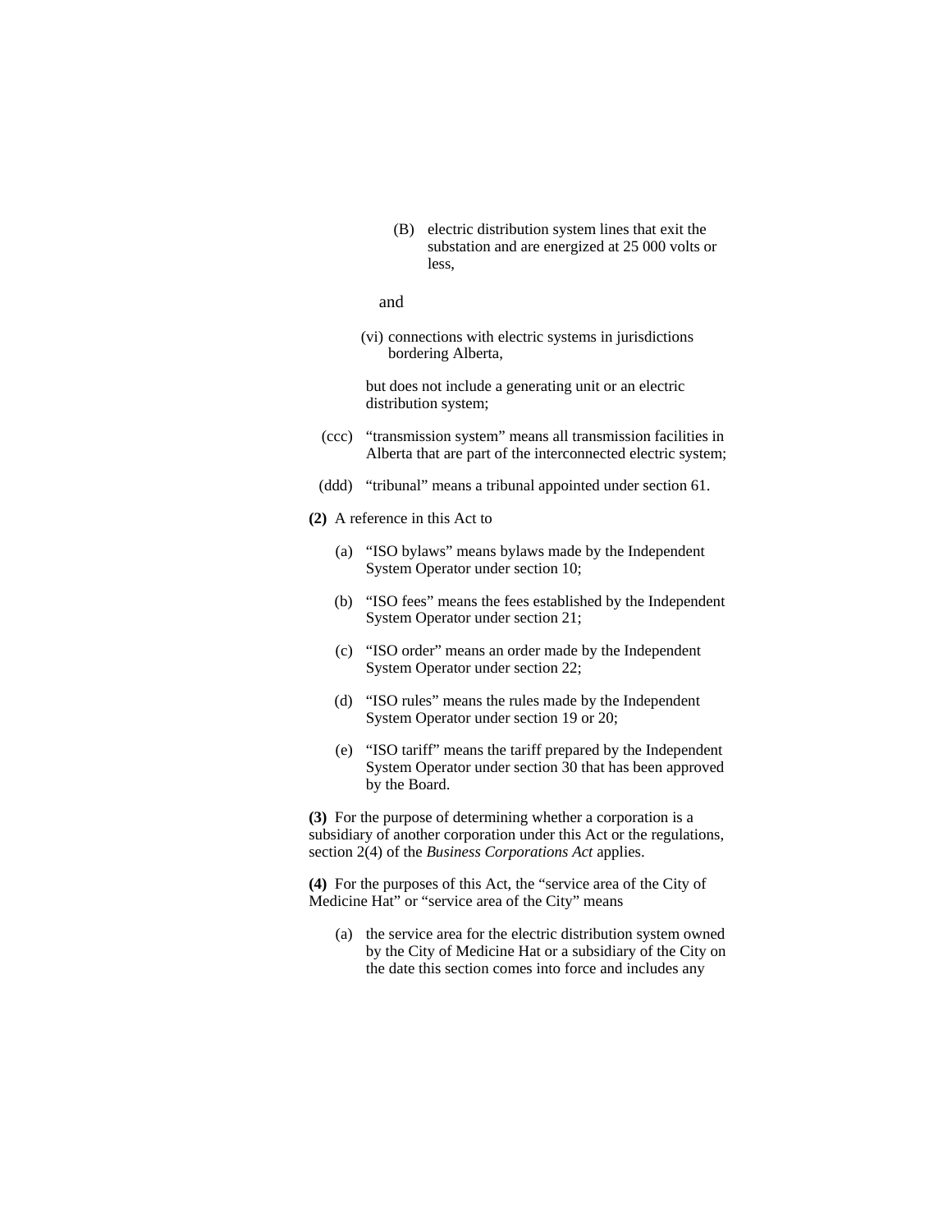(B) electric distribution system lines that exit the substation and are energized at 25 000 volts or less,

and

(vi) connections with electric systems in jurisdictions bordering Alberta,

but does not include a generating unit or an electric distribution system;

(ccc) "transmission system" means all transmission facilities in Alberta that are part of the interconnected electric system;

(ddd) "tribunal" means a tribunal appointed under section 61.

**(2)** A reference in this Act to

(a) "ISO bylaws" means bylaws made by the Independent System Operator under section 10;

(b) "ISO fees" means the fees established by the Independent System Operator under section 21;

(c) "ISO order" means an order made by the Independent System Operator under section 22;

(d) "ISO rules" means the rules made by the Independent System Operator under section 19 or 20;

(e) "ISO tariff" means the tariff prepared by the Independent System Operator under section 30 that has been approved by the Board.

**(3)** For the purpose of determining whether a corporation is a subsidiary of another corporation under this Act or the regulations, section 2(4) of the *Business Corporations Act* applies.

**(4)** For the purposes of this Act, the "service area of the City of Medicine Hat" or "service area of the City" means

(a) the service area for the electric distribution system owned by the City of Medicine Hat or a subsidiary of the City on the date this section comes into force and includes any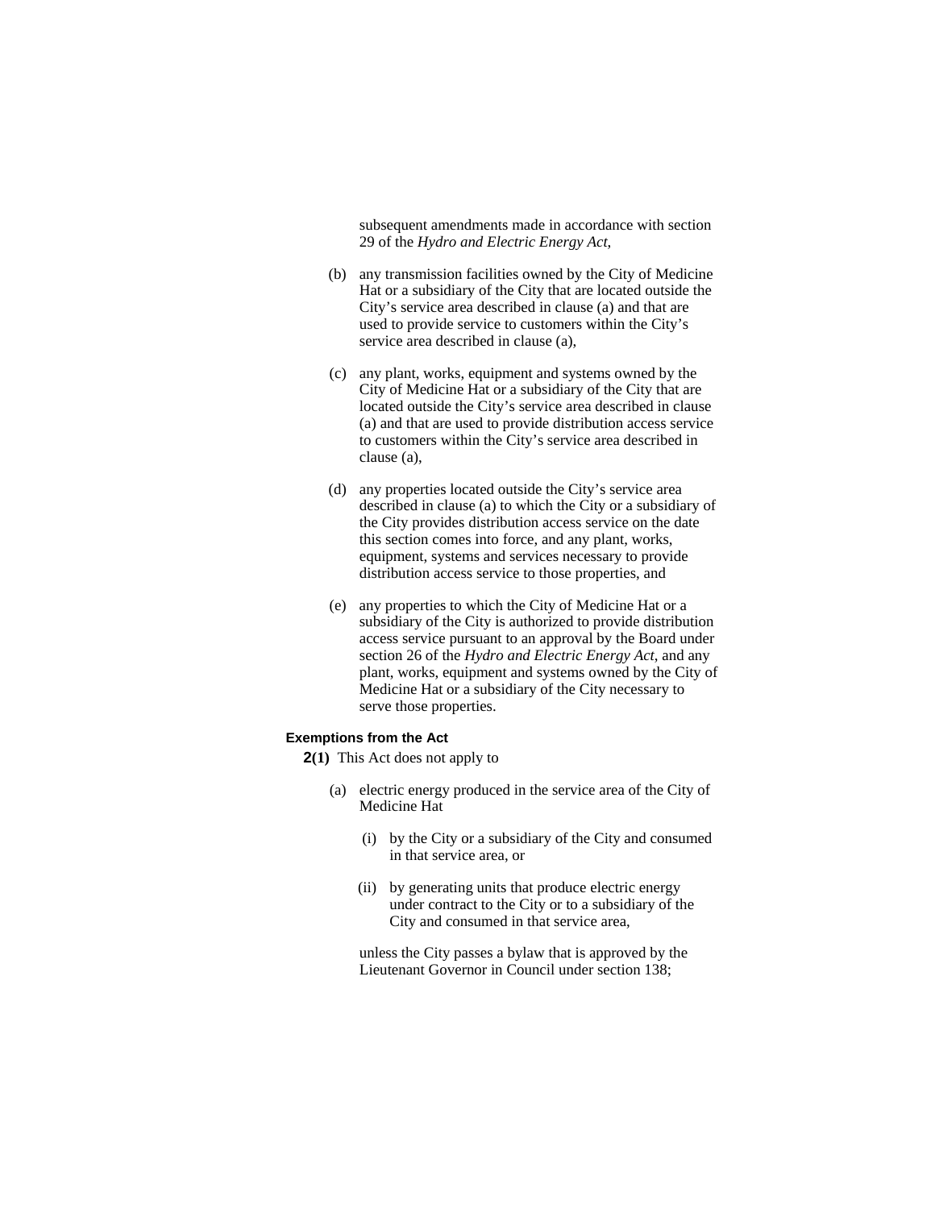subsequent amendments made in accordance with section 29 of the *Hydro and Electric Energy Act*,

(b) any transmission facilities owned by the City of Medicine Hat or a subsidiary of the City that are located outside the City's service area described in clause (a) and that are used to provide service to customers within the City's service area described in clause (a),

(c) any plant, works, equipment and systems owned by the City of Medicine Hat or a subsidiary of the City that are located outside the City's service area described in clause (a) and that are used to provide distribution access service to customers within the City's service area described in clause (a),

(d) any properties located outside the City's service area described in clause (a) to which the City or a subsidiary of the City provides distribution access service on the date this section comes into force, and any plant, works, equipment, systems and services necessary to provide distribution access service to those properties, and

(e) any properties to which the City of Medicine Hat or a subsidiary of the City is authorized to provide distribution access service pursuant to an approval by the Board under section 26 of the *Hydro and Electric Energy Act*, and any plant, works, equipment and systems owned by the City of Medicine Hat or a subsidiary of the City necessary to serve those properties.

**Exemptions from the Act**

**2(1)** This Act does not apply to

(a) electric energy produced in the service area of the City of Medicine Hat

(i) by the City or a subsidiary of the City and consumed in that service area, or

(ii) by generating units that produce electric energy under contract to the City or to a subsidiary of the City and consumed in that service area,

unless the City passes a bylaw that is approved by the Lieutenant Governor in Council under section 138;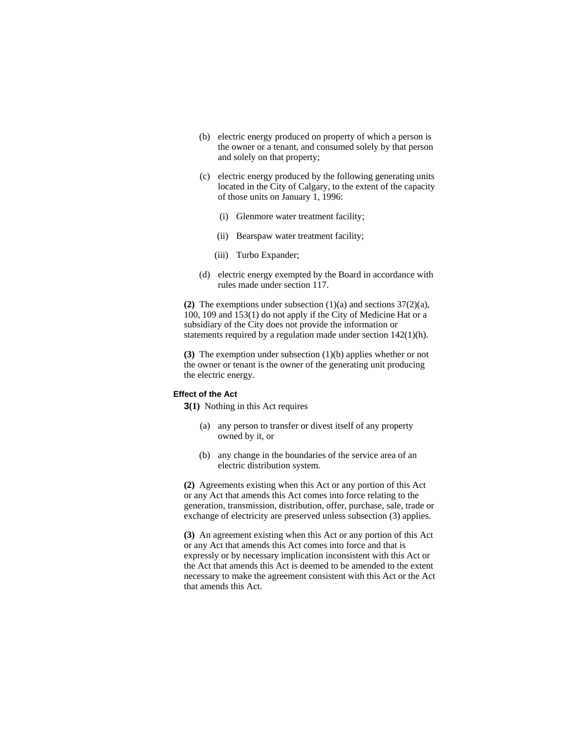(b) electric energy produced on property of which a person is the owner or a tenant, and consumed solely by that person and solely on that property;

(c) electric energy produced by the following generating units located in the City of Calgary, to the extent of the capacity of those units on January 1, 1996:

(i) Glenmore water treatment facility;

(ii) Bearspaw water treatment facility;

(iii) Turbo Expander;

(d) electric energy exempted by the Board in accordance with rules made under section 117.

**(2)** The exemptions under subsection (1)(a) and sections 37(2)(a), 100, 109 and 153(1) do not apply if the City of Medicine Hat or a subsidiary of the City does not provide the information or statements required by a regulation made under section 142(1)(h).

**(3)** The exemption under subsection (1)(b) applies whether or not the owner or tenant is the owner of the generating unit producing the electric energy.

#### Effect of the Act

**3(1)** Nothing in this Act requires

(a) any person to transfer or divest itself of any property owned by it, or

(b) any change in the boundaries of the service area of an electric distribution system.

**(2)** Agreements existing when this Act or any portion of this Act or any Act that amends this Act comes into force relating to the generation, transmission, distribution, offer, purchase, sale, trade or exchange of electricity are preserved unless subsection (3) applies.

**(3)** An agreement existing when this Act or any portion of this Act or any Act that amends this Act comes into force and that is expressly or by necessary implication inconsistent with this Act or the Act that amends this Act is deemed to be amended to the extent necessary to make the agreement consistent with this Act or the Act that amends this Act.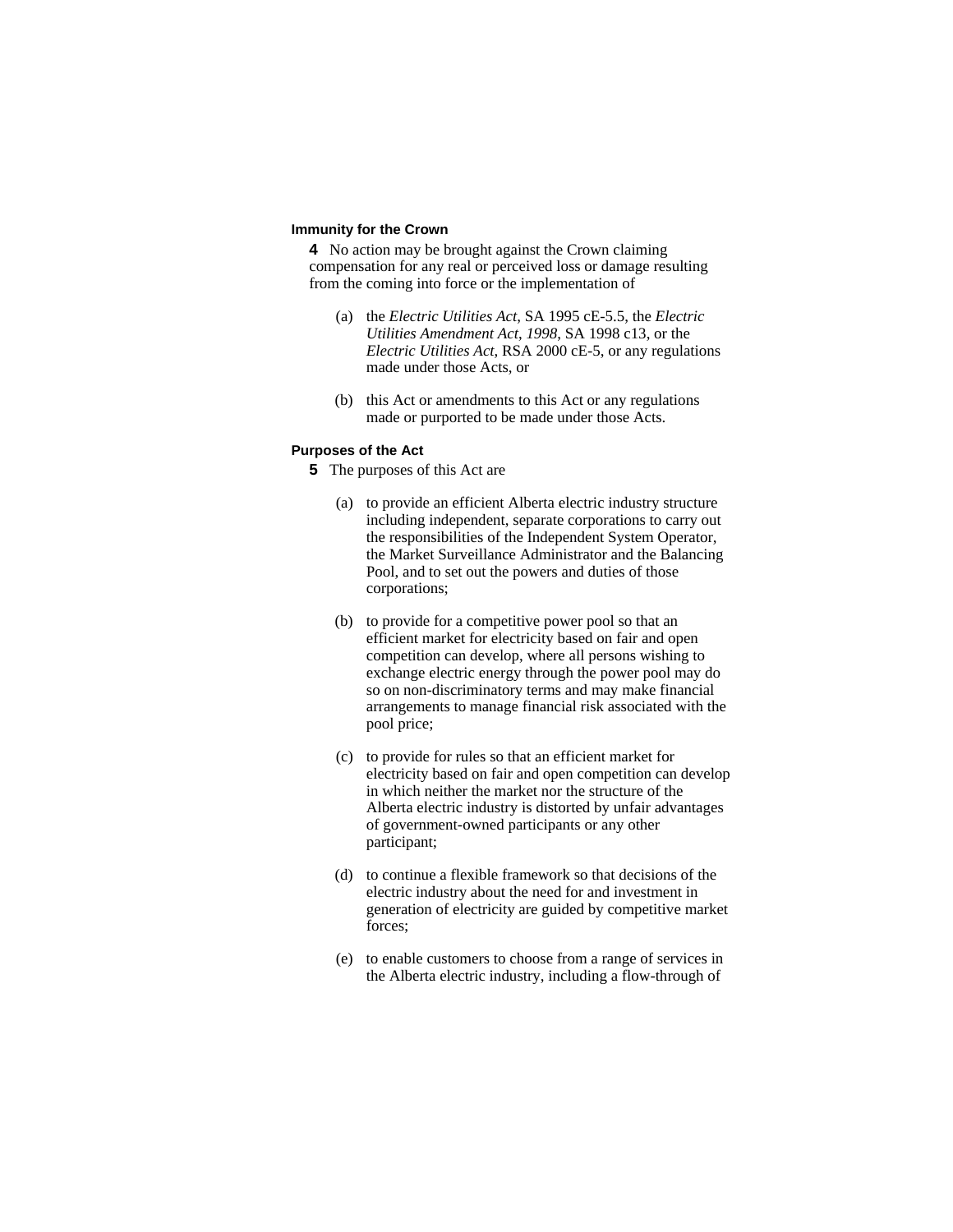**Immunity for the Crown**

**4** No action may be brought against the Crown claiming compensation for any real or perceived loss or damage resulting from the coming into force or the implementation of

(a) the *Electric Utilities Act*, SA 1995 cE-5.5, the *Electric Utilities Amendment Act, 1998*, SA 1998 c13, or the *Electric Utilities Act*, RSA 2000 cE-5, or any regulations made under those Acts, or

(b) this Act or amendments to this Act or any regulations made or purported to be made under those Acts.

**Purposes of the Act**

**5** The purposes of this Act are

(a) to provide an efficient Alberta electric industry structure including independent, separate corporations to carry out the responsibilities of the Independent System Operator, the Market Surveillance Administrator and the Balancing Pool, and to set out the powers and duties of those corporations;

(b) to provide for a competitive power pool so that an efficient market for electricity based on fair and open competition can develop, where all persons wishing to exchange electric energy through the power pool may do so on non-discriminatory terms and may make financial arrangements to manage financial risk associated with the pool price;

(c) to provide for rules so that an efficient market for electricity based on fair and open competition can develop in which neither the market nor the structure of the Alberta electric industry is distorted by unfair advantages of government-owned participants or any other participant;

(d) to continue a flexible framework so that decisions of the electric industry about the need for and investment in generation of electricity are guided by competitive market forces;

(e) to enable customers to choose from a range of services in the Alberta electric industry, including a flow-through of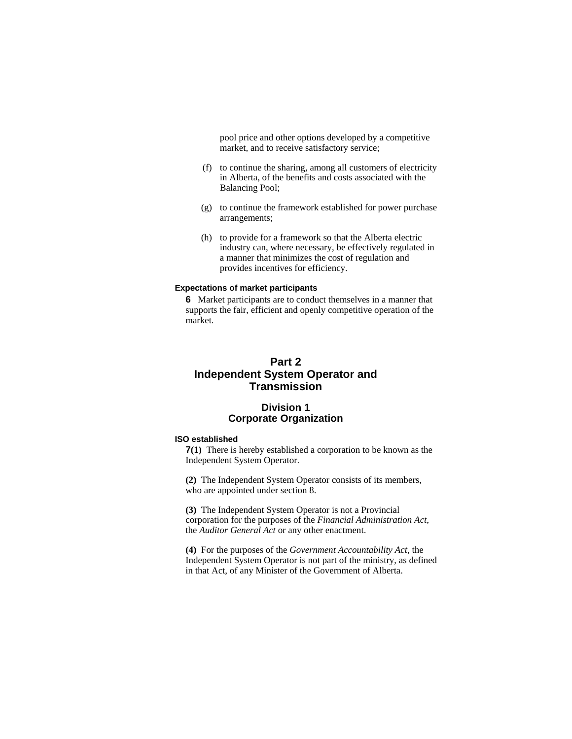pool price and other options developed by a competitive market, and to receive satisfactory service;

(f) to continue the sharing, among all customers of electricity in Alberta, of the benefits and costs associated with the Balancing Pool;

(g) to continue the framework established for power purchase arrangements;

(h) to provide for a framework so that the Alberta electric industry can, where necessary, be effectively regulated in a manner that minimizes the cost of regulation and provides incentives for efficiency.

#### Expectations of market participants

**6** Market participants are to conduct themselves in a manner that supports the fair, efficient and openly competitive operation of the market.

## Part 2
## Independent System Operator and Transmission

### Division 1
### Corporate Organization

#### ISO established

**7(1)** There is hereby established a corporation to be known as the Independent System Operator.

**(2)** The Independent System Operator consists of its members, who are appointed under section 8.

**(3)** The Independent System Operator is not a Provincial corporation for the purposes of the *Financial Administration Act*, the *Auditor General Act* or any other enactment.

**(4)** For the purposes of the *Government Accountability Act*, the Independent System Operator is not part of the ministry, as defined in that Act, of any Minister of the Government of Alberta.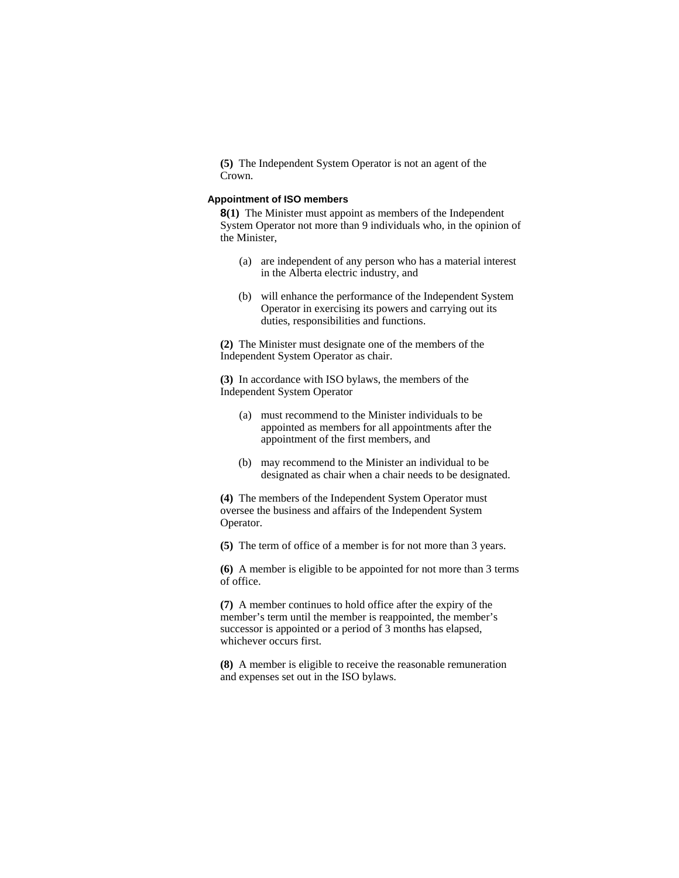**(5)** The Independent System Operator is not an agent of the Crown.

### Appointment of ISO members

**8(1)** The Minister must appoint as members of the Independent System Operator not more than 9 individuals who, in the opinion of the Minister,

(a) are independent of any person who has a material interest in the Alberta electric industry, and

(b) will enhance the performance of the Independent System Operator in exercising its powers and carrying out its duties, responsibilities and functions.

**(2)** The Minister must designate one of the members of the Independent System Operator as chair.

**(3)** In accordance with ISO bylaws, the members of the Independent System Operator

(a) must recommend to the Minister individuals to be appointed as members for all appointments after the appointment of the first members, and

(b) may recommend to the Minister an individual to be designated as chair when a chair needs to be designated.

**(4)** The members of the Independent System Operator must oversee the business and affairs of the Independent System Operator.

**(5)** The term of office of a member is for not more than 3 years.

**(6)** A member is eligible to be appointed for not more than 3 terms of office.

**(7)** A member continues to hold office after the expiry of the member's term until the member is reappointed, the member's successor is appointed or a period of 3 months has elapsed, whichever occurs first.

**(8)** A member is eligible to receive the reasonable remuneration and expenses set out in the ISO bylaws.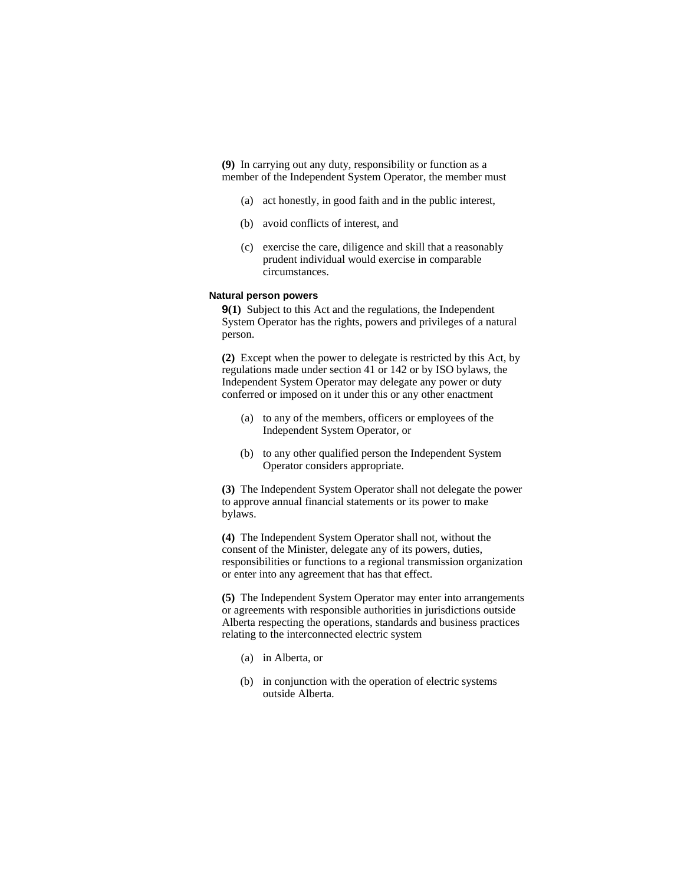**(9)** In carrying out any duty, responsibility or function as a member of the Independent System Operator, the member must

(a) act honestly, in good faith and in the public interest,

(b) avoid conflicts of interest, and

(c) exercise the care, diligence and skill that a reasonably prudent individual would exercise in comparable circumstances.

### Natural person powers

**9(1)** Subject to this Act and the regulations, the Independent System Operator has the rights, powers and privileges of a natural person.

**(2)** Except when the power to delegate is restricted by this Act, by regulations made under section 41 or 142 or by ISO bylaws, the Independent System Operator may delegate any power or duty conferred or imposed on it under this or any other enactment

(a) to any of the members, officers or employees of the Independent System Operator, or

(b) to any other qualified person the Independent System Operator considers appropriate.

**(3)** The Independent System Operator shall not delegate the power to approve annual financial statements or its power to make bylaws.

**(4)** The Independent System Operator shall not, without the consent of the Minister, delegate any of its powers, duties, responsibilities or functions to a regional transmission organization or enter into any agreement that has that effect.

**(5)** The Independent System Operator may enter into arrangements or agreements with responsible authorities in jurisdictions outside Alberta respecting the operations, standards and business practices relating to the interconnected electric system

(a) in Alberta, or

(b) in conjunction with the operation of electric systems outside Alberta.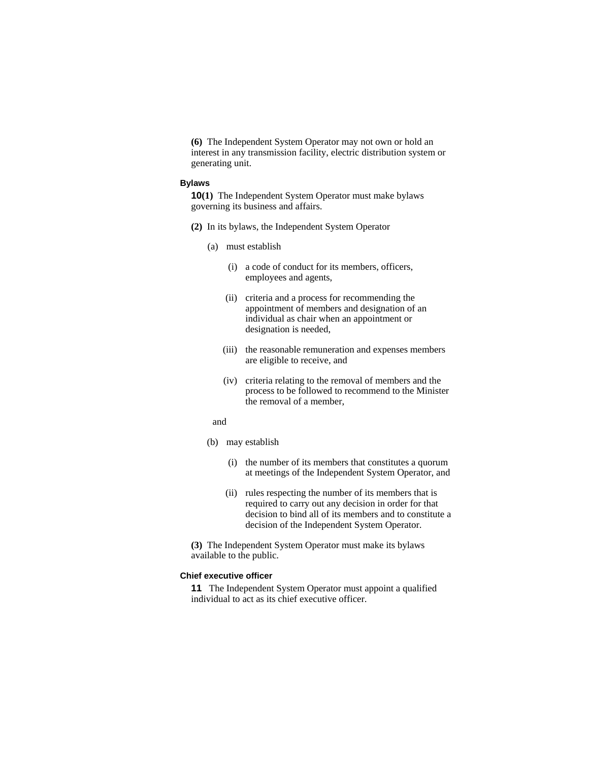**(6)** The Independent System Operator may not own or hold an interest in any transmission facility, electric distribution system or generating unit.

#### Bylaws

**10(1)** The Independent System Operator must make bylaws governing its business and affairs.

**(2)** In its bylaws, the Independent System Operator

(a) must establish

(i) a code of conduct for its members, officers, employees and agents,

(ii) criteria and a process for recommending the appointment of members and designation of an individual as chair when an appointment or designation is needed,

(iii) the reasonable remuneration and expenses members are eligible to receive, and

(iv) criteria relating to the removal of members and the process to be followed to recommend to the Minister the removal of a member,

and

(b) may establish

(i) the number of its members that constitutes a quorum at meetings of the Independent System Operator, and

(ii) rules respecting the number of its members that is required to carry out any decision in order for that decision to bind all of its members and to constitute a decision of the Independent System Operator.

**(3)** The Independent System Operator must make its bylaws available to the public.

#### Chief executive officer

**11** The Independent System Operator must appoint a qualified individual to act as its chief executive officer.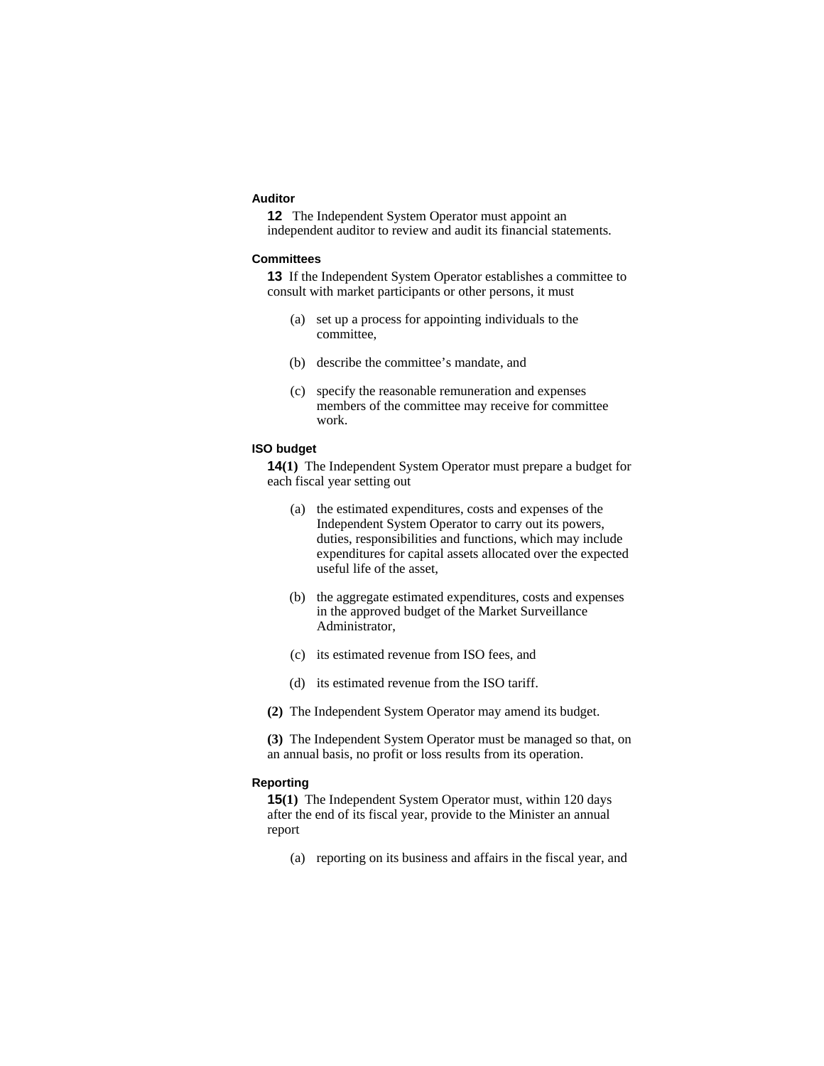**Auditor**

**12** The Independent System Operator must appoint an independent auditor to review and audit its financial statements.

**Committees**

**13** If the Independent System Operator establishes a committee to consult with market participants or other persons, it must

(a) set up a process for appointing individuals to the committee,

(b) describe the committee's mandate, and

(c) specify the reasonable remuneration and expenses members of the committee may receive for committee work.

**ISO budget**

**14(1)** The Independent System Operator must prepare a budget for each fiscal year setting out

(a) the estimated expenditures, costs and expenses of the Independent System Operator to carry out its powers, duties, responsibilities and functions, which may include expenditures for capital assets allocated over the expected useful life of the asset,

(b) the aggregate estimated expenditures, costs and expenses in the approved budget of the Market Surveillance Administrator,

(c) its estimated revenue from ISO fees, and

(d) its estimated revenue from the ISO tariff.

**(2)** The Independent System Operator may amend its budget.

**(3)** The Independent System Operator must be managed so that, on an annual basis, no profit or loss results from its operation.

**Reporting**

**15(1)** The Independent System Operator must, within 120 days after the end of its fiscal year, provide to the Minister an annual report

(a) reporting on its business and affairs in the fiscal year, and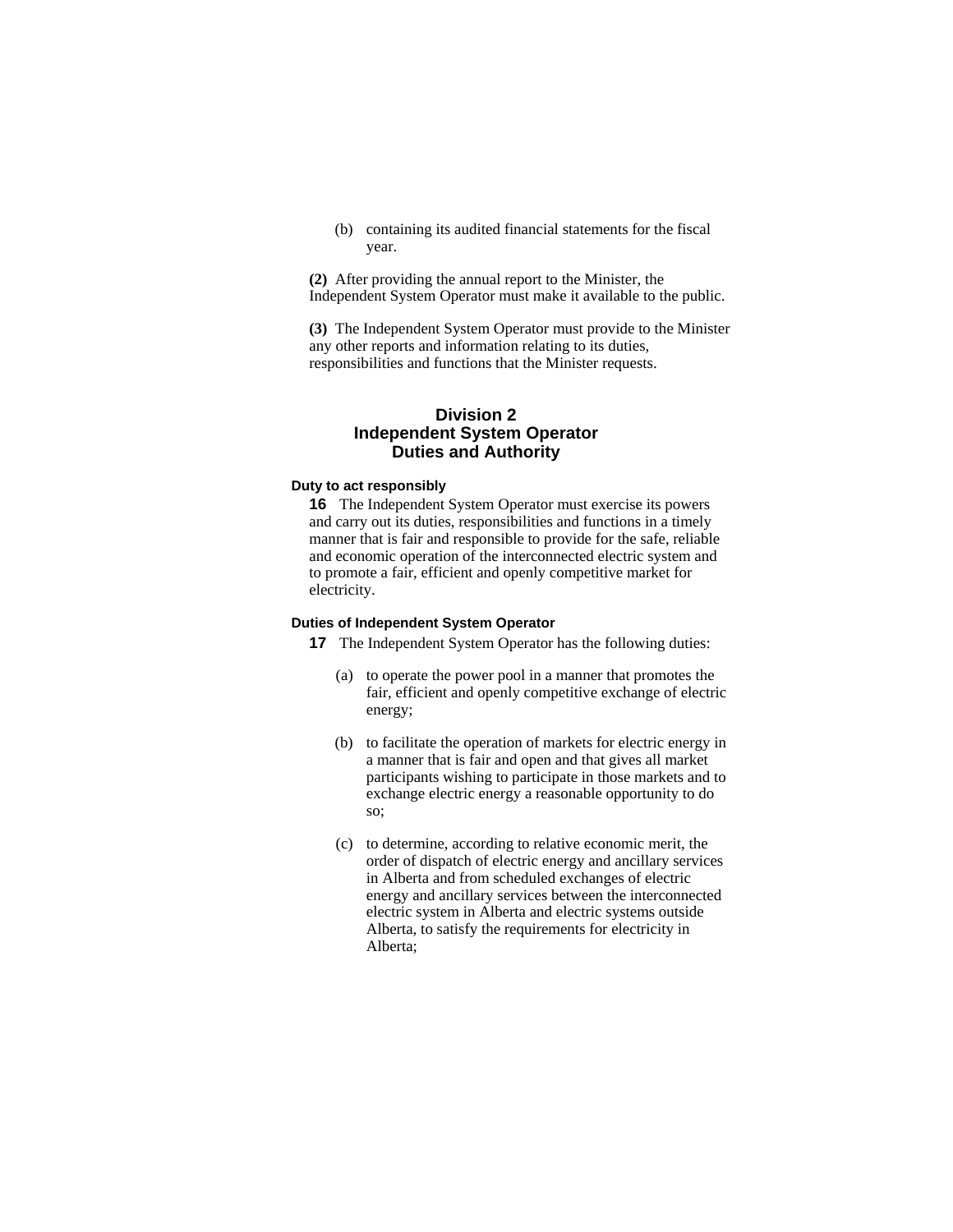(b) containing its audited financial statements for the fiscal year.

**(2)** After providing the annual report to the Minister, the Independent System Operator must make it available to the public.

**(3)** The Independent System Operator must provide to the Minister any other reports and information relating to its duties, responsibilities and functions that the Minister requests.

## Division 2
## Independent System Operator Duties and Authority

#### Duty to act responsibly

**16** The Independent System Operator must exercise its powers and carry out its duties, responsibilities and functions in a timely manner that is fair and responsible to provide for the safe, reliable and economic operation of the interconnected electric system and to promote a fair, efficient and openly competitive market for electricity.

#### Duties of Independent System Operator

**17** The Independent System Operator has the following duties:

(a) to operate the power pool in a manner that promotes the fair, efficient and openly competitive exchange of electric energy;

(b) to facilitate the operation of markets for electric energy in a manner that is fair and open and that gives all market participants wishing to participate in those markets and to exchange electric energy a reasonable opportunity to do so;

(c) to determine, according to relative economic merit, the order of dispatch of electric energy and ancillary services in Alberta and from scheduled exchanges of electric energy and ancillary services between the interconnected electric system in Alberta and electric systems outside Alberta, to satisfy the requirements for electricity in Alberta;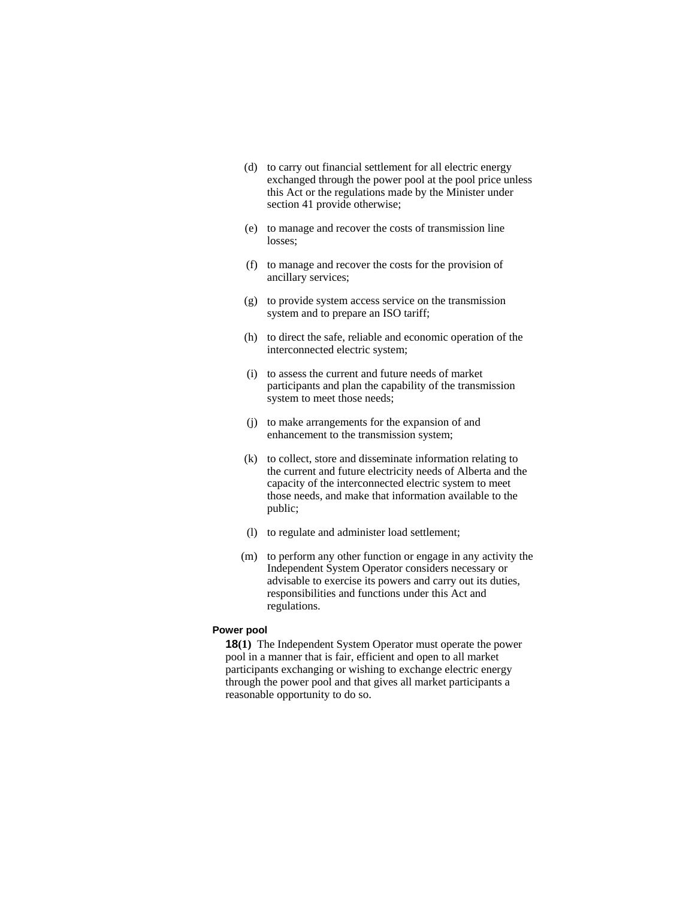(d) to carry out financial settlement for all electric energy exchanged through the power pool at the pool price unless this Act or the regulations made by the Minister under section 41 provide otherwise;

(e) to manage and recover the costs of transmission line losses;

(f) to manage and recover the costs for the provision of ancillary services;

(g) to provide system access service on the transmission system and to prepare an ISO tariff;

(h) to direct the safe, reliable and economic operation of the interconnected electric system;

(i) to assess the current and future needs of market participants and plan the capability of the transmission system to meet those needs;

(j) to make arrangements for the expansion of and enhancement to the transmission system;

(k) to collect, store and disseminate information relating to the current and future electricity needs of Alberta and the capacity of the interconnected electric system to meet those needs, and make that information available to the public;

(l) to regulate and administer load settlement;

(m) to perform any other function or engage in any activity the Independent System Operator considers necessary or advisable to exercise its powers and carry out its duties, responsibilities and functions under this Act and regulations.

**Power pool**

**18(1)** The Independent System Operator must operate the power pool in a manner that is fair, efficient and open to all market participants exchanging or wishing to exchange electric energy through the power pool and that gives all market participants a reasonable opportunity to do so.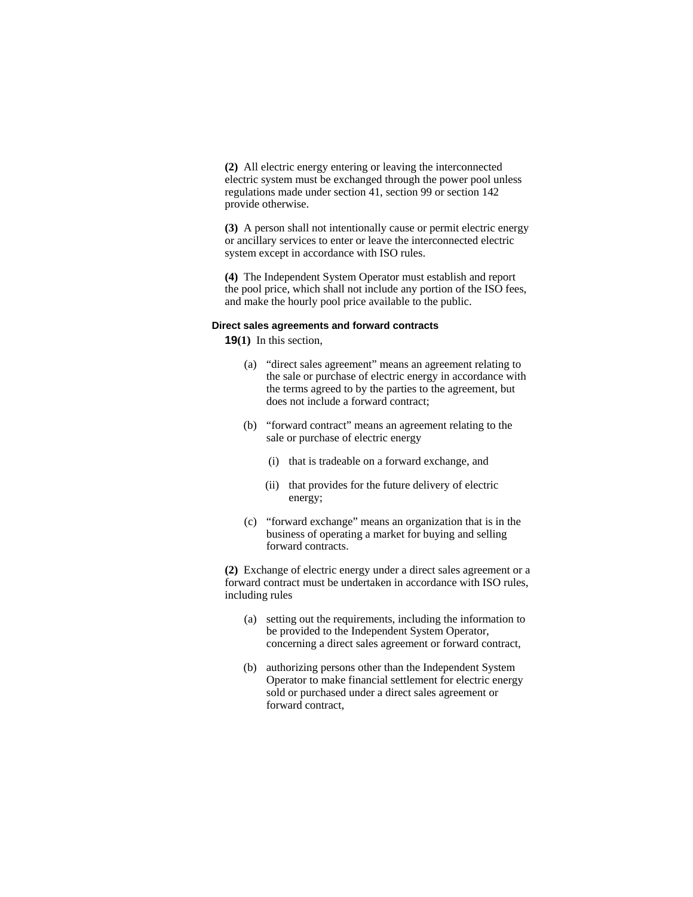**(2)** All electric energy entering or leaving the interconnected electric system must be exchanged through the power pool unless regulations made under section 41, section 99 or section 142 provide otherwise.

**(3)** A person shall not intentionally cause or permit electric energy or ancillary services to enter or leave the interconnected electric system except in accordance with ISO rules.

**(4)** The Independent System Operator must establish and report the pool price, which shall not include any portion of the ISO fees, and make the hourly pool price available to the public.

#### Direct sales agreements and forward contracts

**19(1)** In this section,

- (a) "direct sales agreement" means an agreement relating to the sale or purchase of electric energy in accordance with the terms agreed to by the parties to the agreement, but does not include a forward contract;
- (b) "forward contract" means an agreement relating to the sale or purchase of electric energy
  - (i) that is tradeable on a forward exchange, and
  - (ii) that provides for the future delivery of electric energy;
- (c) "forward exchange" means an organization that is in the business of operating a market for buying and selling forward contracts.

**(2)** Exchange of electric energy under a direct sales agreement or a forward contract must be undertaken in accordance with ISO rules, including rules

- (a) setting out the requirements, including the information to be provided to the Independent System Operator, concerning a direct sales agreement or forward contract,
- (b) authorizing persons other than the Independent System Operator to make financial settlement for electric energy sold or purchased under a direct sales agreement or forward contract,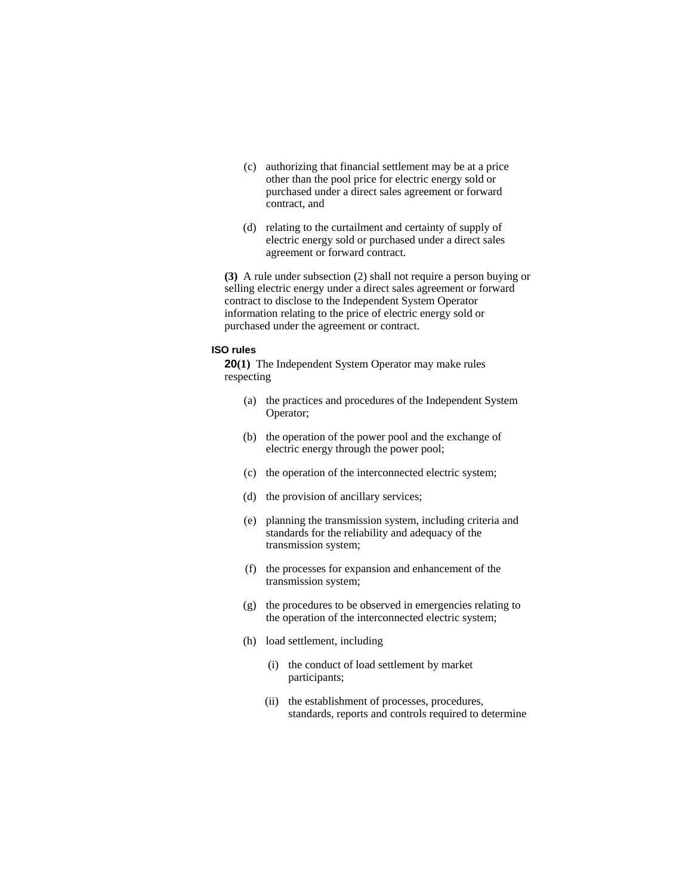(c) authorizing that financial settlement may be at a price other than the pool price for electric energy sold or purchased under a direct sales agreement or forward contract, and

(d) relating to the curtailment and certainty of supply of electric energy sold or purchased under a direct sales agreement or forward contract.

**(3)** A rule under subsection (2) shall not require a person buying or selling electric energy under a direct sales agreement or forward contract to disclose to the Independent System Operator information relating to the price of electric energy sold or purchased under the agreement or contract.

**ISO rules**

**20(1)** The Independent System Operator may make rules respecting

(a) the practices and procedures of the Independent System Operator;

(b) the operation of the power pool and the exchange of electric energy through the power pool;

(c) the operation of the interconnected electric system;

(d) the provision of ancillary services;

(e) planning the transmission system, including criteria and standards for the reliability and adequacy of the transmission system;

(f) the processes for expansion and enhancement of the transmission system;

(g) the procedures to be observed in emergencies relating to the operation of the interconnected electric system;

(h) load settlement, including

(i) the conduct of load settlement by market participants;

(ii) the establishment of processes, procedures, standards, reports and controls required to determine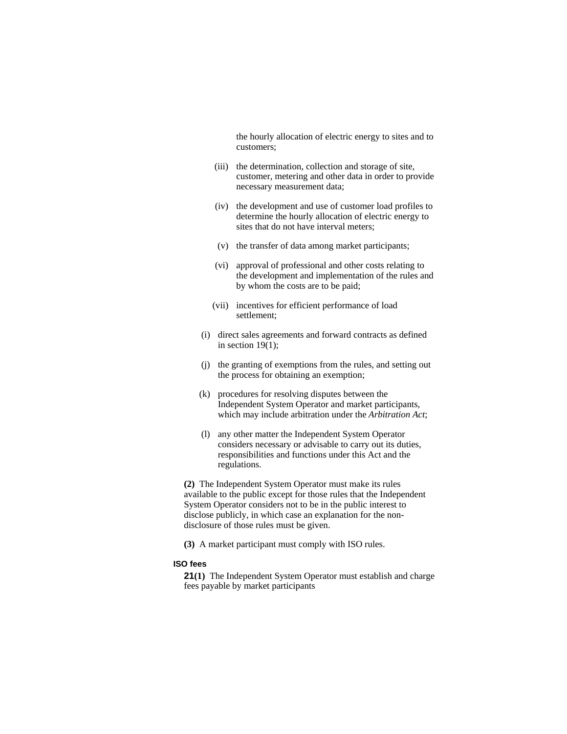the hourly allocation of electric energy to sites and to customers;

(iii) the determination, collection and storage of site, customer, metering and other data in order to provide necessary measurement data;

(iv) the development and use of customer load profiles to determine the hourly allocation of electric energy to sites that do not have interval meters;

(v) the transfer of data among market participants;

(vi) approval of professional and other costs relating to the development and implementation of the rules and by whom the costs are to be paid;

(vii) incentives for efficient performance of load settlement;

(i) direct sales agreements and forward contracts as defined in section 19(1);

(j) the granting of exemptions from the rules, and setting out the process for obtaining an exemption;

(k) procedures for resolving disputes between the Independent System Operator and market participants, which may include arbitration under the *Arbitration Act*;

(l) any other matter the Independent System Operator considers necessary or advisable to carry out its duties, responsibilities and functions under this Act and the regulations.

**(2)** The Independent System Operator must make its rules available to the public except for those rules that the Independent System Operator considers not to be in the public interest to disclose publicly, in which case an explanation for the non-disclosure of those rules must be given.

**(3)** A market participant must comply with ISO rules.

**ISO fees**

**21(1)** The Independent System Operator must establish and charge fees payable by market participants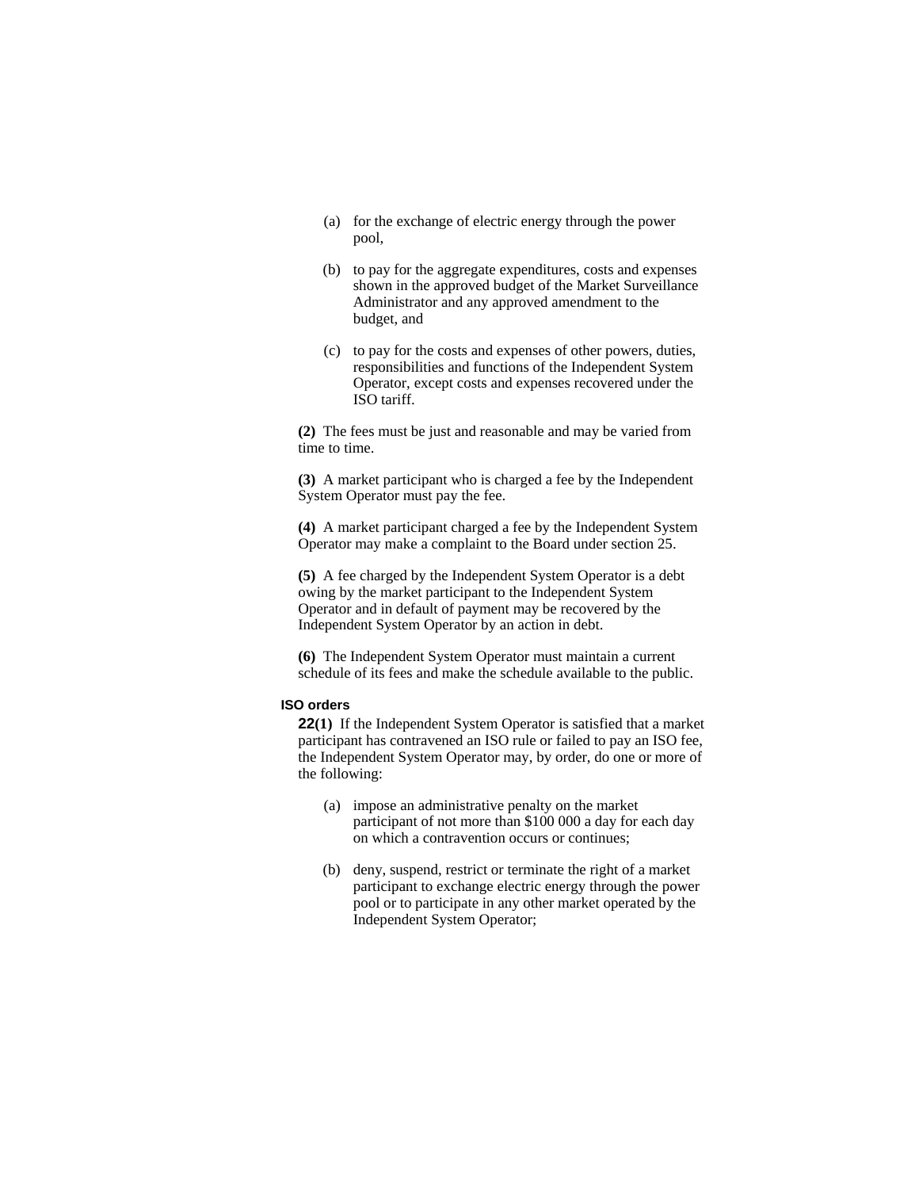(a) for the exchange of electric energy through the power pool,

(b) to pay for the aggregate expenditures, costs and expenses shown in the approved budget of the Market Surveillance Administrator and any approved amendment to the budget, and

(c) to pay for the costs and expenses of other powers, duties, responsibilities and functions of the Independent System Operator, except costs and expenses recovered under the ISO tariff.

**(2)** The fees must be just and reasonable and may be varied from time to time.

**(3)** A market participant who is charged a fee by the Independent System Operator must pay the fee.

**(4)** A market participant charged a fee by the Independent System Operator may make a complaint to the Board under section 25.

**(5)** A fee charged by the Independent System Operator is a debt owing by the market participant to the Independent System Operator and in default of payment may be recovered by the Independent System Operator by an action in debt.

**(6)** The Independent System Operator must maintain a current schedule of its fees and make the schedule available to the public.

**ISO orders**

**22(1)** If the Independent System Operator is satisfied that a market participant has contravened an ISO rule or failed to pay an ISO fee, the Independent System Operator may, by order, do one or more of the following:

(a) impose an administrative penalty on the market participant of not more than $100 000 a day for each day on which a contravention occurs or continues;

(b) deny, suspend, restrict or terminate the right of a market participant to exchange electric energy through the power pool or to participate in any other market operated by the Independent System Operator;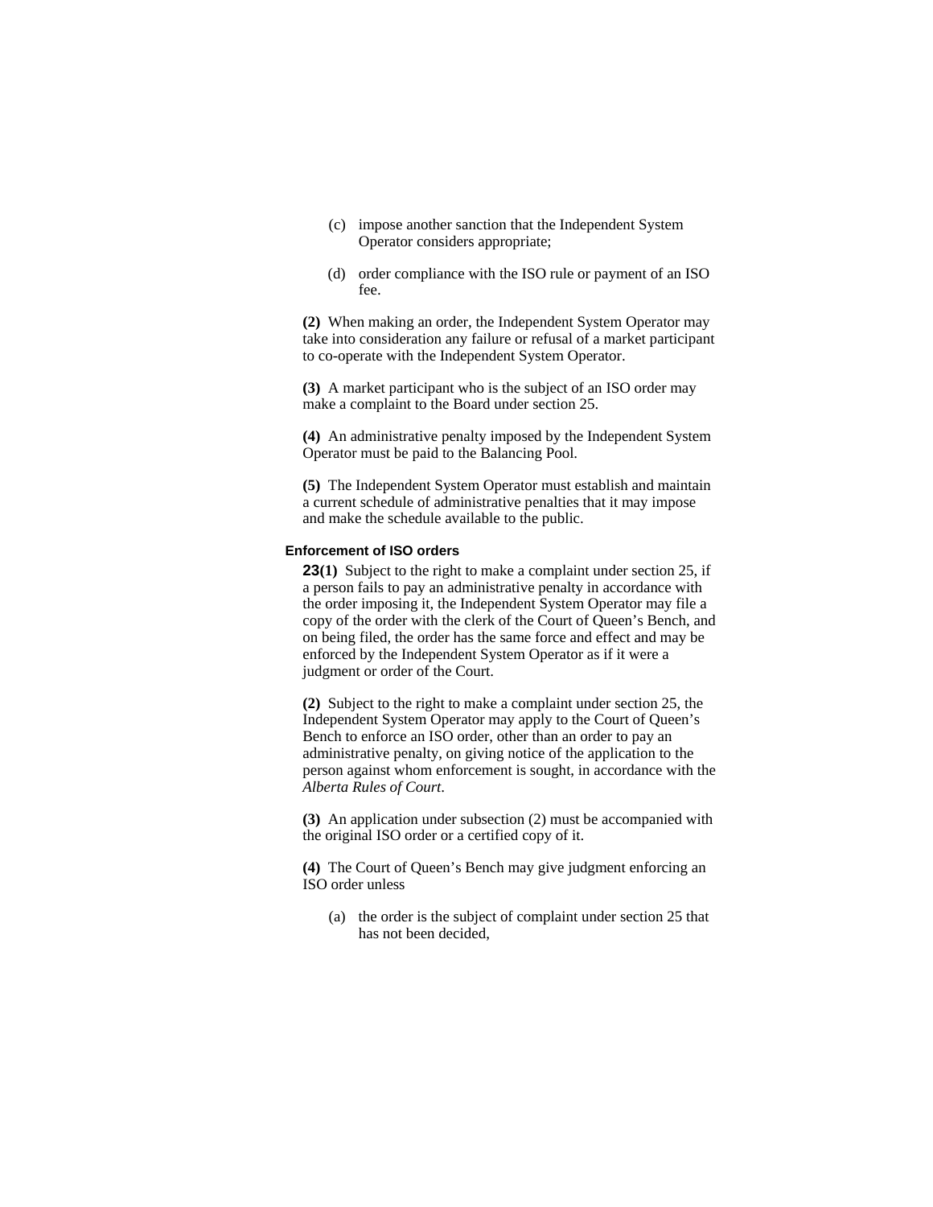(c) impose another sanction that the Independent System Operator considers appropriate;

(d) order compliance with the ISO rule or payment of an ISO fee.

**(2)** When making an order, the Independent System Operator may take into consideration any failure or refusal of a market participant to co-operate with the Independent System Operator.

**(3)** A market participant who is the subject of an ISO order may make a complaint to the Board under section 25.

**(4)** An administrative penalty imposed by the Independent System Operator must be paid to the Balancing Pool.

**(5)** The Independent System Operator must establish and maintain a current schedule of administrative penalties that it may impose and make the schedule available to the public.

### Enforcement of ISO orders

**23(1)** Subject to the right to make a complaint under section 25, if a person fails to pay an administrative penalty in accordance with the order imposing it, the Independent System Operator may file a copy of the order with the clerk of the Court of Queen's Bench, and on being filed, the order has the same force and effect and may be enforced by the Independent System Operator as if it were a judgment or order of the Court.

**(2)** Subject to the right to make a complaint under section 25, the Independent System Operator may apply to the Court of Queen's Bench to enforce an ISO order, other than an order to pay an administrative penalty, on giving notice of the application to the person against whom enforcement is sought, in accordance with the *Alberta Rules of Court*.

**(3)** An application under subsection (2) must be accompanied with the original ISO order or a certified copy of it.

**(4)** The Court of Queen's Bench may give judgment enforcing an ISO order unless

(a) the order is the subject of complaint under section 25 that has not been decided,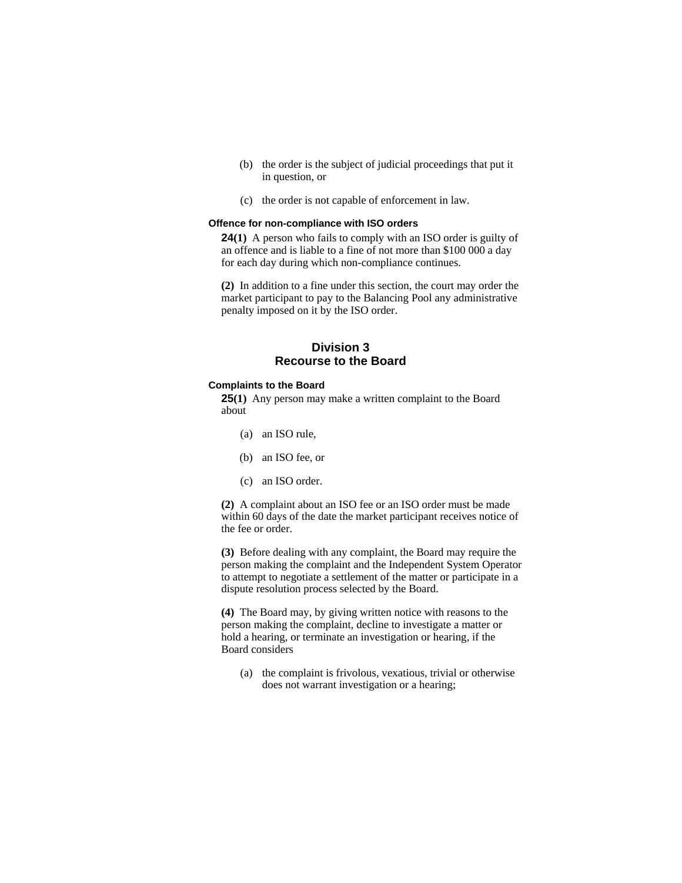(b) the order is the subject of judicial proceedings that put it in question, or

(c) the order is not capable of enforcement in law.

#### Offence for non-compliance with ISO orders

**24(1)** A person who fails to comply with an ISO order is guilty of an offence and is liable to a fine of not more than $100 000 a day for each day during which non-compliance continues.

**(2)** In addition to a fine under this section, the court may order the market participant to pay to the Balancing Pool any administrative penalty imposed on it by the ISO order.

## Division 3
## Recourse to the Board

#### Complaints to the Board

**25(1)** Any person may make a written complaint to the Board about

(a) an ISO rule,

(b) an ISO fee, or

(c) an ISO order.

**(2)** A complaint about an ISO fee or an ISO order must be made within 60 days of the date the market participant receives notice of the fee or order.

**(3)** Before dealing with any complaint, the Board may require the person making the complaint and the Independent System Operator to attempt to negotiate a settlement of the matter or participate in a dispute resolution process selected by the Board.

**(4)** The Board may, by giving written notice with reasons to the person making the complaint, decline to investigate a matter or hold a hearing, or terminate an investigation or hearing, if the Board considers

(a) the complaint is frivolous, vexatious, trivial or otherwise does not warrant investigation or a hearing;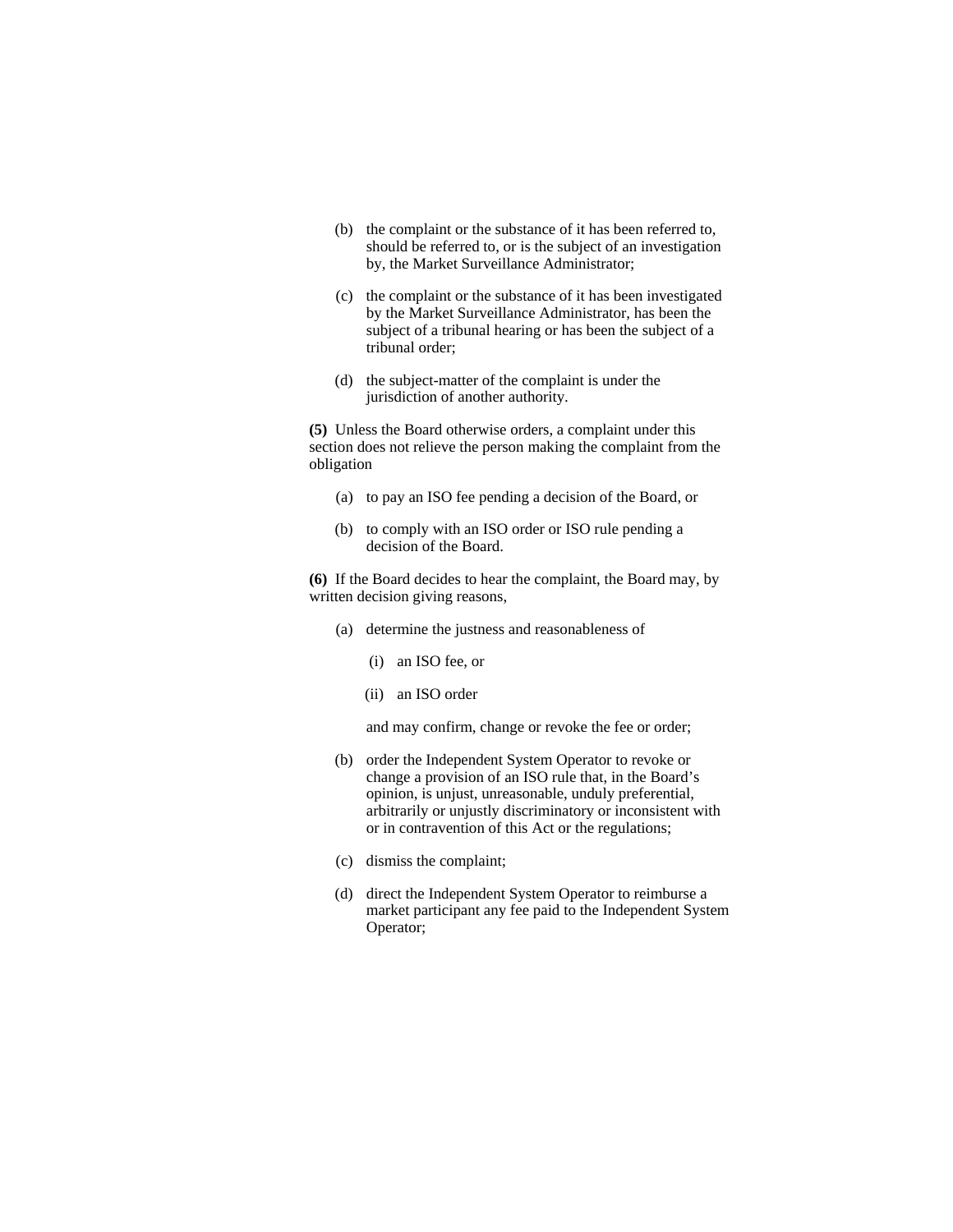(b) the complaint or the substance of it has been referred to, should be referred to, or is the subject of an investigation by, the Market Surveillance Administrator;

(c) the complaint or the substance of it has been investigated by the Market Surveillance Administrator, has been the subject of a tribunal hearing or has been the subject of a tribunal order;

(d) the subject-matter of the complaint is under the jurisdiction of another authority.

**(5)** Unless the Board otherwise orders, a complaint under this section does not relieve the person making the complaint from the obligation

(a) to pay an ISO fee pending a decision of the Board, or

(b) to comply with an ISO order or ISO rule pending a decision of the Board.

**(6)** If the Board decides to hear the complaint, the Board may, by written decision giving reasons,

(a) determine the justness and reasonableness of

(i) an ISO fee, or

(ii) an ISO order

and may confirm, change or revoke the fee or order;

(b) order the Independent System Operator to revoke or change a provision of an ISO rule that, in the Board's opinion, is unjust, unreasonable, unduly preferential, arbitrarily or unjustly discriminatory or inconsistent with or in contravention of this Act or the regulations;

(c) dismiss the complaint;

(d) direct the Independent System Operator to reimburse a market participant any fee paid to the Independent System Operator;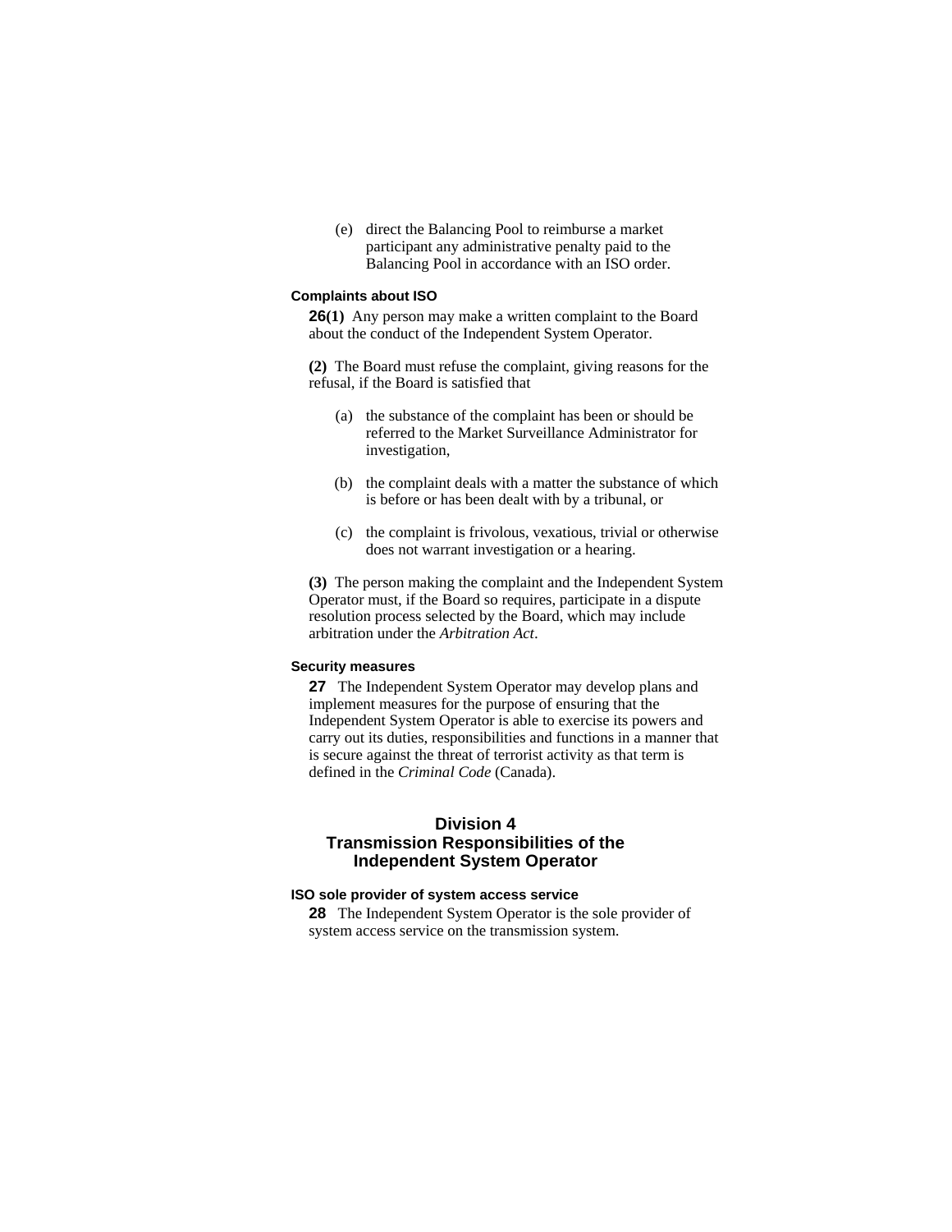(e) direct the Balancing Pool to reimburse a market participant any administrative penalty paid to the Balancing Pool in accordance with an ISO order.

#### Complaints about ISO

**26(1)** Any person may make a written complaint to the Board about the conduct of the Independent System Operator.

**(2)** The Board must refuse the complaint, giving reasons for the refusal, if the Board is satisfied that

(a) the substance of the complaint has been or should be referred to the Market Surveillance Administrator for investigation,

(b) the complaint deals with a matter the substance of which is before or has been dealt with by a tribunal, or

(c) the complaint is frivolous, vexatious, trivial or otherwise does not warrant investigation or a hearing.

**(3)** The person making the complaint and the Independent System Operator must, if the Board so requires, participate in a dispute resolution process selected by the Board, which may include arbitration under the *Arbitration Act*.

#### Security measures

**27** The Independent System Operator may develop plans and implement measures for the purpose of ensuring that the Independent System Operator is able to exercise its powers and carry out its duties, responsibilities and functions in a manner that is secure against the threat of terrorist activity as that term is defined in the *Criminal Code* (Canada).

## Division 4
## Transmission Responsibilities of the Independent System Operator

#### ISO sole provider of system access service

**28** The Independent System Operator is the sole provider of system access service on the transmission system.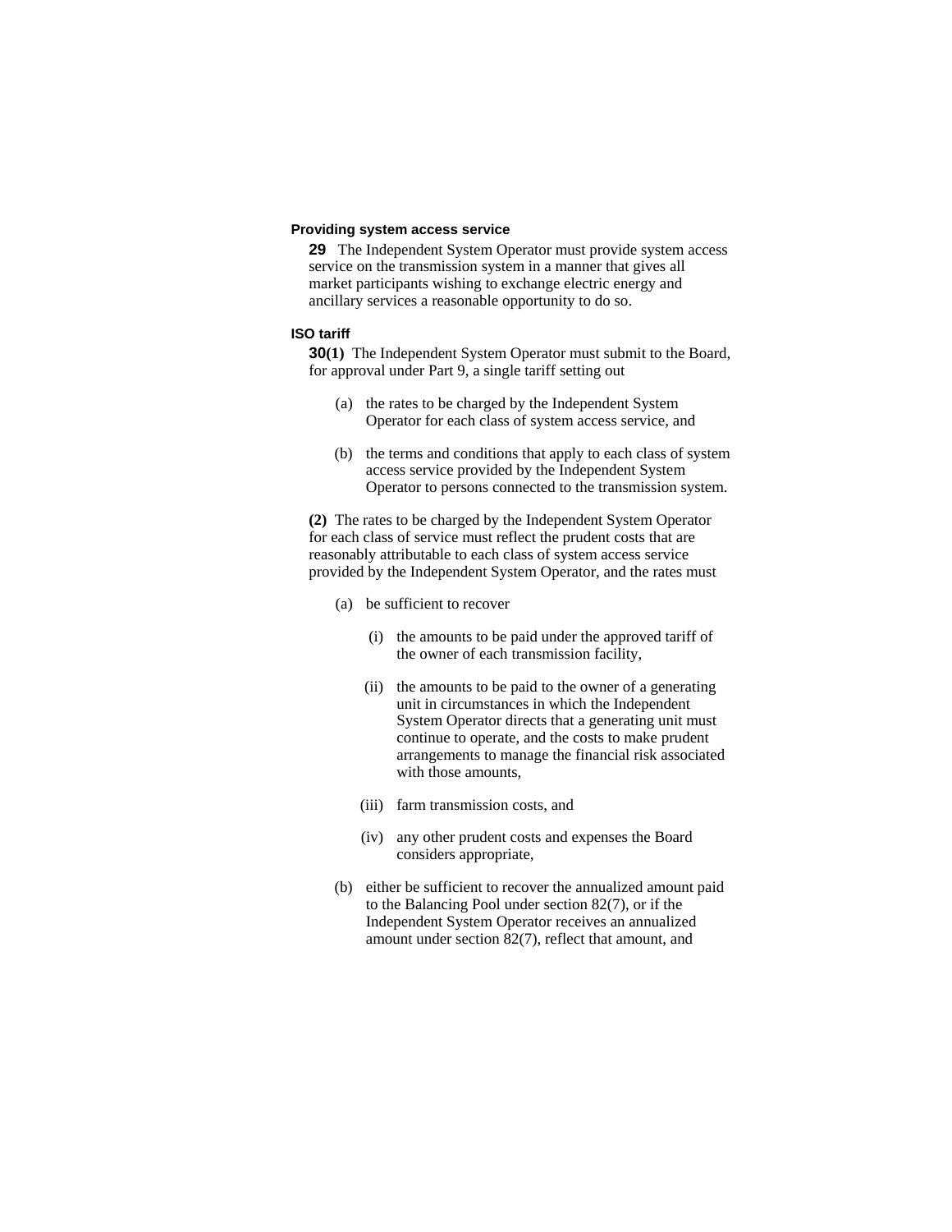**Providing system access service**

**29** The Independent System Operator must provide system access service on the transmission system in a manner that gives all market participants wishing to exchange electric energy and ancillary services a reasonable opportunity to do so.

**ISO tariff**

**30(1)** The Independent System Operator must submit to the Board, for approval under Part 9, a single tariff setting out

- (a) the rates to be charged by the Independent System Operator for each class of system access service, and
- (b) the terms and conditions that apply to each class of system access service provided by the Independent System Operator to persons connected to the transmission system.

**(2)** The rates to be charged by the Independent System Operator for each class of service must reflect the prudent costs that are reasonably attributable to each class of system access service provided by the Independent System Operator, and the rates must

- (a) be sufficient to recover
  - (i) the amounts to be paid under the approved tariff of the owner of each transmission facility,
  - (ii) the amounts to be paid to the owner of a generating unit in circumstances in which the Independent System Operator directs that a generating unit must continue to operate, and the costs to make prudent arrangements to manage the financial risk associated with those amounts,
  - (iii) farm transmission costs, and
  - (iv) any other prudent costs and expenses the Board considers appropriate,
- (b) either be sufficient to recover the annualized amount paid to the Balancing Pool under section 82(7), or if the Independent System Operator receives an annualized amount under section 82(7), reflect that amount, and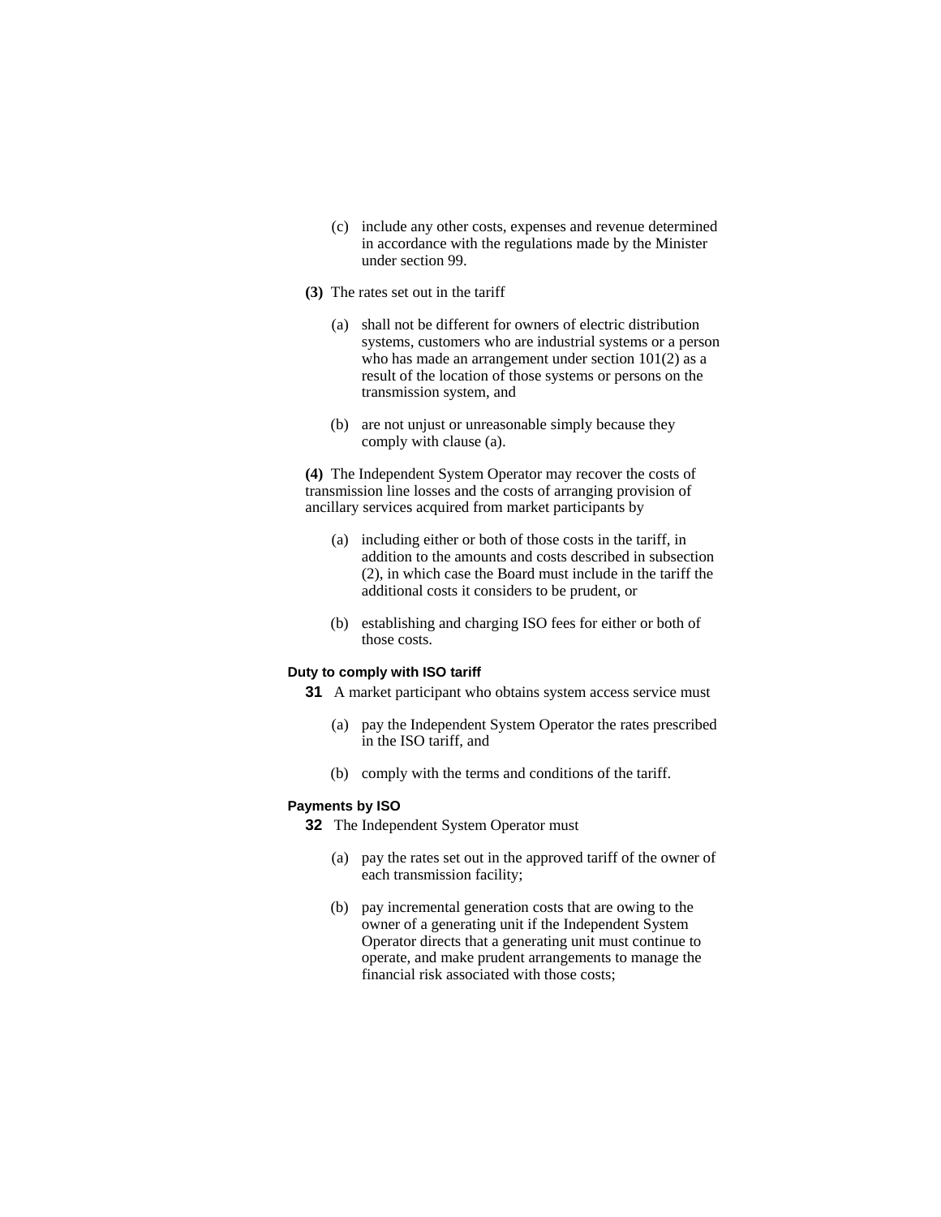(c) include any other costs, expenses and revenue determined in accordance with the regulations made by the Minister under section 99.

**(3)** The rates set out in the tariff

(a) shall not be different for owners of electric distribution systems, customers who are industrial systems or a person who has made an arrangement under section 101(2) as a result of the location of those systems or persons on the transmission system, and

(b) are not unjust or unreasonable simply because they comply with clause (a).

**(4)** The Independent System Operator may recover the costs of transmission line losses and the costs of arranging provision of ancillary services acquired from market participants by

(a) including either or both of those costs in the tariff, in addition to the amounts and costs described in subsection (2), in which case the Board must include in the tariff the additional costs it considers to be prudent, or

(b) establishing and charging ISO fees for either or both of those costs.

#### Duty to comply with ISO tariff

**31** A market participant who obtains system access service must

(a) pay the Independent System Operator the rates prescribed in the ISO tariff, and

(b) comply with the terms and conditions of the tariff.

#### Payments by ISO

**32** The Independent System Operator must

(a) pay the rates set out in the approved tariff of the owner of each transmission facility;

(b) pay incremental generation costs that are owing to the owner of a generating unit if the Independent System Operator directs that a generating unit must continue to operate, and make prudent arrangements to manage the financial risk associated with those costs;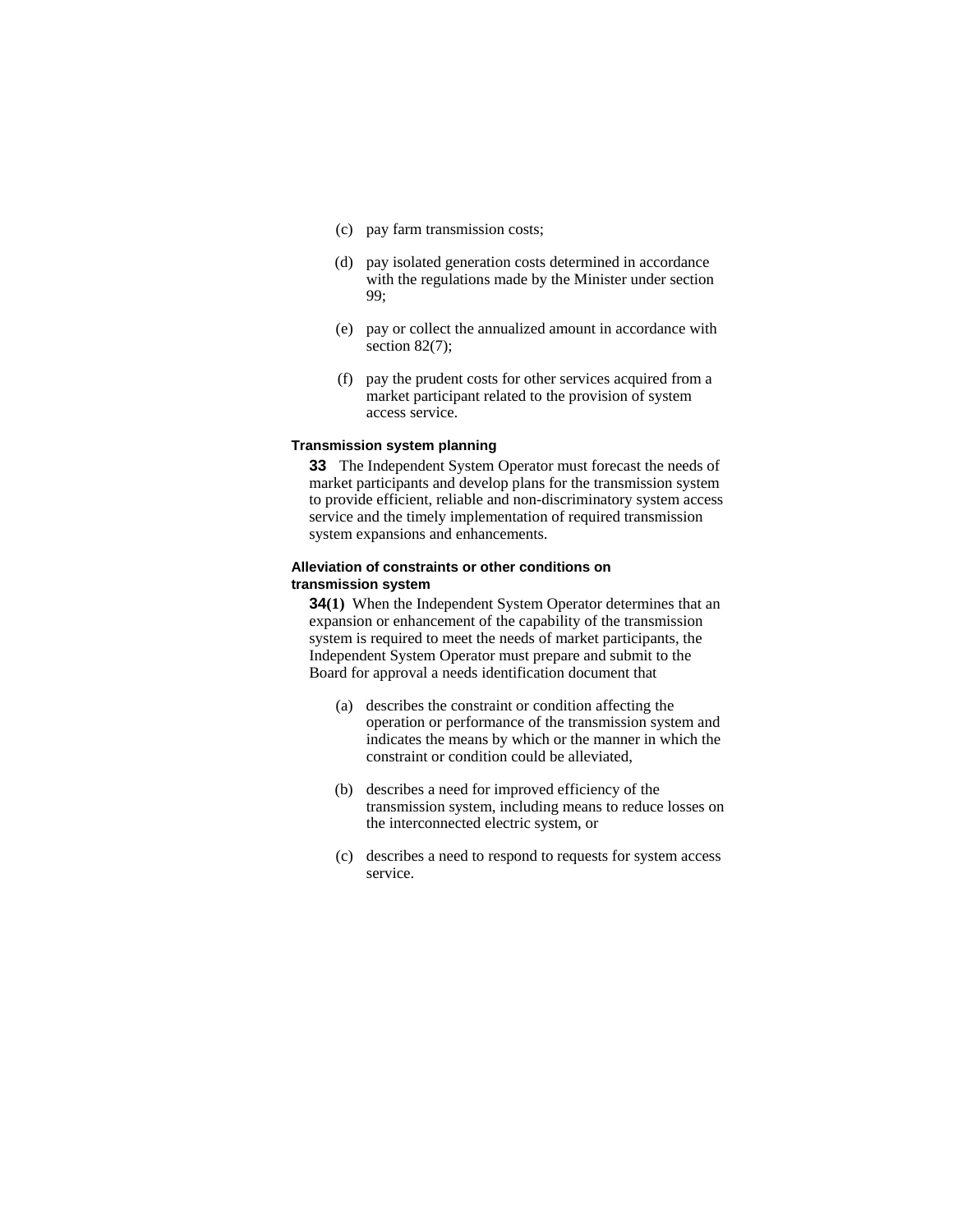(c) pay farm transmission costs;

(d) pay isolated generation costs determined in accordance with the regulations made by the Minister under section 99;

(e) pay or collect the annualized amount in accordance with section 82(7);

(f) pay the prudent costs for other services acquired from a market participant related to the provision of system access service.

**Transmission system planning**

**33** The Independent System Operator must forecast the needs of market participants and develop plans for the transmission system to provide efficient, reliable and non-discriminatory system access service and the timely implementation of required transmission system expansions and enhancements.

**Alleviation of constraints or other conditions on transmission system**

**34(1)** When the Independent System Operator determines that an expansion or enhancement of the capability of the transmission system is required to meet the needs of market participants, the Independent System Operator must prepare and submit to the Board for approval a needs identification document that

(a) describes the constraint or condition affecting the operation or performance of the transmission system and indicates the means by which or the manner in which the constraint or condition could be alleviated,

(b) describes a need for improved efficiency of the transmission system, including means to reduce losses on the interconnected electric system, or

(c) describes a need to respond to requests for system access service.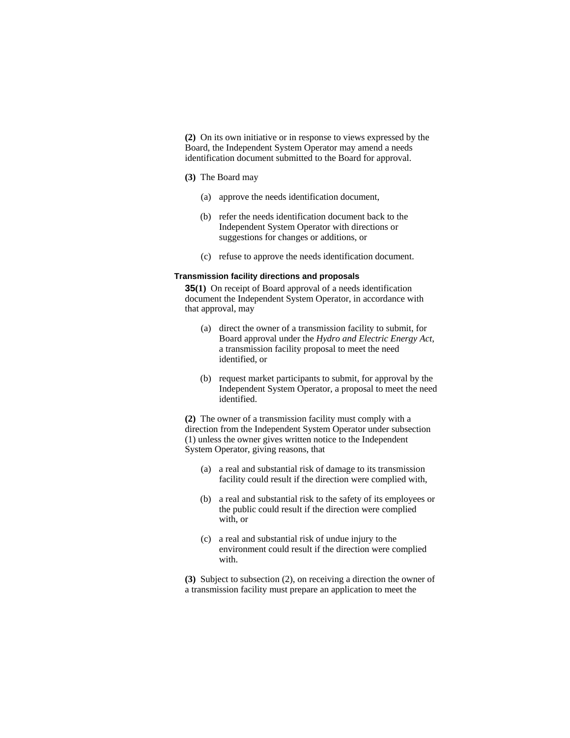**(2)** On its own initiative or in response to views expressed by the Board, the Independent System Operator may amend a needs identification document submitted to the Board for approval.

**(3)** The Board may

(a) approve the needs identification document,

(b) refer the needs identification document back to the Independent System Operator with directions or suggestions for changes or additions, or

(c) refuse to approve the needs identification document.

#### Transmission facility directions and proposals

**35(1)** On receipt of Board approval of a needs identification document the Independent System Operator, in accordance with that approval, may

(a) direct the owner of a transmission facility to submit, for Board approval under the *Hydro and Electric Energy Act*, a transmission facility proposal to meet the need identified, or

(b) request market participants to submit, for approval by the Independent System Operator, a proposal to meet the need identified.

**(2)** The owner of a transmission facility must comply with a direction from the Independent System Operator under subsection (1) unless the owner gives written notice to the Independent System Operator, giving reasons, that

(a) a real and substantial risk of damage to its transmission facility could result if the direction were complied with,

(b) a real and substantial risk to the safety of its employees or the public could result if the direction were complied with, or

(c) a real and substantial risk of undue injury to the environment could result if the direction were complied with.

**(3)** Subject to subsection (2), on receiving a direction the owner of a transmission facility must prepare an application to meet the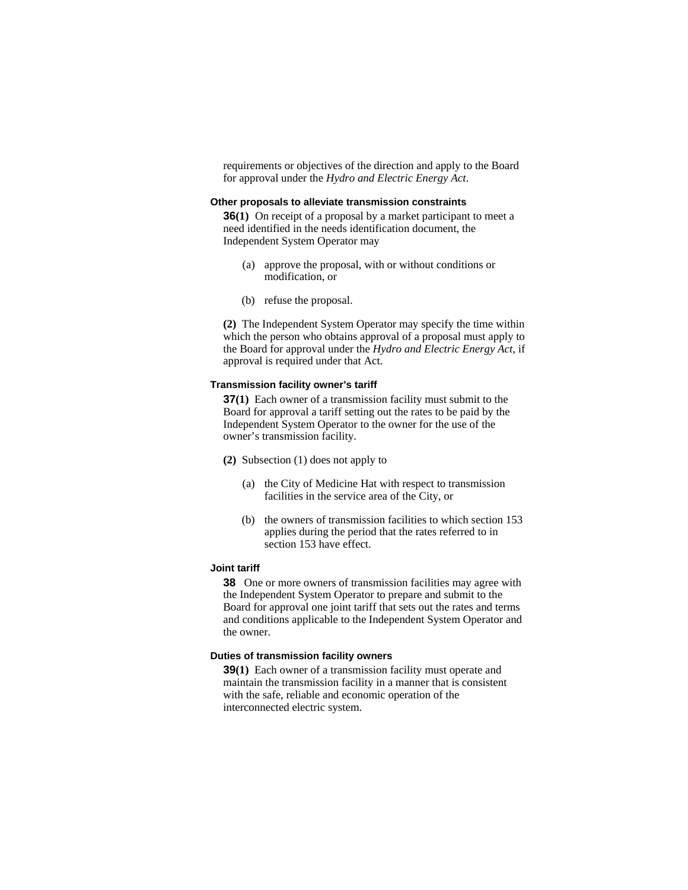requirements or objectives of the direction and apply to the Board for approval under the *Hydro and Electric Energy Act*.

#### Other proposals to alleviate transmission constraints

**36(1)** On receipt of a proposal by a market participant to meet a need identified in the needs identification document, the Independent System Operator may

(a) approve the proposal, with or without conditions or modification, or

(b) refuse the proposal.

**(2)** The Independent System Operator may specify the time within which the person who obtains approval of a proposal must apply to the Board for approval under the *Hydro and Electric Energy Act*, if approval is required under that Act.

#### Transmission facility owner's tariff

**37(1)** Each owner of a transmission facility must submit to the Board for approval a tariff setting out the rates to be paid by the Independent System Operator to the owner for the use of the owner's transmission facility.

**(2)** Subsection (1) does not apply to

(a) the City of Medicine Hat with respect to transmission facilities in the service area of the City, or

(b) the owners of transmission facilities to which section 153 applies during the period that the rates referred to in section 153 have effect.

#### Joint tariff

**38** One or more owners of transmission facilities may agree with the Independent System Operator to prepare and submit to the Board for approval one joint tariff that sets out the rates and terms and conditions applicable to the Independent System Operator and the owner.

#### Duties of transmission facility owners

**39(1)** Each owner of a transmission facility must operate and maintain the transmission facility in a manner that is consistent with the safe, reliable and economic operation of the interconnected electric system.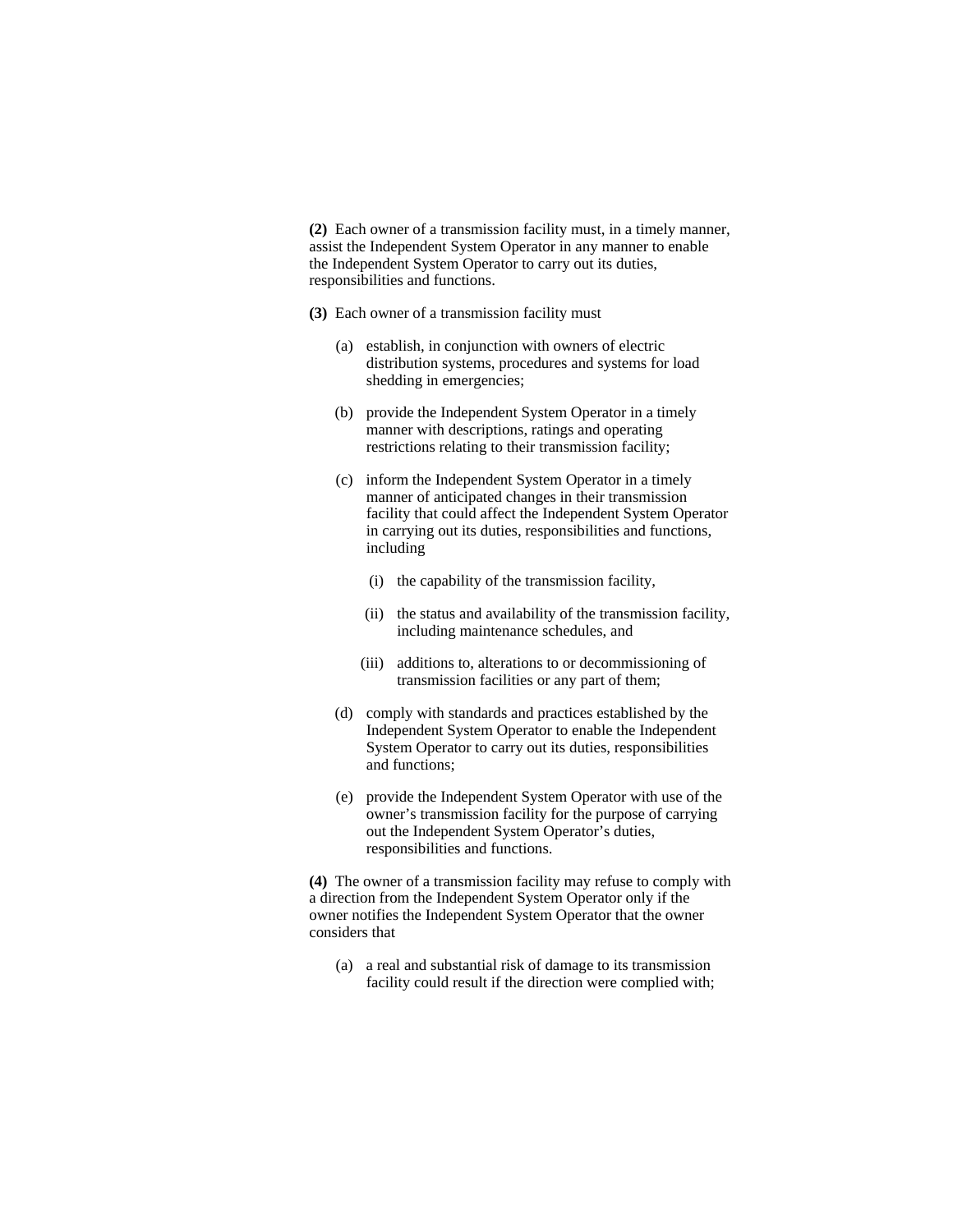**(2)** Each owner of a transmission facility must, in a timely manner, assist the Independent System Operator in any manner to enable the Independent System Operator to carry out its duties, responsibilities and functions.

**(3)** Each owner of a transmission facility must

(a) establish, in conjunction with owners of electric distribution systems, procedures and systems for load shedding in emergencies;

(b) provide the Independent System Operator in a timely manner with descriptions, ratings and operating restrictions relating to their transmission facility;

(c) inform the Independent System Operator in a timely manner of anticipated changes in their transmission facility that could affect the Independent System Operator in carrying out its duties, responsibilities and functions, including

(i) the capability of the transmission facility,

(ii) the status and availability of the transmission facility, including maintenance schedules, and

(iii) additions to, alterations to or decommissioning of transmission facilities or any part of them;

(d) comply with standards and practices established by the Independent System Operator to enable the Independent System Operator to carry out its duties, responsibilities and functions;

(e) provide the Independent System Operator with use of the owner's transmission facility for the purpose of carrying out the Independent System Operator's duties, responsibilities and functions.

**(4)** The owner of a transmission facility may refuse to comply with a direction from the Independent System Operator only if the owner notifies the Independent System Operator that the owner considers that

(a) a real and substantial risk of damage to its transmission facility could result if the direction were complied with;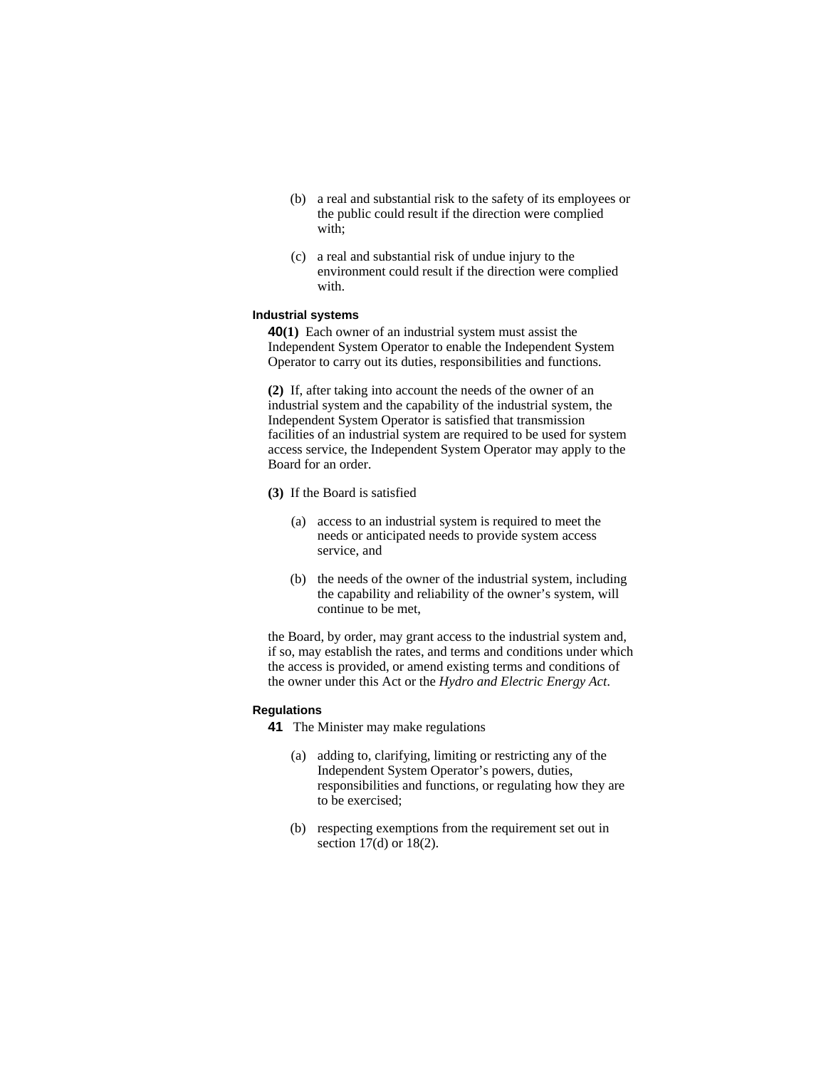(b) a real and substantial risk to the safety of its employees or the public could result if the direction were complied with;

(c) a real and substantial risk of undue injury to the environment could result if the direction were complied with.

**Industrial systems**

**40(1)** Each owner of an industrial system must assist the Independent System Operator to enable the Independent System Operator to carry out its duties, responsibilities and functions.

**(2)** If, after taking into account the needs of the owner of an industrial system and the capability of the industrial system, the Independent System Operator is satisfied that transmission facilities of an industrial system are required to be used for system access service, the Independent System Operator may apply to the Board for an order.

**(3)** If the Board is satisfied

(a) access to an industrial system is required to meet the needs or anticipated needs to provide system access service, and

(b) the needs of the owner of the industrial system, including the capability and reliability of the owner's system, will continue to be met,

the Board, by order, may grant access to the industrial system and, if so, may establish the rates, and terms and conditions under which the access is provided, or amend existing terms and conditions of the owner under this Act or the *Hydro and Electric Energy Act*.

**Regulations**

**41** The Minister may make regulations

(a) adding to, clarifying, limiting or restricting any of the Independent System Operator's powers, duties, responsibilities and functions, or regulating how they are to be exercised;

(b) respecting exemptions from the requirement set out in section 17(d) or 18(2).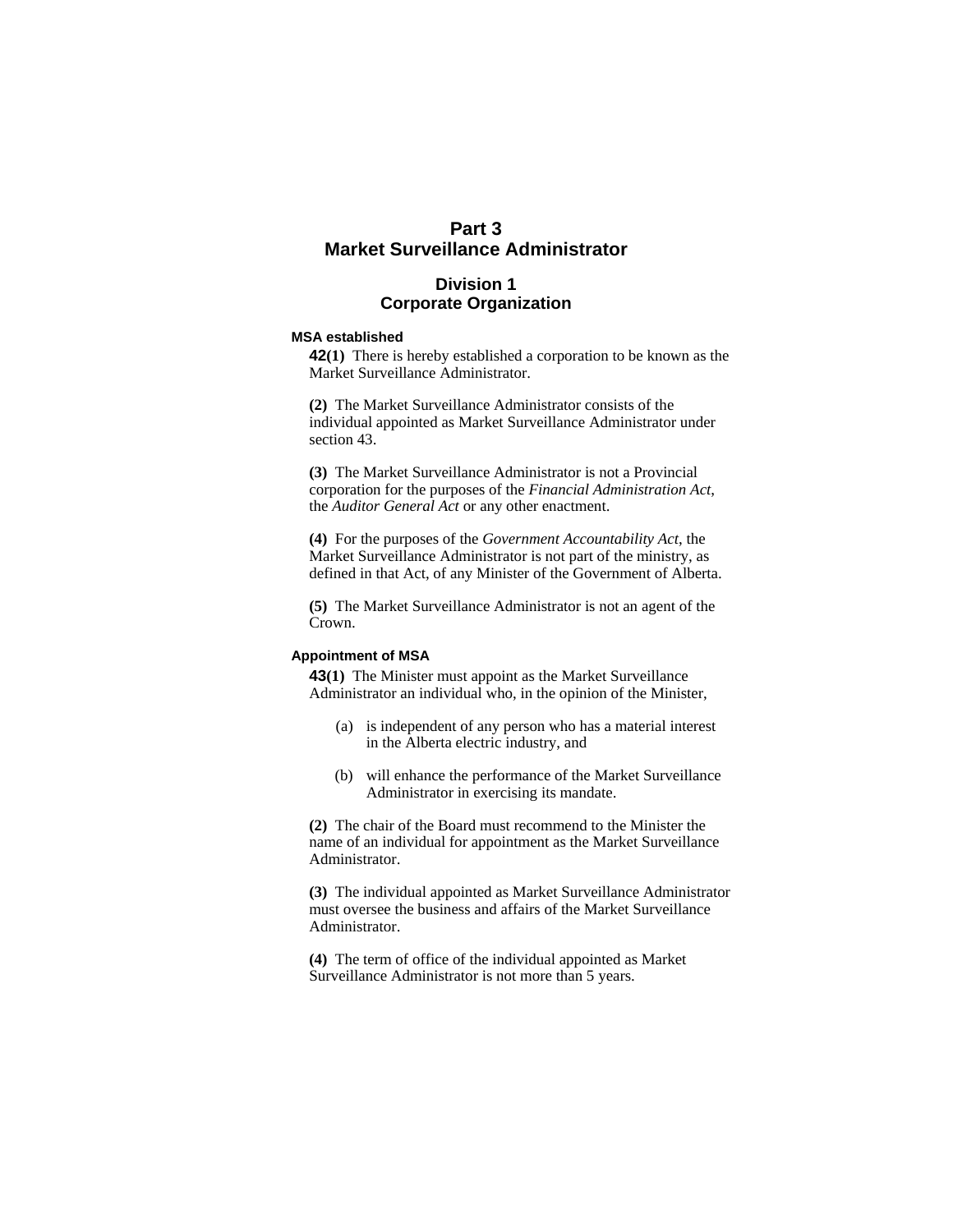# Part 3
# Market Surveillance Administrator

## Division 1
## Corporate Organization

**MSA established**

**42(1)** There is hereby established a corporation to be known as the Market Surveillance Administrator.

**(2)** The Market Surveillance Administrator consists of the individual appointed as Market Surveillance Administrator under section 43.

**(3)** The Market Surveillance Administrator is not a Provincial corporation for the purposes of the *Financial Administration Act*, the *Auditor General Act* or any other enactment.

**(4)** For the purposes of the *Government Accountability Act*, the Market Surveillance Administrator is not part of the ministry, as defined in that Act, of any Minister of the Government of Alberta.

**(5)** The Market Surveillance Administrator is not an agent of the Crown.

**Appointment of MSA**

**43(1)** The Minister must appoint as the Market Surveillance Administrator an individual who, in the opinion of the Minister,

(a) is independent of any person who has a material interest in the Alberta electric industry, and

(b) will enhance the performance of the Market Surveillance Administrator in exercising its mandate.

**(2)** The chair of the Board must recommend to the Minister the name of an individual for appointment as the Market Surveillance Administrator.

**(3)** The individual appointed as Market Surveillance Administrator must oversee the business and affairs of the Market Surveillance Administrator.

**(4)** The term of office of the individual appointed as Market Surveillance Administrator is not more than 5 years.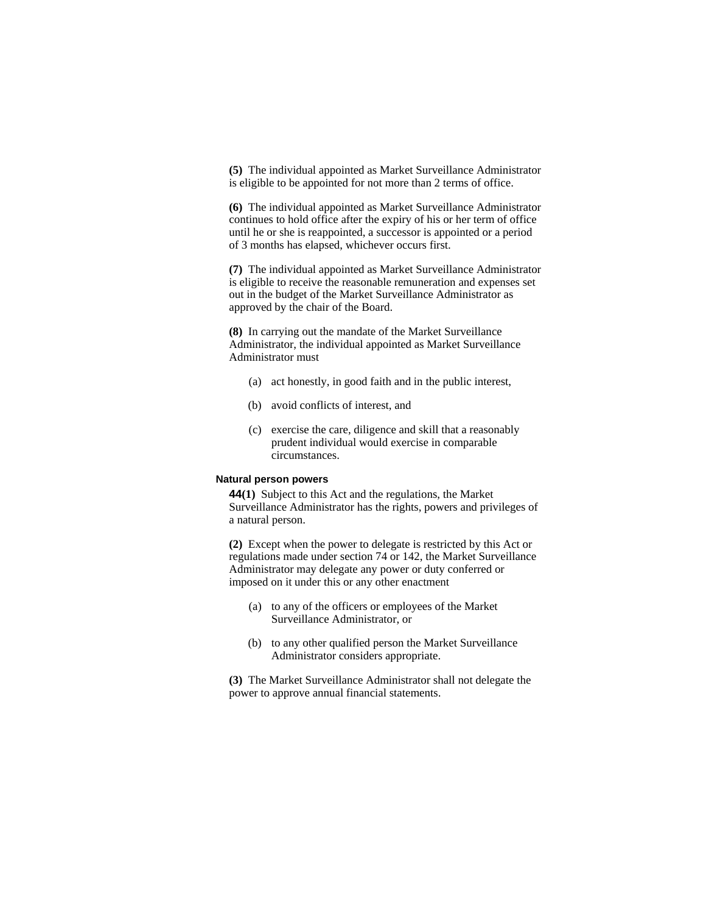**(5)** The individual appointed as Market Surveillance Administrator is eligible to be appointed for not more than 2 terms of office.

**(6)** The individual appointed as Market Surveillance Administrator continues to hold office after the expiry of his or her term of office until he or she is reappointed, a successor is appointed or a period of 3 months has elapsed, whichever occurs first.

**(7)** The individual appointed as Market Surveillance Administrator is eligible to receive the reasonable remuneration and expenses set out in the budget of the Market Surveillance Administrator as approved by the chair of the Board.

**(8)** In carrying out the mandate of the Market Surveillance Administrator, the individual appointed as Market Surveillance Administrator must

- (a) act honestly, in good faith and in the public interest,
- (b) avoid conflicts of interest, and
- (c) exercise the care, diligence and skill that a reasonably prudent individual would exercise in comparable circumstances.

#### Natural person powers

**44(1)** Subject to this Act and the regulations, the Market Surveillance Administrator has the rights, powers and privileges of a natural person.

**(2)** Except when the power to delegate is restricted by this Act or regulations made under section 74 or 142, the Market Surveillance Administrator may delegate any power or duty conferred or imposed on it under this or any other enactment

- (a) to any of the officers or employees of the Market Surveillance Administrator, or
- (b) to any other qualified person the Market Surveillance Administrator considers appropriate.

**(3)** The Market Surveillance Administrator shall not delegate the power to approve annual financial statements.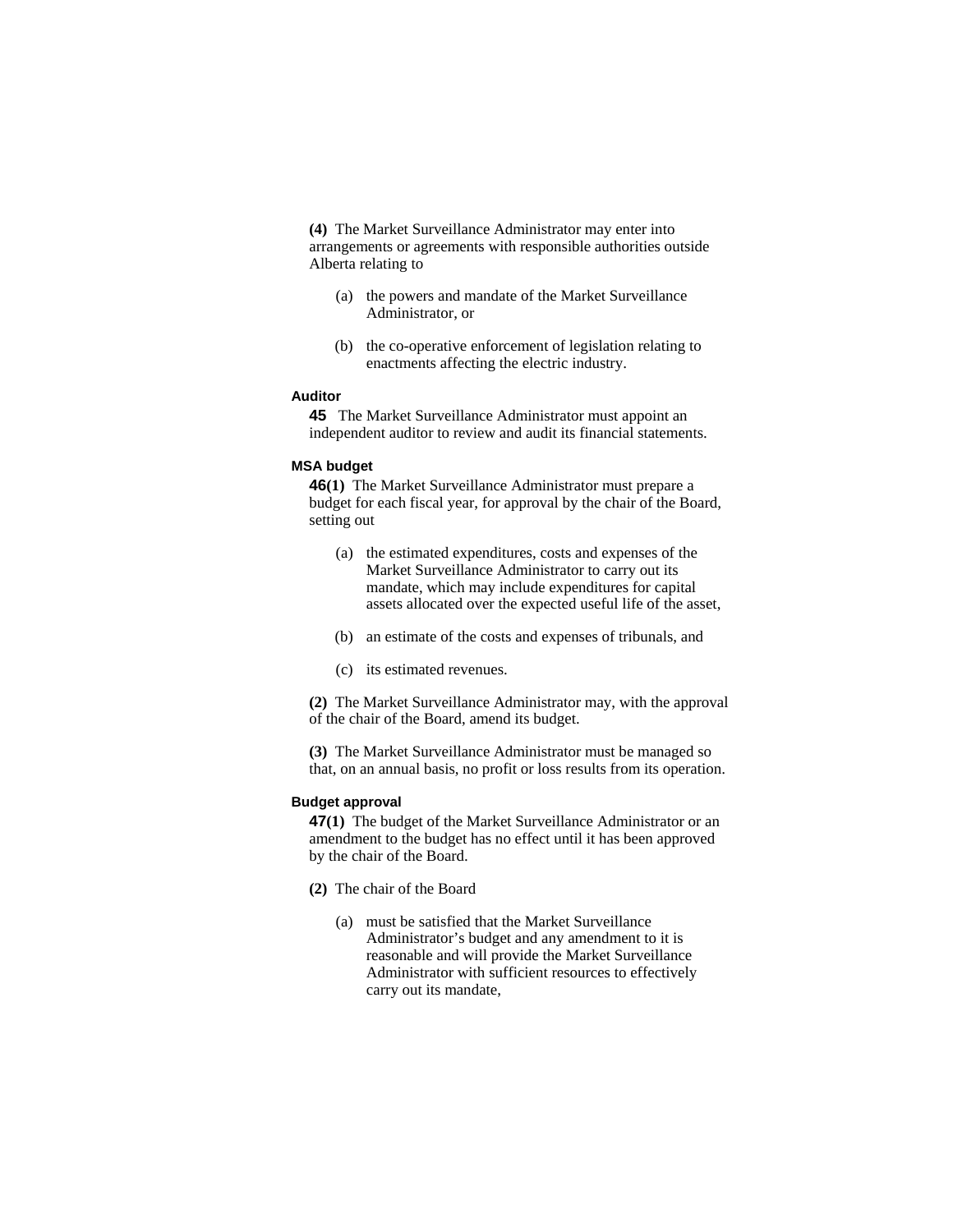**(4)** The Market Surveillance Administrator may enter into arrangements or agreements with responsible authorities outside Alberta relating to

(a) the powers and mandate of the Market Surveillance Administrator, or

(b) the co-operative enforcement of legislation relating to enactments affecting the electric industry.

#### Auditor

**45** The Market Surveillance Administrator must appoint an independent auditor to review and audit its financial statements.

#### MSA budget

**46(1)** The Market Surveillance Administrator must prepare a budget for each fiscal year, for approval by the chair of the Board, setting out

(a) the estimated expenditures, costs and expenses of the Market Surveillance Administrator to carry out its mandate, which may include expenditures for capital assets allocated over the expected useful life of the asset,

(b) an estimate of the costs and expenses of tribunals, and

(c) its estimated revenues.

**(2)** The Market Surveillance Administrator may, with the approval of the chair of the Board, amend its budget.

**(3)** The Market Surveillance Administrator must be managed so that, on an annual basis, no profit or loss results from its operation.

#### Budget approval

**47(1)** The budget of the Market Surveillance Administrator or an amendment to the budget has no effect until it has been approved by the chair of the Board.

**(2)** The chair of the Board

(a) must be satisfied that the Market Surveillance Administrator's budget and any amendment to it is reasonable and will provide the Market Surveillance Administrator with sufficient resources to effectively carry out its mandate,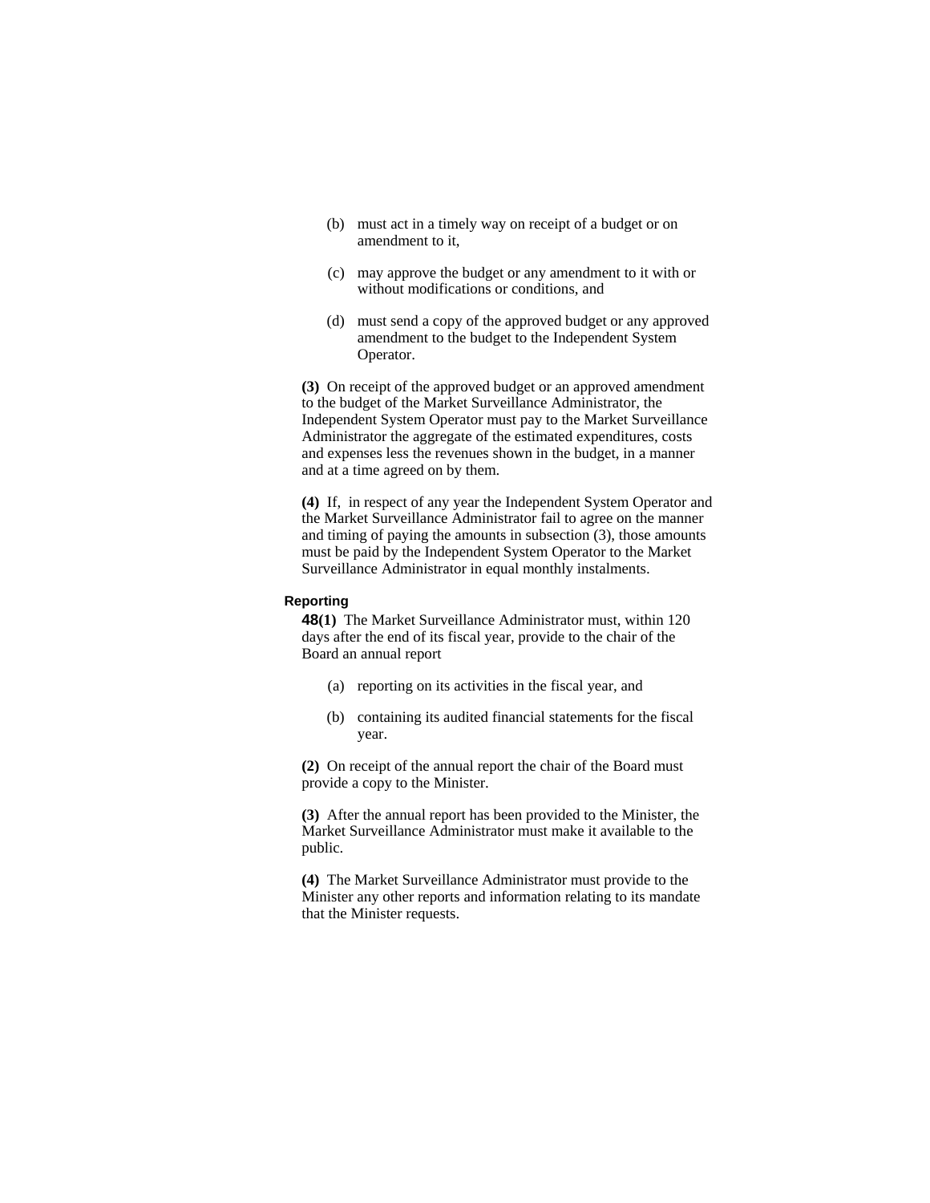(b) must act in a timely way on receipt of a budget or on amendment to it,

(c) may approve the budget or any amendment to it with or without modifications or conditions, and

(d) must send a copy of the approved budget or any approved amendment to the budget to the Independent System Operator.

**(3)** On receipt of the approved budget or an approved amendment to the budget of the Market Surveillance Administrator, the Independent System Operator must pay to the Market Surveillance Administrator the aggregate of the estimated expenditures, costs and expenses less the revenues shown in the budget, in a manner and at a time agreed on by them.

**(4)** If, in respect of any year the Independent System Operator and the Market Surveillance Administrator fail to agree on the manner and timing of paying the amounts in subsection (3), those amounts must be paid by the Independent System Operator to the Market Surveillance Administrator in equal monthly instalments.

**Reporting**

**48(1)** The Market Surveillance Administrator must, within 120 days after the end of its fiscal year, provide to the chair of the Board an annual report

(a) reporting on its activities in the fiscal year, and

(b) containing its audited financial statements for the fiscal year.

**(2)** On receipt of the annual report the chair of the Board must provide a copy to the Minister.

**(3)** After the annual report has been provided to the Minister, the Market Surveillance Administrator must make it available to the public.

**(4)** The Market Surveillance Administrator must provide to the Minister any other reports and information relating to its mandate that the Minister requests.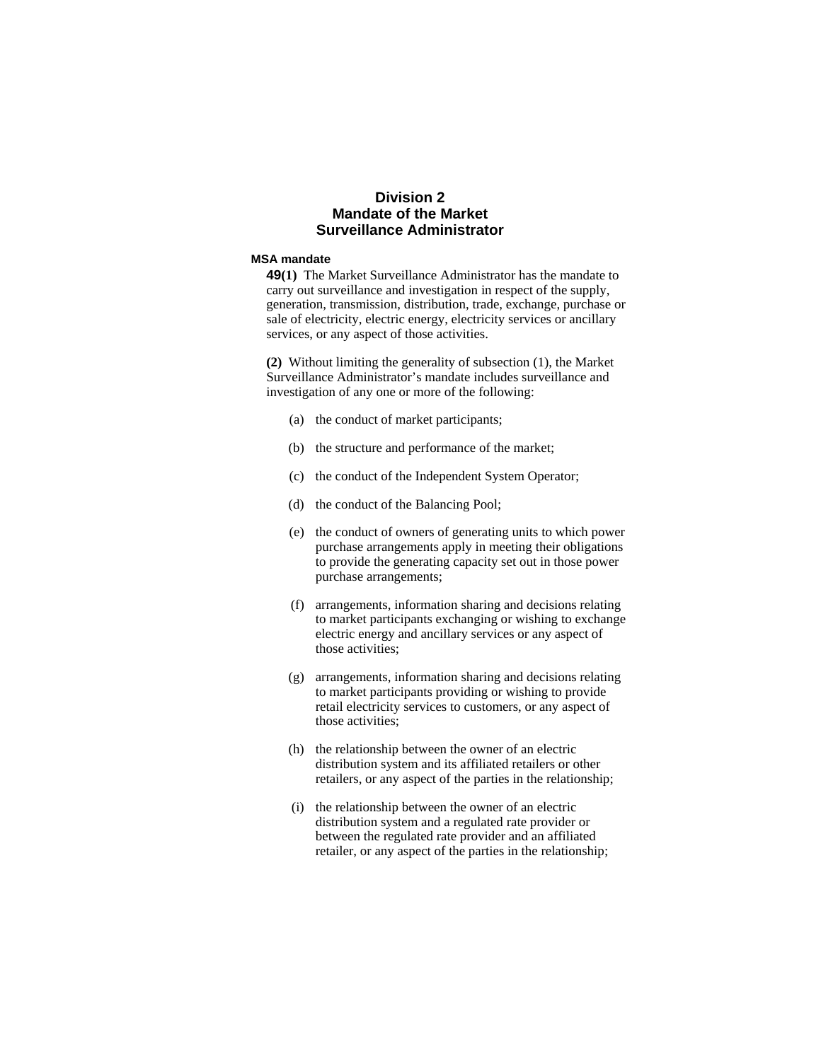## Division 2
## Mandate of the Market Surveillance Administrator

**MSA mandate**

**49(1)** The Market Surveillance Administrator has the mandate to carry out surveillance and investigation in respect of the supply, generation, transmission, distribution, trade, exchange, purchase or sale of electricity, electric energy, electricity services or ancillary services, or any aspect of those activities.

**(2)** Without limiting the generality of subsection (1), the Market Surveillance Administrator's mandate includes surveillance and investigation of any one or more of the following:

(a) the conduct of market participants;

(b) the structure and performance of the market;

(c) the conduct of the Independent System Operator;

(d) the conduct of the Balancing Pool;

(e) the conduct of owners of generating units to which power purchase arrangements apply in meeting their obligations to provide the generating capacity set out in those power purchase arrangements;

(f) arrangements, information sharing and decisions relating to market participants exchanging or wishing to exchange electric energy and ancillary services or any aspect of those activities;

(g) arrangements, information sharing and decisions relating to market participants providing or wishing to provide retail electricity services to customers, or any aspect of those activities;

(h) the relationship between the owner of an electric distribution system and its affiliated retailers or other retailers, or any aspect of the parties in the relationship;

(i) the relationship between the owner of an electric distribution system and a regulated rate provider or between the regulated rate provider and an affiliated retailer, or any aspect of the parties in the relationship;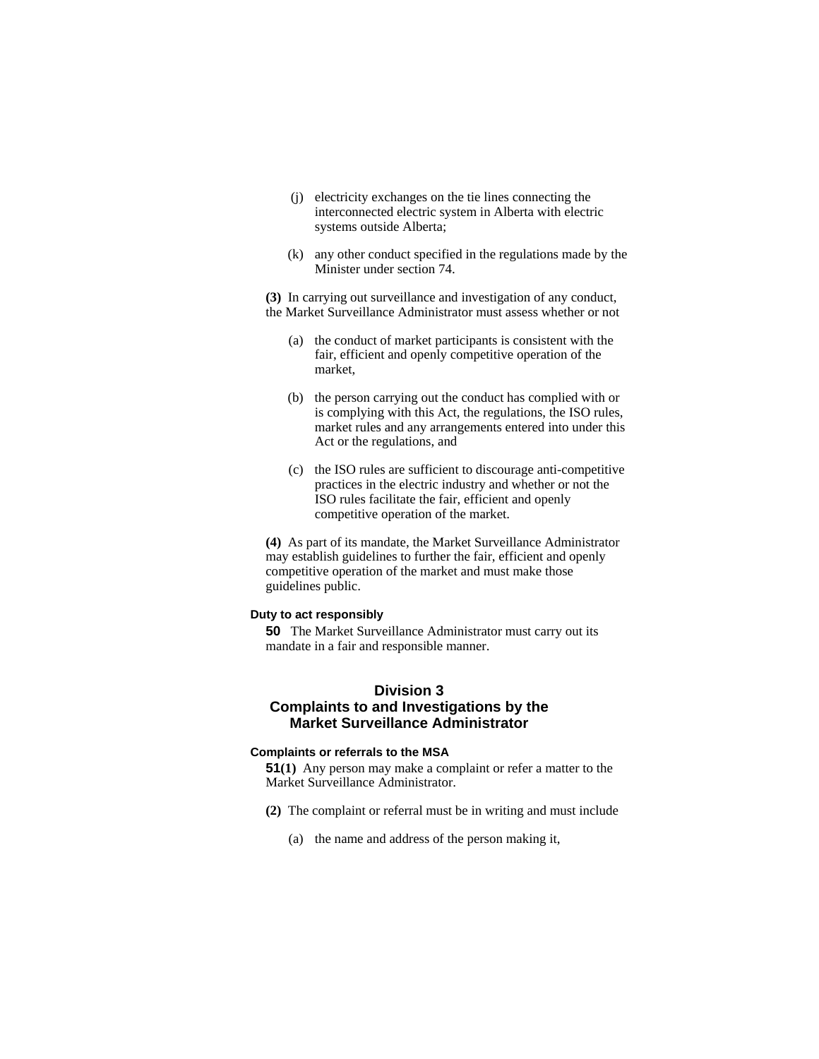(j) electricity exchanges on the tie lines connecting the interconnected electric system in Alberta with electric systems outside Alberta;

(k) any other conduct specified in the regulations made by the Minister under section 74.

**(3)** In carrying out surveillance and investigation of any conduct, the Market Surveillance Administrator must assess whether or not

(a) the conduct of market participants is consistent with the fair, efficient and openly competitive operation of the market,

(b) the person carrying out the conduct has complied with or is complying with this Act, the regulations, the ISO rules, market rules and any arrangements entered into under this Act or the regulations, and

(c) the ISO rules are sufficient to discourage anti-competitive practices in the electric industry and whether or not the ISO rules facilitate the fair, efficient and openly competitive operation of the market.

**(4)** As part of its mandate, the Market Surveillance Administrator may establish guidelines to further the fair, efficient and openly competitive operation of the market and must make those guidelines public.

#### Duty to act responsibly

**50** The Market Surveillance Administrator must carry out its mandate in a fair and responsible manner.

## Division 3
## Complaints to and Investigations by the Market Surveillance Administrator

#### Complaints or referrals to the MSA

**51(1)** Any person may make a complaint or refer a matter to the Market Surveillance Administrator.

**(2)** The complaint or referral must be in writing and must include

(a) the name and address of the person making it,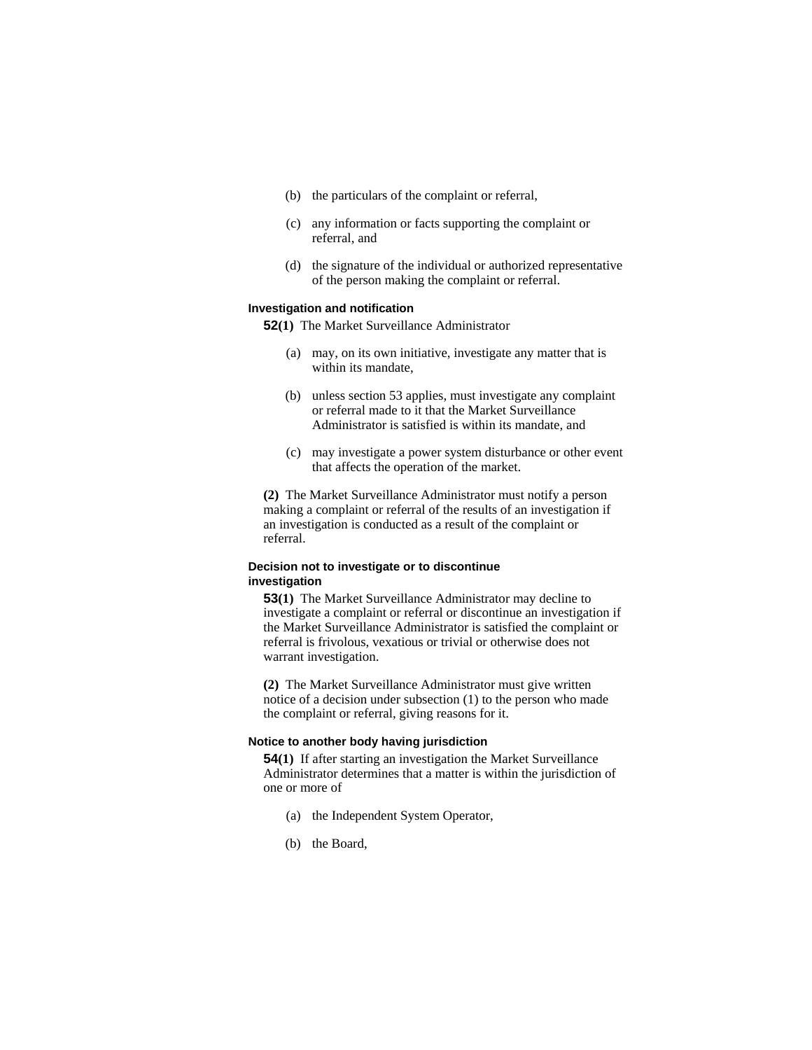(b) the particulars of the complaint or referral,

(c) any information or facts supporting the complaint or referral, and

(d) the signature of the individual or authorized representative of the person making the complaint or referral.

#### Investigation and notification

**52(1)** The Market Surveillance Administrator

(a) may, on its own initiative, investigate any matter that is within its mandate,

(b) unless section 53 applies, must investigate any complaint or referral made to it that the Market Surveillance Administrator is satisfied is within its mandate, and

(c) may investigate a power system disturbance or other event that affects the operation of the market.

**(2)** The Market Surveillance Administrator must notify a person making a complaint or referral of the results of an investigation if an investigation is conducted as a result of the complaint or referral.

#### Decision not to investigate or to discontinue investigation

**53(1)** The Market Surveillance Administrator may decline to investigate a complaint or referral or discontinue an investigation if the Market Surveillance Administrator is satisfied the complaint or referral is frivolous, vexatious or trivial or otherwise does not warrant investigation.

**(2)** The Market Surveillance Administrator must give written notice of a decision under subsection (1) to the person who made the complaint or referral, giving reasons for it.

#### Notice to another body having jurisdiction

**54(1)** If after starting an investigation the Market Surveillance Administrator determines that a matter is within the jurisdiction of one or more of

(a) the Independent System Operator,

(b) the Board,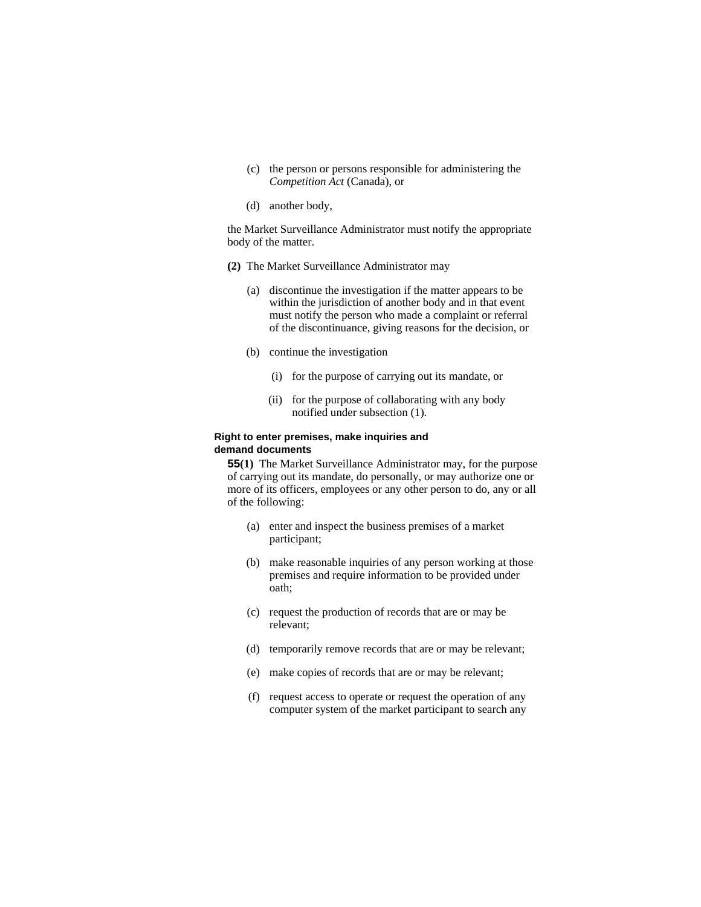(c) the person or persons responsible for administering the *Competition Act* (Canada), or

(d) another body,

the Market Surveillance Administrator must notify the appropriate body of the matter.

**(2)** The Market Surveillance Administrator may

(a) discontinue the investigation if the matter appears to be within the jurisdiction of another body and in that event must notify the person who made a complaint or referral of the discontinuance, giving reasons for the decision, or

(b) continue the investigation

(i) for the purpose of carrying out its mandate, or

(ii) for the purpose of collaborating with any body notified under subsection (1).

**Right to enter premises, make inquiries and demand documents**

**55(1)** The Market Surveillance Administrator may, for the purpose of carrying out its mandate, do personally, or may authorize one or more of its officers, employees or any other person to do, any or all of the following:

(a) enter and inspect the business premises of a market participant;

(b) make reasonable inquiries of any person working at those premises and require information to be provided under oath;

(c) request the production of records that are or may be relevant;

(d) temporarily remove records that are or may be relevant;

(e) make copies of records that are or may be relevant;

(f) request access to operate or request the operation of any computer system of the market participant to search any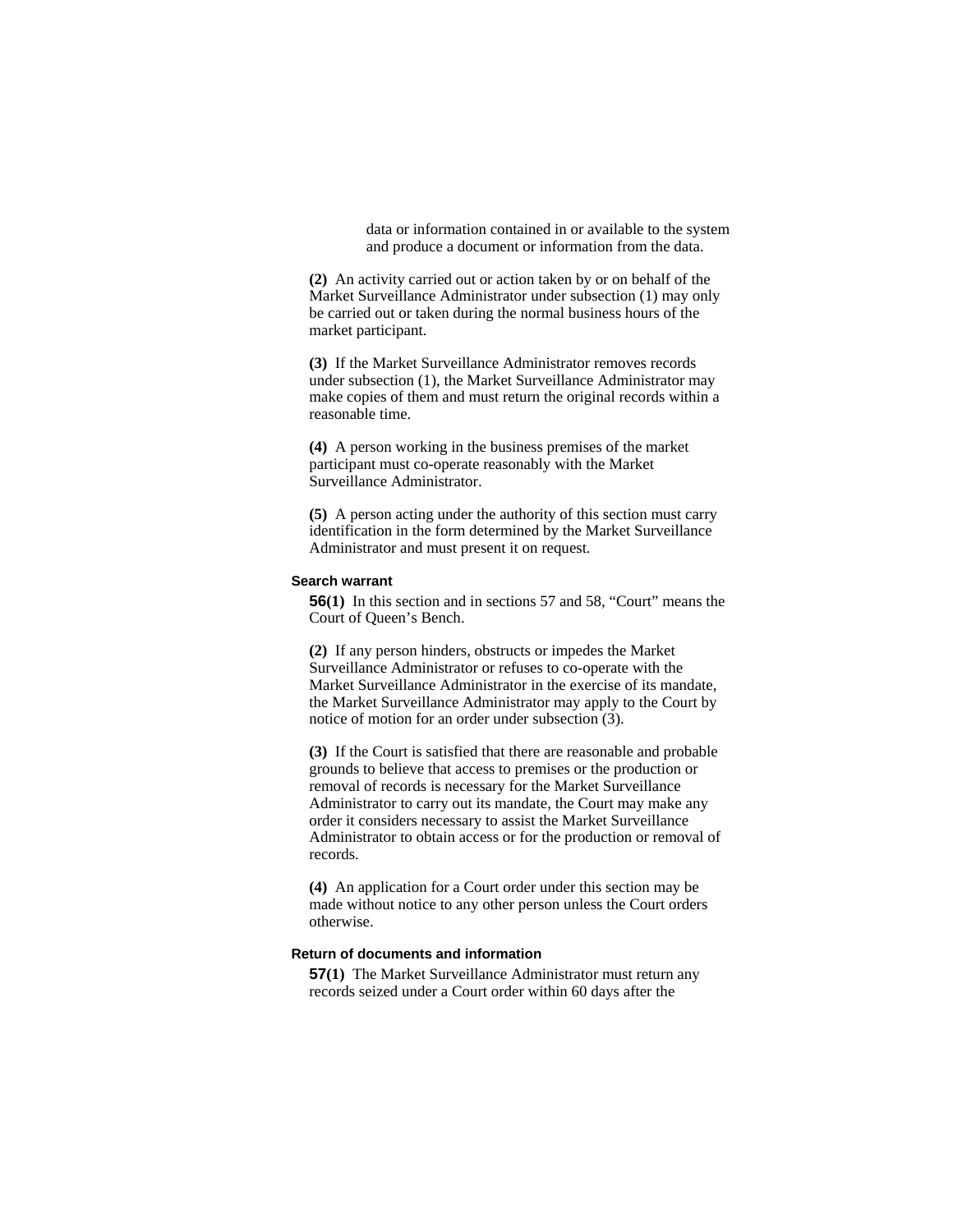data or information contained in or available to the system and produce a document or information from the data.

**(2)** An activity carried out or action taken by or on behalf of the Market Surveillance Administrator under subsection (1) may only be carried out or taken during the normal business hours of the market participant.

**(3)** If the Market Surveillance Administrator removes records under subsection (1), the Market Surveillance Administrator may make copies of them and must return the original records within a reasonable time.

**(4)** A person working in the business premises of the market participant must co-operate reasonably with the Market Surveillance Administrator.

**(5)** A person acting under the authority of this section must carry identification in the form determined by the Market Surveillance Administrator and must present it on request.

#### Search warrant

**56(1)** In this section and in sections 57 and 58, "Court" means the Court of Queen's Bench.

**(2)** If any person hinders, obstructs or impedes the Market Surveillance Administrator or refuses to co-operate with the Market Surveillance Administrator in the exercise of its mandate, the Market Surveillance Administrator may apply to the Court by notice of motion for an order under subsection (3).

**(3)** If the Court is satisfied that there are reasonable and probable grounds to believe that access to premises or the production or removal of records is necessary for the Market Surveillance Administrator to carry out its mandate, the Court may make any order it considers necessary to assist the Market Surveillance Administrator to obtain access or for the production or removal of records.

**(4)** An application for a Court order under this section may be made without notice to any other person unless the Court orders otherwise.

#### Return of documents and information

**57(1)** The Market Surveillance Administrator must return any records seized under a Court order within 60 days after the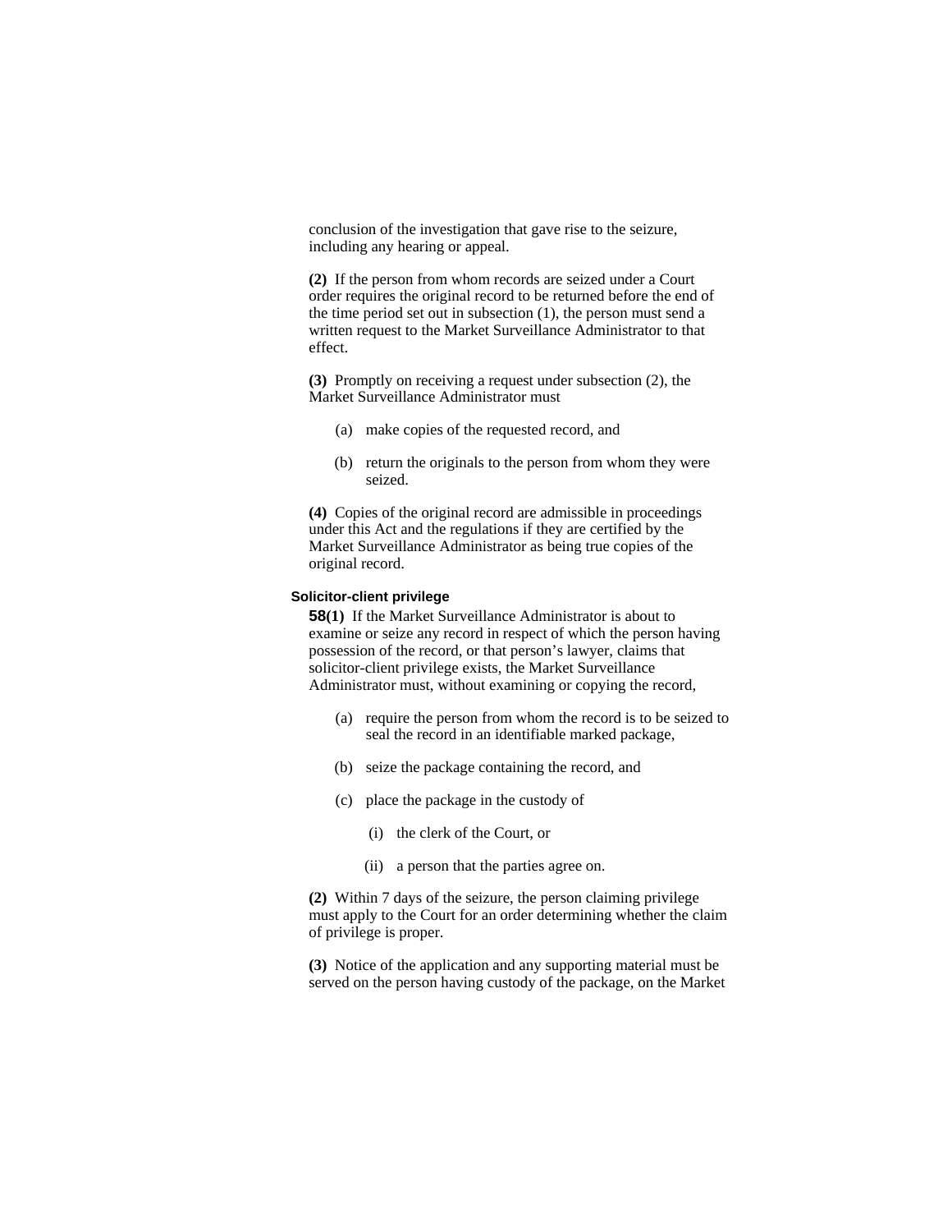conclusion of the investigation that gave rise to the seizure, including any hearing or appeal.

**(2)** If the person from whom records are seized under a Court order requires the original record to be returned before the end of the time period set out in subsection (1), the person must send a written request to the Market Surveillance Administrator to that effect.

**(3)** Promptly on receiving a request under subsection (2), the Market Surveillance Administrator must

- (a) make copies of the requested record, and
- (b) return the originals to the person from whom they were seized.

**(4)** Copies of the original record are admissible in proceedings under this Act and the regulations if they are certified by the Market Surveillance Administrator as being true copies of the original record.

#### Solicitor-client privilege

**58(1)** If the Market Surveillance Administrator is about to examine or seize any record in respect of which the person having possession of the record, or that person's lawyer, claims that solicitor-client privilege exists, the Market Surveillance Administrator must, without examining or copying the record,

- (a) require the person from whom the record is to be seized to seal the record in an identifiable marked package,
- (b) seize the package containing the record, and
- (c) place the package in the custody of
  - (i) the clerk of the Court, or
  - (ii) a person that the parties agree on.

**(2)** Within 7 days of the seizure, the person claiming privilege must apply to the Court for an order determining whether the claim of privilege is proper.

**(3)** Notice of the application and any supporting material must be served on the person having custody of the package, on the Market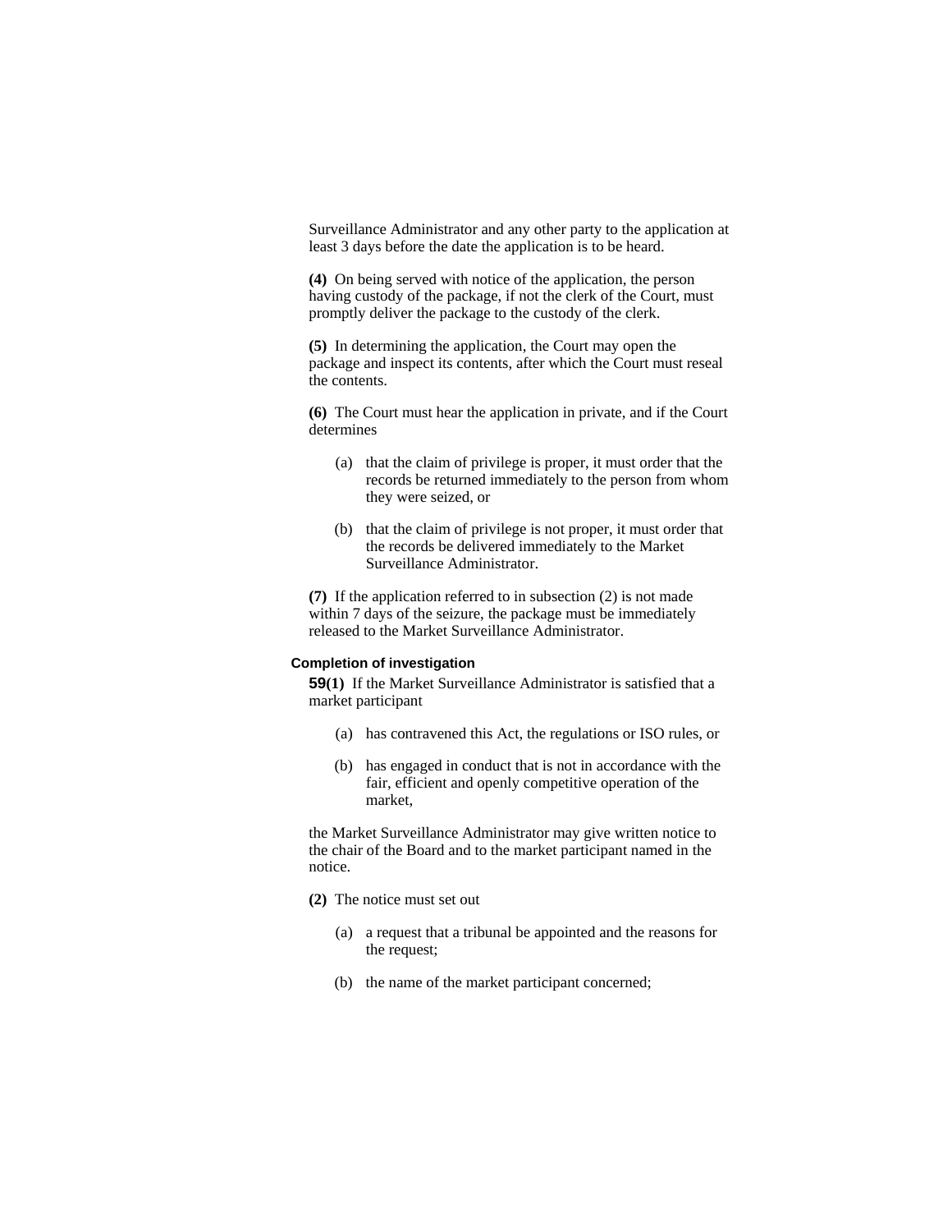Surveillance Administrator and any other party to the application at least 3 days before the date the application is to be heard.

**(4)** On being served with notice of the application, the person having custody of the package, if not the clerk of the Court, must promptly deliver the package to the custody of the clerk.

**(5)** In determining the application, the Court may open the package and inspect its contents, after which the Court must reseal the contents.

**(6)** The Court must hear the application in private, and if the Court determines

(a) that the claim of privilege is proper, it must order that the records be returned immediately to the person from whom they were seized, or

(b) that the claim of privilege is not proper, it must order that the records be delivered immediately to the Market Surveillance Administrator.

**(7)** If the application referred to in subsection (2) is not made within 7 days of the seizure, the package must be immediately released to the Market Surveillance Administrator.

### Completion of investigation

**59(1)** If the Market Surveillance Administrator is satisfied that a market participant

(a) has contravened this Act, the regulations or ISO rules, or

(b) has engaged in conduct that is not in accordance with the fair, efficient and openly competitive operation of the market,

the Market Surveillance Administrator may give written notice to the chair of the Board and to the market participant named in the notice.

**(2)** The notice must set out

(a) a request that a tribunal be appointed and the reasons for the request;

(b) the name of the market participant concerned;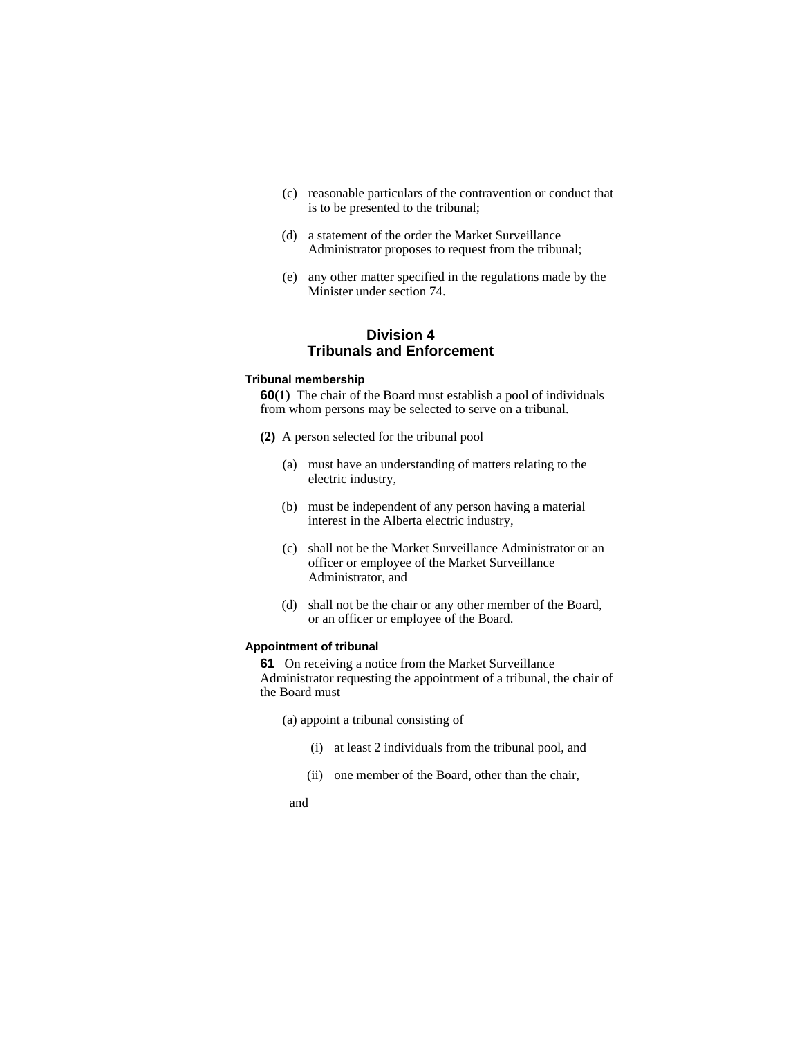(c) reasonable particulars of the contravention or conduct that is to be presented to the tribunal;

(d) a statement of the order the Market Surveillance Administrator proposes to request from the tribunal;

(e) any other matter specified in the regulations made by the Minister under section 74.

## Division 4
## Tribunals and Enforcement

#### Tribunal membership

**60(1)** The chair of the Board must establish a pool of individuals from whom persons may be selected to serve on a tribunal.

**(2)** A person selected for the tribunal pool

(a) must have an understanding of matters relating to the electric industry,

(b) must be independent of any person having a material interest in the Alberta electric industry,

(c) shall not be the Market Surveillance Administrator or an officer or employee of the Market Surveillance Administrator, and

(d) shall not be the chair or any other member of the Board, or an officer or employee of the Board.

#### Appointment of tribunal

**61** On receiving a notice from the Market Surveillance Administrator requesting the appointment of a tribunal, the chair of the Board must

(a) appoint a tribunal consisting of

(i) at least 2 individuals from the tribunal pool, and

(ii) one member of the Board, other than the chair,

and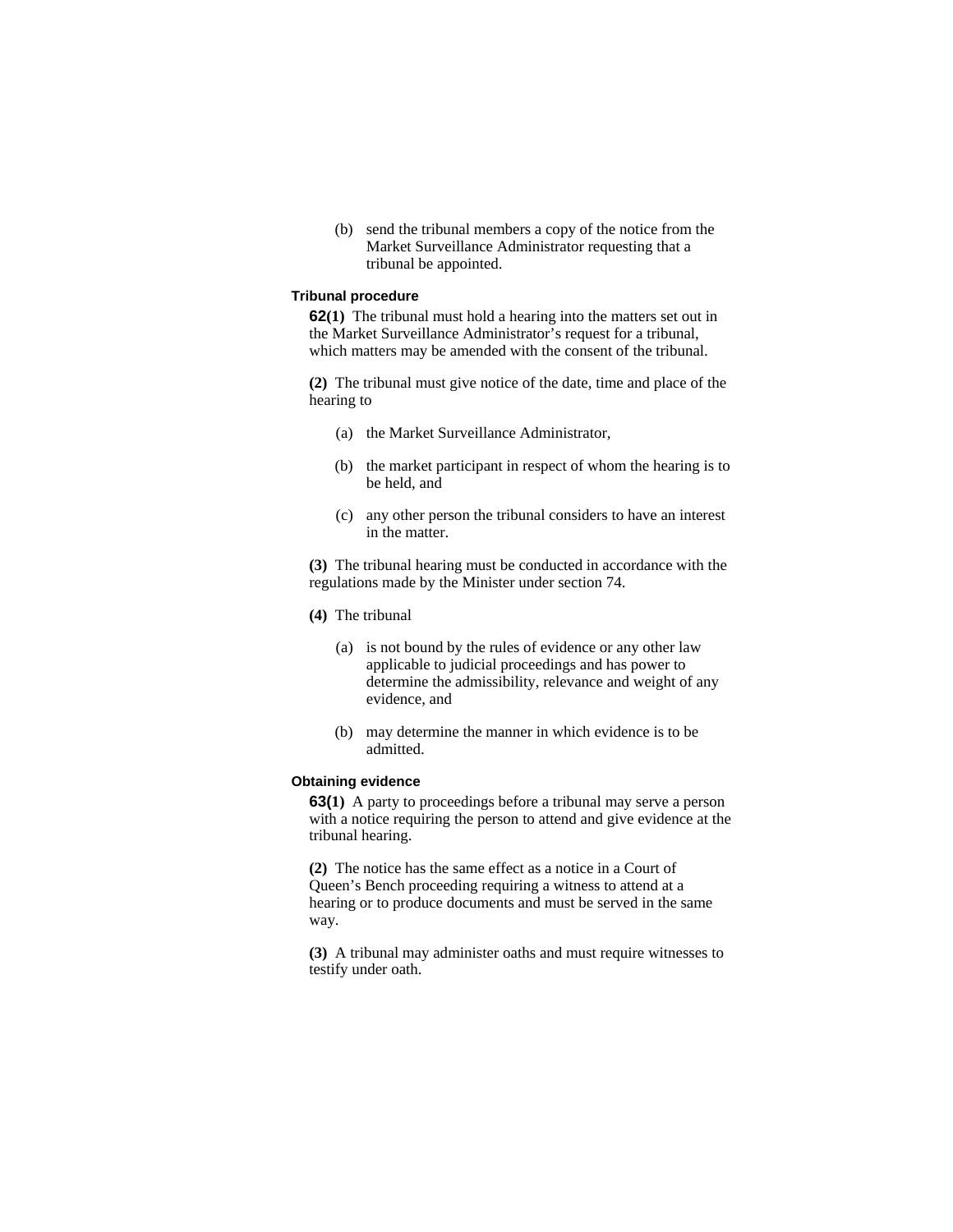(b) send the tribunal members a copy of the notice from the Market Surveillance Administrator requesting that a tribunal be appointed.

### Tribunal procedure

**62(1)** The tribunal must hold a hearing into the matters set out in the Market Surveillance Administrator's request for a tribunal, which matters may be amended with the consent of the tribunal.

**(2)** The tribunal must give notice of the date, time and place of the hearing to

(a) the Market Surveillance Administrator,

(b) the market participant in respect of whom the hearing is to be held, and

(c) any other person the tribunal considers to have an interest in the matter.

**(3)** The tribunal hearing must be conducted in accordance with the regulations made by the Minister under section 74.

**(4)** The tribunal

(a) is not bound by the rules of evidence or any other law applicable to judicial proceedings and has power to determine the admissibility, relevance and weight of any evidence, and

(b) may determine the manner in which evidence is to be admitted.

### Obtaining evidence

**63(1)** A party to proceedings before a tribunal may serve a person with a notice requiring the person to attend and give evidence at the tribunal hearing.

**(2)** The notice has the same effect as a notice in a Court of Queen's Bench proceeding requiring a witness to attend at a hearing or to produce documents and must be served in the same way.

**(3)** A tribunal may administer oaths and must require witnesses to testify under oath.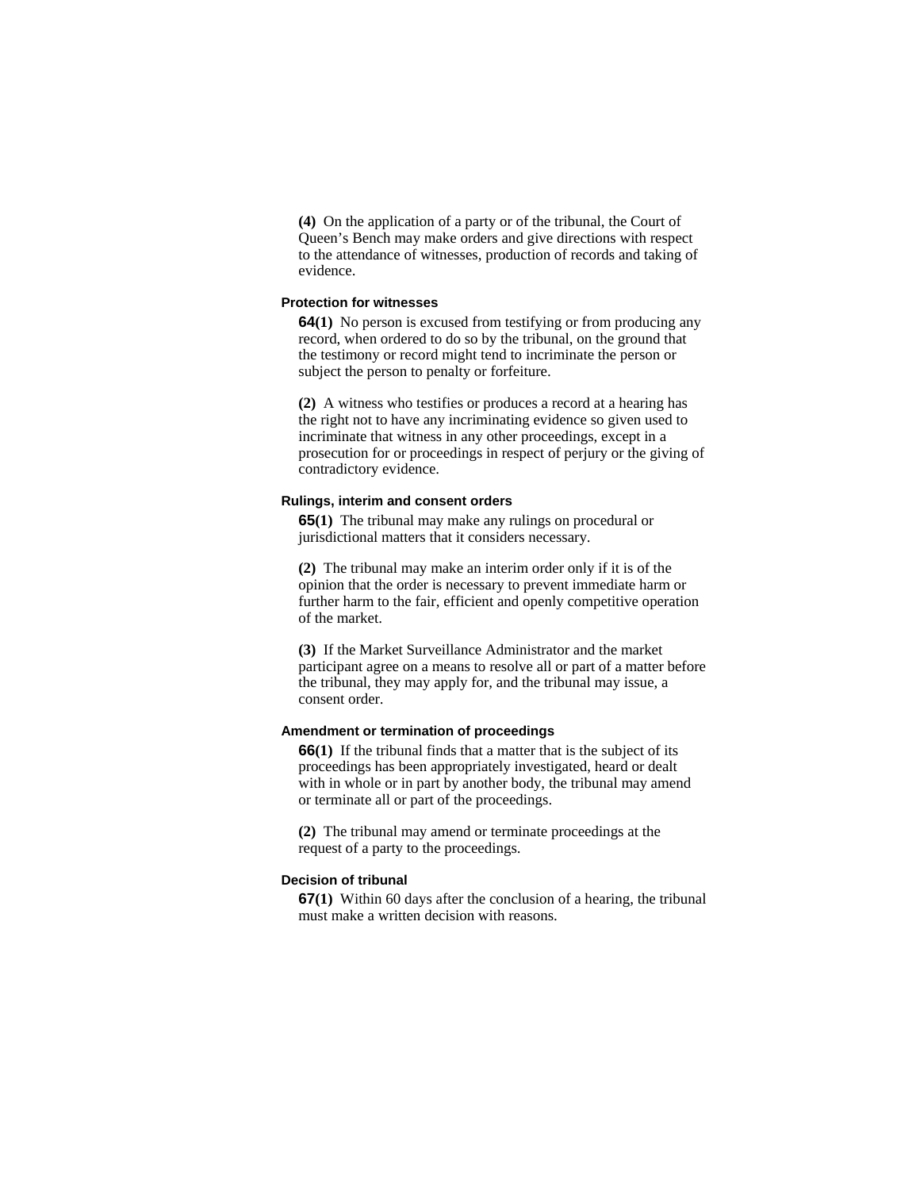**(4)** On the application of a party or of the tribunal, the Court of Queen's Bench may make orders and give directions with respect to the attendance of witnesses, production of records and taking of evidence.

#### Protection for witnesses

**64(1)** No person is excused from testifying or from producing any record, when ordered to do so by the tribunal, on the ground that the testimony or record might tend to incriminate the person or subject the person to penalty or forfeiture.

**(2)** A witness who testifies or produces a record at a hearing has the right not to have any incriminating evidence so given used to incriminate that witness in any other proceedings, except in a prosecution for or proceedings in respect of perjury or the giving of contradictory evidence.

#### Rulings, interim and consent orders

**65(1)** The tribunal may make any rulings on procedural or jurisdictional matters that it considers necessary.

**(2)** The tribunal may make an interim order only if it is of the opinion that the order is necessary to prevent immediate harm or further harm to the fair, efficient and openly competitive operation of the market.

**(3)** If the Market Surveillance Administrator and the market participant agree on a means to resolve all or part of a matter before the tribunal, they may apply for, and the tribunal may issue, a consent order.

#### Amendment or termination of proceedings

**66(1)** If the tribunal finds that a matter that is the subject of its proceedings has been appropriately investigated, heard or dealt with in whole or in part by another body, the tribunal may amend or terminate all or part of the proceedings.

**(2)** The tribunal may amend or terminate proceedings at the request of a party to the proceedings.

#### Decision of tribunal

**67(1)** Within 60 days after the conclusion of a hearing, the tribunal must make a written decision with reasons.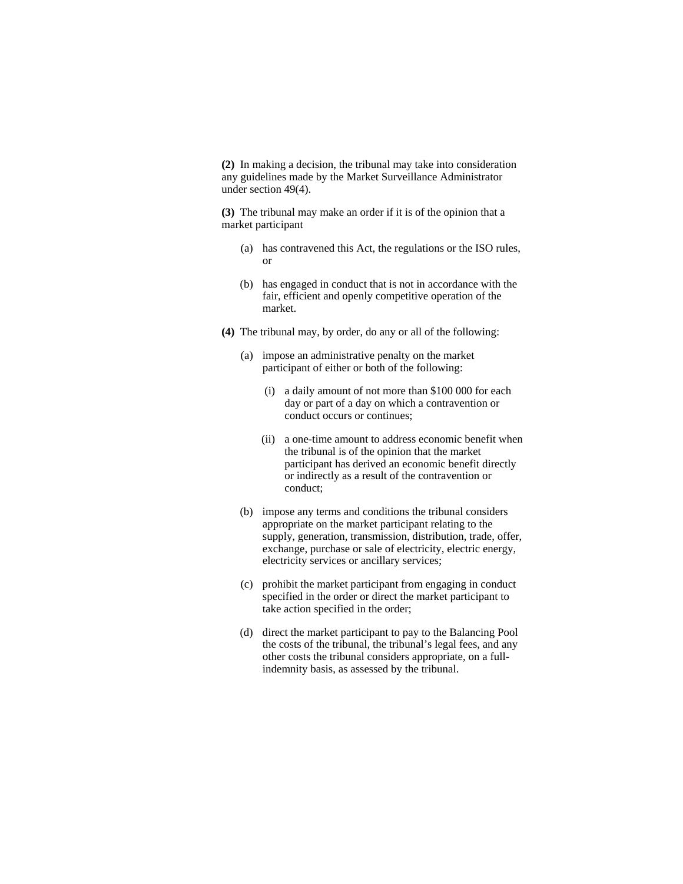**(2)** In making a decision, the tribunal may take into consideration any guidelines made by the Market Surveillance Administrator under section 49(4).

**(3)** The tribunal may make an order if it is of the opinion that a market participant

- (a) has contravened this Act, the regulations or the ISO rules, or
- (b) has engaged in conduct that is not in accordance with the fair, efficient and openly competitive operation of the market.

**(4)** The tribunal may, by order, do any or all of the following:

- (a) impose an administrative penalty on the market participant of either or both of the following:
  - (i) a daily amount of not more than $100 000 for each day or part of a day on which a contravention or conduct occurs or continues;
  - (ii) a one-time amount to address economic benefit when the tribunal is of the opinion that the market participant has derived an economic benefit directly or indirectly as a result of the contravention or conduct;
- (b) impose any terms and conditions the tribunal considers appropriate on the market participant relating to the supply, generation, transmission, distribution, trade, offer, exchange, purchase or sale of electricity, electric energy, electricity services or ancillary services;
- (c) prohibit the market participant from engaging in conduct specified in the order or direct the market participant to take action specified in the order;
- (d) direct the market participant to pay to the Balancing Pool the costs of the tribunal, the tribunal's legal fees, and any other costs the tribunal considers appropriate, on a full-indemnity basis, as assessed by the tribunal.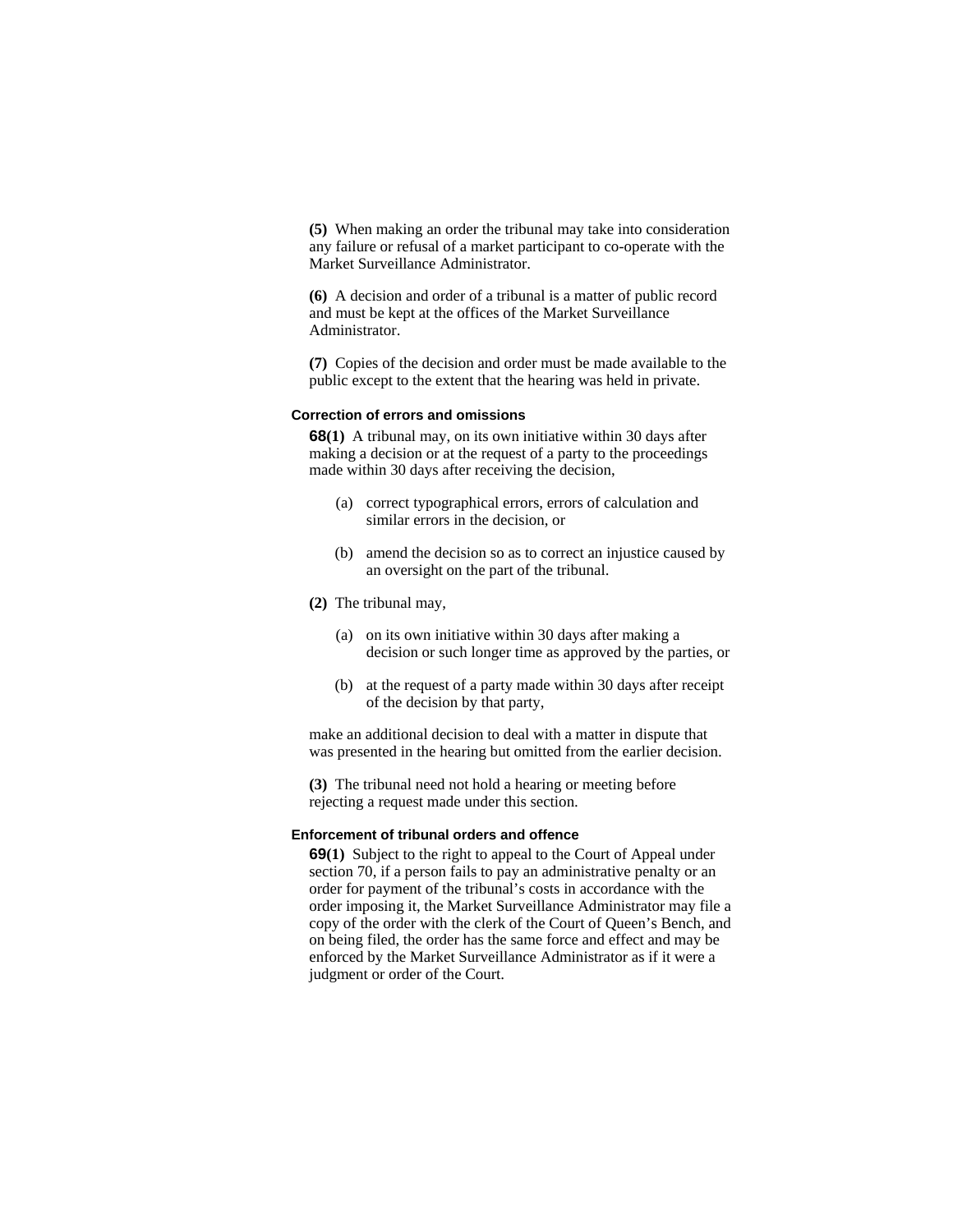**(5)** When making an order the tribunal may take into consideration any failure or refusal of a market participant to co-operate with the Market Surveillance Administrator.

**(6)** A decision and order of a tribunal is a matter of public record and must be kept at the offices of the Market Surveillance Administrator.

**(7)** Copies of the decision and order must be made available to the public except to the extent that the hearing was held in private.

#### Correction of errors and omissions

**68(1)** A tribunal may, on its own initiative within 30 days after making a decision or at the request of a party to the proceedings made within 30 days after receiving the decision,

- (a) correct typographical errors, errors of calculation and similar errors in the decision, or
- (b) amend the decision so as to correct an injustice caused by an oversight on the part of the tribunal.

**(2)** The tribunal may,

- (a) on its own initiative within 30 days after making a decision or such longer time as approved by the parties, or
- (b) at the request of a party made within 30 days after receipt of the decision by that party,

make an additional decision to deal with a matter in dispute that was presented in the hearing but omitted from the earlier decision.

**(3)** The tribunal need not hold a hearing or meeting before rejecting a request made under this section.

#### Enforcement of tribunal orders and offence

**69(1)** Subject to the right to appeal to the Court of Appeal under section 70, if a person fails to pay an administrative penalty or an order for payment of the tribunal's costs in accordance with the order imposing it, the Market Surveillance Administrator may file a copy of the order with the clerk of the Court of Queen's Bench, and on being filed, the order has the same force and effect and may be enforced by the Market Surveillance Administrator as if it were a judgment or order of the Court.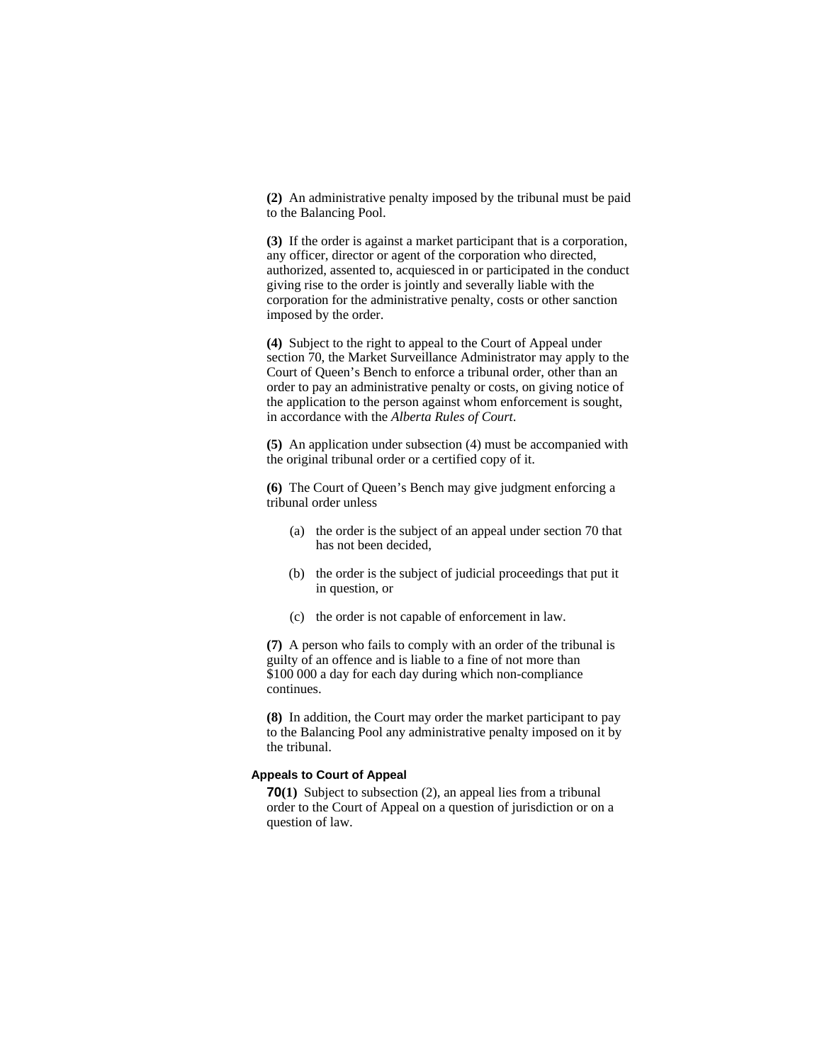**(2)** An administrative penalty imposed by the tribunal must be paid to the Balancing Pool.

**(3)** If the order is against a market participant that is a corporation, any officer, director or agent of the corporation who directed, authorized, assented to, acquiesced in or participated in the conduct giving rise to the order is jointly and severally liable with the corporation for the administrative penalty, costs or other sanction imposed by the order.

**(4)** Subject to the right to appeal to the Court of Appeal under section 70, the Market Surveillance Administrator may apply to the Court of Queen's Bench to enforce a tribunal order, other than an order to pay an administrative penalty or costs, on giving notice of the application to the person against whom enforcement is sought, in accordance with the *Alberta Rules of Court*.

**(5)** An application under subsection (4) must be accompanied with the original tribunal order or a certified copy of it.

**(6)** The Court of Queen's Bench may give judgment enforcing a tribunal order unless

(a) the order is the subject of an appeal under section 70 that has not been decided,

(b) the order is the subject of judicial proceedings that put it in question, or

(c) the order is not capable of enforcement in law.

**(7)** A person who fails to comply with an order of the tribunal is guilty of an offence and is liable to a fine of not more than $100 000 a day for each day during which non-compliance continues.

**(8)** In addition, the Court may order the market participant to pay to the Balancing Pool any administrative penalty imposed on it by the tribunal.

### Appeals to Court of Appeal

**70(1)** Subject to subsection (2), an appeal lies from a tribunal order to the Court of Appeal on a question of jurisdiction or on a question of law.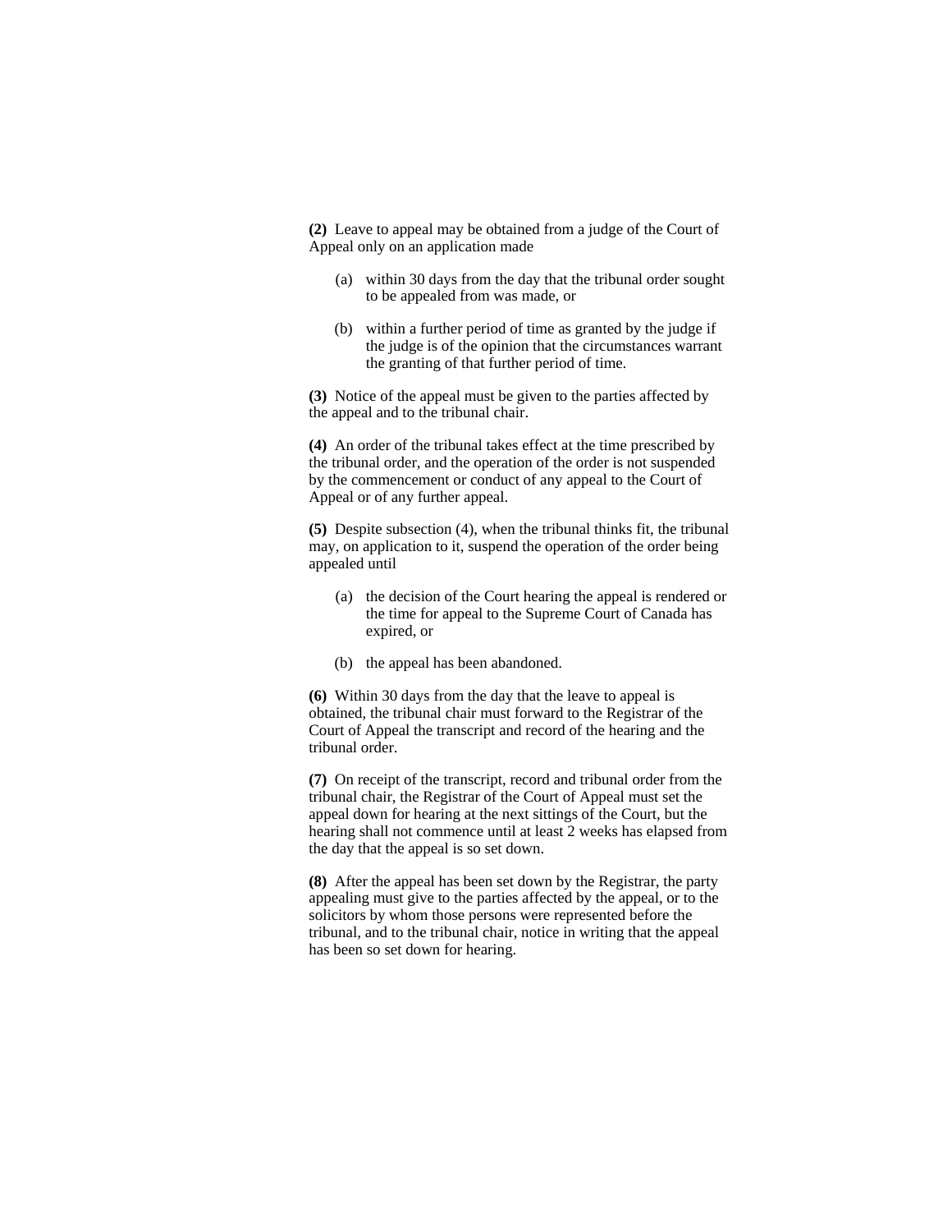**(2)** Leave to appeal may be obtained from a judge of the Court of Appeal only on an application made

(a) within 30 days from the day that the tribunal order sought to be appealed from was made, or

(b) within a further period of time as granted by the judge if the judge is of the opinion that the circumstances warrant the granting of that further period of time.

**(3)** Notice of the appeal must be given to the parties affected by the appeal and to the tribunal chair.

**(4)** An order of the tribunal takes effect at the time prescribed by the tribunal order, and the operation of the order is not suspended by the commencement or conduct of any appeal to the Court of Appeal or of any further appeal.

**(5)** Despite subsection (4), when the tribunal thinks fit, the tribunal may, on application to it, suspend the operation of the order being appealed until

(a) the decision of the Court hearing the appeal is rendered or the time for appeal to the Supreme Court of Canada has expired, or

(b) the appeal has been abandoned.

**(6)** Within 30 days from the day that the leave to appeal is obtained, the tribunal chair must forward to the Registrar of the Court of Appeal the transcript and record of the hearing and the tribunal order.

**(7)** On receipt of the transcript, record and tribunal order from the tribunal chair, the Registrar of the Court of Appeal must set the appeal down for hearing at the next sittings of the Court, but the hearing shall not commence until at least 2 weeks has elapsed from the day that the appeal is so set down.

**(8)** After the appeal has been set down by the Registrar, the party appealing must give to the parties affected by the appeal, or to the solicitors by whom those persons were represented before the tribunal, and to the tribunal chair, notice in writing that the appeal has been so set down for hearing.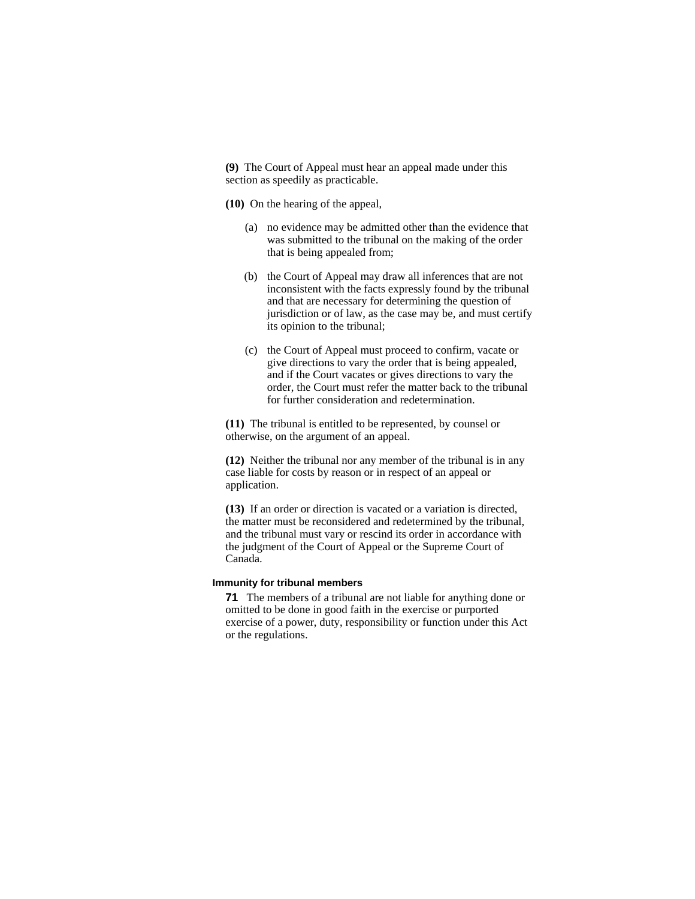**(9)** The Court of Appeal must hear an appeal made under this section as speedily as practicable.

**(10)** On the hearing of the appeal,

(a) no evidence may be admitted other than the evidence that was submitted to the tribunal on the making of the order that is being appealed from;

(b) the Court of Appeal may draw all inferences that are not inconsistent with the facts expressly found by the tribunal and that are necessary for determining the question of jurisdiction or of law, as the case may be, and must certify its opinion to the tribunal;

(c) the Court of Appeal must proceed to confirm, vacate or give directions to vary the order that is being appealed, and if the Court vacates or gives directions to vary the order, the Court must refer the matter back to the tribunal for further consideration and redetermination.

**(11)** The tribunal is entitled to be represented, by counsel or otherwise, on the argument of an appeal.

**(12)** Neither the tribunal nor any member of the tribunal is in any case liable for costs by reason or in respect of an appeal or application.

**(13)** If an order or direction is vacated or a variation is directed, the matter must be reconsidered and redetermined by the tribunal, and the tribunal must vary or rescind its order in accordance with the judgment of the Court of Appeal or the Supreme Court of Canada.

#### Immunity for tribunal members

**71** The members of a tribunal are not liable for anything done or omitted to be done in good faith in the exercise or purported exercise of a power, duty, responsibility or function under this Act or the regulations.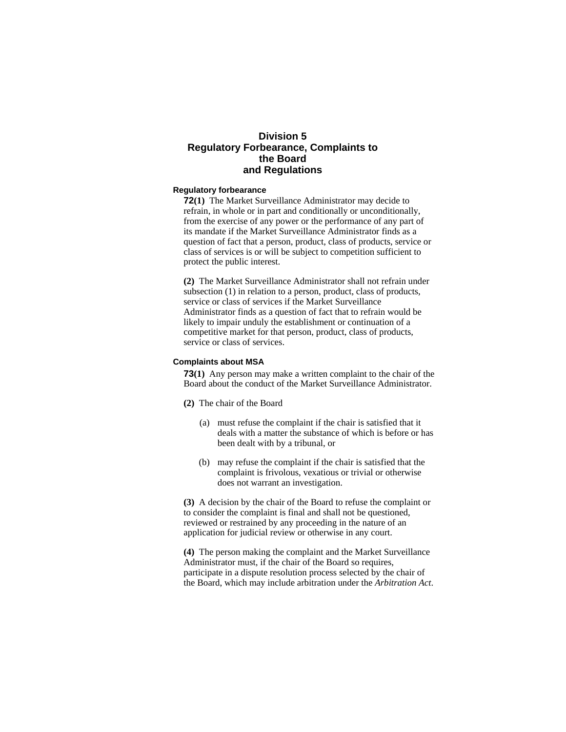## Division 5
## Regulatory Forbearance, Complaints to the Board and Regulations

**Regulatory forbearance**

**72(1)** The Market Surveillance Administrator may decide to refrain, in whole or in part and conditionally or unconditionally, from the exercise of any power or the performance of any part of its mandate if the Market Surveillance Administrator finds as a question of fact that a person, product, class of products, service or class of services is or will be subject to competition sufficient to protect the public interest.

**(2)** The Market Surveillance Administrator shall not refrain under subsection (1) in relation to a person, product, class of products, service or class of services if the Market Surveillance Administrator finds as a question of fact that to refrain would be likely to impair unduly the establishment or continuation of a competitive market for that person, product, class of products, service or class of services.

**Complaints about MSA**

**73(1)** Any person may make a written complaint to the chair of the Board about the conduct of the Market Surveillance Administrator.

**(2)** The chair of the Board

(a) must refuse the complaint if the chair is satisfied that it deals with a matter the substance of which is before or has been dealt with by a tribunal, or

(b) may refuse the complaint if the chair is satisfied that the complaint is frivolous, vexatious or trivial or otherwise does not warrant an investigation.

**(3)** A decision by the chair of the Board to refuse the complaint or to consider the complaint is final and shall not be questioned, reviewed or restrained by any proceeding in the nature of an application for judicial review or otherwise in any court.

**(4)** The person making the complaint and the Market Surveillance Administrator must, if the chair of the Board so requires, participate in a dispute resolution process selected by the chair of the Board, which may include arbitration under the *Arbitration Act*.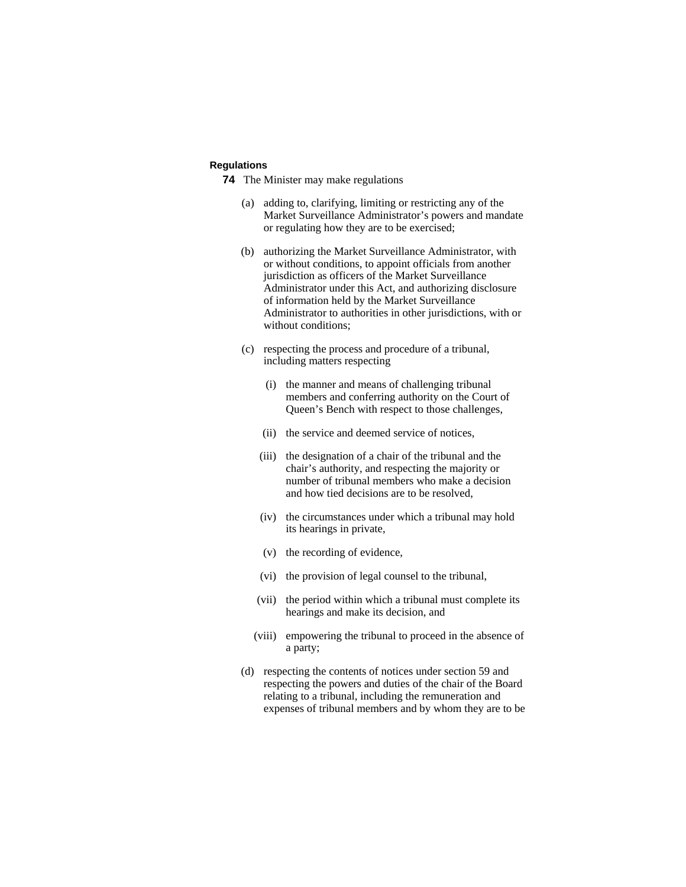**Regulations**

**74** The Minister may make regulations

(a) adding to, clarifying, limiting or restricting any of the Market Surveillance Administrator's powers and mandate or regulating how they are to be exercised;

(b) authorizing the Market Surveillance Administrator, with or without conditions, to appoint officials from another jurisdiction as officers of the Market Surveillance Administrator under this Act, and authorizing disclosure of information held by the Market Surveillance Administrator to authorities in other jurisdictions, with or without conditions;

(c) respecting the process and procedure of a tribunal, including matters respecting

(i) the manner and means of challenging tribunal members and conferring authority on the Court of Queen's Bench with respect to those challenges,

(ii) the service and deemed service of notices,

(iii) the designation of a chair of the tribunal and the chair's authority, and respecting the majority or number of tribunal members who make a decision and how tied decisions are to be resolved,

(iv) the circumstances under which a tribunal may hold its hearings in private,

(v) the recording of evidence,

(vi) the provision of legal counsel to the tribunal,

(vii) the period within which a tribunal must complete its hearings and make its decision, and

(viii) empowering the tribunal to proceed in the absence of a party;

(d) respecting the contents of notices under section 59 and respecting the powers and duties of the chair of the Board relating to a tribunal, including the remuneration and expenses of tribunal members and by whom they are to be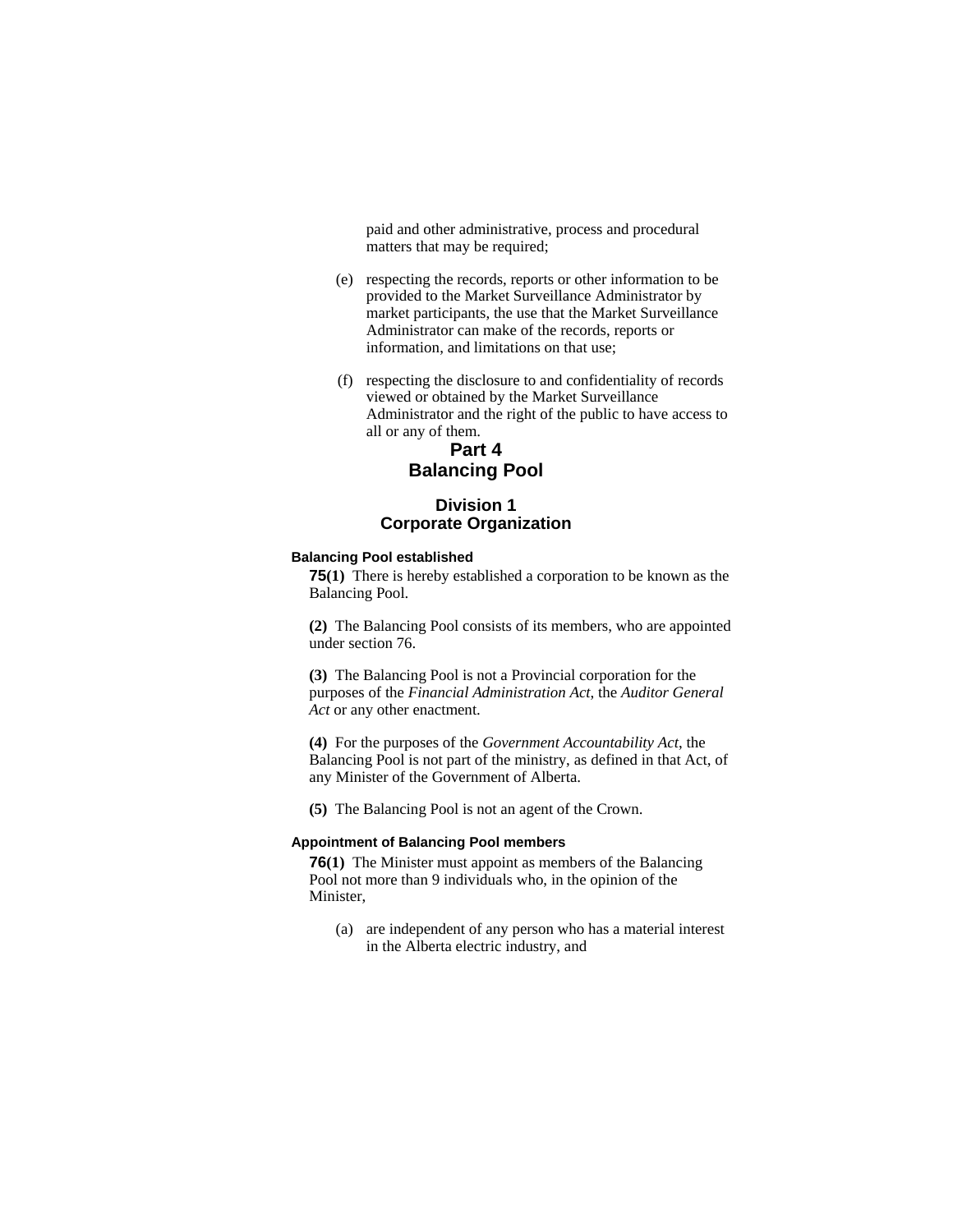paid and other administrative, process and procedural matters that may be required;

(e) respecting the records, reports or other information to be provided to the Market Surveillance Administrator by market participants, the use that the Market Surveillance Administrator can make of the records, reports or information, and limitations on that use;

(f) respecting the disclosure to and confidentiality of records viewed or obtained by the Market Surveillance Administrator and the right of the public to have access to all or any of them.

# Part 4
# Balancing Pool

## Division 1
## Corporate Organization

### Balancing Pool established

**75(1)** There is hereby established a corporation to be known as the Balancing Pool.

**(2)** The Balancing Pool consists of its members, who are appointed under section 76.

**(3)** The Balancing Pool is not a Provincial corporation for the purposes of the *Financial Administration Act*, the *Auditor General Act* or any other enactment.

**(4)** For the purposes of the *Government Accountability Act*, the Balancing Pool is not part of the ministry, as defined in that Act, of any Minister of the Government of Alberta.

**(5)** The Balancing Pool is not an agent of the Crown.

### Appointment of Balancing Pool members

**76(1)** The Minister must appoint as members of the Balancing Pool not more than 9 individuals who, in the opinion of the Minister,

(a) are independent of any person who has a material interest in the Alberta electric industry, and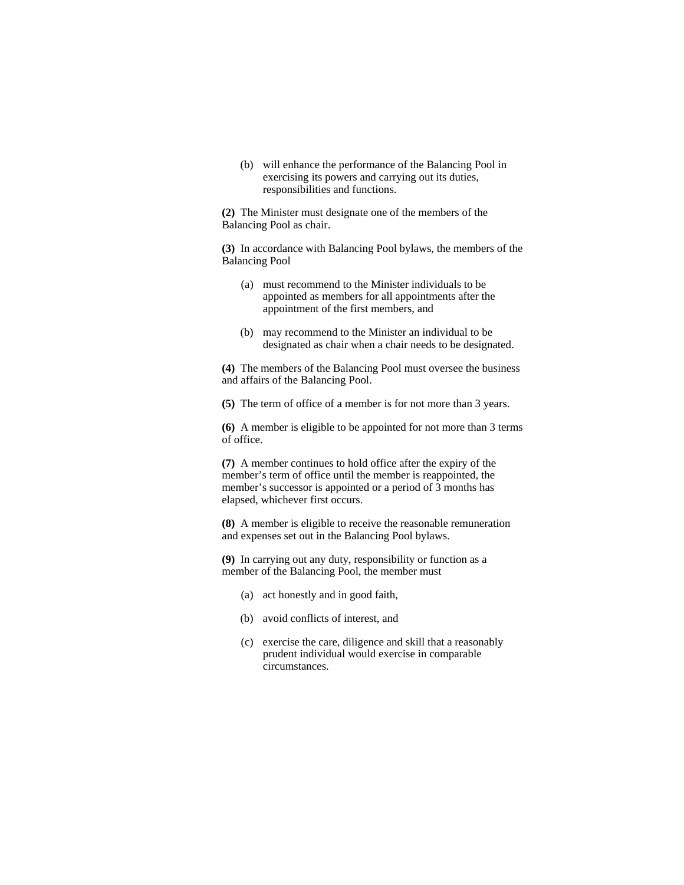(b) will enhance the performance of the Balancing Pool in exercising its powers and carrying out its duties, responsibilities and functions.

**(2)** The Minister must designate one of the members of the Balancing Pool as chair.

**(3)** In accordance with Balancing Pool bylaws, the members of the Balancing Pool

(a) must recommend to the Minister individuals to be appointed as members for all appointments after the appointment of the first members, and

(b) may recommend to the Minister an individual to be designated as chair when a chair needs to be designated.

**(4)** The members of the Balancing Pool must oversee the business and affairs of the Balancing Pool.

**(5)** The term of office of a member is for not more than 3 years.

**(6)** A member is eligible to be appointed for not more than 3 terms of office.

**(7)** A member continues to hold office after the expiry of the member's term of office until the member is reappointed, the member's successor is appointed or a period of 3 months has elapsed, whichever first occurs.

**(8)** A member is eligible to receive the reasonable remuneration and expenses set out in the Balancing Pool bylaws.

**(9)** In carrying out any duty, responsibility or function as a member of the Balancing Pool, the member must

(a) act honestly and in good faith,

(b) avoid conflicts of interest, and

(c) exercise the care, diligence and skill that a reasonably prudent individual would exercise in comparable circumstances.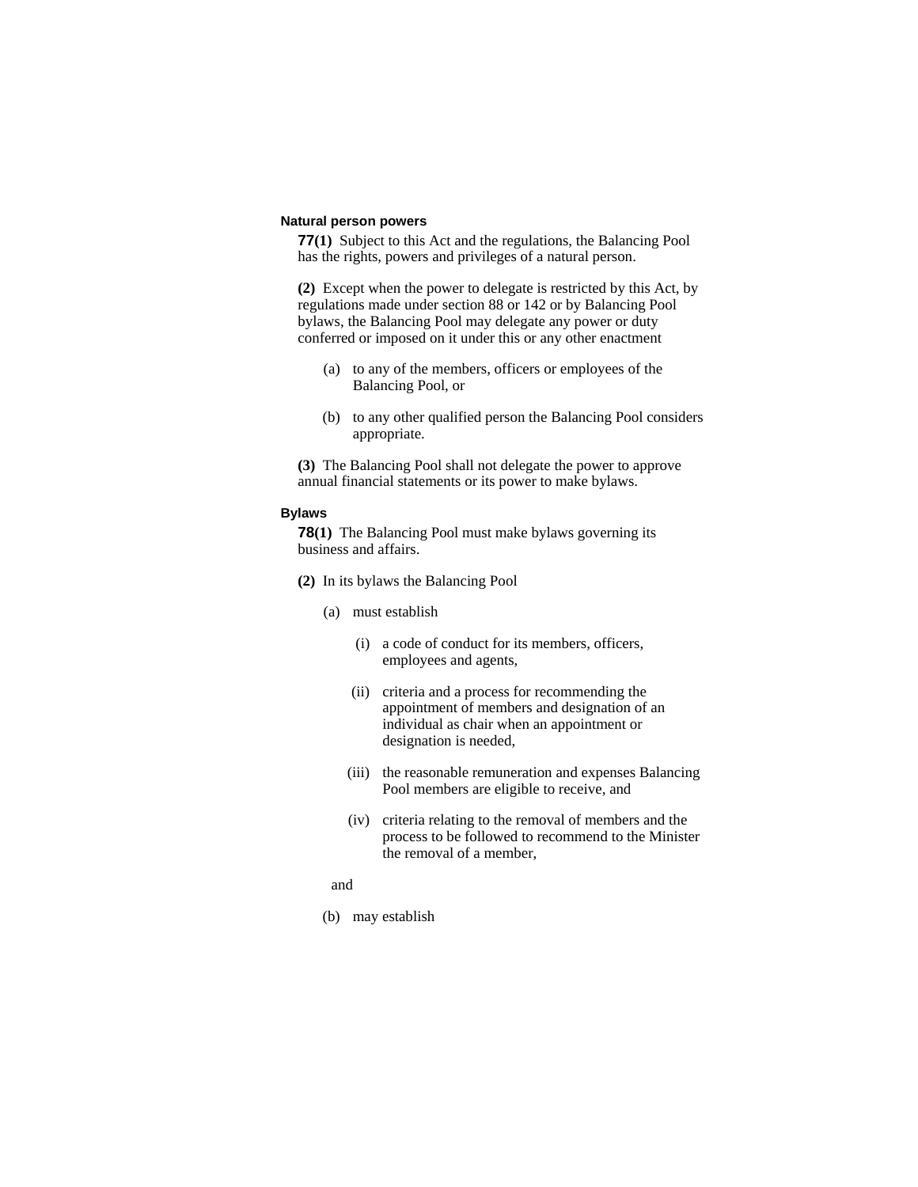### Natural person powers

**77(1)** Subject to this Act and the regulations, the Balancing Pool has the rights, powers and privileges of a natural person.

**(2)** Except when the power to delegate is restricted by this Act, by regulations made under section 88 or 142 or by Balancing Pool bylaws, the Balancing Pool may delegate any power or duty conferred or imposed on it under this or any other enactment

- (a) to any of the members, officers or employees of the Balancing Pool, or
- (b) to any other qualified person the Balancing Pool considers appropriate.

**(3)** The Balancing Pool shall not delegate the power to approve annual financial statements or its power to make bylaws.

### Bylaws

**78(1)** The Balancing Pool must make bylaws governing its business and affairs.

**(2)** In its bylaws the Balancing Pool

- (a) must establish
  - (i) a code of conduct for its members, officers, employees and agents,
  - (ii) criteria and a process for recommending the appointment of members and designation of an individual as chair when an appointment or designation is needed,
  - (iii) the reasonable remuneration and expenses Balancing Pool members are eligible to receive, and
  - (iv) criteria relating to the removal of members and the process to be followed to recommend to the Minister the removal of a member,

  and

- (b) may establish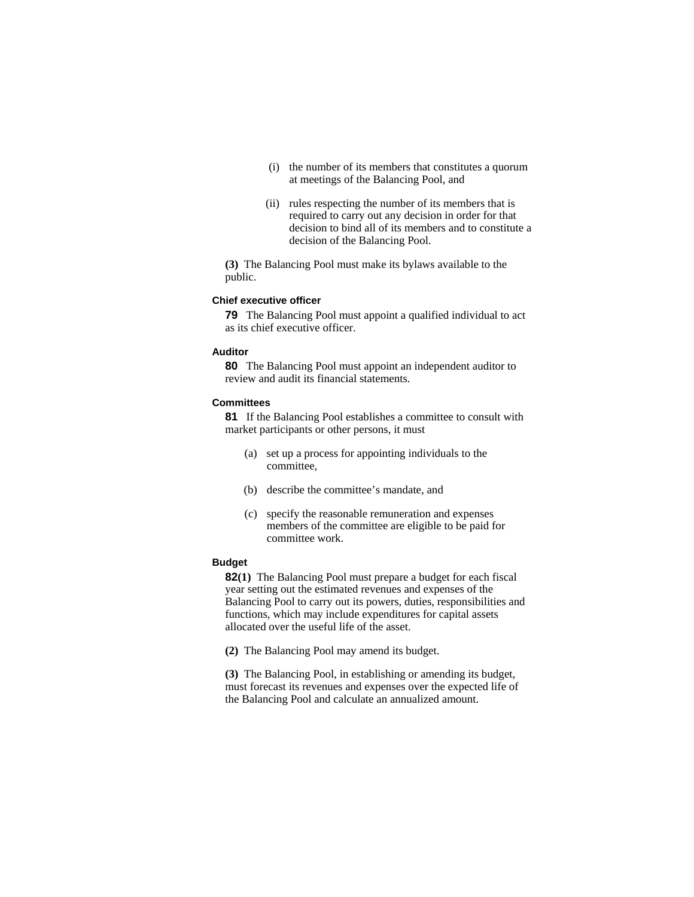(i) the number of its members that constitutes a quorum at meetings of the Balancing Pool, and

(ii) rules respecting the number of its members that is required to carry out any decision in order for that decision to bind all of its members and to constitute a decision of the Balancing Pool.

**(3)** The Balancing Pool must make its bylaws available to the public.

#### Chief executive officer

**79** The Balancing Pool must appoint a qualified individual to act as its chief executive officer.

#### Auditor

**80** The Balancing Pool must appoint an independent auditor to review and audit its financial statements.

#### Committees

**81** If the Balancing Pool establishes a committee to consult with market participants or other persons, it must

(a) set up a process for appointing individuals to the committee,

(b) describe the committee's mandate, and

(c) specify the reasonable remuneration and expenses members of the committee are eligible to be paid for committee work.

#### Budget

**82(1)** The Balancing Pool must prepare a budget for each fiscal year setting out the estimated revenues and expenses of the Balancing Pool to carry out its powers, duties, responsibilities and functions, which may include expenditures for capital assets allocated over the useful life of the asset.

**(2)** The Balancing Pool may amend its budget.

**(3)** The Balancing Pool, in establishing or amending its budget, must forecast its revenues and expenses over the expected life of the Balancing Pool and calculate an annualized amount.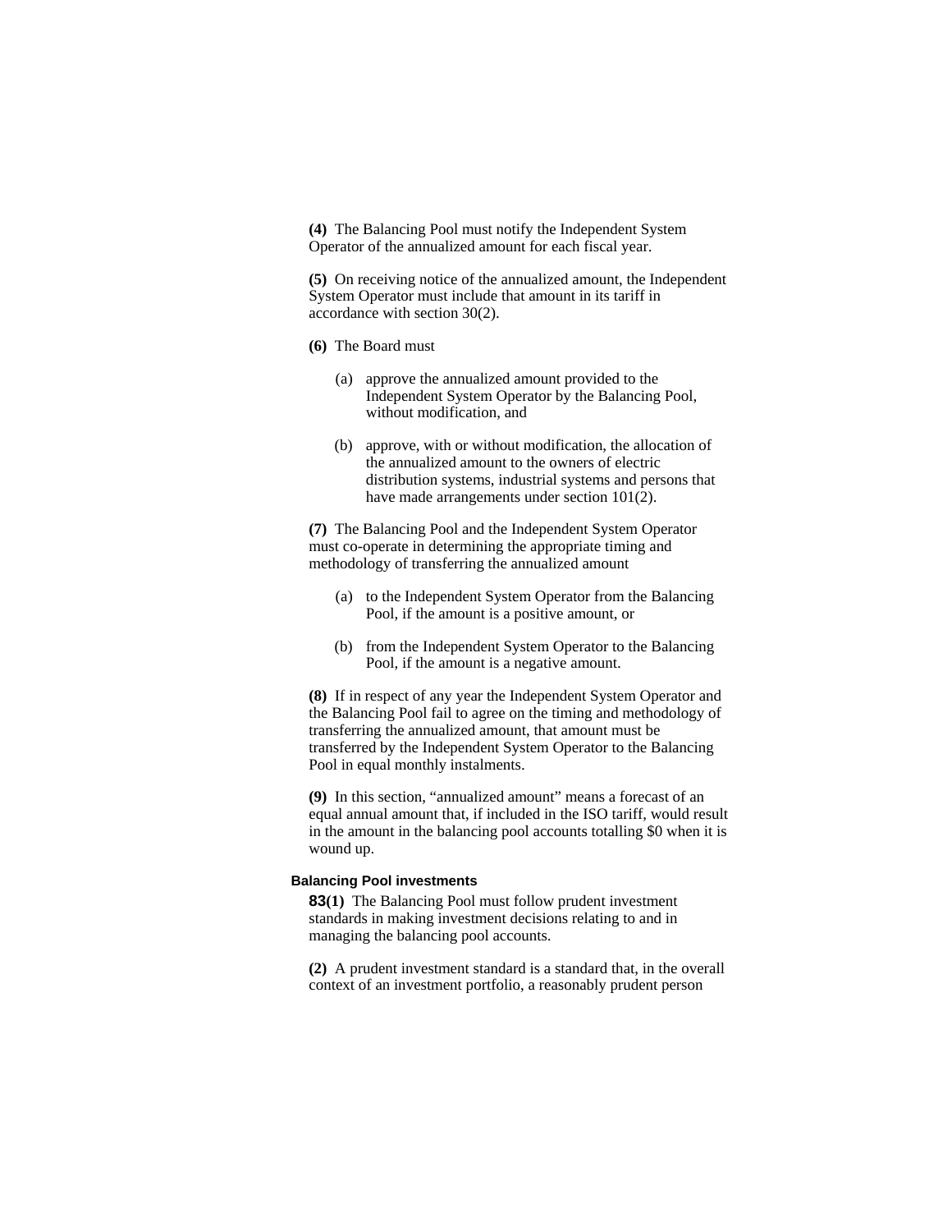**(4)** The Balancing Pool must notify the Independent System Operator of the annualized amount for each fiscal year.

**(5)** On receiving notice of the annualized amount, the Independent System Operator must include that amount in its tariff in accordance with section 30(2).

**(6)** The Board must

(a) approve the annualized amount provided to the Independent System Operator by the Balancing Pool, without modification, and

(b) approve, with or without modification, the allocation of the annualized amount to the owners of electric distribution systems, industrial systems and persons that have made arrangements under section 101(2).

**(7)** The Balancing Pool and the Independent System Operator must co-operate in determining the appropriate timing and methodology of transferring the annualized amount

(a) to the Independent System Operator from the Balancing Pool, if the amount is a positive amount, or

(b) from the Independent System Operator to the Balancing Pool, if the amount is a negative amount.

**(8)** If in respect of any year the Independent System Operator and the Balancing Pool fail to agree on the timing and methodology of transferring the annualized amount, that amount must be transferred by the Independent System Operator to the Balancing Pool in equal monthly instalments.

**(9)** In this section, "annualized amount" means a forecast of an equal annual amount that, if included in the ISO tariff, would result in the amount in the balancing pool accounts totalling $0 when it is wound up.

#### Balancing Pool investments

**83(1)** The Balancing Pool must follow prudent investment standards in making investment decisions relating to and in managing the balancing pool accounts.

**(2)** A prudent investment standard is a standard that, in the overall context of an investment portfolio, a reasonably prudent person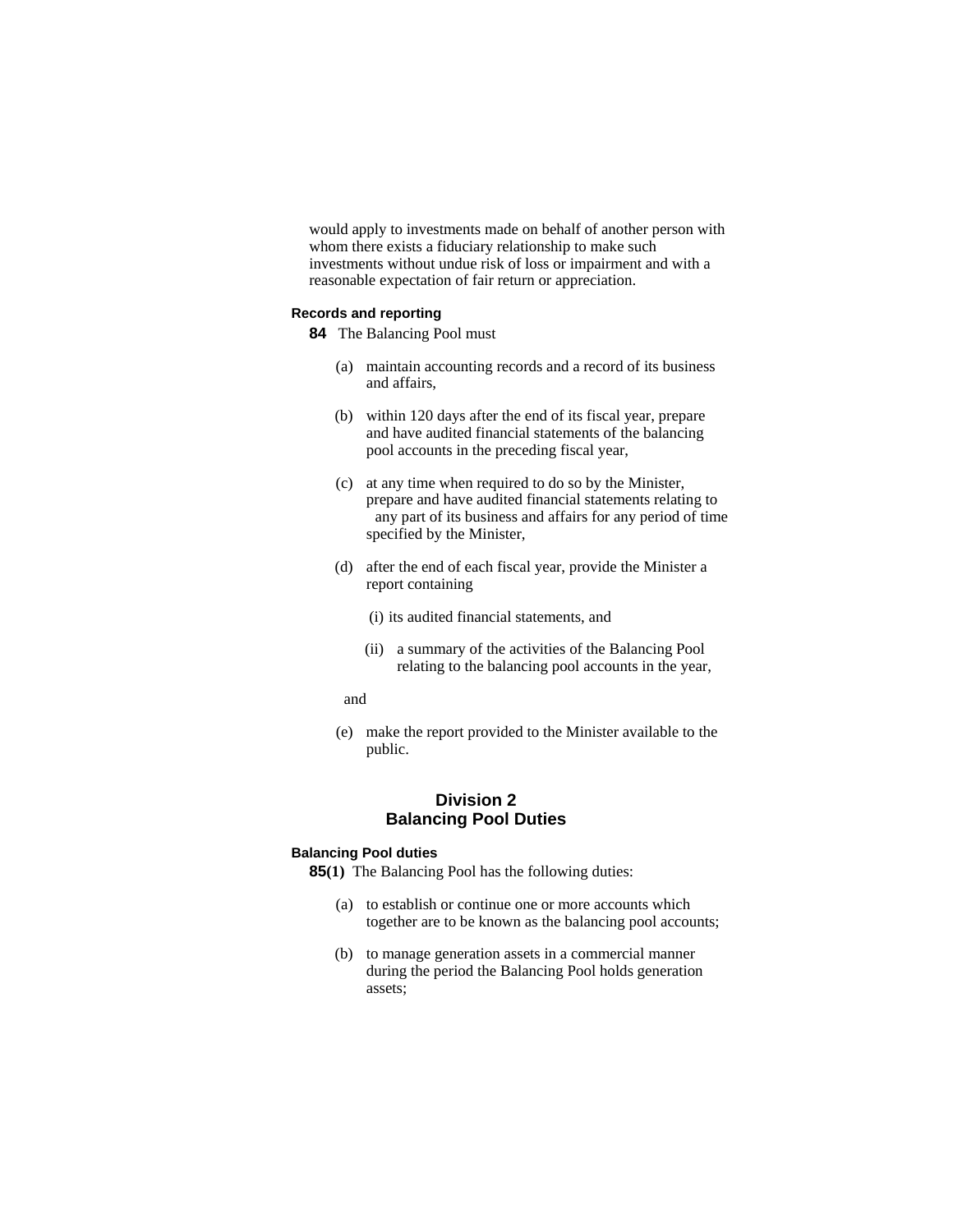would apply to investments made on behalf of another person with whom there exists a fiduciary relationship to make such investments without undue risk of loss or impairment and with a reasonable expectation of fair return or appreciation.

**Records and reporting**

**84** The Balancing Pool must

(a) maintain accounting records and a record of its business and affairs,

(b) within 120 days after the end of its fiscal year, prepare and have audited financial statements of the balancing pool accounts in the preceding fiscal year,

(c) at any time when required to do so by the Minister, prepare and have audited financial statements relating to any part of its business and affairs for any period of time specified by the Minister,

(d) after the end of each fiscal year, provide the Minister a report containing

(i) its audited financial statements, and

(ii) a summary of the activities of the Balancing Pool relating to the balancing pool accounts in the year,

and

(e) make the report provided to the Minister available to the public.

## Division 2
## Balancing Pool Duties

**Balancing Pool duties**

**85(1)** The Balancing Pool has the following duties:

(a) to establish or continue one or more accounts which together are to be known as the balancing pool accounts;

(b) to manage generation assets in a commercial manner during the period the Balancing Pool holds generation assets;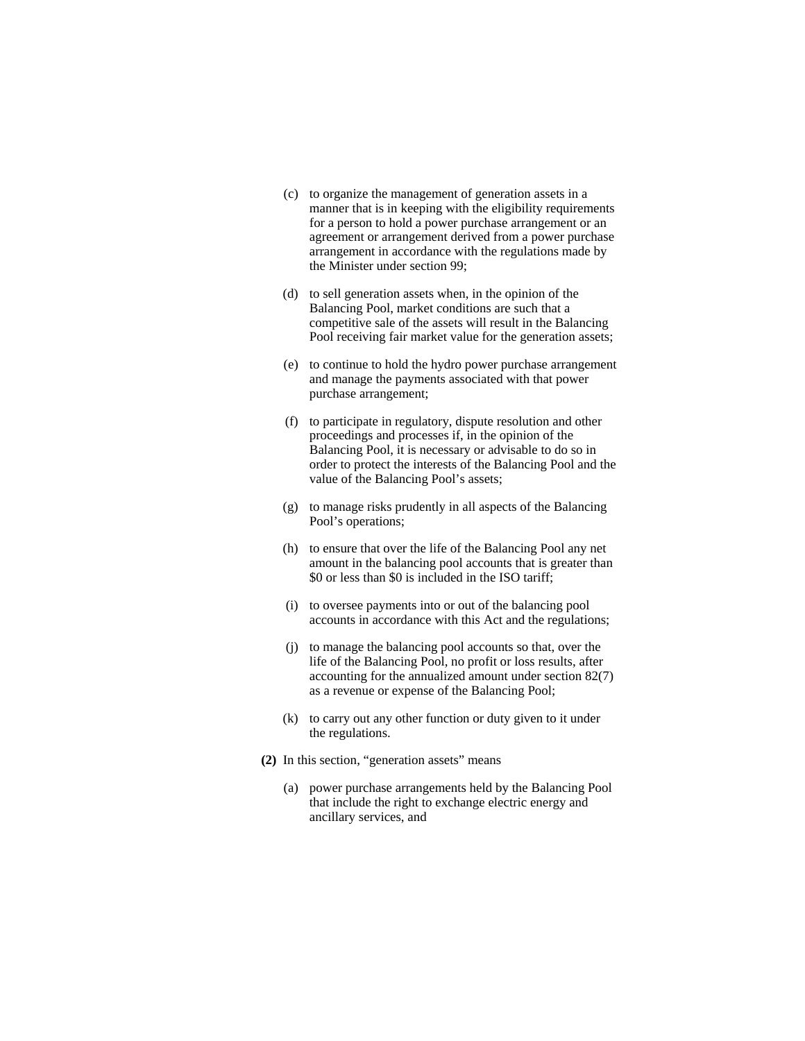(c) to organize the management of generation assets in a manner that is in keeping with the eligibility requirements for a person to hold a power purchase arrangement or an agreement or arrangement derived from a power purchase arrangement in accordance with the regulations made by the Minister under section 99;

(d) to sell generation assets when, in the opinion of the Balancing Pool, market conditions are such that a competitive sale of the assets will result in the Balancing Pool receiving fair market value for the generation assets;

(e) to continue to hold the hydro power purchase arrangement and manage the payments associated with that power purchase arrangement;

(f) to participate in regulatory, dispute resolution and other proceedings and processes if, in the opinion of the Balancing Pool, it is necessary or advisable to do so in order to protect the interests of the Balancing Pool and the value of the Balancing Pool's assets;

(g) to manage risks prudently in all aspects of the Balancing Pool's operations;

(h) to ensure that over the life of the Balancing Pool any net amount in the balancing pool accounts that is greater than $0 or less than $0 is included in the ISO tariff;

(i) to oversee payments into or out of the balancing pool accounts in accordance with this Act and the regulations;

(j) to manage the balancing pool accounts so that, over the life of the Balancing Pool, no profit or loss results, after accounting for the annualized amount under section 82(7) as a revenue or expense of the Balancing Pool;

(k) to carry out any other function or duty given to it under the regulations.

**(2)** In this section, "generation assets" means

(a) power purchase arrangements held by the Balancing Pool that include the right to exchange electric energy and ancillary services, and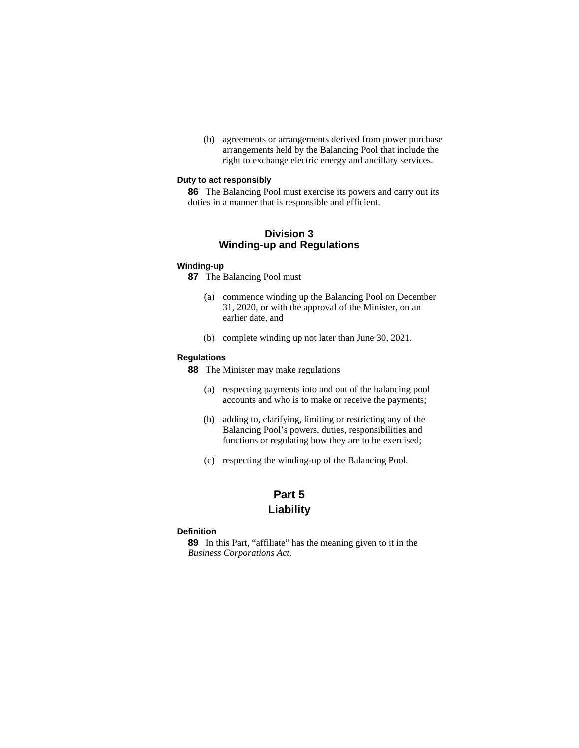(b) agreements or arrangements derived from power purchase arrangements held by the Balancing Pool that include the right to exchange electric energy and ancillary services.

**Duty to act responsibly**

**86** The Balancing Pool must exercise its powers and carry out its duties in a manner that is responsible and efficient.

## Division 3
## Winding-up and Regulations

**Winding-up**

**87** The Balancing Pool must

(a) commence winding up the Balancing Pool on December 31, 2020, or with the approval of the Minister, on an earlier date, and

(b) complete winding up not later than June 30, 2021.

**Regulations**

**88** The Minister may make regulations

(a) respecting payments into and out of the balancing pool accounts and who is to make or receive the payments;

(b) adding to, clarifying, limiting or restricting any of the Balancing Pool's powers, duties, responsibilities and functions or regulating how they are to be exercised;

(c) respecting the winding-up of the Balancing Pool.

# Part 5
# Liability

**Definition**

**89** In this Part, "affiliate" has the meaning given to it in the *Business Corporations Act*.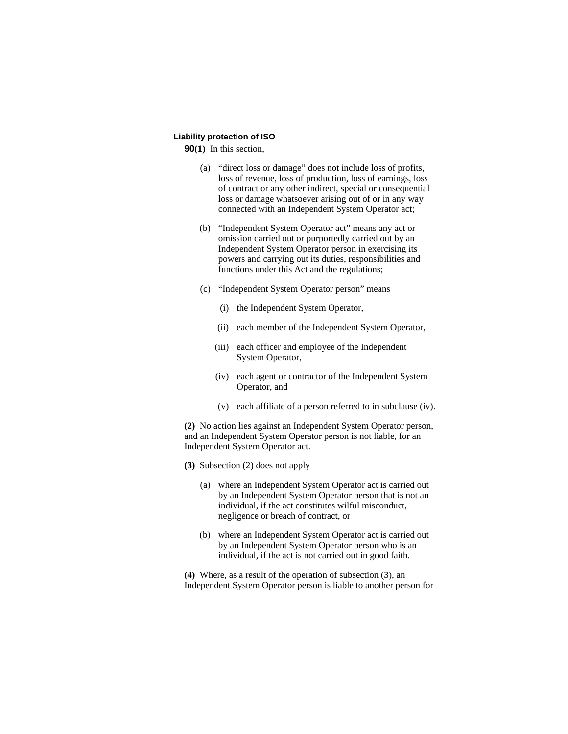**Liability protection of ISO**

**90(1)** In this section,

(a) "direct loss or damage" does not include loss of profits, loss of revenue, loss of production, loss of earnings, loss of contract or any other indirect, special or consequential loss or damage whatsoever arising out of or in any way connected with an Independent System Operator act;

(b) "Independent System Operator act" means any act or omission carried out or purportedly carried out by an Independent System Operator person in exercising its powers and carrying out its duties, responsibilities and functions under this Act and the regulations;

(c) "Independent System Operator person" means

(i) the Independent System Operator,

(ii) each member of the Independent System Operator,

(iii) each officer and employee of the Independent System Operator,

(iv) each agent or contractor of the Independent System Operator, and

(v) each affiliate of a person referred to in subclause (iv).

**(2)** No action lies against an Independent System Operator person, and an Independent System Operator person is not liable, for an Independent System Operator act.

**(3)** Subsection (2) does not apply

(a) where an Independent System Operator act is carried out by an Independent System Operator person that is not an individual, if the act constitutes wilful misconduct, negligence or breach of contract, or

(b) where an Independent System Operator act is carried out by an Independent System Operator person who is an individual, if the act is not carried out in good faith.

**(4)** Where, as a result of the operation of subsection (3), an Independent System Operator person is liable to another person for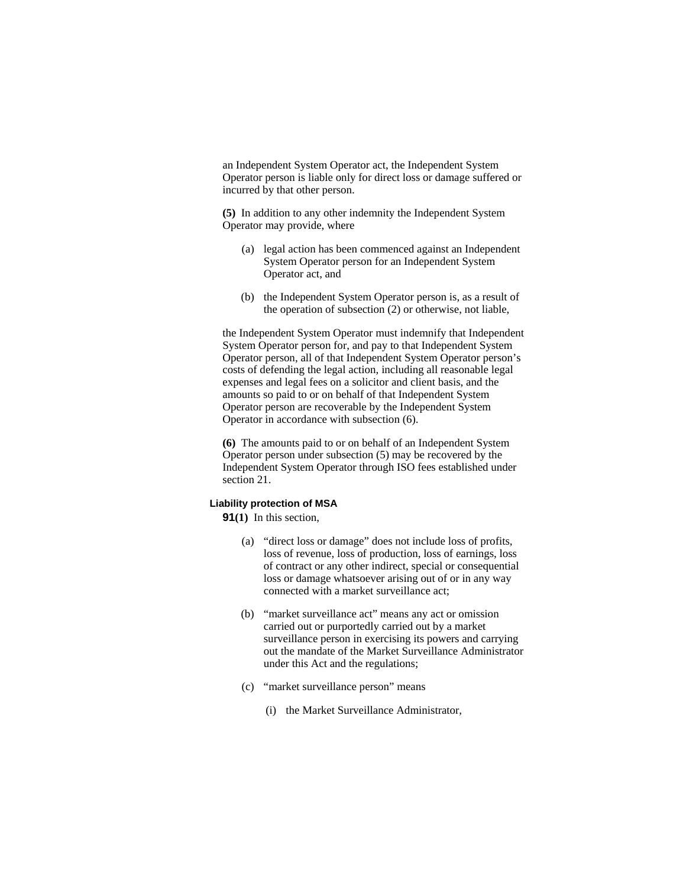an Independent System Operator act, the Independent System Operator person is liable only for direct loss or damage suffered or incurred by that other person.

**(5)** In addition to any other indemnity the Independent System Operator may provide, where

(a) legal action has been commenced against an Independent System Operator person for an Independent System Operator act, and

(b) the Independent System Operator person is, as a result of the operation of subsection (2) or otherwise, not liable,

the Independent System Operator must indemnify that Independent System Operator person for, and pay to that Independent System Operator person, all of that Independent System Operator person's costs of defending the legal action, including all reasonable legal expenses and legal fees on a solicitor and client basis, and the amounts so paid to or on behalf of that Independent System Operator person are recoverable by the Independent System Operator in accordance with subsection (6).

**(6)** The amounts paid to or on behalf of an Independent System Operator person under subsection (5) may be recovered by the Independent System Operator through ISO fees established under section 21.

**Liability protection of MSA**

**91(1)** In this section,

(a) "direct loss or damage" does not include loss of profits, loss of revenue, loss of production, loss of earnings, loss of contract or any other indirect, special or consequential loss or damage whatsoever arising out of or in any way connected with a market surveillance act;

(b) "market surveillance act" means any act or omission carried out or purportedly carried out by a market surveillance person in exercising its powers and carrying out the mandate of the Market Surveillance Administrator under this Act and the regulations;

(c) "market surveillance person" means

(i) the Market Surveillance Administrator,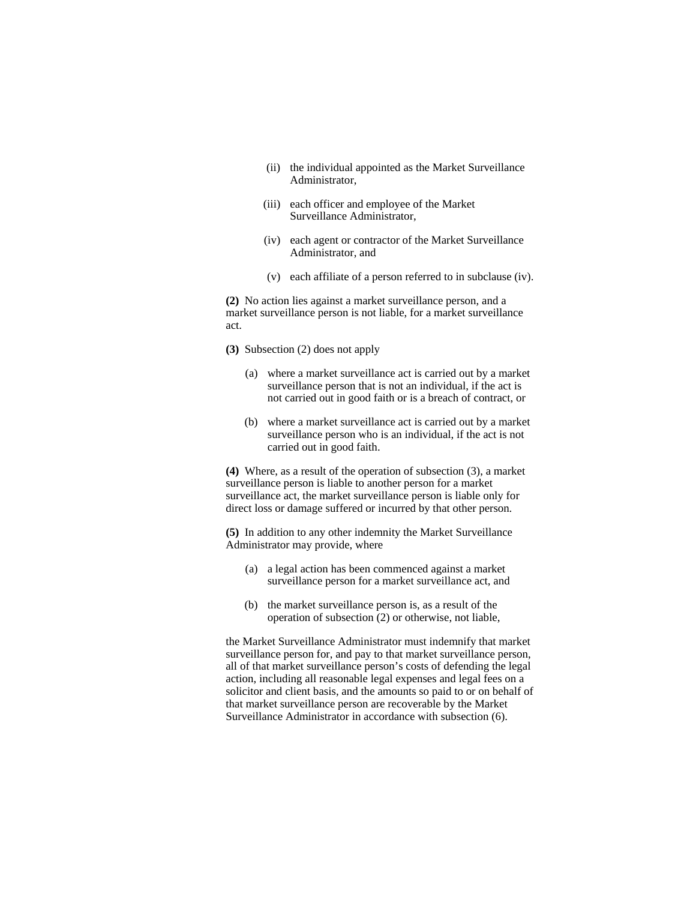(ii) the individual appointed as the Market Surveillance Administrator,

(iii) each officer and employee of the Market Surveillance Administrator,

(iv) each agent or contractor of the Market Surveillance Administrator, and

(v) each affiliate of a person referred to in subclause (iv).

**(2)** No action lies against a market surveillance person, and a market surveillance person is not liable, for a market surveillance act.

**(3)** Subsection (2) does not apply

(a) where a market surveillance act is carried out by a market surveillance person that is not an individual, if the act is not carried out in good faith or is a breach of contract, or

(b) where a market surveillance act is carried out by a market surveillance person who is an individual, if the act is not carried out in good faith.

**(4)** Where, as a result of the operation of subsection (3), a market surveillance person is liable to another person for a market surveillance act, the market surveillance person is liable only for direct loss or damage suffered or incurred by that other person.

**(5)** In addition to any other indemnity the Market Surveillance Administrator may provide, where

(a) a legal action has been commenced against a market surveillance person for a market surveillance act, and

(b) the market surveillance person is, as a result of the operation of subsection (2) or otherwise, not liable,

the Market Surveillance Administrator must indemnify that market surveillance person for, and pay to that market surveillance person, all of that market surveillance person's costs of defending the legal action, including all reasonable legal expenses and legal fees on a solicitor and client basis, and the amounts so paid to or on behalf of that market surveillance person are recoverable by the Market Surveillance Administrator in accordance with subsection (6).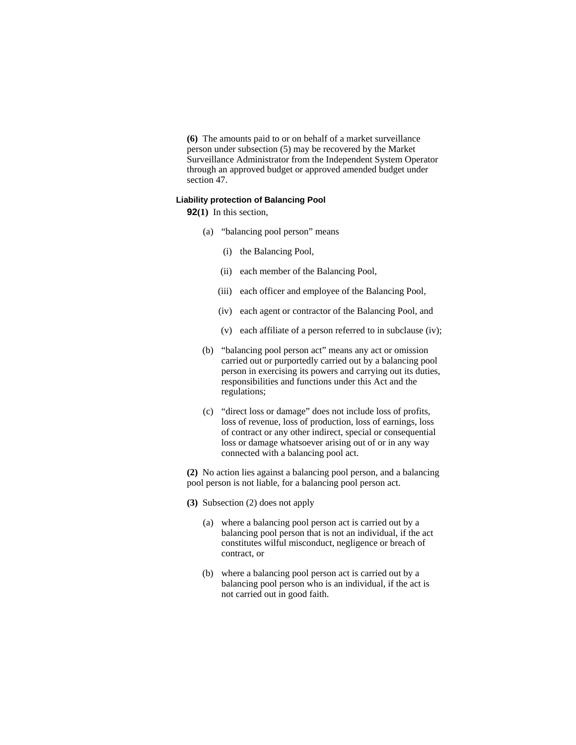**(6)** The amounts paid to or on behalf of a market surveillance person under subsection (5) may be recovered by the Market Surveillance Administrator from the Independent System Operator through an approved budget or approved amended budget under section 47.

### Liability protection of Balancing Pool

**92(1)** In this section,

(a) "balancing pool person" means

(i) the Balancing Pool,

(ii) each member of the Balancing Pool,

(iii) each officer and employee of the Balancing Pool,

(iv) each agent or contractor of the Balancing Pool, and

(v) each affiliate of a person referred to in subclause (iv);

(b) "balancing pool person act" means any act or omission carried out or purportedly carried out by a balancing pool person in exercising its powers and carrying out its duties, responsibilities and functions under this Act and the regulations;

(c) "direct loss or damage" does not include loss of profits, loss of revenue, loss of production, loss of earnings, loss of contract or any other indirect, special or consequential loss or damage whatsoever arising out of or in any way connected with a balancing pool act.

**(2)** No action lies against a balancing pool person, and a balancing pool person is not liable, for a balancing pool person act.

**(3)** Subsection (2) does not apply

(a) where a balancing pool person act is carried out by a balancing pool person that is not an individual, if the act constitutes wilful misconduct, negligence or breach of contract, or

(b) where a balancing pool person act is carried out by a balancing pool person who is an individual, if the act is not carried out in good faith.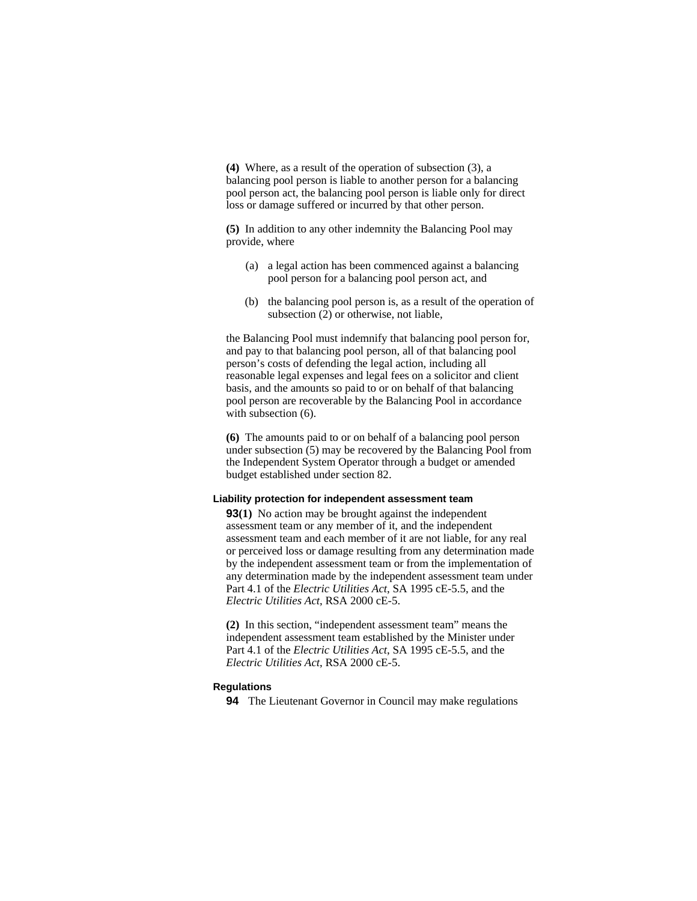**(4)** Where, as a result of the operation of subsection (3), a balancing pool person is liable to another person for a balancing pool person act, the balancing pool person is liable only for direct loss or damage suffered or incurred by that other person.

**(5)** In addition to any other indemnity the Balancing Pool may provide, where

(a) a legal action has been commenced against a balancing pool person for a balancing pool person act, and

(b) the balancing pool person is, as a result of the operation of subsection (2) or otherwise, not liable,

the Balancing Pool must indemnify that balancing pool person for, and pay to that balancing pool person, all of that balancing pool person's costs of defending the legal action, including all reasonable legal expenses and legal fees on a solicitor and client basis, and the amounts so paid to or on behalf of that balancing pool person are recoverable by the Balancing Pool in accordance with subsection (6).

**(6)** The amounts paid to or on behalf of a balancing pool person under subsection (5) may be recovered by the Balancing Pool from the Independent System Operator through a budget or amended budget established under section 82.

#### Liability protection for independent assessment team

**93(1)** No action may be brought against the independent assessment team or any member of it, and the independent assessment team and each member of it are not liable, for any real or perceived loss or damage resulting from any determination made by the independent assessment team or from the implementation of any determination made by the independent assessment team under Part 4.1 of the *Electric Utilities Act*, SA 1995 cE-5.5, and the *Electric Utilities Act*, RSA 2000 cE-5.

**(2)** In this section, "independent assessment team" means the independent assessment team established by the Minister under Part 4.1 of the *Electric Utilities Act*, SA 1995 cE-5.5, and the *Electric Utilities Act*, RSA 2000 cE-5.

#### Regulations

**94** The Lieutenant Governor in Council may make regulations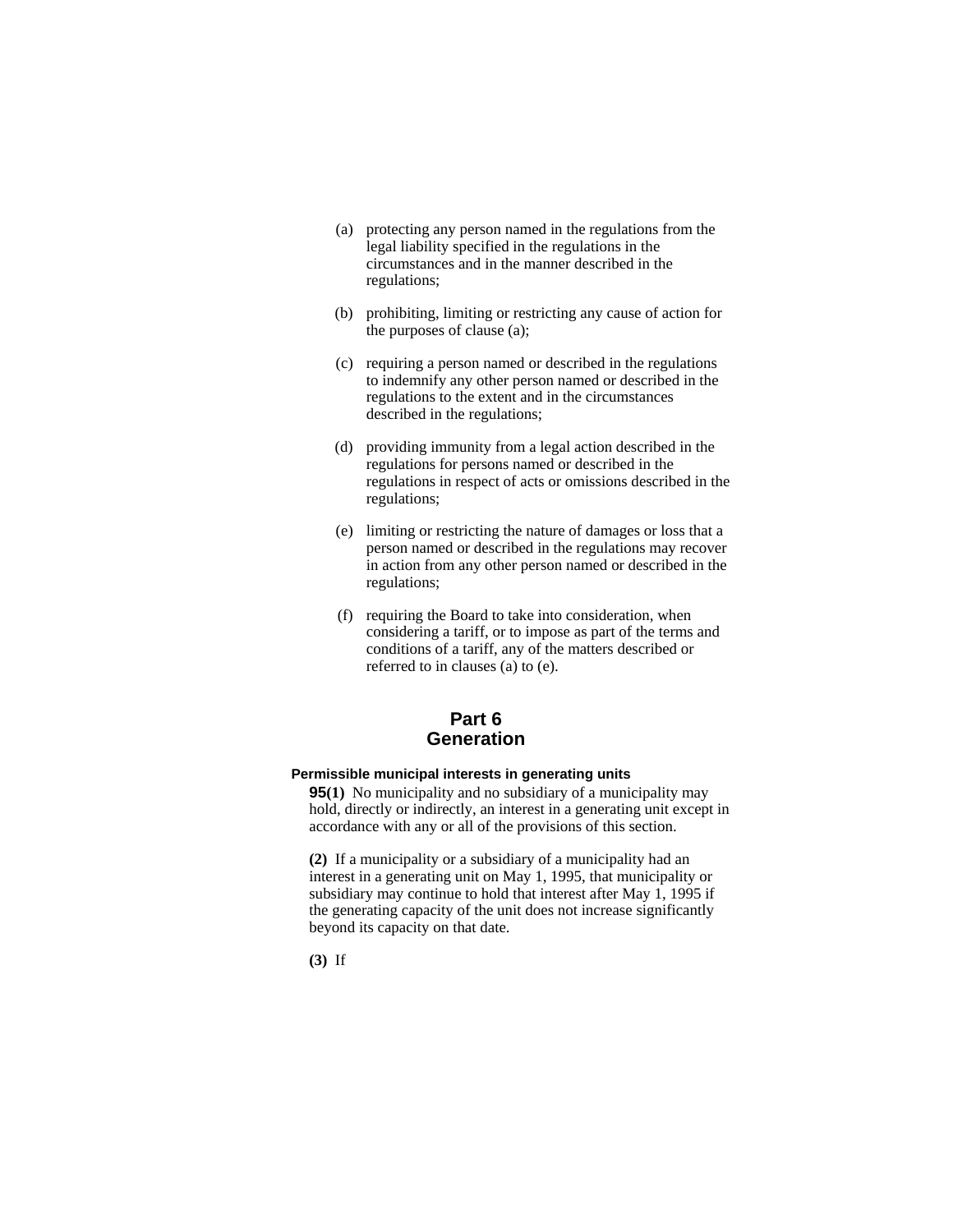(a) protecting any person named in the regulations from the legal liability specified in the regulations in the circumstances and in the manner described in the regulations;

(b) prohibiting, limiting or restricting any cause of action for the purposes of clause (a);

(c) requiring a person named or described in the regulations to indemnify any other person named or described in the regulations to the extent and in the circumstances described in the regulations;

(d) providing immunity from a legal action described in the regulations for persons named or described in the regulations in respect of acts or omissions described in the regulations;

(e) limiting or restricting the nature of damages or loss that a person named or described in the regulations may recover in action from any other person named or described in the regulations;

(f) requiring the Board to take into consideration, when considering a tariff, or to impose as part of the terms and conditions of a tariff, any of the matters described or referred to in clauses (a) to (e).

## Part 6
## Generation

#### Permissible municipal interests in generating units

**95(1)** No municipality and no subsidiary of a municipality may hold, directly or indirectly, an interest in a generating unit except in accordance with any or all of the provisions of this section.

**(2)** If a municipality or a subsidiary of a municipality had an interest in a generating unit on May 1, 1995, that municipality or subsidiary may continue to hold that interest after May 1, 1995 if the generating capacity of the unit does not increase significantly beyond its capacity on that date.

**(3)** If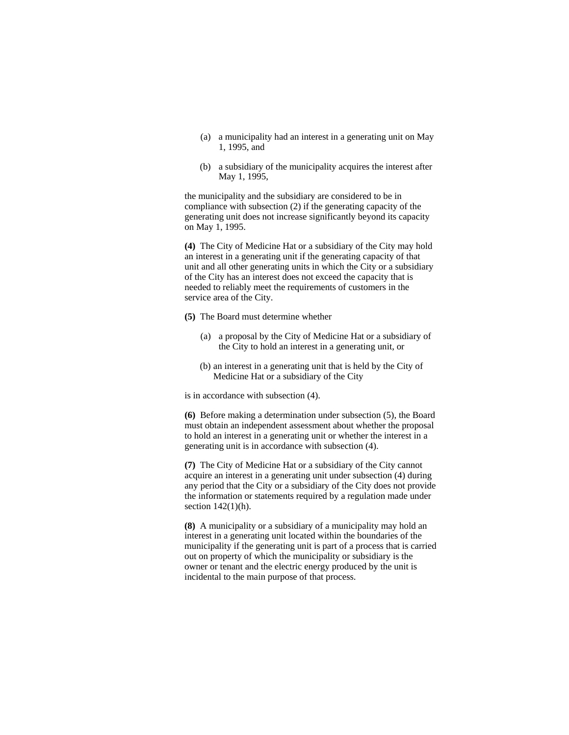(a) a municipality had an interest in a generating unit on May 1, 1995, and

(b) a subsidiary of the municipality acquires the interest after May 1, 1995,

the municipality and the subsidiary are considered to be in compliance with subsection (2) if the generating capacity of the generating unit does not increase significantly beyond its capacity on May 1, 1995.

**(4)** The City of Medicine Hat or a subsidiary of the City may hold an interest in a generating unit if the generating capacity of that unit and all other generating units in which the City or a subsidiary of the City has an interest does not exceed the capacity that is needed to reliably meet the requirements of customers in the service area of the City.

**(5)** The Board must determine whether

(a) a proposal by the City of Medicine Hat or a subsidiary of the City to hold an interest in a generating unit, or

(b) an interest in a generating unit that is held by the City of Medicine Hat or a subsidiary of the City

is in accordance with subsection (4).

**(6)** Before making a determination under subsection (5), the Board must obtain an independent assessment about whether the proposal to hold an interest in a generating unit or whether the interest in a generating unit is in accordance with subsection (4).

**(7)** The City of Medicine Hat or a subsidiary of the City cannot acquire an interest in a generating unit under subsection (4) during any period that the City or a subsidiary of the City does not provide the information or statements required by a regulation made under section 142(1)(h).

**(8)** A municipality or a subsidiary of a municipality may hold an interest in a generating unit located within the boundaries of the municipality if the generating unit is part of a process that is carried out on property of which the municipality or subsidiary is the owner or tenant and the electric energy produced by the unit is incidental to the main purpose of that process.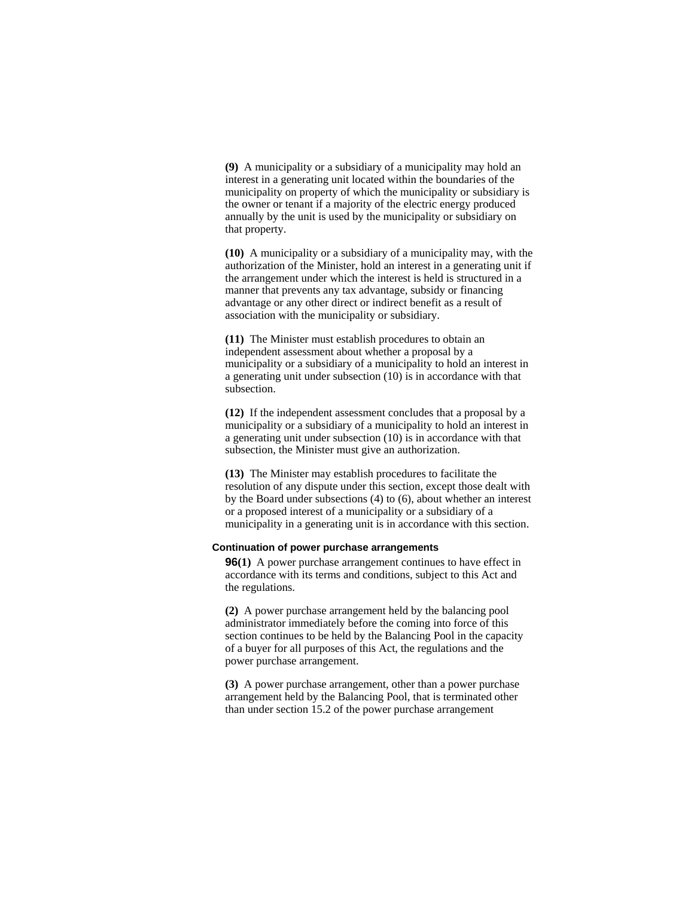**(9)** A municipality or a subsidiary of a municipality may hold an interest in a generating unit located within the boundaries of the municipality on property of which the municipality or subsidiary is the owner or tenant if a majority of the electric energy produced annually by the unit is used by the municipality or subsidiary on that property.

**(10)** A municipality or a subsidiary of a municipality may, with the authorization of the Minister, hold an interest in a generating unit if the arrangement under which the interest is held is structured in a manner that prevents any tax advantage, subsidy or financing advantage or any other direct or indirect benefit as a result of association with the municipality or subsidiary.

**(11)** The Minister must establish procedures to obtain an independent assessment about whether a proposal by a municipality or a subsidiary of a municipality to hold an interest in a generating unit under subsection (10) is in accordance with that subsection.

**(12)** If the independent assessment concludes that a proposal by a municipality or a subsidiary of a municipality to hold an interest in a generating unit under subsection (10) is in accordance with that subsection, the Minister must give an authorization.

**(13)** The Minister may establish procedures to facilitate the resolution of any dispute under this section, except those dealt with by the Board under subsections (4) to (6), about whether an interest or a proposed interest of a municipality or a subsidiary of a municipality in a generating unit is in accordance with this section.

**Continuation of power purchase arrangements**

**96(1)** A power purchase arrangement continues to have effect in accordance with its terms and conditions, subject to this Act and the regulations.

**(2)** A power purchase arrangement held by the balancing pool administrator immediately before the coming into force of this section continues to be held by the Balancing Pool in the capacity of a buyer for all purposes of this Act, the regulations and the power purchase arrangement.

**(3)** A power purchase arrangement, other than a power purchase arrangement held by the Balancing Pool, that is terminated other than under section 15.2 of the power purchase arrangement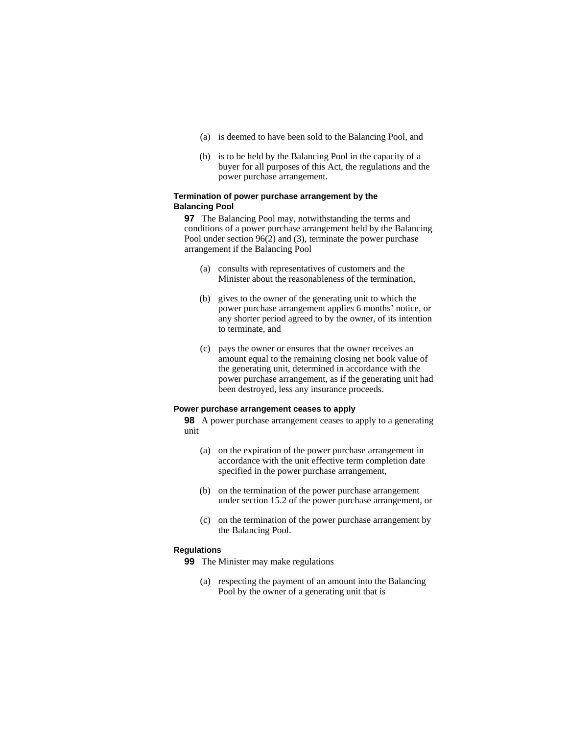(a) is deemed to have been sold to the Balancing Pool, and

(b) is to be held by the Balancing Pool in the capacity of a buyer for all purposes of this Act, the regulations and the power purchase arrangement.

**Termination of power purchase arrangement by the Balancing Pool**

**97** The Balancing Pool may, notwithstanding the terms and conditions of a power purchase arrangement held by the Balancing Pool under section 96(2) and (3), terminate the power purchase arrangement if the Balancing Pool

(a) consults with representatives of customers and the Minister about the reasonableness of the termination,

(b) gives to the owner of the generating unit to which the power purchase arrangement applies 6 months' notice, or any shorter period agreed to by the owner, of its intention to terminate, and

(c) pays the owner or ensures that the owner receives an amount equal to the remaining closing net book value of the generating unit, determined in accordance with the power purchase arrangement, as if the generating unit had been destroyed, less any insurance proceeds.

**Power purchase arrangement ceases to apply**

**98** A power purchase arrangement ceases to apply to a generating unit

(a) on the expiration of the power purchase arrangement in accordance with the unit effective term completion date specified in the power purchase arrangement,

(b) on the termination of the power purchase arrangement under section 15.2 of the power purchase arrangement, or

(c) on the termination of the power purchase arrangement by the Balancing Pool.

**Regulations**

**99** The Minister may make regulations

(a) respecting the payment of an amount into the Balancing Pool by the owner of a generating unit that is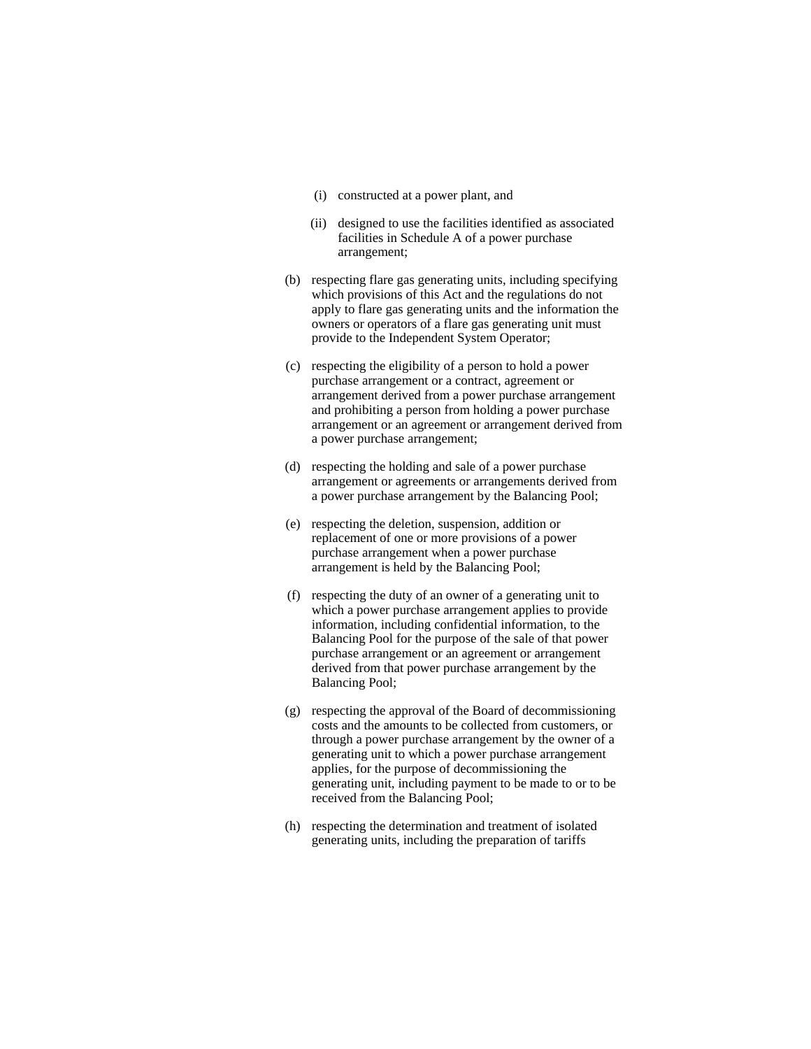(i) constructed at a power plant, and

(ii) designed to use the facilities identified as associated facilities in Schedule A of a power purchase arrangement;

(b) respecting flare gas generating units, including specifying which provisions of this Act and the regulations do not apply to flare gas generating units and the information the owners or operators of a flare gas generating unit must provide to the Independent System Operator;

(c) respecting the eligibility of a person to hold a power purchase arrangement or a contract, agreement or arrangement derived from a power purchase arrangement and prohibiting a person from holding a power purchase arrangement or an agreement or arrangement derived from a power purchase arrangement;

(d) respecting the holding and sale of a power purchase arrangement or agreements or arrangements derived from a power purchase arrangement by the Balancing Pool;

(e) respecting the deletion, suspension, addition or replacement of one or more provisions of a power purchase arrangement when a power purchase arrangement is held by the Balancing Pool;

(f) respecting the duty of an owner of a generating unit to which a power purchase arrangement applies to provide information, including confidential information, to the Balancing Pool for the purpose of the sale of that power purchase arrangement or an agreement or arrangement derived from that power purchase arrangement by the Balancing Pool;

(g) respecting the approval of the Board of decommissioning costs and the amounts to be collected from customers, or through a power purchase arrangement by the owner of a generating unit to which a power purchase arrangement applies, for the purpose of decommissioning the generating unit, including payment to be made to or to be received from the Balancing Pool;

(h) respecting the determination and treatment of isolated generating units, including the preparation of tariffs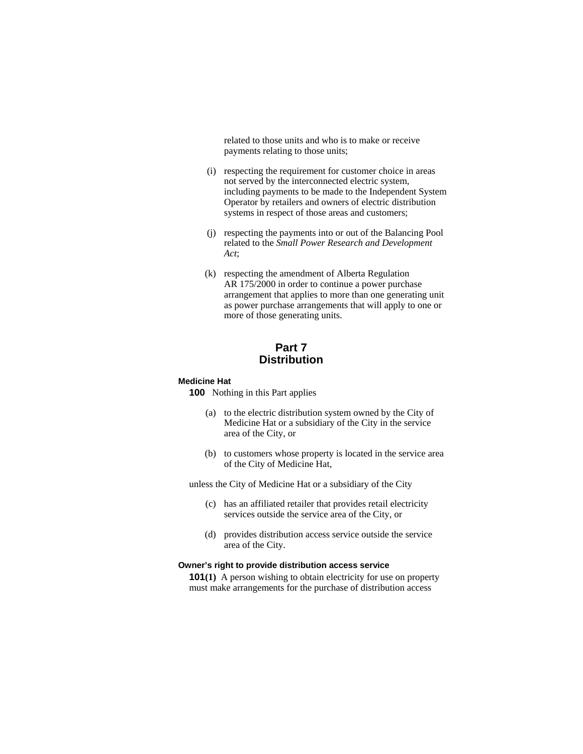related to those units and who is to make or receive payments relating to those units;

(i) respecting the requirement for customer choice in areas not served by the interconnected electric system, including payments to be made to the Independent System Operator by retailers and owners of electric distribution systems in respect of those areas and customers;

(j) respecting the payments into or out of the Balancing Pool related to the *Small Power Research and Development Act*;

(k) respecting the amendment of Alberta Regulation AR 175/2000 in order to continue a power purchase arrangement that applies to more than one generating unit as power purchase arrangements that will apply to one or more of those generating units.

## Part 7
## Distribution

#### Medicine Hat

**100** Nothing in this Part applies

(a) to the electric distribution system owned by the City of Medicine Hat or a subsidiary of the City in the service area of the City, or

(b) to customers whose property is located in the service area of the City of Medicine Hat,

unless the City of Medicine Hat or a subsidiary of the City

(c) has an affiliated retailer that provides retail electricity services outside the service area of the City, or

(d) provides distribution access service outside the service area of the City.

#### Owner's right to provide distribution access service

**101(1)** A person wishing to obtain electricity for use on property must make arrangements for the purchase of distribution access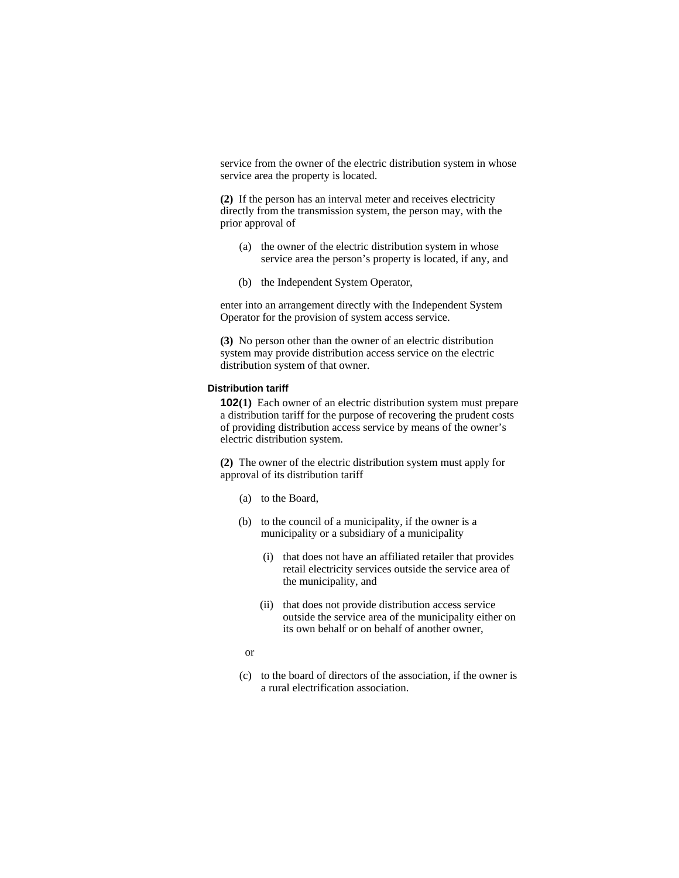service from the owner of the electric distribution system in whose service area the property is located.

**(2)** If the person has an interval meter and receives electricity directly from the transmission system, the person may, with the prior approval of

(a) the owner of the electric distribution system in whose service area the person's property is located, if any, and

(b) the Independent System Operator,

enter into an arrangement directly with the Independent System Operator for the provision of system access service.

**(3)** No person other than the owner of an electric distribution system may provide distribution access service on the electric distribution system of that owner.

#### Distribution tariff

**102(1)** Each owner of an electric distribution system must prepare a distribution tariff for the purpose of recovering the prudent costs of providing distribution access service by means of the owner's electric distribution system.

**(2)** The owner of the electric distribution system must apply for approval of its distribution tariff

(a) to the Board,

(b) to the council of a municipality, if the owner is a municipality or a subsidiary of a municipality

(i) that does not have an affiliated retailer that provides retail electricity services outside the service area of the municipality, and

(ii) that does not provide distribution access service outside the service area of the municipality either on its own behalf or on behalf of another owner,

or

(c) to the board of directors of the association, if the owner is a rural electrification association.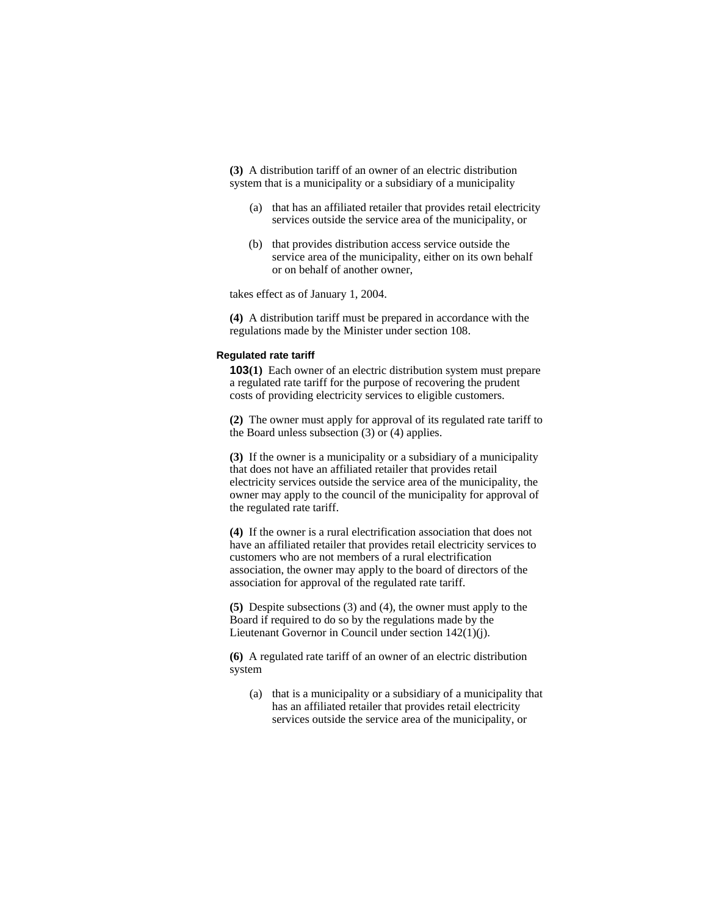**(3)** A distribution tariff of an owner of an electric distribution system that is a municipality or a subsidiary of a municipality

- (a) that has an affiliated retailer that provides retail electricity services outside the service area of the municipality, or
- (b) that provides distribution access service outside the service area of the municipality, either on its own behalf or on behalf of another owner,

takes effect as of January 1, 2004.

**(4)** A distribution tariff must be prepared in accordance with the regulations made by the Minister under section 108.

#### Regulated rate tariff

**103(1)** Each owner of an electric distribution system must prepare a regulated rate tariff for the purpose of recovering the prudent costs of providing electricity services to eligible customers.

**(2)** The owner must apply for approval of its regulated rate tariff to the Board unless subsection (3) or (4) applies.

**(3)** If the owner is a municipality or a subsidiary of a municipality that does not have an affiliated retailer that provides retail electricity services outside the service area of the municipality, the owner may apply to the council of the municipality for approval of the regulated rate tariff.

**(4)** If the owner is a rural electrification association that does not have an affiliated retailer that provides retail electricity services to customers who are not members of a rural electrification association, the owner may apply to the board of directors of the association for approval of the regulated rate tariff.

**(5)** Despite subsections (3) and (4), the owner must apply to the Board if required to do so by the regulations made by the Lieutenant Governor in Council under section 142(1)(j).

**(6)** A regulated rate tariff of an owner of an electric distribution system

- (a) that is a municipality or a subsidiary of a municipality that has an affiliated retailer that provides retail electricity services outside the service area of the municipality, or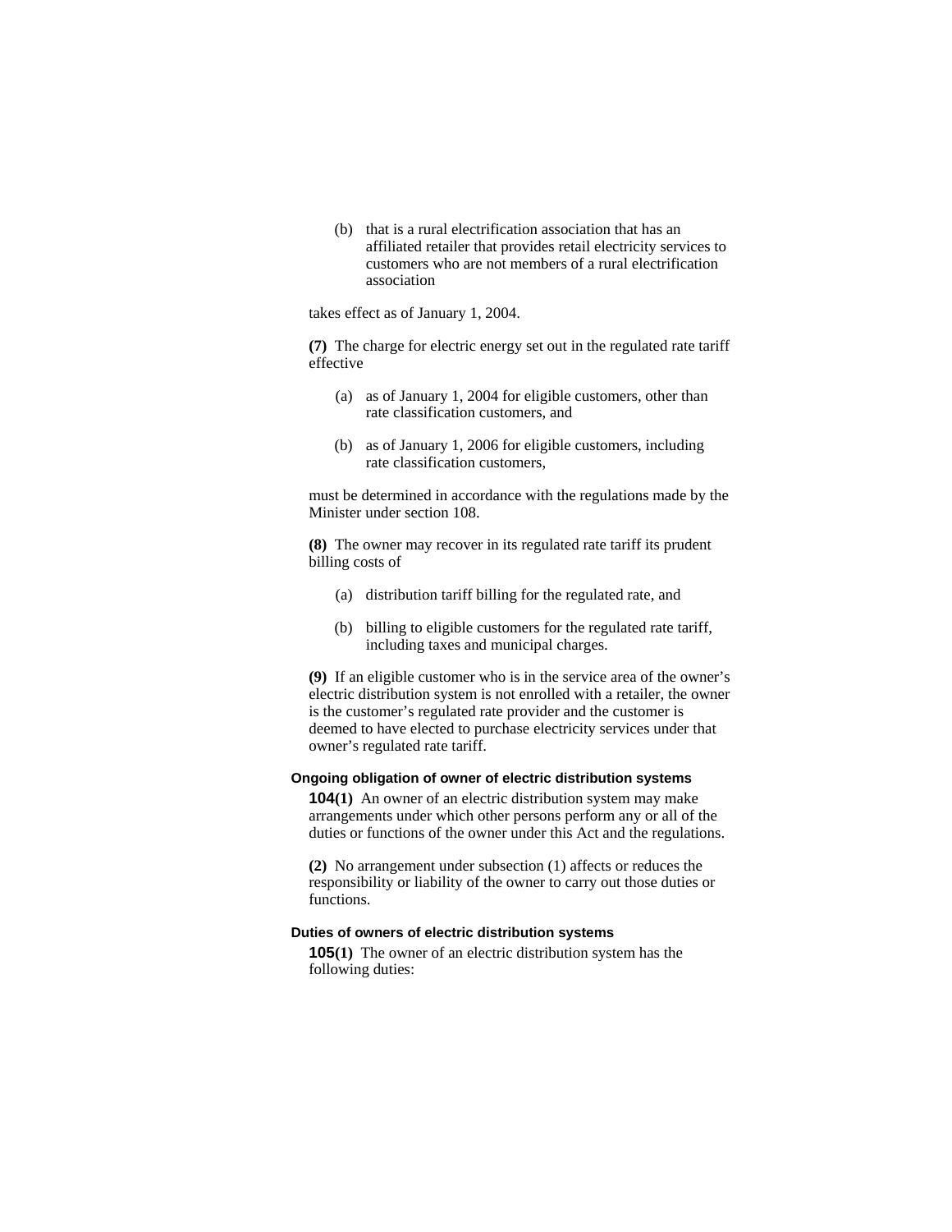(b) that is a rural electrification association that has an affiliated retailer that provides retail electricity services to customers who are not members of a rural electrification association

takes effect as of January 1, 2004.

**(7)** The charge for electric energy set out in the regulated rate tariff effective

(a) as of January 1, 2004 for eligible customers, other than rate classification customers, and

(b) as of January 1, 2006 for eligible customers, including rate classification customers,

must be determined in accordance with the regulations made by the Minister under section 108.

**(8)** The owner may recover in its regulated rate tariff its prudent billing costs of

(a) distribution tariff billing for the regulated rate, and

(b) billing to eligible customers for the regulated rate tariff, including taxes and municipal charges.

**(9)** If an eligible customer who is in the service area of the owner's electric distribution system is not enrolled with a retailer, the owner is the customer's regulated rate provider and the customer is deemed to have elected to purchase electricity services under that owner's regulated rate tariff.

#### Ongoing obligation of owner of electric distribution systems

**104(1)** An owner of an electric distribution system may make arrangements under which other persons perform any or all of the duties or functions of the owner under this Act and the regulations.

**(2)** No arrangement under subsection (1) affects or reduces the responsibility or liability of the owner to carry out those duties or functions.

#### Duties of owners of electric distribution systems

**105(1)** The owner of an electric distribution system has the following duties: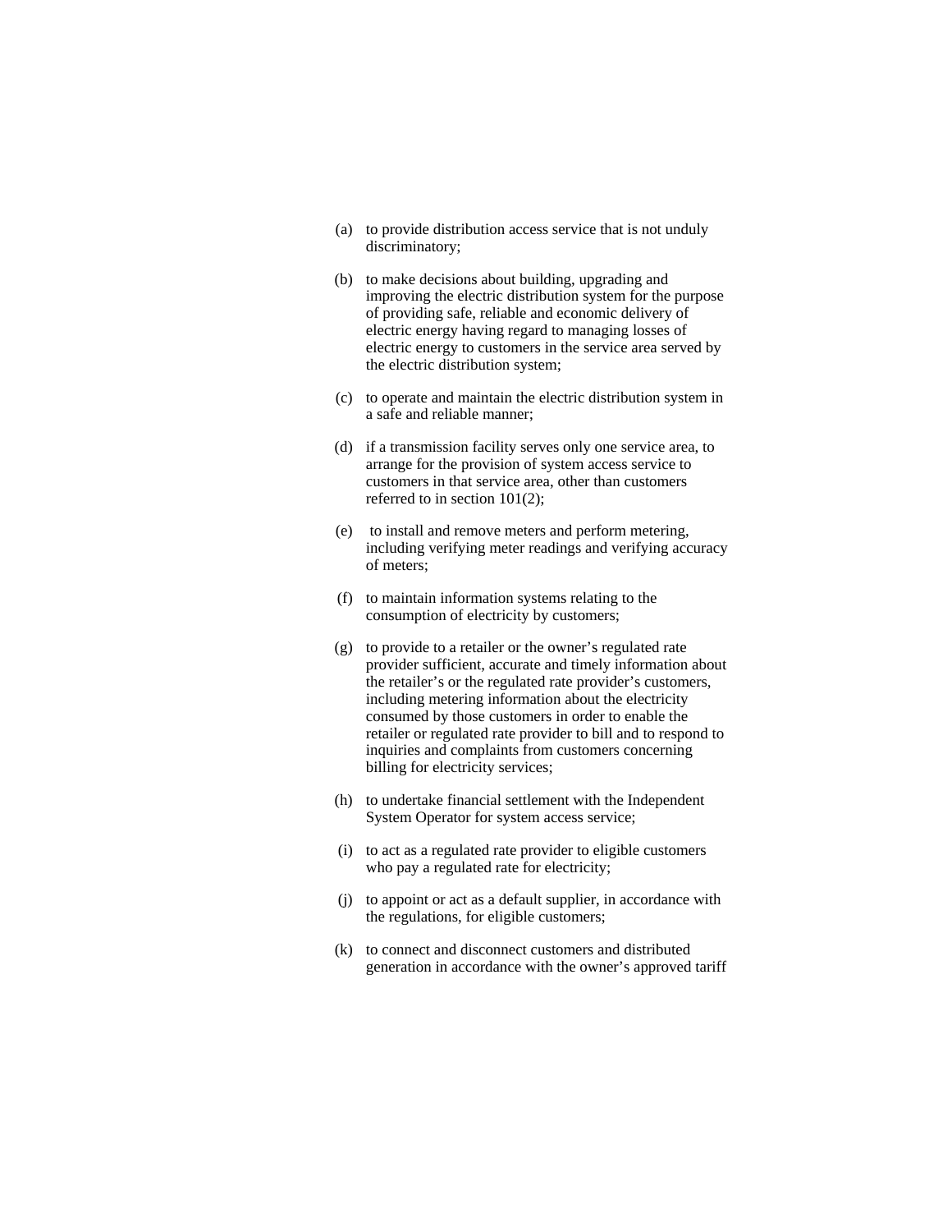(a) to provide distribution access service that is not unduly discriminatory;

(b) to make decisions about building, upgrading and improving the electric distribution system for the purpose of providing safe, reliable and economic delivery of electric energy having regard to managing losses of electric energy to customers in the service area served by the electric distribution system;

(c) to operate and maintain the electric distribution system in a safe and reliable manner;

(d) if a transmission facility serves only one service area, to arrange for the provision of system access service to customers in that service area, other than customers referred to in section 101(2);

(e) to install and remove meters and perform metering, including verifying meter readings and verifying accuracy of meters;

(f) to maintain information systems relating to the consumption of electricity by customers;

(g) to provide to a retailer or the owner's regulated rate provider sufficient, accurate and timely information about the retailer's or the regulated rate provider's customers, including metering information about the electricity consumed by those customers in order to enable the retailer or regulated rate provider to bill and to respond to inquiries and complaints from customers concerning billing for electricity services;

(h) to undertake financial settlement with the Independent System Operator for system access service;

(i) to act as a regulated rate provider to eligible customers who pay a regulated rate for electricity;

(j) to appoint or act as a default supplier, in accordance with the regulations, for eligible customers;

(k) to connect and disconnect customers and distributed generation in accordance with the owner's approved tariff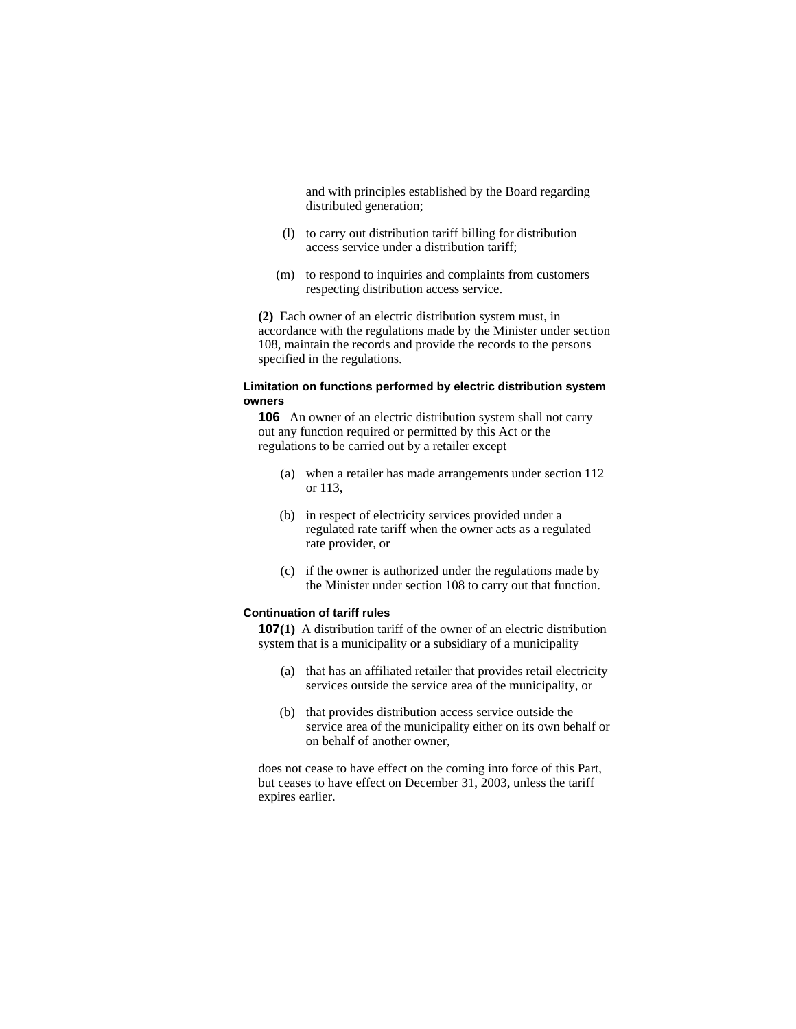and with principles established by the Board regarding distributed generation;

(l) to carry out distribution tariff billing for distribution access service under a distribution tariff;

(m) to respond to inquiries and complaints from customers respecting distribution access service.

**(2)** Each owner of an electric distribution system must, in accordance with the regulations made by the Minister under section 108, maintain the records and provide the records to the persons specified in the regulations.

#### Limitation on functions performed by electric distribution system owners

**106** An owner of an electric distribution system shall not carry out any function required or permitted by this Act or the regulations to be carried out by a retailer except

(a) when a retailer has made arrangements under section 112 or 113,

(b) in respect of electricity services provided under a regulated rate tariff when the owner acts as a regulated rate provider, or

(c) if the owner is authorized under the regulations made by the Minister under section 108 to carry out that function.

#### Continuation of tariff rules

**107(1)** A distribution tariff of the owner of an electric distribution system that is a municipality or a subsidiary of a municipality

(a) that has an affiliated retailer that provides retail electricity services outside the service area of the municipality, or

(b) that provides distribution access service outside the service area of the municipality either on its own behalf or on behalf of another owner,

does not cease to have effect on the coming into force of this Part, but ceases to have effect on December 31, 2003, unless the tariff expires earlier.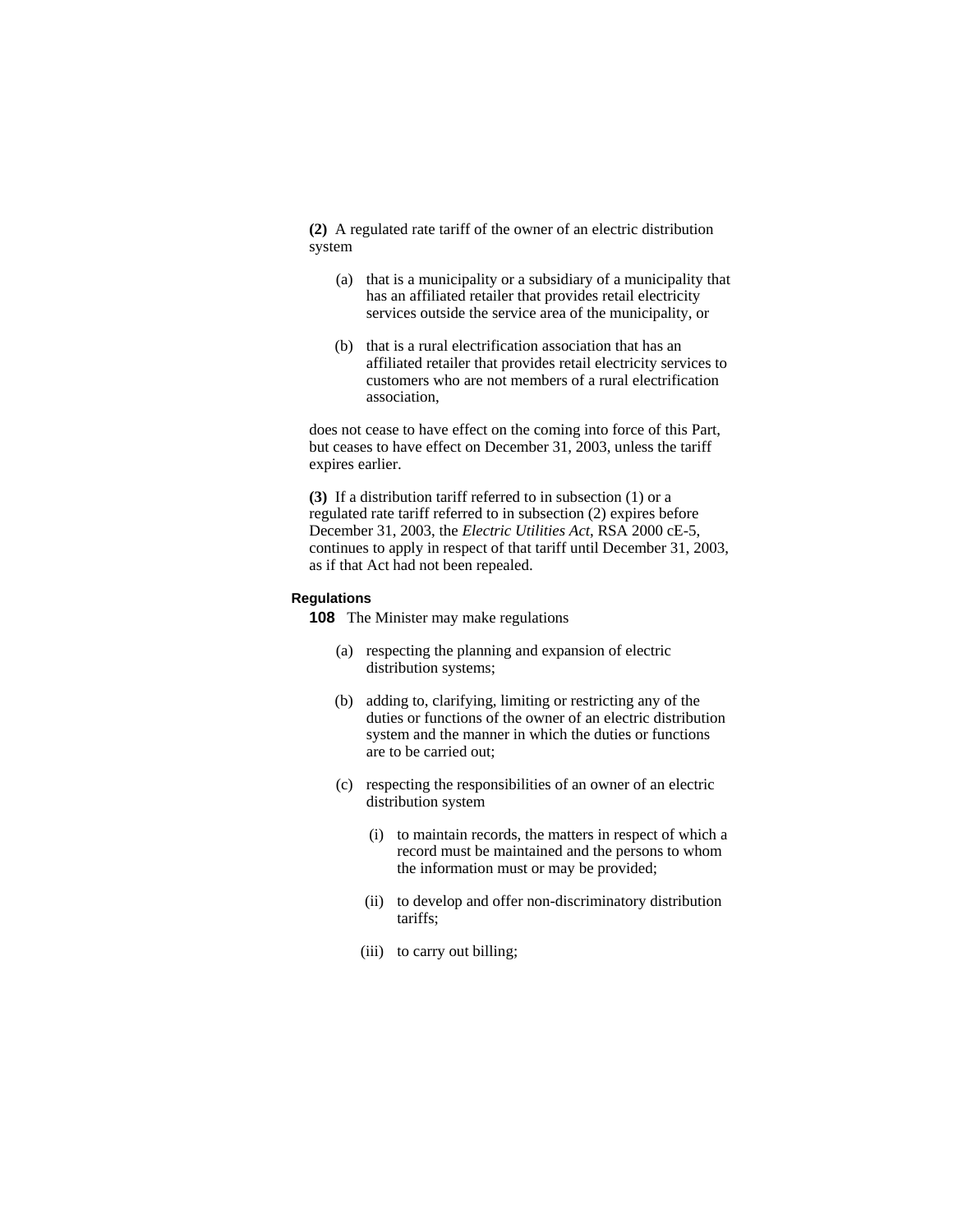**(2)** A regulated rate tariff of the owner of an electric distribution system

(a) that is a municipality or a subsidiary of a municipality that has an affiliated retailer that provides retail electricity services outside the service area of the municipality, or

(b) that is a rural electrification association that has an affiliated retailer that provides retail electricity services to customers who are not members of a rural electrification association,

does not cease to have effect on the coming into force of this Part, but ceases to have effect on December 31, 2003, unless the tariff expires earlier.

**(3)** If a distribution tariff referred to in subsection (1) or a regulated rate tariff referred to in subsection (2) expires before December 31, 2003, the *Electric Utilities Act*, RSA 2000 cE-5, continues to apply in respect of that tariff until December 31, 2003, as if that Act had not been repealed.

**Regulations**

**108** The Minister may make regulations

(a) respecting the planning and expansion of electric distribution systems;

(b) adding to, clarifying, limiting or restricting any of the duties or functions of the owner of an electric distribution system and the manner in which the duties or functions are to be carried out;

(c) respecting the responsibilities of an owner of an electric distribution system

(i) to maintain records, the matters in respect of which a record must be maintained and the persons to whom the information must or may be provided;

(ii) to develop and offer non-discriminatory distribution tariffs;

(iii) to carry out billing;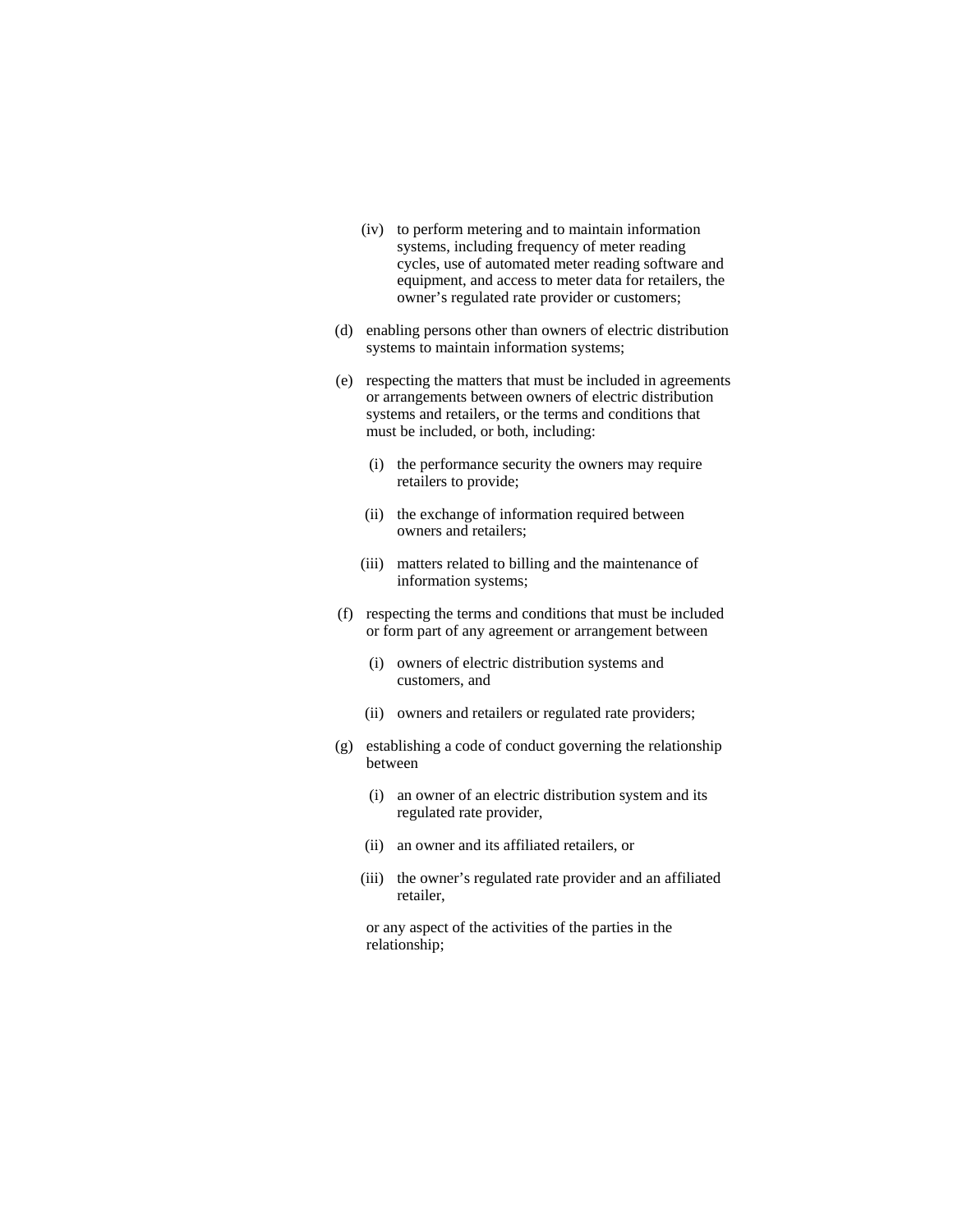(iv) to perform metering and to maintain information systems, including frequency of meter reading cycles, use of automated meter reading software and equipment, and access to meter data for retailers, the owner's regulated rate provider or customers;

(d) enabling persons other than owners of electric distribution systems to maintain information systems;

(e) respecting the matters that must be included in agreements or arrangements between owners of electric distribution systems and retailers, or the terms and conditions that must be included, or both, including:

(i) the performance security the owners may require retailers to provide;

(ii) the exchange of information required between owners and retailers;

(iii) matters related to billing and the maintenance of information systems;

(f) respecting the terms and conditions that must be included or form part of any agreement or arrangement between

(i) owners of electric distribution systems and customers, and

(ii) owners and retailers or regulated rate providers;

(g) establishing a code of conduct governing the relationship between

(i) an owner of an electric distribution system and its regulated rate provider,

(ii) an owner and its affiliated retailers, or

(iii) the owner's regulated rate provider and an affiliated retailer,

or any aspect of the activities of the parties in the relationship;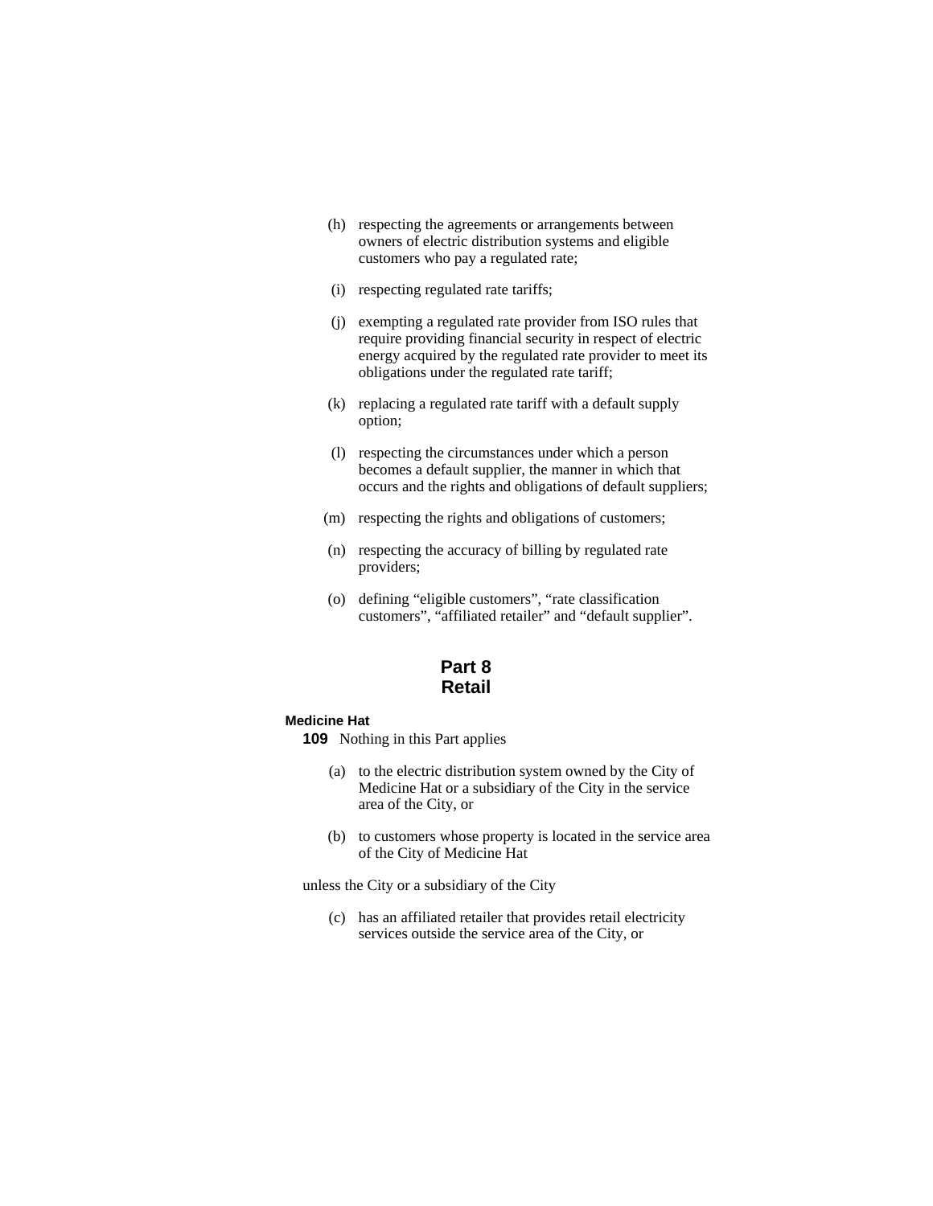(h) respecting the agreements or arrangements between owners of electric distribution systems and eligible customers who pay a regulated rate;

(i) respecting regulated rate tariffs;

(j) exempting a regulated rate provider from ISO rules that require providing financial security in respect of electric energy acquired by the regulated rate provider to meet its obligations under the regulated rate tariff;

(k) replacing a regulated rate tariff with a default supply option;

(l) respecting the circumstances under which a person becomes a default supplier, the manner in which that occurs and the rights and obligations of default suppliers;

(m) respecting the rights and obligations of customers;

(n) respecting the accuracy of billing by regulated rate providers;

(o) defining "eligible customers", "rate classification customers", "affiliated retailer" and "default supplier".

## Part 8
## Retail

**Medicine Hat**

**109** Nothing in this Part applies

(a) to the electric distribution system owned by the City of Medicine Hat or a subsidiary of the City in the service area of the City, or

(b) to customers whose property is located in the service area of the City of Medicine Hat

unless the City or a subsidiary of the City

(c) has an affiliated retailer that provides retail electricity services outside the service area of the City, or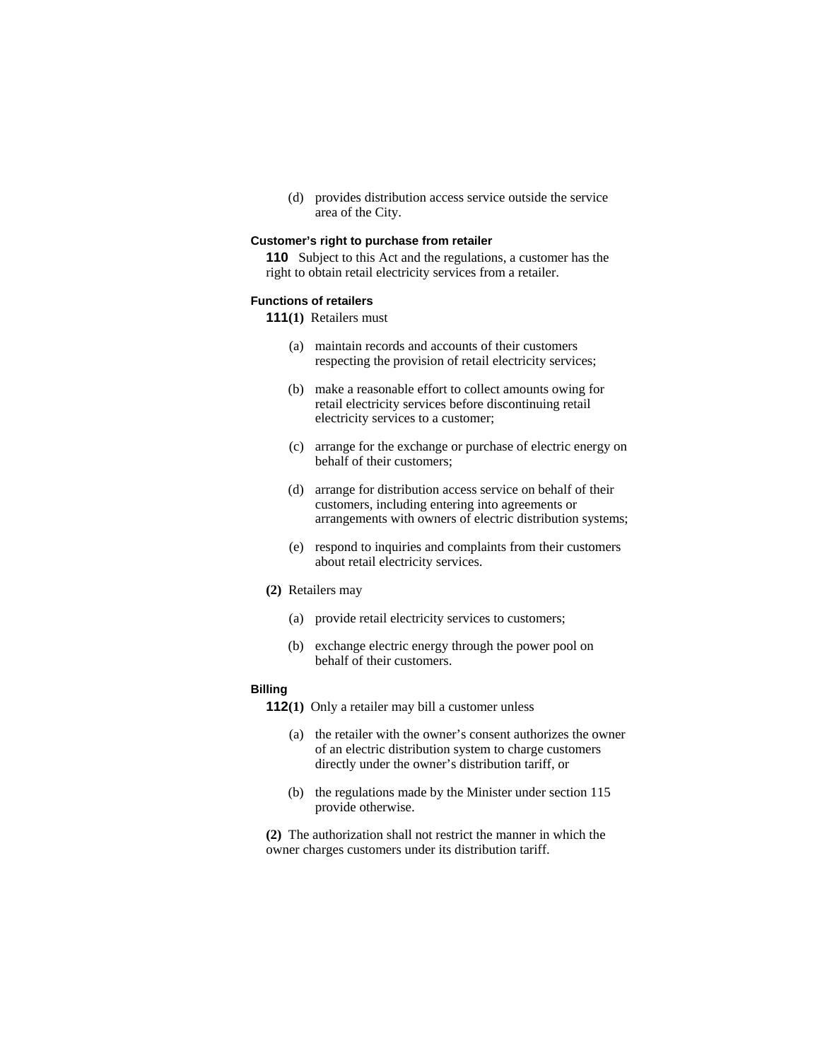(d) provides distribution access service outside the service area of the City.

**Customer's right to purchase from retailer**

**110** Subject to this Act and the regulations, a customer has the right to obtain retail electricity services from a retailer.

**Functions of retailers**

**111(1)** Retailers must

(a) maintain records and accounts of their customers respecting the provision of retail electricity services;

(b) make a reasonable effort to collect amounts owing for retail electricity services before discontinuing retail electricity services to a customer;

(c) arrange for the exchange or purchase of electric energy on behalf of their customers;

(d) arrange for distribution access service on behalf of their customers, including entering into agreements or arrangements with owners of electric distribution systems;

(e) respond to inquiries and complaints from their customers about retail electricity services.

**(2)** Retailers may

(a) provide retail electricity services to customers;

(b) exchange electric energy through the power pool on behalf of their customers.

**Billing**

**112(1)** Only a retailer may bill a customer unless

(a) the retailer with the owner's consent authorizes the owner of an electric distribution system to charge customers directly under the owner's distribution tariff, or

(b) the regulations made by the Minister under section 115 provide otherwise.

**(2)** The authorization shall not restrict the manner in which the owner charges customers under its distribution tariff.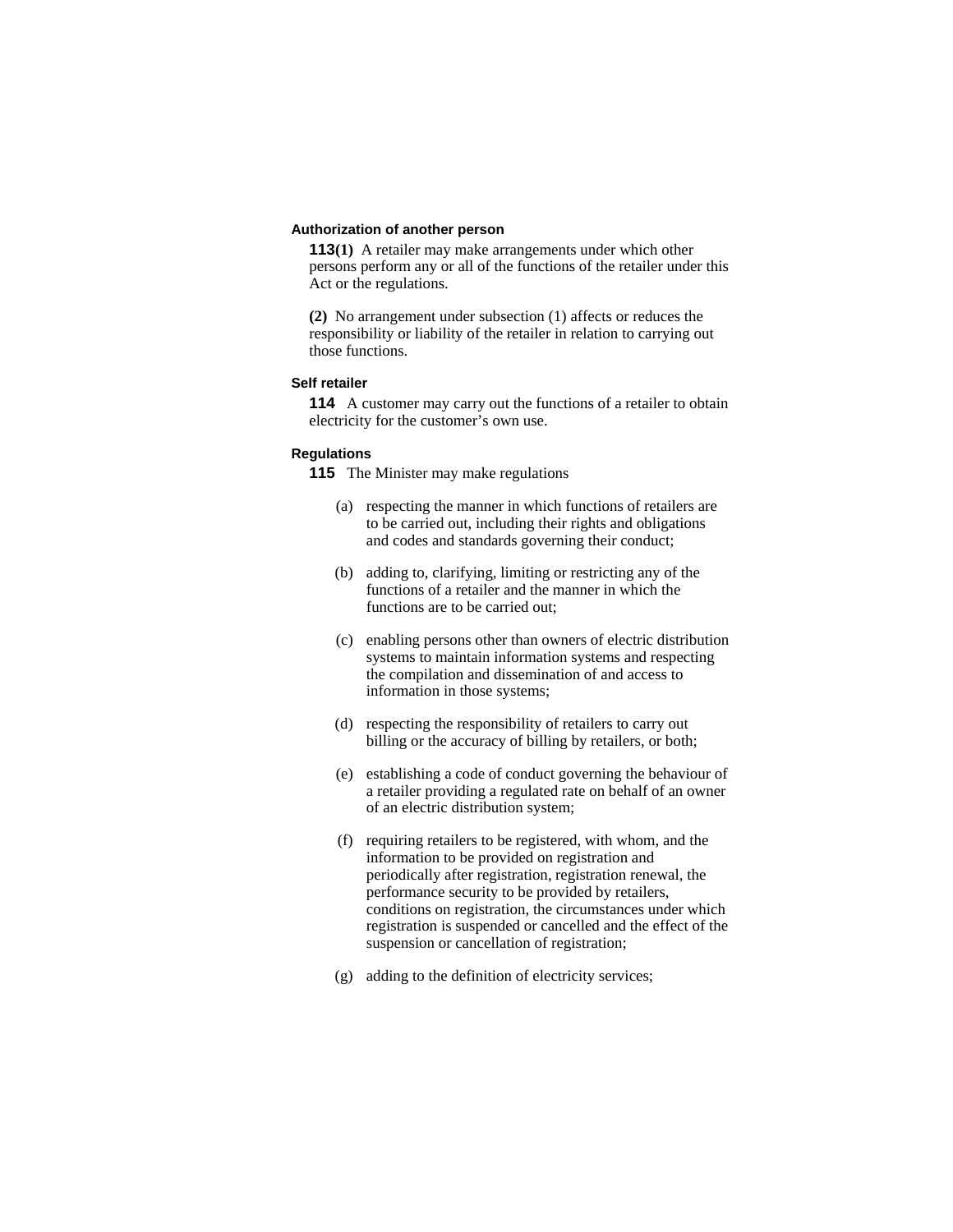### Authorization of another person

**113(1)** A retailer may make arrangements under which other persons perform any or all of the functions of the retailer under this Act or the regulations.

**(2)** No arrangement under subsection (1) affects or reduces the responsibility or liability of the retailer in relation to carrying out those functions.

### Self retailer

**114** A customer may carry out the functions of a retailer to obtain electricity for the customer's own use.

### Regulations

**115** The Minister may make regulations

(a) respecting the manner in which functions of retailers are to be carried out, including their rights and obligations and codes and standards governing their conduct;

(b) adding to, clarifying, limiting or restricting any of the functions of a retailer and the manner in which the functions are to be carried out;

(c) enabling persons other than owners of electric distribution systems to maintain information systems and respecting the compilation and dissemination of and access to information in those systems;

(d) respecting the responsibility of retailers to carry out billing or the accuracy of billing by retailers, or both;

(e) establishing a code of conduct governing the behaviour of a retailer providing a regulated rate on behalf of an owner of an electric distribution system;

(f) requiring retailers to be registered, with whom, and the information to be provided on registration and periodically after registration, registration renewal, the performance security to be provided by retailers, conditions on registration, the circumstances under which registration is suspended or cancelled and the effect of the suspension or cancellation of registration;

(g) adding to the definition of electricity services;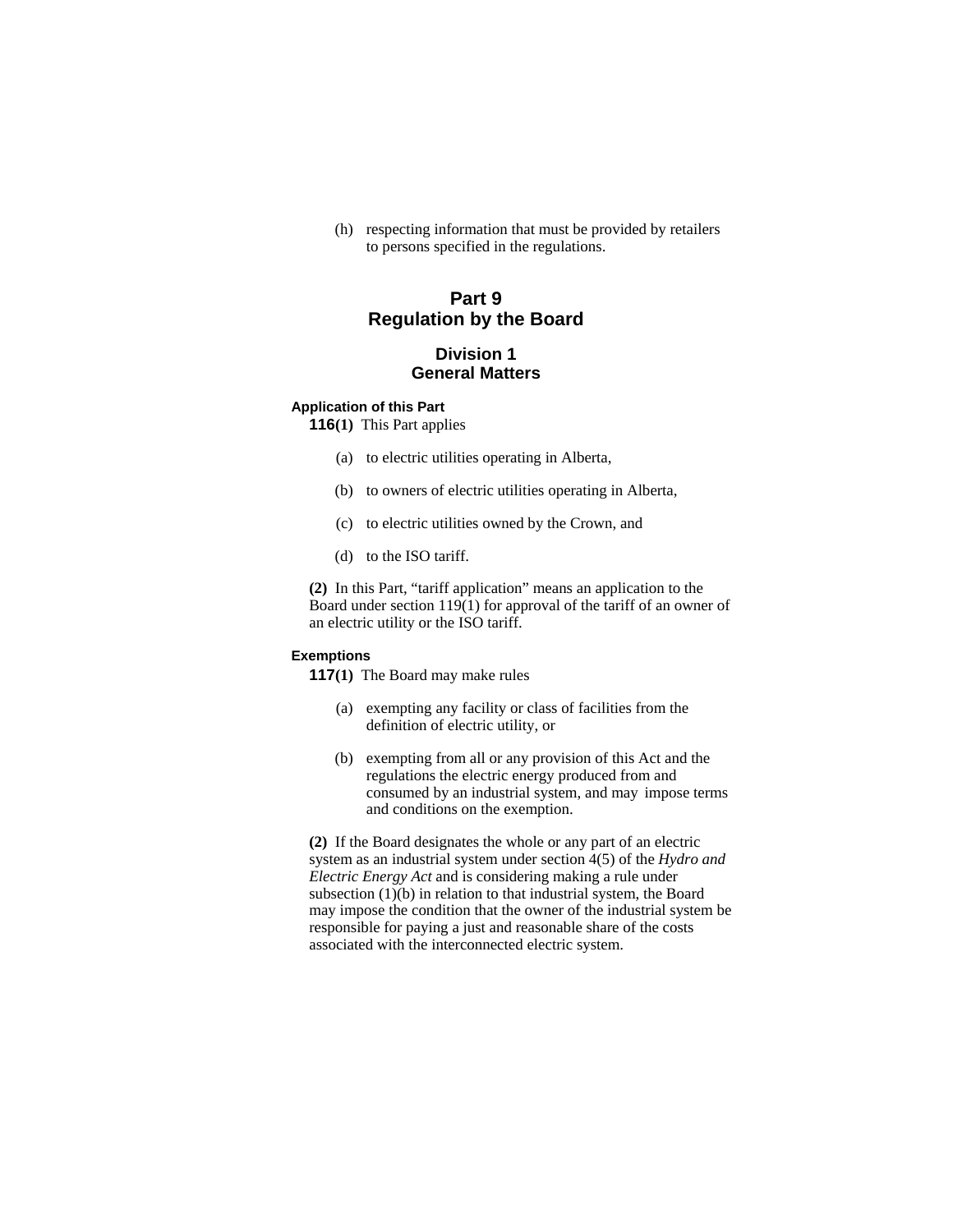(h) respecting information that must be provided by retailers to persons specified in the regulations.

# Part 9
# Regulation by the Board

## Division 1
## General Matters

#### Application of this Part

**116(1)** This Part applies

(a) to electric utilities operating in Alberta,

(b) to owners of electric utilities operating in Alberta,

(c) to electric utilities owned by the Crown, and

(d) to the ISO tariff.

**(2)** In this Part, "tariff application" means an application to the Board under section 119(1) for approval of the tariff of an owner of an electric utility or the ISO tariff.

#### Exemptions

**117(1)** The Board may make rules

(a) exempting any facility or class of facilities from the definition of electric utility, or

(b) exempting from all or any provision of this Act and the regulations the electric energy produced from and consumed by an industrial system, and may impose terms and conditions on the exemption.

**(2)** If the Board designates the whole or any part of an electric system as an industrial system under section 4(5) of the *Hydro and Electric Energy Act* and is considering making a rule under subsection (1)(b) in relation to that industrial system, the Board may impose the condition that the owner of the industrial system be responsible for paying a just and reasonable share of the costs associated with the interconnected electric system.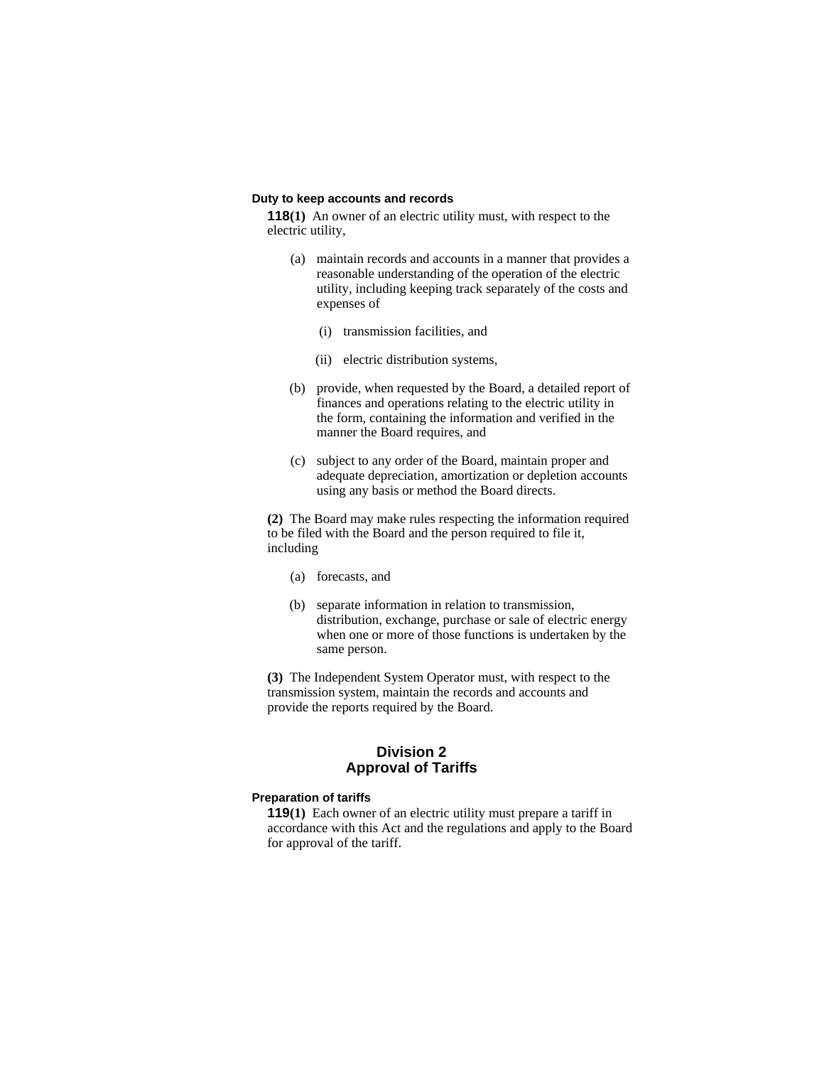**Duty to keep accounts and records**

**118(1)** An owner of an electric utility must, with respect to the electric utility,

(a) maintain records and accounts in a manner that provides a reasonable understanding of the operation of the electric utility, including keeping track separately of the costs and expenses of

(i) transmission facilities, and

(ii) electric distribution systems,

(b) provide, when requested by the Board, a detailed report of finances and operations relating to the electric utility in the form, containing the information and verified in the manner the Board requires, and

(c) subject to any order of the Board, maintain proper and adequate depreciation, amortization or depletion accounts using any basis or method the Board directs.

**(2)** The Board may make rules respecting the information required to be filed with the Board and the person required to file it, including

(a) forecasts, and

(b) separate information in relation to transmission, distribution, exchange, purchase or sale of electric energy when one or more of those functions is undertaken by the same person.

**(3)** The Independent System Operator must, with respect to the transmission system, maintain the records and accounts and provide the reports required by the Board.

## Division 2
## Approval of Tariffs

**Preparation of tariffs**

**119(1)** Each owner of an electric utility must prepare a tariff in accordance with this Act and the regulations and apply to the Board for approval of the tariff.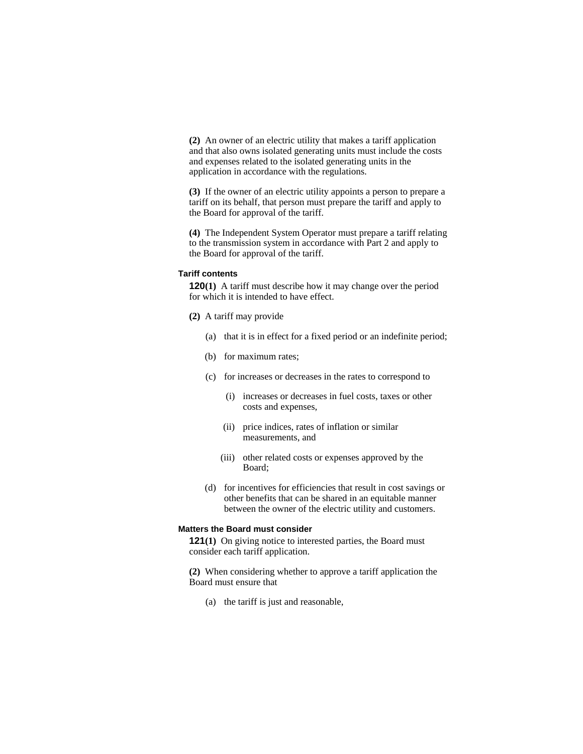**(2)** An owner of an electric utility that makes a tariff application and that also owns isolated generating units must include the costs and expenses related to the isolated generating units in the application in accordance with the regulations.

**(3)** If the owner of an electric utility appoints a person to prepare a tariff on its behalf, that person must prepare the tariff and apply to the Board for approval of the tariff.

**(4)** The Independent System Operator must prepare a tariff relating to the transmission system in accordance with Part 2 and apply to the Board for approval of the tariff.

#### Tariff contents

**120(1)** A tariff must describe how it may change over the period for which it is intended to have effect.

**(2)** A tariff may provide

- (a) that it is in effect for a fixed period or an indefinite period;
- (b) for maximum rates;
- (c) for increases or decreases in the rates to correspond to
  - (i) increases or decreases in fuel costs, taxes or other costs and expenses,
  - (ii) price indices, rates of inflation or similar measurements, and
  - (iii) other related costs or expenses approved by the Board;
- (d) for incentives for efficiencies that result in cost savings or other benefits that can be shared in an equitable manner between the owner of the electric utility and customers.

#### Matters the Board must consider

**121(1)** On giving notice to interested parties, the Board must consider each tariff application.

**(2)** When considering whether to approve a tariff application the Board must ensure that

- (a) the tariff is just and reasonable,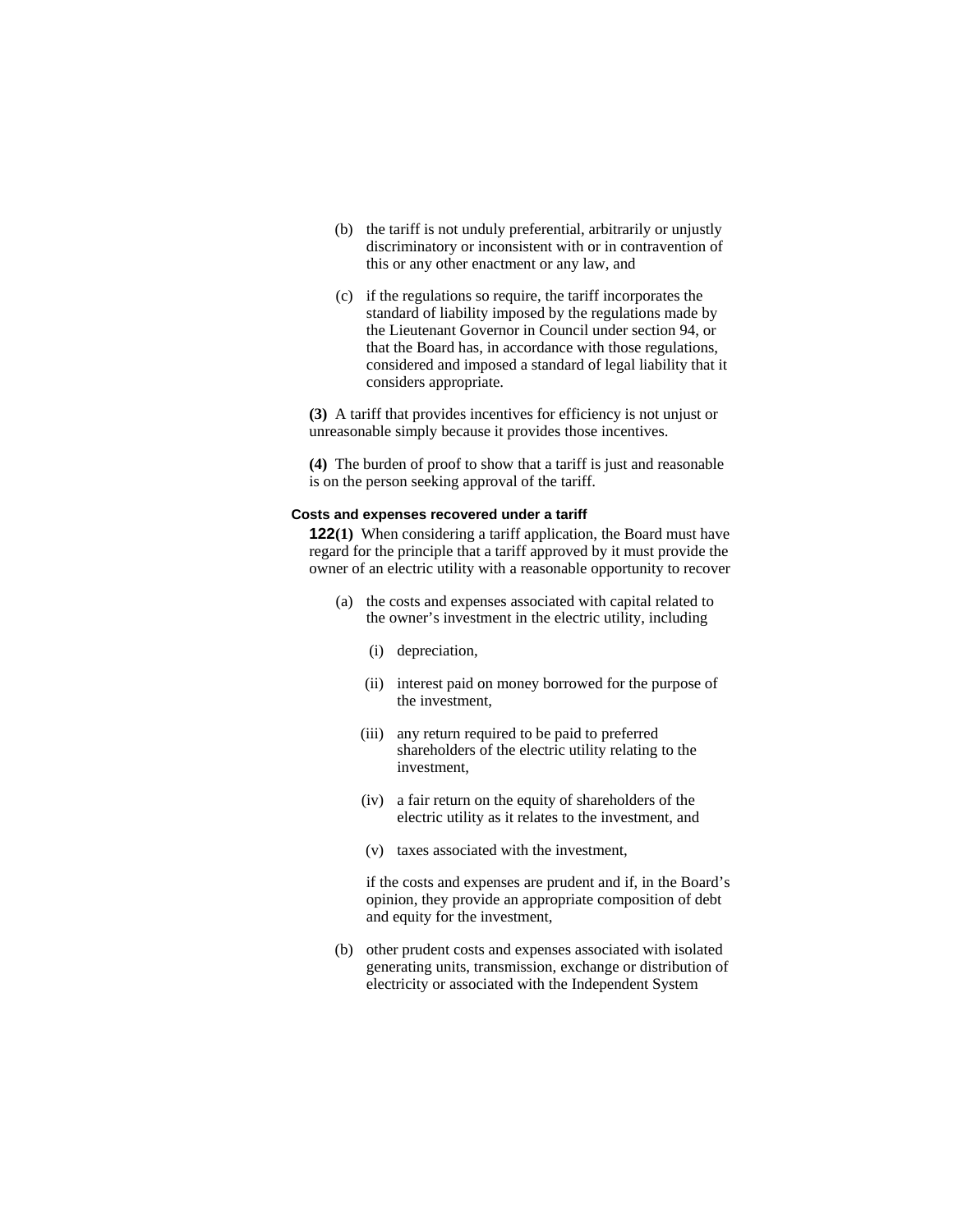(b) the tariff is not unduly preferential, arbitrarily or unjustly discriminatory or inconsistent with or in contravention of this or any other enactment or any law, and

(c) if the regulations so require, the tariff incorporates the standard of liability imposed by the regulations made by the Lieutenant Governor in Council under section 94, or that the Board has, in accordance with those regulations, considered and imposed a standard of legal liability that it considers appropriate.

**(3)** A tariff that provides incentives for efficiency is not unjust or unreasonable simply because it provides those incentives.

**(4)** The burden of proof to show that a tariff is just and reasonable is on the person seeking approval of the tariff.

**Costs and expenses recovered under a tariff**

**122(1)** When considering a tariff application, the Board must have regard for the principle that a tariff approved by it must provide the owner of an electric utility with a reasonable opportunity to recover

(a) the costs and expenses associated with capital related to the owner's investment in the electric utility, including

(i) depreciation,

(ii) interest paid on money borrowed for the purpose of the investment,

(iii) any return required to be paid to preferred shareholders of the electric utility relating to the investment,

(iv) a fair return on the equity of shareholders of the electric utility as it relates to the investment, and

(v) taxes associated with the investment,

if the costs and expenses are prudent and if, in the Board's opinion, they provide an appropriate composition of debt and equity for the investment,

(b) other prudent costs and expenses associated with isolated generating units, transmission, exchange or distribution of electricity or associated with the Independent System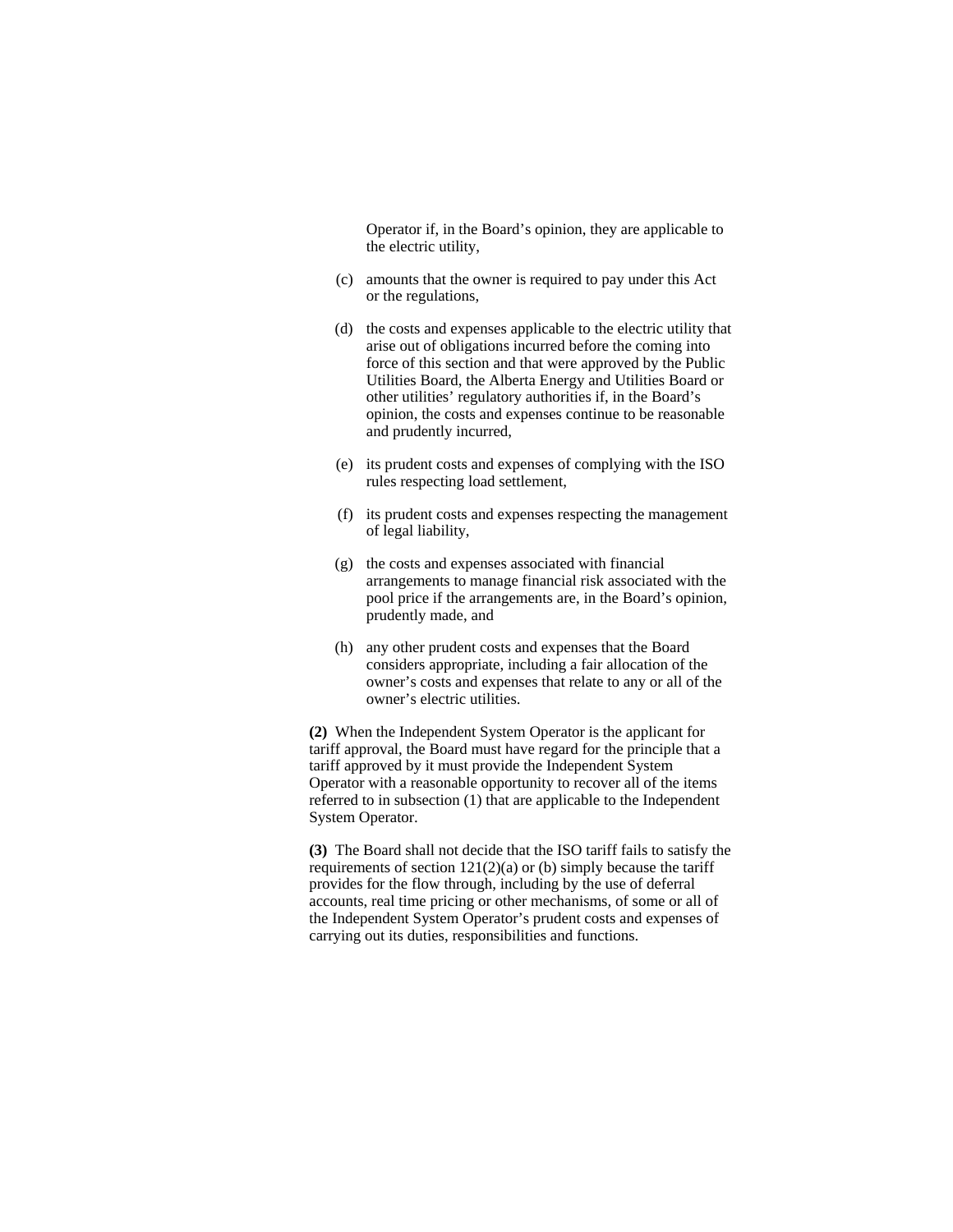Operator if, in the Board's opinion, they are applicable to the electric utility,

(c) amounts that the owner is required to pay under this Act or the regulations,

(d) the costs and expenses applicable to the electric utility that arise out of obligations incurred before the coming into force of this section and that were approved by the Public Utilities Board, the Alberta Energy and Utilities Board or other utilities' regulatory authorities if, in the Board's opinion, the costs and expenses continue to be reasonable and prudently incurred,

(e) its prudent costs and expenses of complying with the ISO rules respecting load settlement,

(f) its prudent costs and expenses respecting the management of legal liability,

(g) the costs and expenses associated with financial arrangements to manage financial risk associated with the pool price if the arrangements are, in the Board's opinion, prudently made, and

(h) any other prudent costs and expenses that the Board considers appropriate, including a fair allocation of the owner's costs and expenses that relate to any or all of the owner's electric utilities.

**(2)** When the Independent System Operator is the applicant for tariff approval, the Board must have regard for the principle that a tariff approved by it must provide the Independent System Operator with a reasonable opportunity to recover all of the items referred to in subsection (1) that are applicable to the Independent System Operator.

**(3)** The Board shall not decide that the ISO tariff fails to satisfy the requirements of section 121(2)(a) or (b) simply because the tariff provides for the flow through, including by the use of deferral accounts, real time pricing or other mechanisms, of some or all of the Independent System Operator's prudent costs and expenses of carrying out its duties, responsibilities and functions.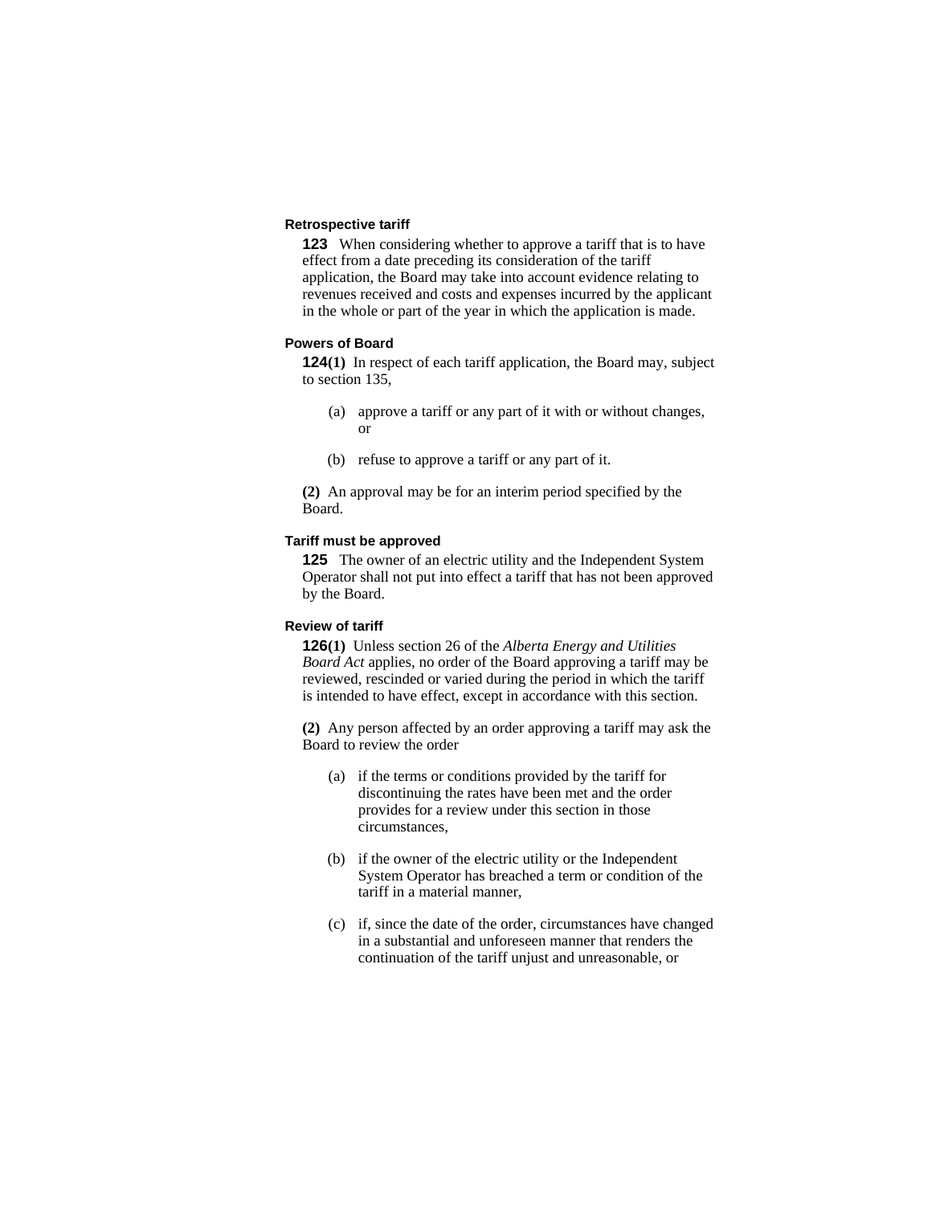**Retrospective tariff**

**123** When considering whether to approve a tariff that is to have effect from a date preceding its consideration of the tariff application, the Board may take into account evidence relating to revenues received and costs and expenses incurred by the applicant in the whole or part of the year in which the application is made.

**Powers of Board**

**124(1)** In respect of each tariff application, the Board may, subject to section 135,

(a) approve a tariff or any part of it with or without changes, or

(b) refuse to approve a tariff or any part of it.

**(2)** An approval may be for an interim period specified by the Board.

**Tariff must be approved**

**125** The owner of an electric utility and the Independent System Operator shall not put into effect a tariff that has not been approved by the Board.

**Review of tariff**

**126(1)** Unless section 26 of the *Alberta Energy and Utilities Board Act* applies, no order of the Board approving a tariff may be reviewed, rescinded or varied during the period in which the tariff is intended to have effect, except in accordance with this section.

**(2)** Any person affected by an order approving a tariff may ask the Board to review the order

(a) if the terms or conditions provided by the tariff for discontinuing the rates have been met and the order provides for a review under this section in those circumstances,

(b) if the owner of the electric utility or the Independent System Operator has breached a term or condition of the tariff in a material manner,

(c) if, since the date of the order, circumstances have changed in a substantial and unforeseen manner that renders the continuation of the tariff unjust and unreasonable, or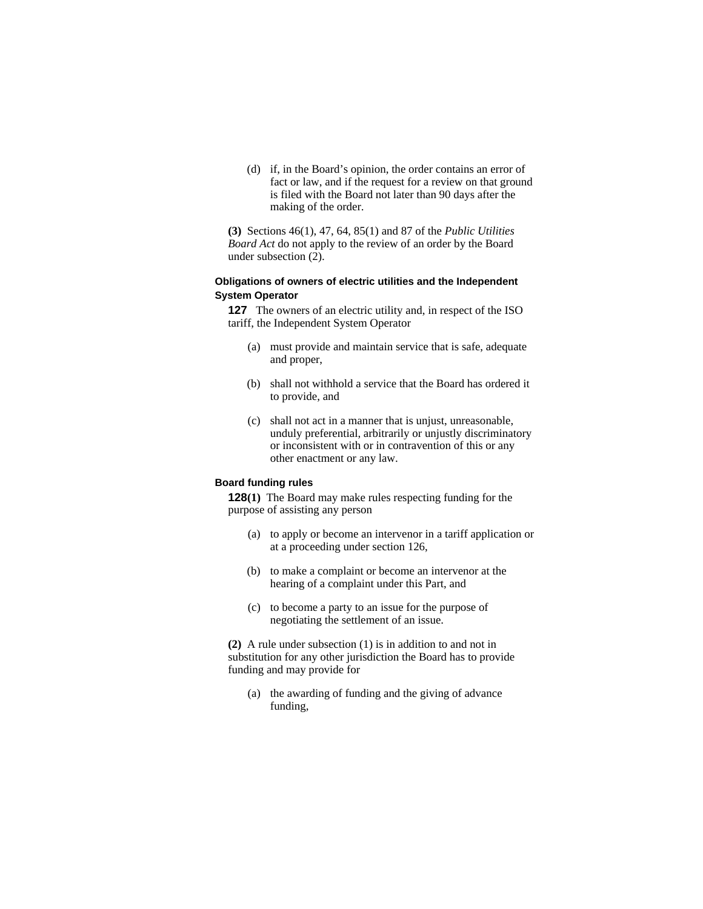(d) if, in the Board's opinion, the order contains an error of fact or law, and if the request for a review on that ground is filed with the Board not later than 90 days after the making of the order.

**(3)** Sections 46(1), 47, 64, 85(1) and 87 of the *Public Utilities Board Act* do not apply to the review of an order by the Board under subsection (2).

#### Obligations of owners of electric utilities and the Independent System Operator

**127** The owners of an electric utility and, in respect of the ISO tariff, the Independent System Operator

(a) must provide and maintain service that is safe, adequate and proper,

(b) shall not withhold a service that the Board has ordered it to provide, and

(c) shall not act in a manner that is unjust, unreasonable, unduly preferential, arbitrarily or unjustly discriminatory or inconsistent with or in contravention of this or any other enactment or any law.

#### Board funding rules

**128(1)** The Board may make rules respecting funding for the purpose of assisting any person

(a) to apply or become an intervenor in a tariff application or at a proceeding under section 126,

(b) to make a complaint or become an intervenor at the hearing of a complaint under this Part, and

(c) to become a party to an issue for the purpose of negotiating the settlement of an issue.

**(2)** A rule under subsection (1) is in addition to and not in substitution for any other jurisdiction the Board has to provide funding and may provide for

(a) the awarding of funding and the giving of advance funding,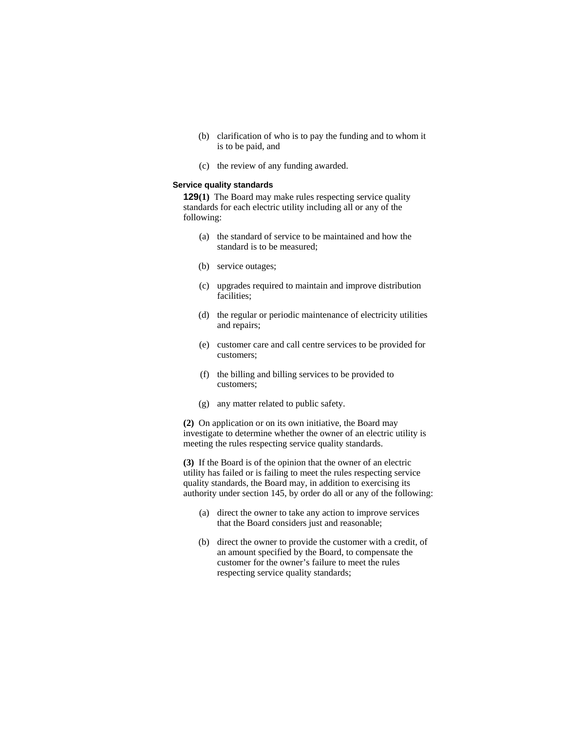(b) clarification of who is to pay the funding and to whom it is to be paid, and

(c) the review of any funding awarded.

**Service quality standards**

**129(1)** The Board may make rules respecting service quality standards for each electric utility including all or any of the following:

(a) the standard of service to be maintained and how the standard is to be measured;

(b) service outages;

(c) upgrades required to maintain and improve distribution facilities;

(d) the regular or periodic maintenance of electricity utilities and repairs;

(e) customer care and call centre services to be provided for customers;

(f) the billing and billing services to be provided to customers;

(g) any matter related to public safety.

**(2)** On application or on its own initiative, the Board may investigate to determine whether the owner of an electric utility is meeting the rules respecting service quality standards.

**(3)** If the Board is of the opinion that the owner of an electric utility has failed or is failing to meet the rules respecting service quality standards, the Board may, in addition to exercising its authority under section 145, by order do all or any of the following:

(a) direct the owner to take any action to improve services that the Board considers just and reasonable;

(b) direct the owner to provide the customer with a credit, of an amount specified by the Board, to compensate the customer for the owner's failure to meet the rules respecting service quality standards;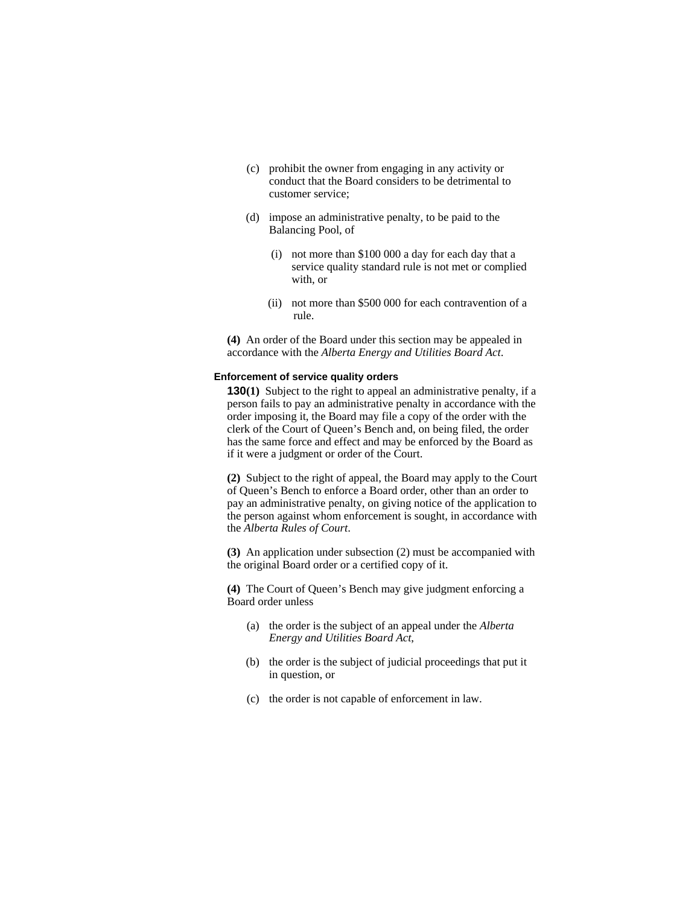(c) prohibit the owner from engaging in any activity or conduct that the Board considers to be detrimental to customer service;

(d) impose an administrative penalty, to be paid to the Balancing Pool, of

(i) not more than $100 000 a day for each day that a service quality standard rule is not met or complied with, or

(ii) not more than $500 000 for each contravention of a rule.

**(4)** An order of the Board under this section may be appealed in accordance with the *Alberta Energy and Utilities Board Act*.

#### Enforcement of service quality orders

**130(1)** Subject to the right to appeal an administrative penalty, if a person fails to pay an administrative penalty in accordance with the order imposing it, the Board may file a copy of the order with the clerk of the Court of Queen's Bench and, on being filed, the order has the same force and effect and may be enforced by the Board as if it were a judgment or order of the Court.

**(2)** Subject to the right of appeal, the Board may apply to the Court of Queen's Bench to enforce a Board order, other than an order to pay an administrative penalty, on giving notice of the application to the person against whom enforcement is sought, in accordance with the *Alberta Rules of Court*.

**(3)** An application under subsection (2) must be accompanied with the original Board order or a certified copy of it.

**(4)** The Court of Queen's Bench may give judgment enforcing a Board order unless

(a) the order is the subject of an appeal under the *Alberta Energy and Utilities Board Act*,

(b) the order is the subject of judicial proceedings that put it in question, or

(c) the order is not capable of enforcement in law.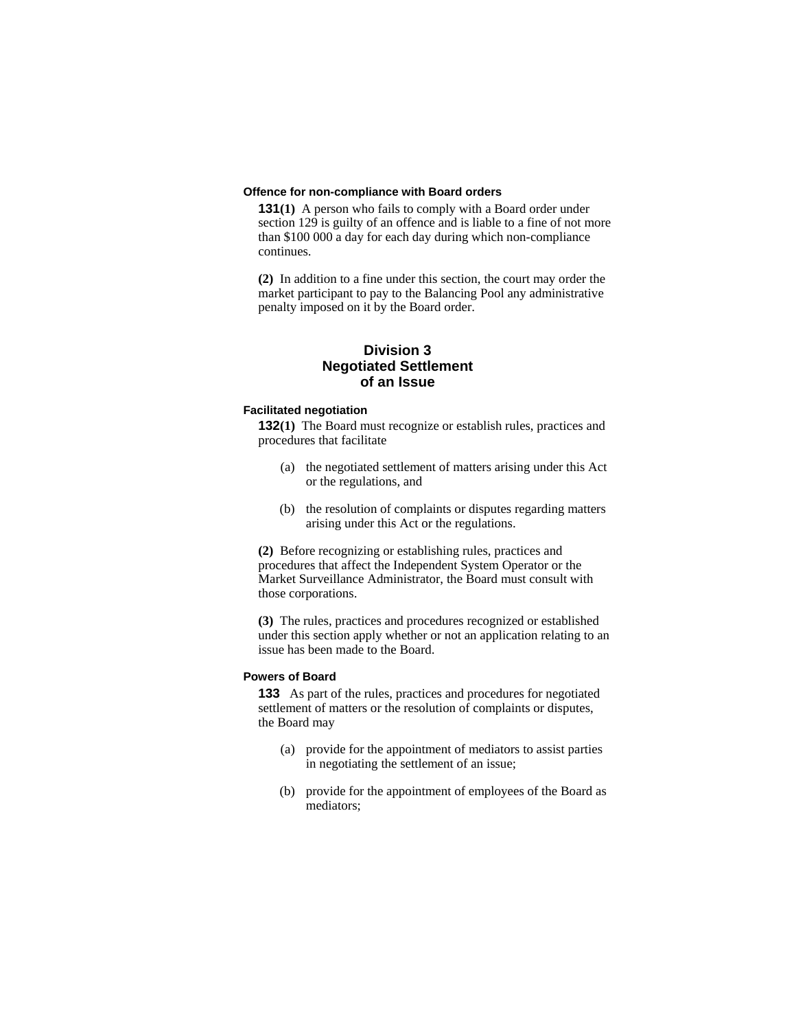#### Offence for non-compliance with Board orders

**131(1)** A person who fails to comply with a Board order under section 129 is guilty of an offence and is liable to a fine of not more than $100 000 a day for each day during which non-compliance continues.

**(2)** In addition to a fine under this section, the court may order the market participant to pay to the Balancing Pool any administrative penalty imposed on it by the Board order.

## Division 3 Negotiated Settlement of an Issue

#### Facilitated negotiation

**132(1)** The Board must recognize or establish rules, practices and procedures that facilitate

(a) the negotiated settlement of matters arising under this Act or the regulations, and

(b) the resolution of complaints or disputes regarding matters arising under this Act or the regulations.

**(2)** Before recognizing or establishing rules, practices and procedures that affect the Independent System Operator or the Market Surveillance Administrator, the Board must consult with those corporations.

**(3)** The rules, practices and procedures recognized or established under this section apply whether or not an application relating to an issue has been made to the Board.

#### Powers of Board

**133** As part of the rules, practices and procedures for negotiated settlement of matters or the resolution of complaints or disputes, the Board may

(a) provide for the appointment of mediators to assist parties in negotiating the settlement of an issue;

(b) provide for the appointment of employees of the Board as mediators;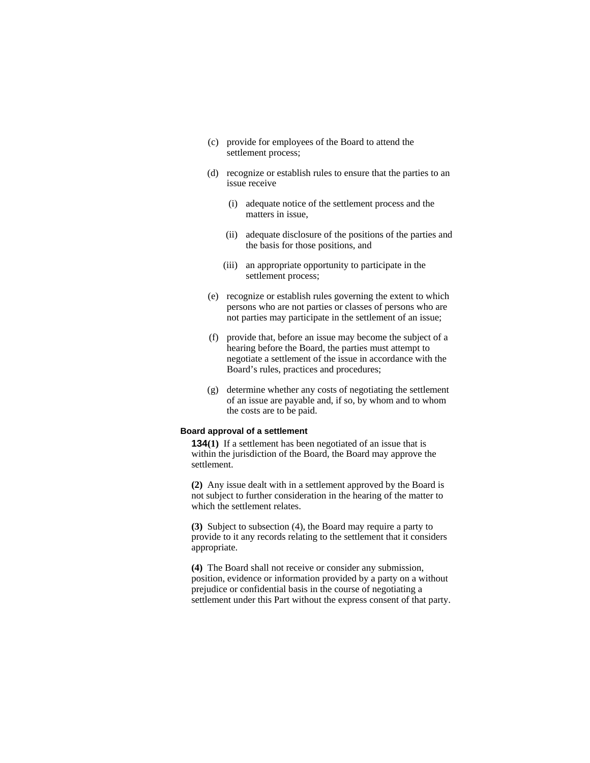(c) provide for employees of the Board to attend the settlement process;

(d) recognize or establish rules to ensure that the parties to an issue receive

(i) adequate notice of the settlement process and the matters in issue,

(ii) adequate disclosure of the positions of the parties and the basis for those positions, and

(iii) an appropriate opportunity to participate in the settlement process;

(e) recognize or establish rules governing the extent to which persons who are not parties or classes of persons who are not parties may participate in the settlement of an issue;

(f) provide that, before an issue may become the subject of a hearing before the Board, the parties must attempt to negotiate a settlement of the issue in accordance with the Board's rules, practices and procedures;

(g) determine whether any costs of negotiating the settlement of an issue are payable and, if so, by whom and to whom the costs are to be paid.

**Board approval of a settlement**

**134(1)** If a settlement has been negotiated of an issue that is within the jurisdiction of the Board, the Board may approve the settlement.

**(2)** Any issue dealt with in a settlement approved by the Board is not subject to further consideration in the hearing of the matter to which the settlement relates.

**(3)** Subject to subsection (4), the Board may require a party to provide to it any records relating to the settlement that it considers appropriate.

**(4)** The Board shall not receive or consider any submission, position, evidence or information provided by a party on a without prejudice or confidential basis in the course of negotiating a settlement under this Part without the express consent of that party.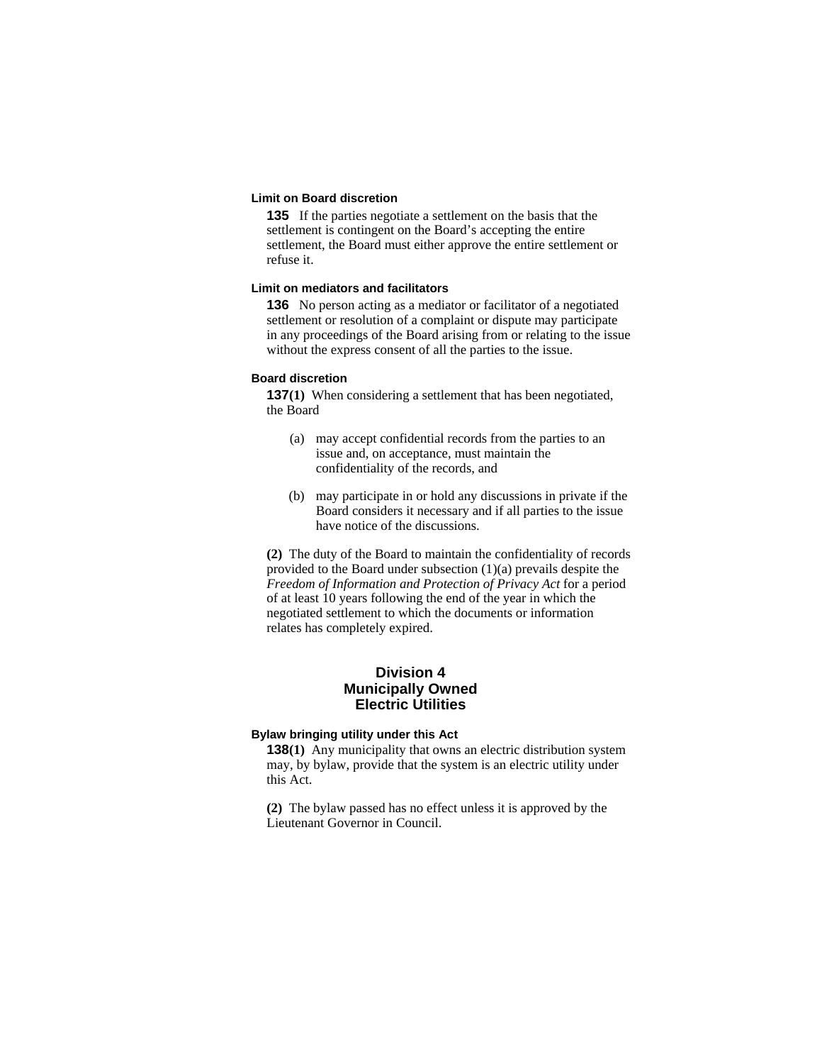**Limit on Board discretion**

**135** If the parties negotiate a settlement on the basis that the settlement is contingent on the Board's accepting the entire settlement, the Board must either approve the entire settlement or refuse it.

**Limit on mediators and facilitators**

**136** No person acting as a mediator or facilitator of a negotiated settlement or resolution of a complaint or dispute may participate in any proceedings of the Board arising from or relating to the issue without the express consent of all the parties to the issue.

**Board discretion**

**137(1)** When considering a settlement that has been negotiated, the Board

(a) may accept confidential records from the parties to an issue and, on acceptance, must maintain the confidentiality of the records, and

(b) may participate in or hold any discussions in private if the Board considers it necessary and if all parties to the issue have notice of the discussions.

**(2)** The duty of the Board to maintain the confidentiality of records provided to the Board under subsection (1)(a) prevails despite the *Freedom of Information and Protection of Privacy Act* for a period of at least 10 years following the end of the year in which the negotiated settlement to which the documents or information relates has completely expired.

## Division 4
## Municipally Owned Electric Utilities

**Bylaw bringing utility under this Act**

**138(1)** Any municipality that owns an electric distribution system may, by bylaw, provide that the system is an electric utility under this Act.

**(2)** The bylaw passed has no effect unless it is approved by the Lieutenant Governor in Council.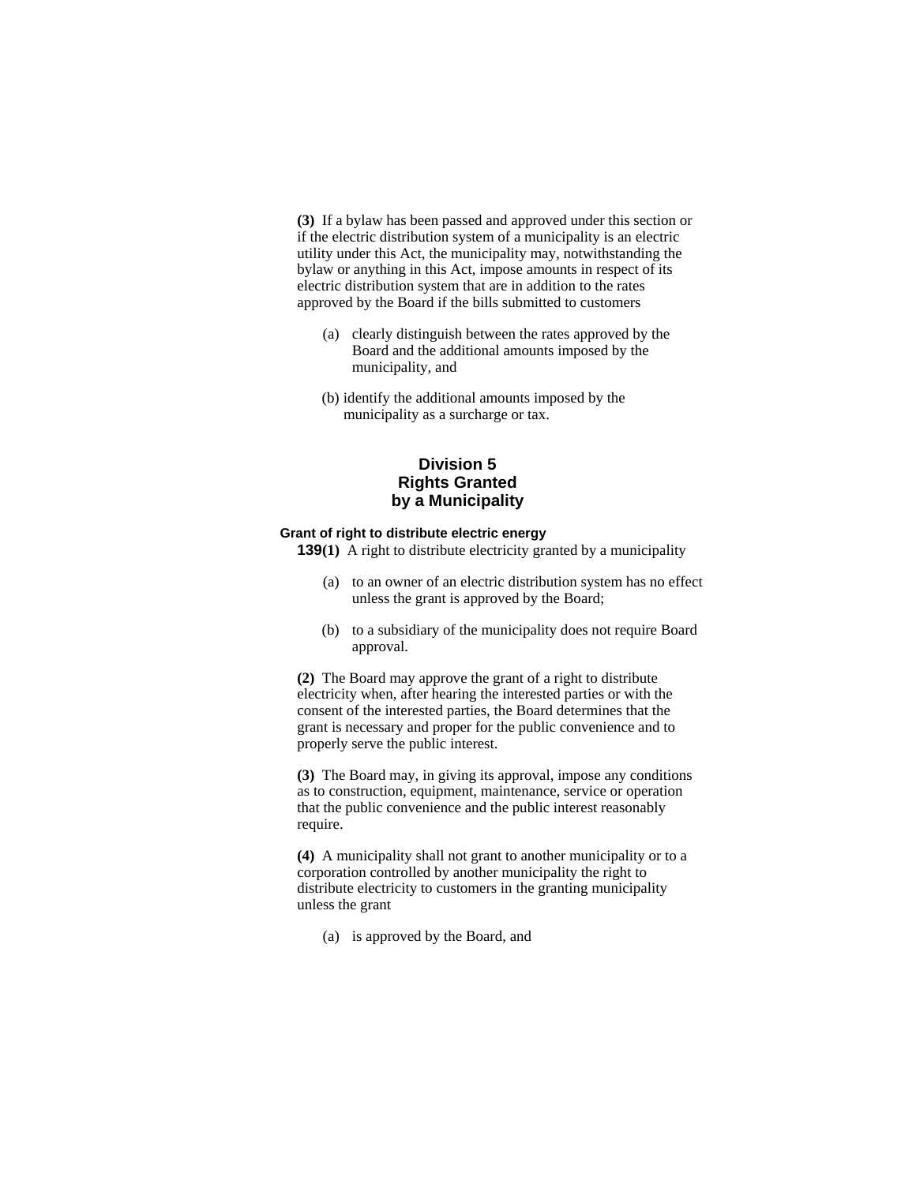**(3)** If a bylaw has been passed and approved under this section or if the electric distribution system of a municipality is an electric utility under this Act, the municipality may, notwithstanding the bylaw or anything in this Act, impose amounts in respect of its electric distribution system that are in addition to the rates approved by the Board if the bills submitted to customers

(a) clearly distinguish between the rates approved by the Board and the additional amounts imposed by the municipality, and

(b) identify the additional amounts imposed by the municipality as a surcharge or tax.

## Division 5 Rights Granted by a Municipality

**Grant of right to distribute electric energy**

**139(1)** A right to distribute electricity granted by a municipality

(a) to an owner of an electric distribution system has no effect unless the grant is approved by the Board;

(b) to a subsidiary of the municipality does not require Board approval.

**(2)** The Board may approve the grant of a right to distribute electricity when, after hearing the interested parties or with the consent of the interested parties, the Board determines that the grant is necessary and proper for the public convenience and to properly serve the public interest.

**(3)** The Board may, in giving its approval, impose any conditions as to construction, equipment, maintenance, service or operation that the public convenience and the public interest reasonably require.

**(4)** A municipality shall not grant to another municipality or to a corporation controlled by another municipality the right to distribute electricity to customers in the granting municipality unless the grant

(a) is approved by the Board, and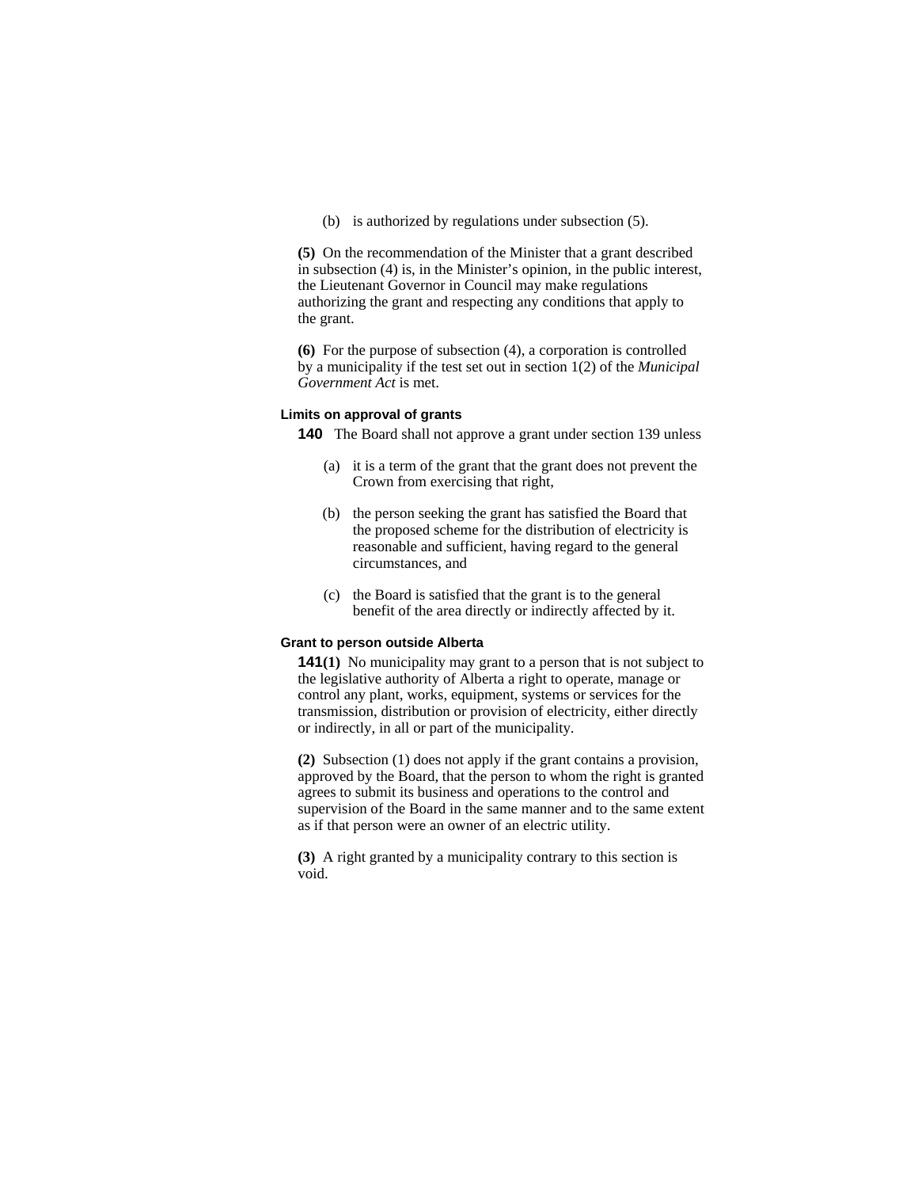(b) is authorized by regulations under subsection (5).

**(5)** On the recommendation of the Minister that a grant described in subsection (4) is, in the Minister's opinion, in the public interest, the Lieutenant Governor in Council may make regulations authorizing the grant and respecting any conditions that apply to the grant.

**(6)** For the purpose of subsection (4), a corporation is controlled by a municipality if the test set out in section 1(2) of the *Municipal Government Act* is met.

#### Limits on approval of grants

**140** The Board shall not approve a grant under section 139 unless

(a) it is a term of the grant that the grant does not prevent the Crown from exercising that right,

(b) the person seeking the grant has satisfied the Board that the proposed scheme for the distribution of electricity is reasonable and sufficient, having regard to the general circumstances, and

(c) the Board is satisfied that the grant is to the general benefit of the area directly or indirectly affected by it.

#### Grant to person outside Alberta

**141(1)** No municipality may grant to a person that is not subject to the legislative authority of Alberta a right to operate, manage or control any plant, works, equipment, systems or services for the transmission, distribution or provision of electricity, either directly or indirectly, in all or part of the municipality.

**(2)** Subsection (1) does not apply if the grant contains a provision, approved by the Board, that the person to whom the right is granted agrees to submit its business and operations to the control and supervision of the Board in the same manner and to the same extent as if that person were an owner of an electric utility.

**(3)** A right granted by a municipality contrary to this section is void.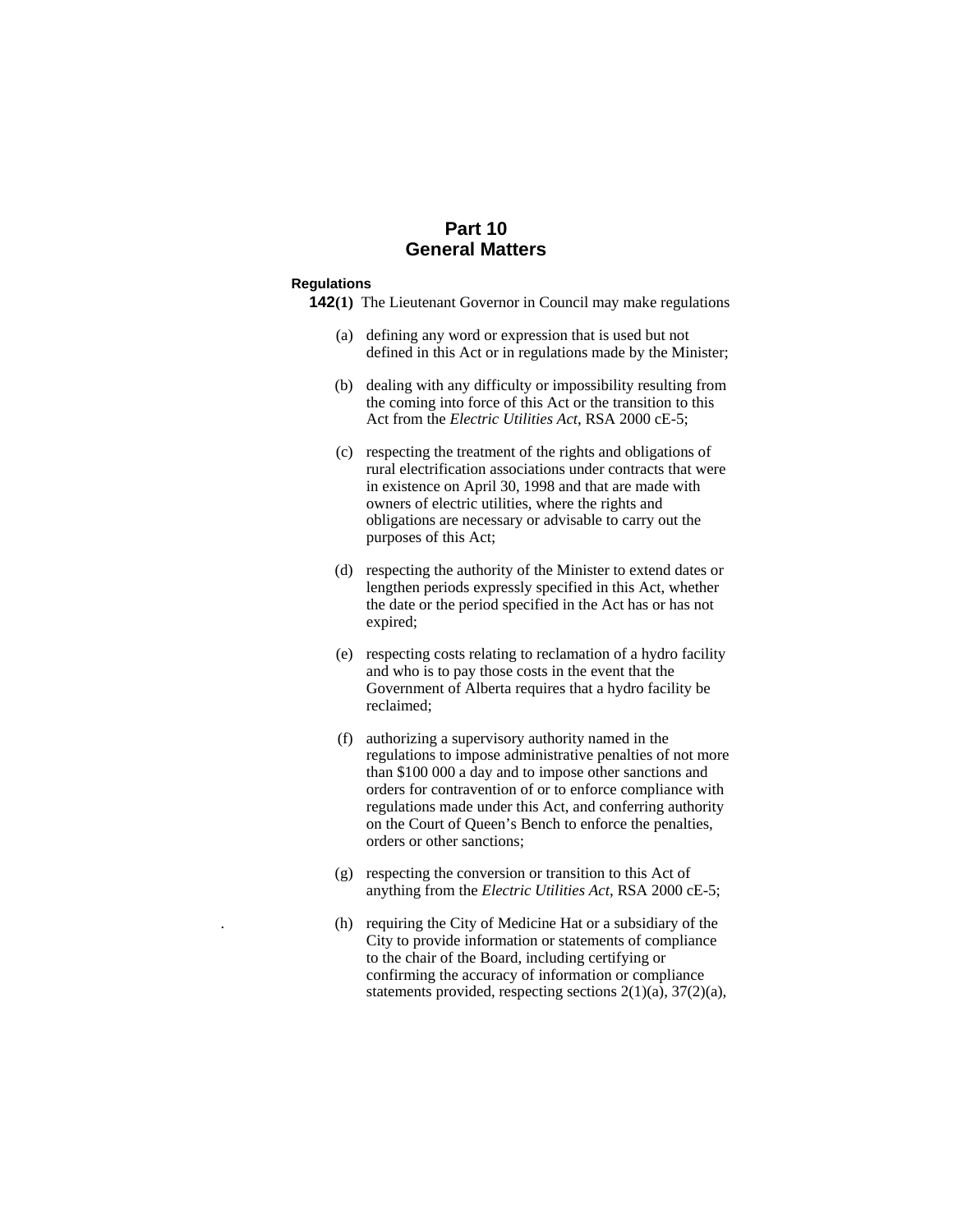# Part 10
# General Matters

**Regulations**

**142(1)** The Lieutenant Governor in Council may make regulations

(a) defining any word or expression that is used but not defined in this Act or in regulations made by the Minister;

(b) dealing with any difficulty or impossibility resulting from the coming into force of this Act or the transition to this Act from the *Electric Utilities Act*, RSA 2000 cE-5;

(c) respecting the treatment of the rights and obligations of rural electrification associations under contracts that were in existence on April 30, 1998 and that are made with owners of electric utilities, where the rights and obligations are necessary or advisable to carry out the purposes of this Act;

(d) respecting the authority of the Minister to extend dates or lengthen periods expressly specified in this Act, whether the date or the period specified in the Act has or has not expired;

(e) respecting costs relating to reclamation of a hydro facility and who is to pay those costs in the event that the Government of Alberta requires that a hydro facility be reclaimed;

(f) authorizing a supervisory authority named in the regulations to impose administrative penalties of not more than $100 000 a day and to impose other sanctions and orders for contravention of or to enforce compliance with regulations made under this Act, and conferring authority on the Court of Queen's Bench to enforce the penalties, orders or other sanctions;

(g) respecting the conversion or transition to this Act of anything from the *Electric Utilities Act*, RSA 2000 cE-5;

(h) requiring the City of Medicine Hat or a subsidiary of the City to provide information or statements of compliance to the chair of the Board, including certifying or confirming the accuracy of information or compliance statements provided, respecting sections 2(1)(a), 37(2)(a),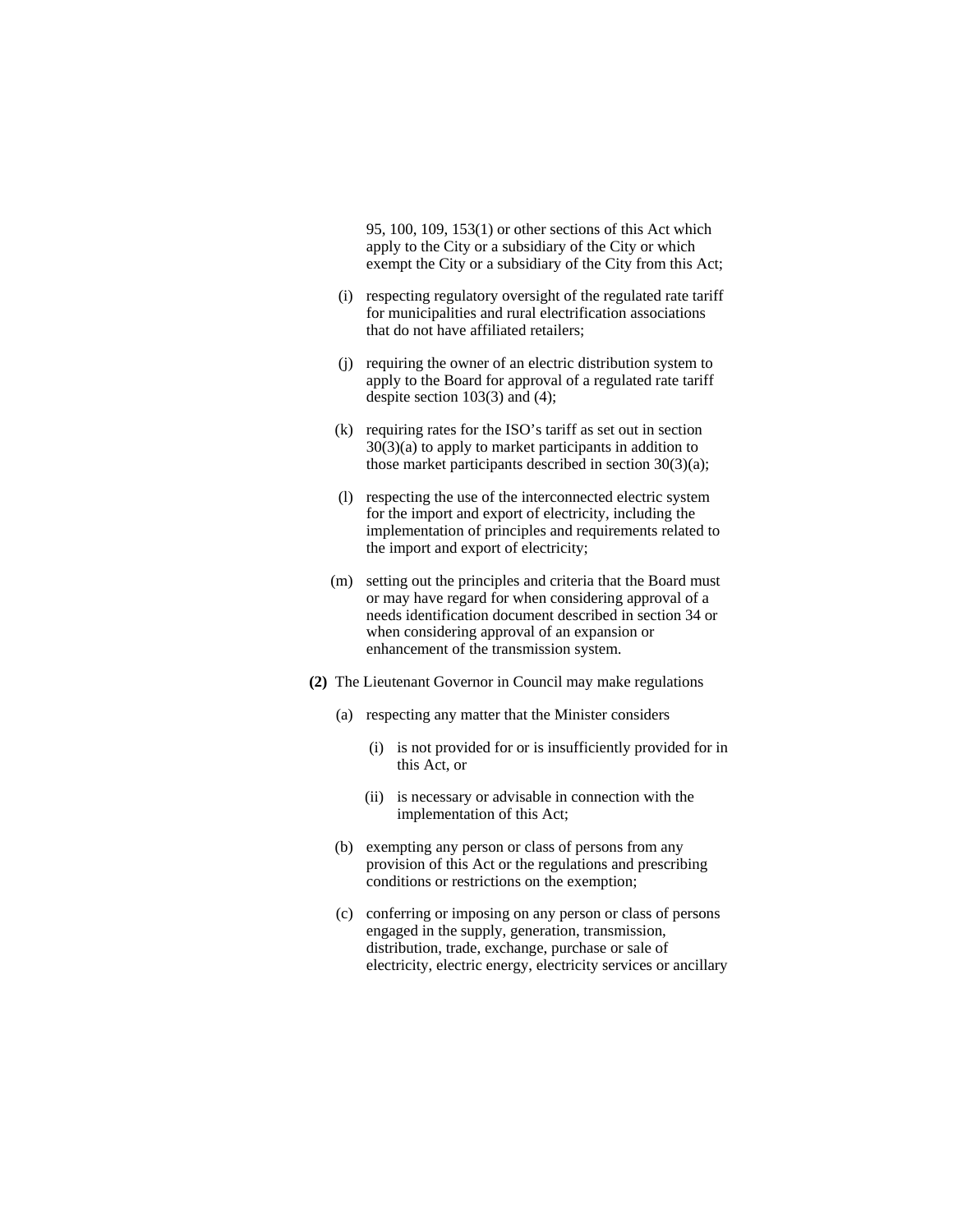95, 100, 109, 153(1) or other sections of this Act which apply to the City or a subsidiary of the City or which exempt the City or a subsidiary of the City from this Act;

(i) respecting regulatory oversight of the regulated rate tariff for municipalities and rural electrification associations that do not have affiliated retailers;

(j) requiring the owner of an electric distribution system to apply to the Board for approval of a regulated rate tariff despite section 103(3) and (4);

(k) requiring rates for the ISO's tariff as set out in section 30(3)(a) to apply to market participants in addition to those market participants described in section 30(3)(a);

(l) respecting the use of the interconnected electric system for the import and export of electricity, including the implementation of principles and requirements related to the import and export of electricity;

(m) setting out the principles and criteria that the Board must or may have regard for when considering approval of a needs identification document described in section 34 or when considering approval of an expansion or enhancement of the transmission system.

**(2)** The Lieutenant Governor in Council may make regulations

(a) respecting any matter that the Minister considers

(i) is not provided for or is insufficiently provided for in this Act, or

(ii) is necessary or advisable in connection with the implementation of this Act;

(b) exempting any person or class of persons from any provision of this Act or the regulations and prescribing conditions or restrictions on the exemption;

(c) conferring or imposing on any person or class of persons engaged in the supply, generation, transmission, distribution, trade, exchange, purchase or sale of electricity, electric energy, electricity services or ancillary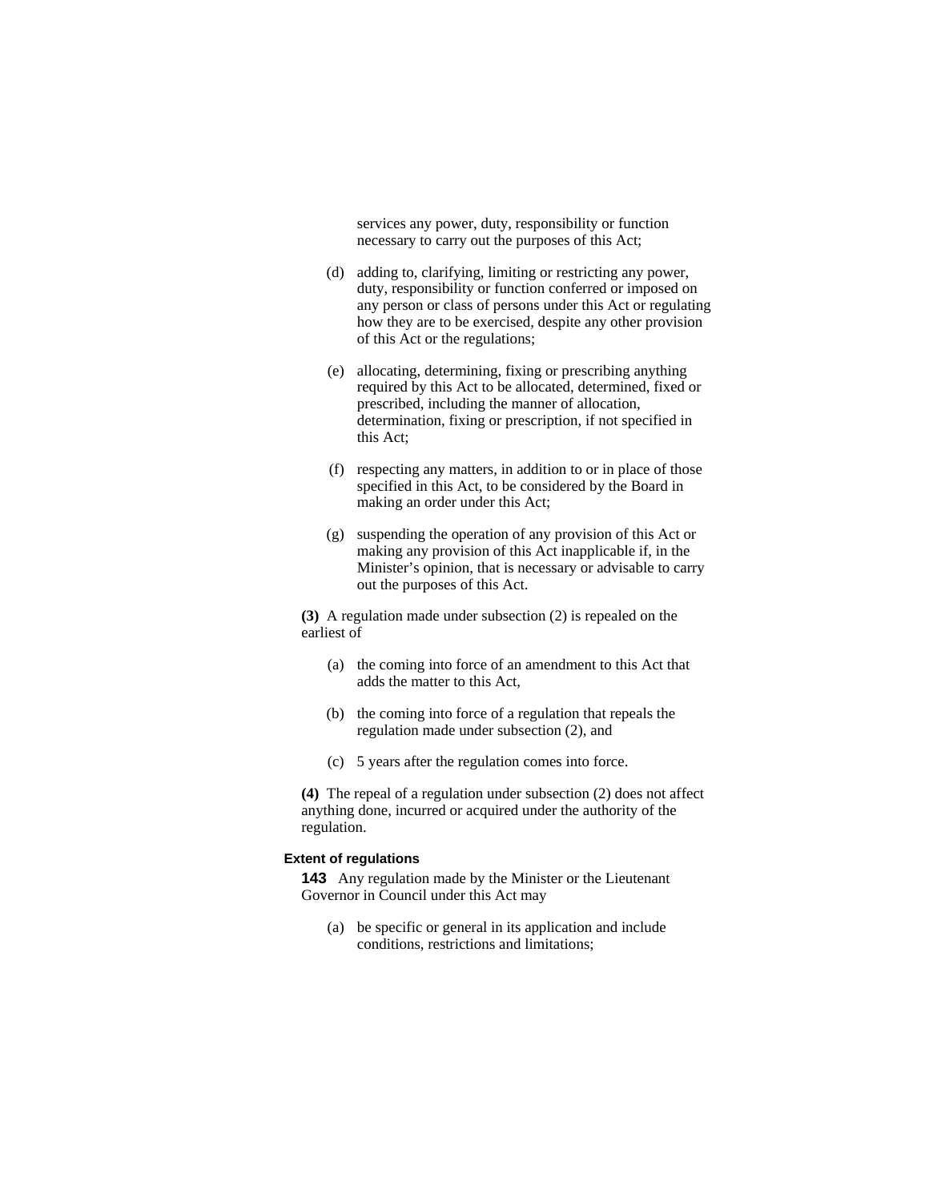services any power, duty, responsibility or function necessary to carry out the purposes of this Act;

(d) adding to, clarifying, limiting or restricting any power, duty, responsibility or function conferred or imposed on any person or class of persons under this Act or regulating how they are to be exercised, despite any other provision of this Act or the regulations;

(e) allocating, determining, fixing or prescribing anything required by this Act to be allocated, determined, fixed or prescribed, including the manner of allocation, determination, fixing or prescription, if not specified in this Act;

(f) respecting any matters, in addition to or in place of those specified in this Act, to be considered by the Board in making an order under this Act;

(g) suspending the operation of any provision of this Act or making any provision of this Act inapplicable if, in the Minister's opinion, that is necessary or advisable to carry out the purposes of this Act.

**(3)** A regulation made under subsection (2) is repealed on the earliest of

(a) the coming into force of an amendment to this Act that adds the matter to this Act,

(b) the coming into force of a regulation that repeals the regulation made under subsection (2), and

(c) 5 years after the regulation comes into force.

**(4)** The repeal of a regulation under subsection (2) does not affect anything done, incurred or acquired under the authority of the regulation.

#### Extent of regulations

**143** Any regulation made by the Minister or the Lieutenant Governor in Council under this Act may

(a) be specific or general in its application and include conditions, restrictions and limitations;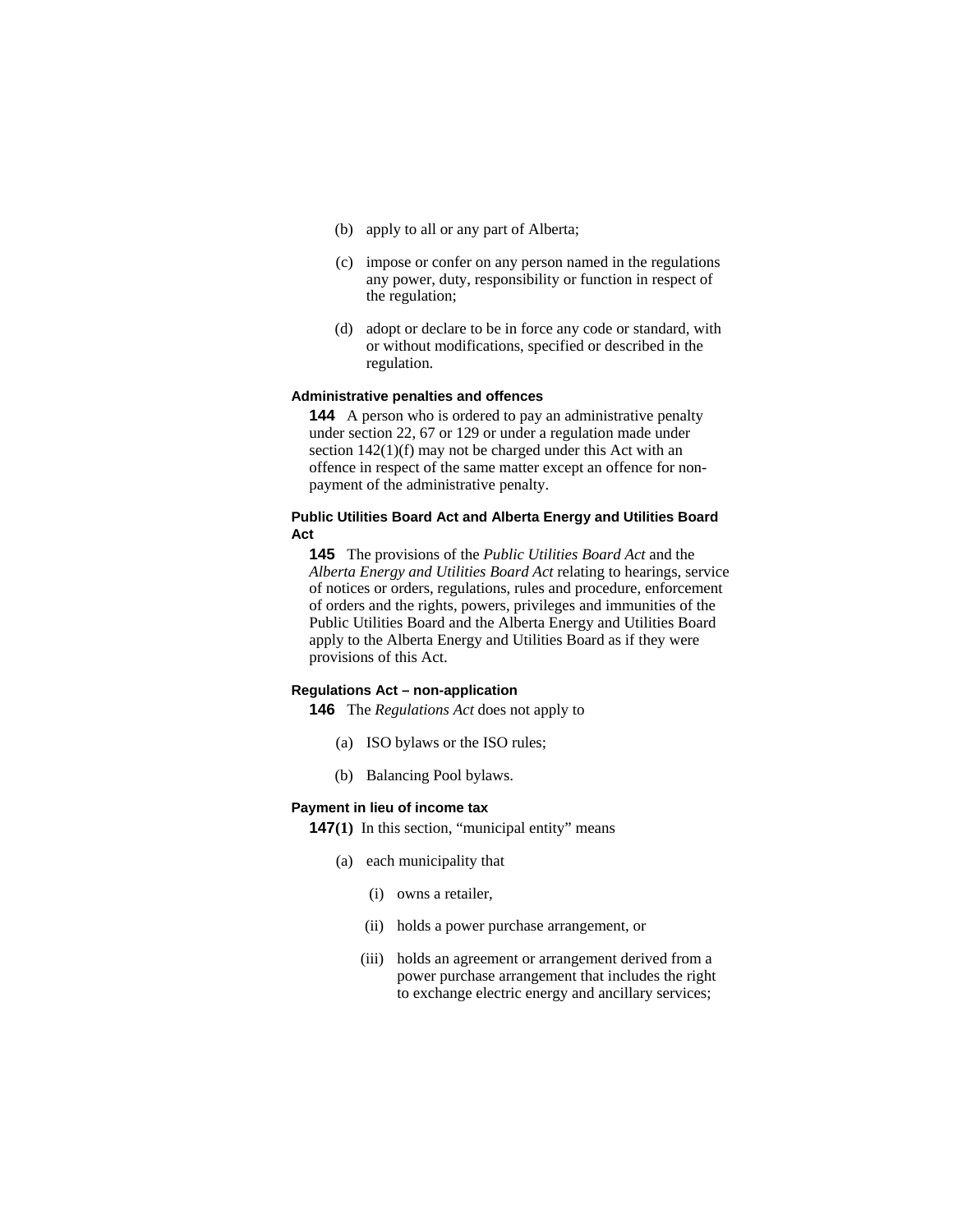(b) apply to all or any part of Alberta;

(c) impose or confer on any person named in the regulations any power, duty, responsibility or function in respect of the regulation;

(d) adopt or declare to be in force any code or standard, with or without modifications, specified or described in the regulation.

#### Administrative penalties and offences

**144** A person who is ordered to pay an administrative penalty under section 22, 67 or 129 or under a regulation made under section 142(1)(f) may not be charged under this Act with an offence in respect of the same matter except an offence for non-payment of the administrative penalty.

#### Public Utilities Board Act and Alberta Energy and Utilities Board Act

**145** The provisions of the *Public Utilities Board Act* and the *Alberta Energy and Utilities Board Act* relating to hearings, service of notices or orders, regulations, rules and procedure, enforcement of orders and the rights, powers, privileges and immunities of the Public Utilities Board and the Alberta Energy and Utilities Board apply to the Alberta Energy and Utilities Board as if they were provisions of this Act.

#### Regulations Act – non-application

**146** The *Regulations Act* does not apply to

(a) ISO bylaws or the ISO rules;

(b) Balancing Pool bylaws.

#### Payment in lieu of income tax

**147(1)** In this section, "municipal entity" means

(a) each municipality that

(i) owns a retailer,

(ii) holds a power purchase arrangement, or

(iii) holds an agreement or arrangement derived from a power purchase arrangement that includes the right to exchange electric energy and ancillary services;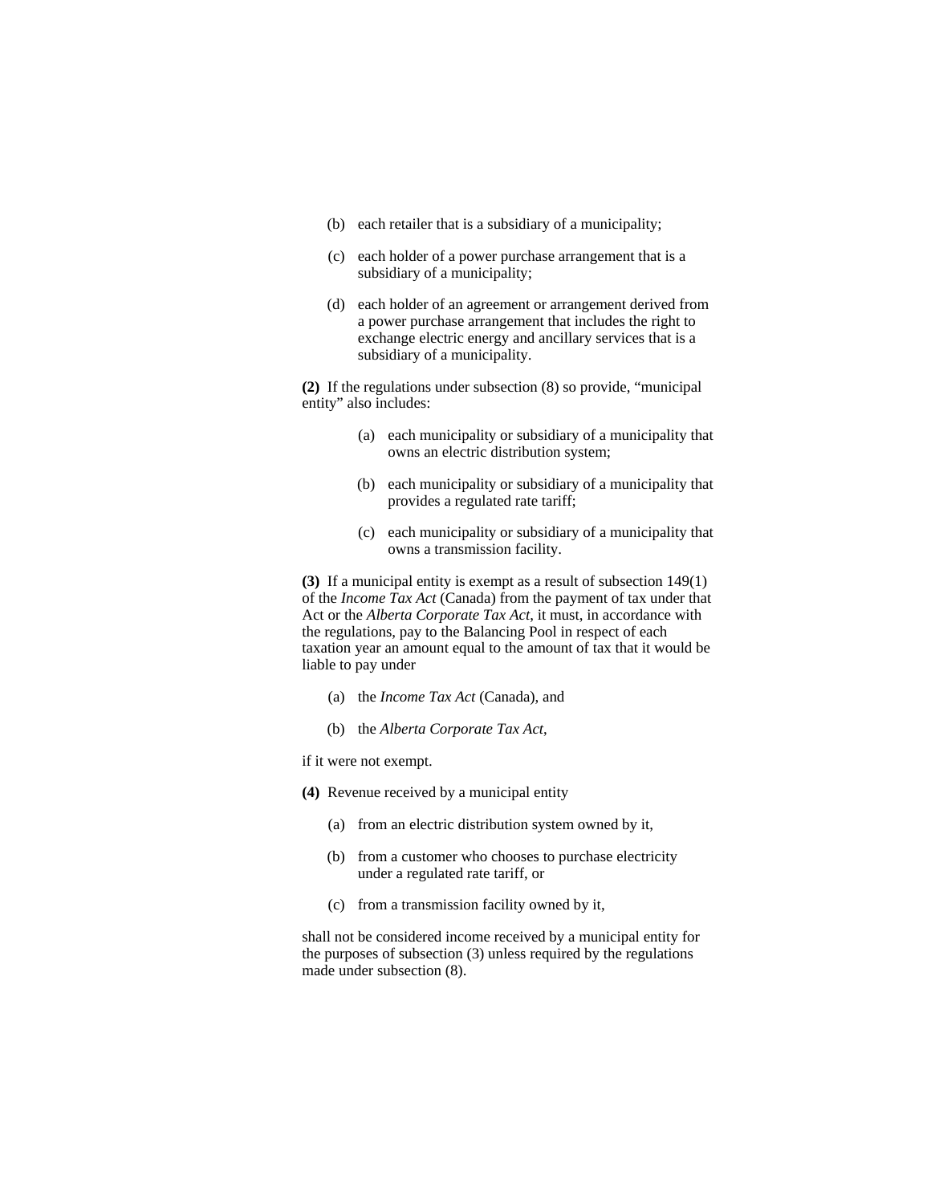(b) each retailer that is a subsidiary of a municipality;

(c) each holder of a power purchase arrangement that is a subsidiary of a municipality;

(d) each holder of an agreement or arrangement derived from a power purchase arrangement that includes the right to exchange electric energy and ancillary services that is a subsidiary of a municipality.

**(2)** If the regulations under subsection (8) so provide, "municipal entity" also includes:

(a) each municipality or subsidiary of a municipality that owns an electric distribution system;

(b) each municipality or subsidiary of a municipality that provides a regulated rate tariff;

(c) each municipality or subsidiary of a municipality that owns a transmission facility.

**(3)** If a municipal entity is exempt as a result of subsection 149(1) of the *Income Tax Act* (Canada) from the payment of tax under that Act or the *Alberta Corporate Tax Act*, it must, in accordance with the regulations, pay to the Balancing Pool in respect of each taxation year an amount equal to the amount of tax that it would be liable to pay under

(a) the *Income Tax Act* (Canada), and

(b) the *Alberta Corporate Tax Act*,

if it were not exempt.

**(4)** Revenue received by a municipal entity

(a) from an electric distribution system owned by it,

(b) from a customer who chooses to purchase electricity under a regulated rate tariff, or

(c) from a transmission facility owned by it,

shall not be considered income received by a municipal entity for the purposes of subsection (3) unless required by the regulations made under subsection (8).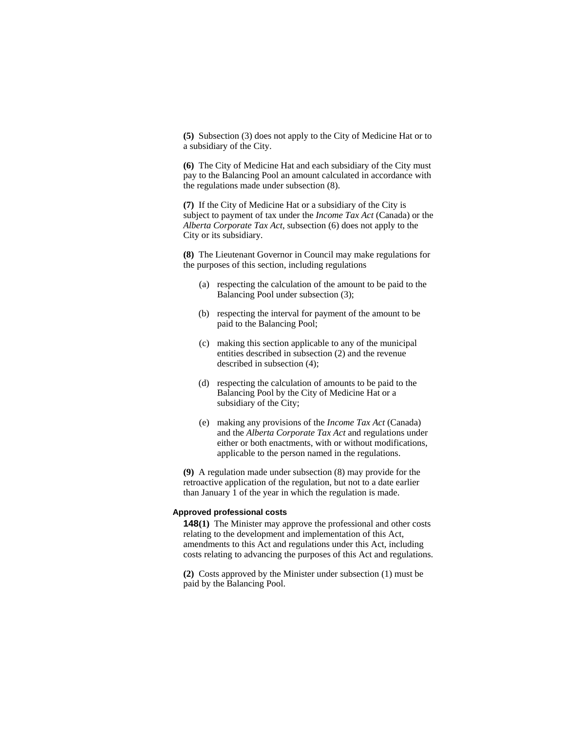**(5)** Subsection (3) does not apply to the City of Medicine Hat or to a subsidiary of the City.

**(6)** The City of Medicine Hat and each subsidiary of the City must pay to the Balancing Pool an amount calculated in accordance with the regulations made under subsection (8).

**(7)** If the City of Medicine Hat or a subsidiary of the City is subject to payment of tax under the *Income Tax Act* (Canada) or the *Alberta Corporate Tax Act*, subsection (6) does not apply to the City or its subsidiary.

**(8)** The Lieutenant Governor in Council may make regulations for the purposes of this section, including regulations

- (a) respecting the calculation of the amount to be paid to the Balancing Pool under subsection (3);
- (b) respecting the interval for payment of the amount to be paid to the Balancing Pool;
- (c) making this section applicable to any of the municipal entities described in subsection (2) and the revenue described in subsection (4);
- (d) respecting the calculation of amounts to be paid to the Balancing Pool by the City of Medicine Hat or a subsidiary of the City;
- (e) making any provisions of the *Income Tax Act* (Canada) and the *Alberta Corporate Tax Act* and regulations under either or both enactments, with or without modifications, applicable to the person named in the regulations.

**(9)** A regulation made under subsection (8) may provide for the retroactive application of the regulation, but not to a date earlier than January 1 of the year in which the regulation is made.

#### Approved professional costs

**148(1)** The Minister may approve the professional and other costs relating to the development and implementation of this Act, amendments to this Act and regulations under this Act, including costs relating to advancing the purposes of this Act and regulations.

**(2)** Costs approved by the Minister under subsection (1) must be paid by the Balancing Pool.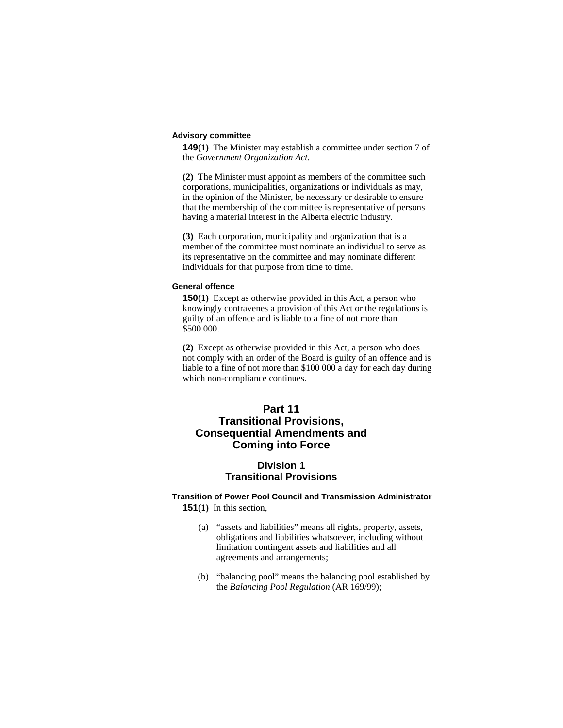#### Advisory committee

**149(1)** The Minister may establish a committee under section 7 of the *Government Organization Act*.

**(2)** The Minister must appoint as members of the committee such corporations, municipalities, organizations or individuals as may, in the opinion of the Minister, be necessary or desirable to ensure that the membership of the committee is representative of persons having a material interest in the Alberta electric industry.

**(3)** Each corporation, municipality and organization that is a member of the committee must nominate an individual to serve as its representative on the committee and may nominate different individuals for that purpose from time to time.

#### General offence

**150(1)** Except as otherwise provided in this Act, a person who knowingly contravenes a provision of this Act or the regulations is guilty of an offence and is liable to a fine of not more than $500 000.

**(2)** Except as otherwise provided in this Act, a person who does not comply with an order of the Board is guilty of an offence and is liable to a fine of not more than $100 000 a day for each day during which non-compliance continues.

# Part 11
# Transitional Provisions, Consequential Amendments and Coming into Force

## Division 1
## Transitional Provisions

#### Transition of Power Pool Council and Transmission Administrator

**151(1)** In this section,

(a) "assets and liabilities" means all rights, property, assets, obligations and liabilities whatsoever, including without limitation contingent assets and liabilities and all agreements and arrangements;

(b) "balancing pool" means the balancing pool established by the *Balancing Pool Regulation* (AR 169/99);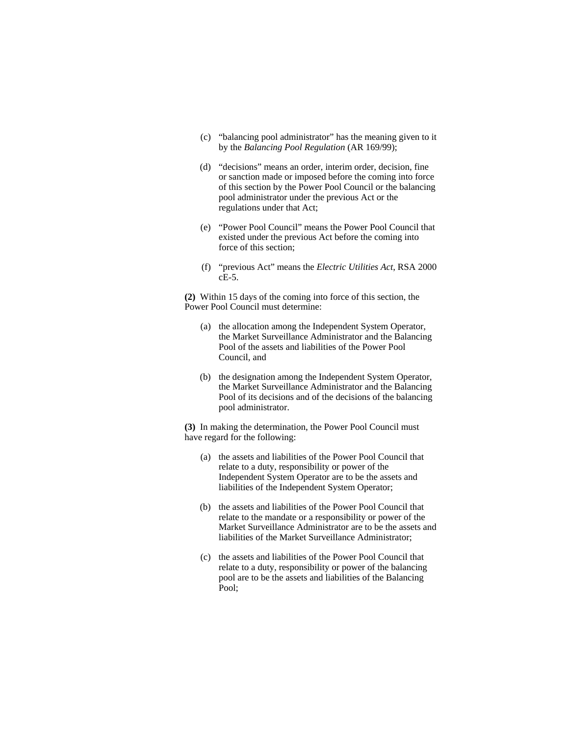(c) "balancing pool administrator" has the meaning given to it by the *Balancing Pool Regulation* (AR 169/99);

(d) "decisions" means an order, interim order, decision, fine or sanction made or imposed before the coming into force of this section by the Power Pool Council or the balancing pool administrator under the previous Act or the regulations under that Act;

(e) "Power Pool Council" means the Power Pool Council that existed under the previous Act before the coming into force of this section;

(f) "previous Act" means the *Electric Utilities Act*, RSA 2000 cE-5.

**(2)** Within 15 days of the coming into force of this section, the Power Pool Council must determine:

(a) the allocation among the Independent System Operator, the Market Surveillance Administrator and the Balancing Pool of the assets and liabilities of the Power Pool Council, and

(b) the designation among the Independent System Operator, the Market Surveillance Administrator and the Balancing Pool of its decisions and of the decisions of the balancing pool administrator.

**(3)** In making the determination, the Power Pool Council must have regard for the following:

(a) the assets and liabilities of the Power Pool Council that relate to a duty, responsibility or power of the Independent System Operator are to be the assets and liabilities of the Independent System Operator;

(b) the assets and liabilities of the Power Pool Council that relate to the mandate or a responsibility or power of the Market Surveillance Administrator are to be the assets and liabilities of the Market Surveillance Administrator;

(c) the assets and liabilities of the Power Pool Council that relate to a duty, responsibility or power of the balancing pool are to be the assets and liabilities of the Balancing Pool;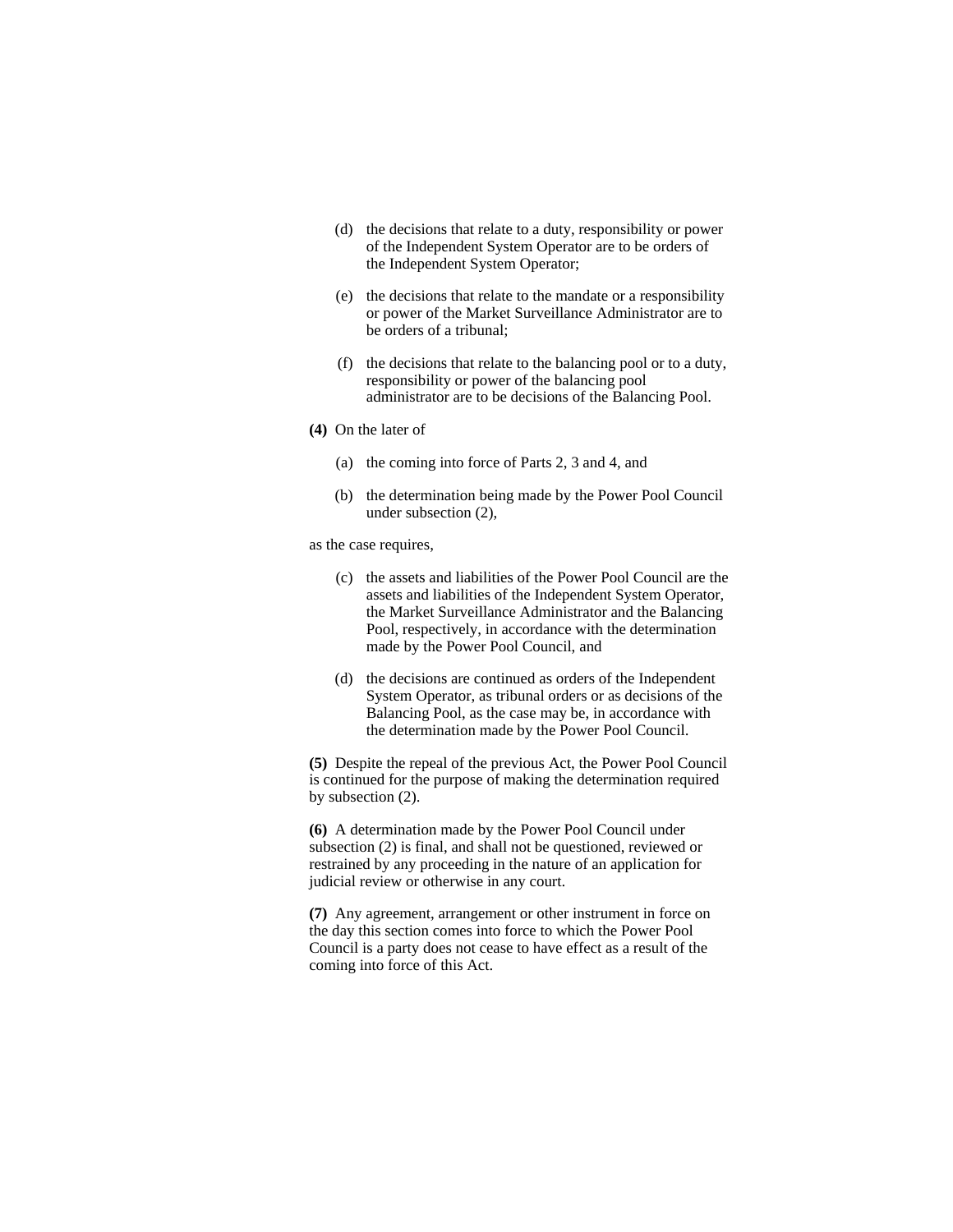(d) the decisions that relate to a duty, responsibility or power of the Independent System Operator are to be orders of the Independent System Operator;

(e) the decisions that relate to the mandate or a responsibility or power of the Market Surveillance Administrator are to be orders of a tribunal;

(f) the decisions that relate to the balancing pool or to a duty, responsibility or power of the balancing pool administrator are to be decisions of the Balancing Pool.

**(4)** On the later of

(a) the coming into force of Parts 2, 3 and 4, and

(b) the determination being made by the Power Pool Council under subsection (2),

as the case requires,

(c) the assets and liabilities of the Power Pool Council are the assets and liabilities of the Independent System Operator, the Market Surveillance Administrator and the Balancing Pool, respectively, in accordance with the determination made by the Power Pool Council, and

(d) the decisions are continued as orders of the Independent System Operator, as tribunal orders or as decisions of the Balancing Pool, as the case may be, in accordance with the determination made by the Power Pool Council.

**(5)** Despite the repeal of the previous Act, the Power Pool Council is continued for the purpose of making the determination required by subsection (2).

**(6)** A determination made by the Power Pool Council under subsection (2) is final, and shall not be questioned, reviewed or restrained by any proceeding in the nature of an application for judicial review or otherwise in any court.

**(7)** Any agreement, arrangement or other instrument in force on the day this section comes into force to which the Power Pool Council is a party does not cease to have effect as a result of the coming into force of this Act.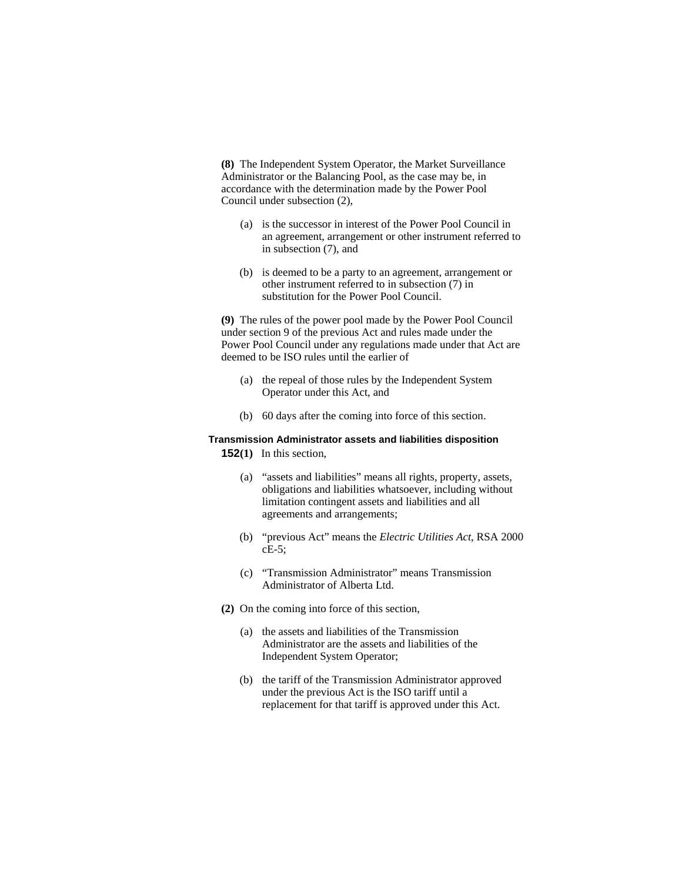**(8)** The Independent System Operator, the Market Surveillance Administrator or the Balancing Pool, as the case may be, in accordance with the determination made by the Power Pool Council under subsection (2),

- (a) is the successor in interest of the Power Pool Council in an agreement, arrangement or other instrument referred to in subsection (7), and
- (b) is deemed to be a party to an agreement, arrangement or other instrument referred to in subsection (7) in substitution for the Power Pool Council.

**(9)** The rules of the power pool made by the Power Pool Council under section 9 of the previous Act and rules made under the Power Pool Council under any regulations made under that Act are deemed to be ISO rules until the earlier of

- (a) the repeal of those rules by the Independent System Operator under this Act, and
- (b) 60 days after the coming into force of this section.

**Transmission Administrator assets and liabilities disposition**

**152(1)** In this section,

- (a) "assets and liabilities" means all rights, property, assets, obligations and liabilities whatsoever, including without limitation contingent assets and liabilities and all agreements and arrangements;
- (b) "previous Act" means the *Electric Utilities Act*, RSA 2000 cE-5;
- (c) "Transmission Administrator" means Transmission Administrator of Alberta Ltd.

**(2)** On the coming into force of this section,

- (a) the assets and liabilities of the Transmission Administrator are the assets and liabilities of the Independent System Operator;
- (b) the tariff of the Transmission Administrator approved under the previous Act is the ISO tariff until a replacement for that tariff is approved under this Act.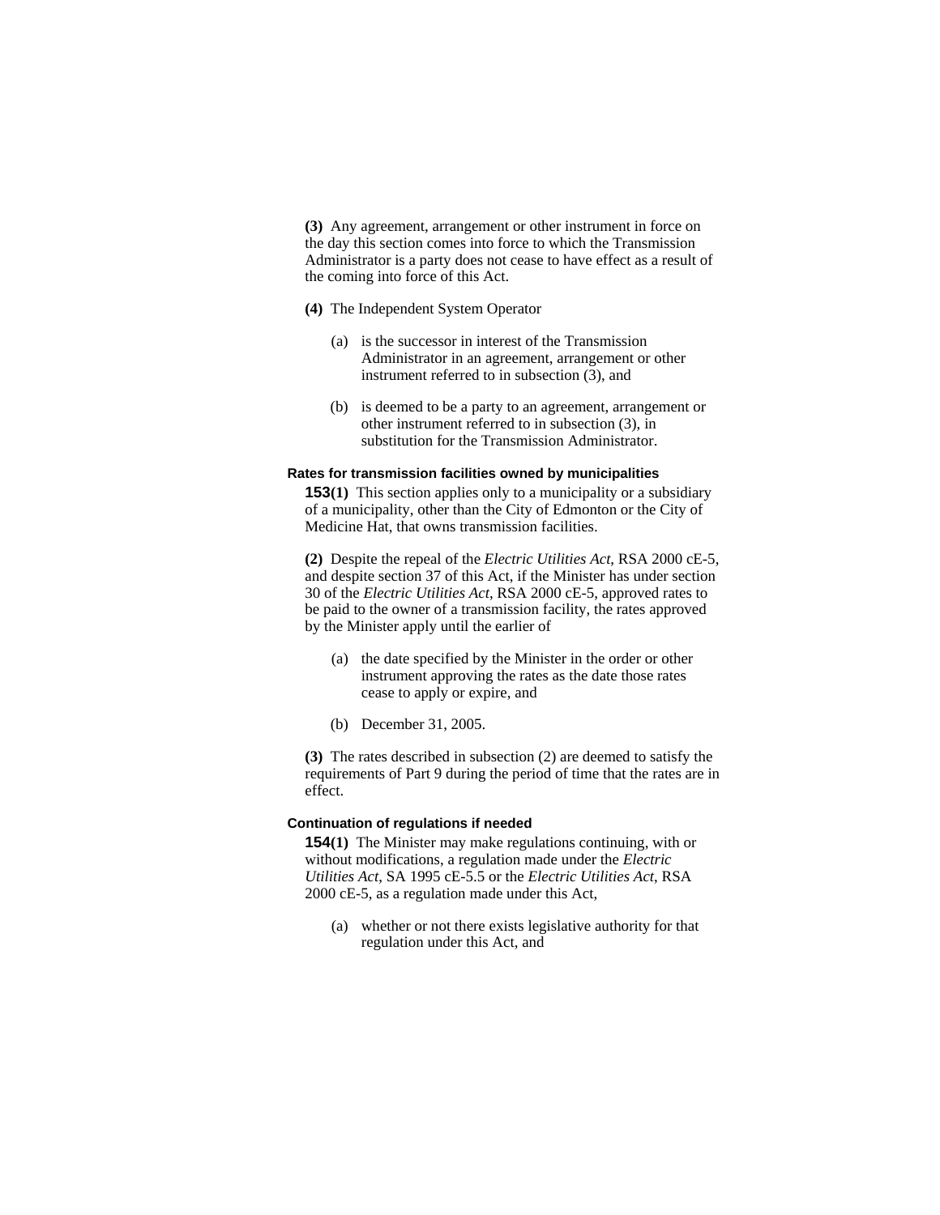**(3)** Any agreement, arrangement or other instrument in force on the day this section comes into force to which the Transmission Administrator is a party does not cease to have effect as a result of the coming into force of this Act.

**(4)** The Independent System Operator

(a) is the successor in interest of the Transmission Administrator in an agreement, arrangement or other instrument referred to in subsection (3), and

(b) is deemed to be a party to an agreement, arrangement or other instrument referred to in subsection (3), in substitution for the Transmission Administrator.

#### Rates for transmission facilities owned by municipalities

**153(1)** This section applies only to a municipality or a subsidiary of a municipality, other than the City of Edmonton or the City of Medicine Hat, that owns transmission facilities.

**(2)** Despite the repeal of the *Electric Utilities Act*, RSA 2000 cE-5, and despite section 37 of this Act, if the Minister has under section 30 of the *Electric Utilities Act*, RSA 2000 cE-5, approved rates to be paid to the owner of a transmission facility, the rates approved by the Minister apply until the earlier of

(a) the date specified by the Minister in the order or other instrument approving the rates as the date those rates cease to apply or expire, and

(b) December 31, 2005.

**(3)** The rates described in subsection (2) are deemed to satisfy the requirements of Part 9 during the period of time that the rates are in effect.

#### Continuation of regulations if needed

**154(1)** The Minister may make regulations continuing, with or without modifications, a regulation made under the *Electric Utilities Act*, SA 1995 cE-5.5 or the *Electric Utilities Act*, RSA 2000 cE-5, as a regulation made under this Act,

(a) whether or not there exists legislative authority for that regulation under this Act, and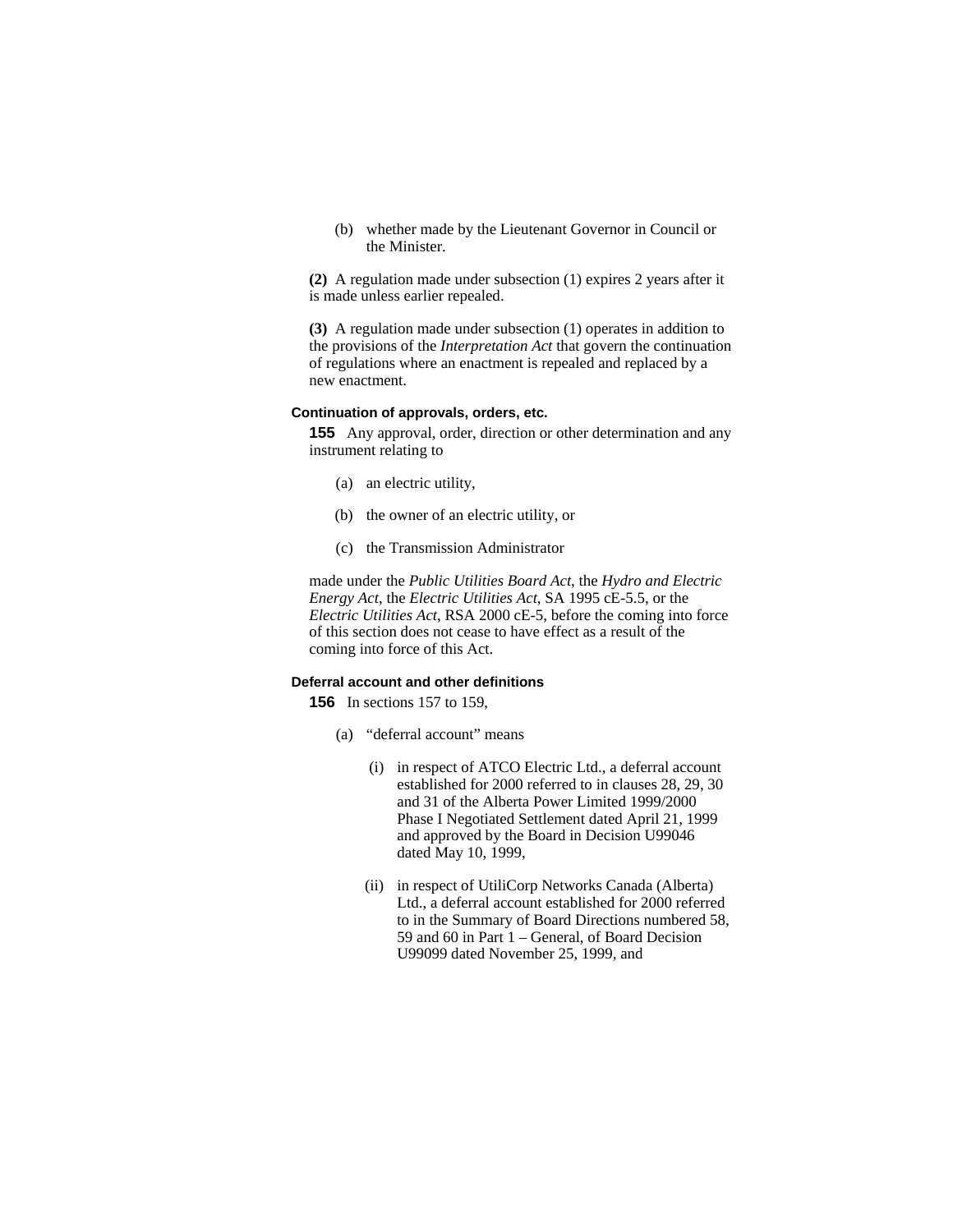(b) whether made by the Lieutenant Governor in Council or the Minister.

**(2)** A regulation made under subsection (1) expires 2 years after it is made unless earlier repealed.

**(3)** A regulation made under subsection (1) operates in addition to the provisions of the *Interpretation Act* that govern the continuation of regulations where an enactment is repealed and replaced by a new enactment.

**Continuation of approvals, orders, etc.**

**155** Any approval, order, direction or other determination and any instrument relating to

(a) an electric utility,

(b) the owner of an electric utility, or

(c) the Transmission Administrator

made under the *Public Utilities Board Act*, the *Hydro and Electric Energy Act*, the *Electric Utilities Act*, SA 1995 cE-5.5, or the *Electric Utilities Act*, RSA 2000 cE-5, before the coming into force of this section does not cease to have effect as a result of the coming into force of this Act.

**Deferral account and other definitions**

**156** In sections 157 to 159,

(a) "deferral account" means

(i) in respect of ATCO Electric Ltd., a deferral account established for 2000 referred to in clauses 28, 29, 30 and 31 of the Alberta Power Limited 1999/2000 Phase I Negotiated Settlement dated April 21, 1999 and approved by the Board in Decision U99046 dated May 10, 1999,

(ii) in respect of UtiliCorp Networks Canada (Alberta) Ltd., a deferral account established for 2000 referred to in the Summary of Board Directions numbered 58, 59 and 60 in Part 1 – General, of Board Decision U99099 dated November 25, 1999, and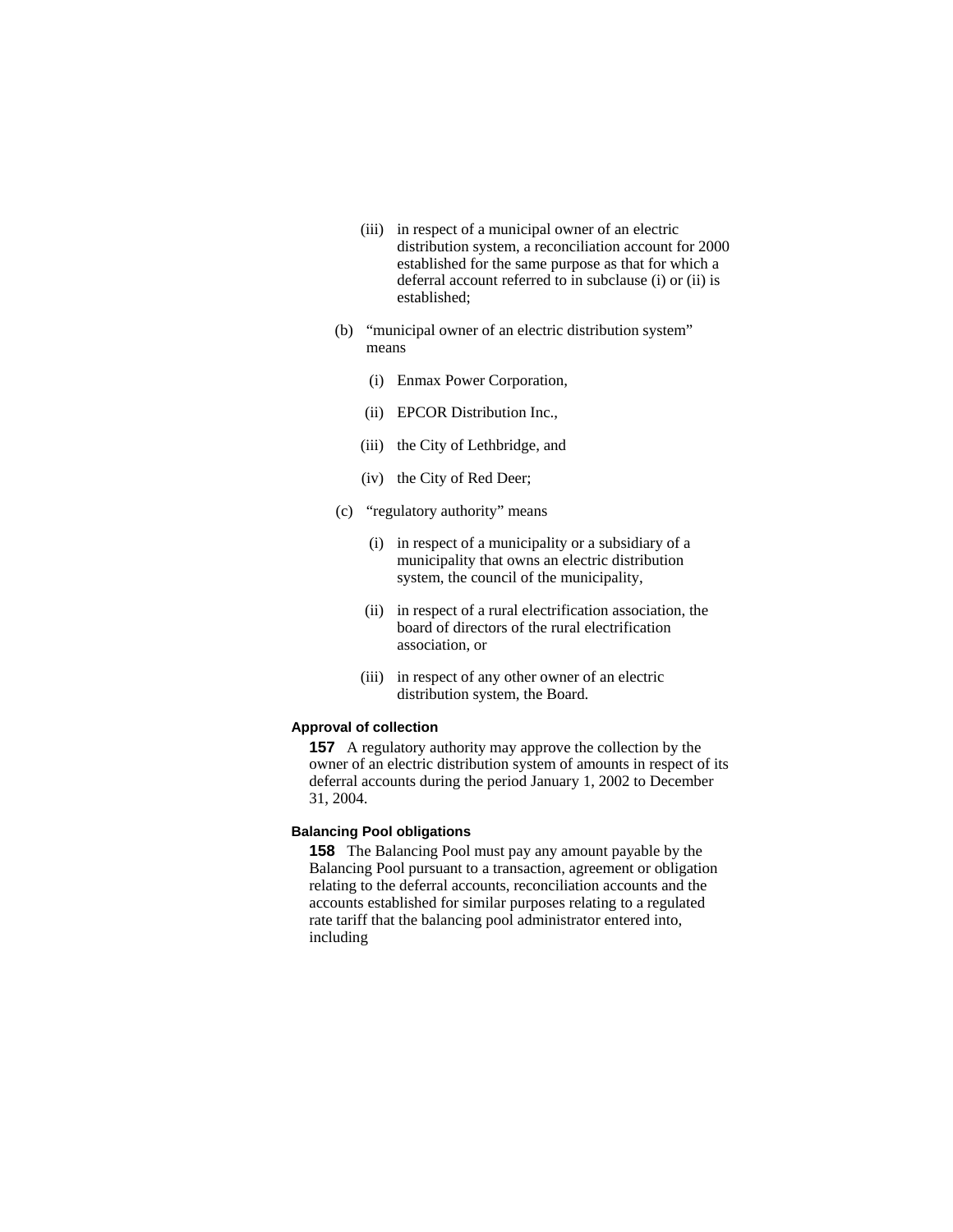(iii) in respect of a municipal owner of an electric distribution system, a reconciliation account for 2000 established for the same purpose as that for which a deferral account referred to in subclause (i) or (ii) is established;

(b) "municipal owner of an electric distribution system" means

(i) Enmax Power Corporation,

(ii) EPCOR Distribution Inc.,

(iii) the City of Lethbridge, and

(iv) the City of Red Deer;

(c) "regulatory authority" means

(i) in respect of a municipality or a subsidiary of a municipality that owns an electric distribution system, the council of the municipality,

(ii) in respect of a rural electrification association, the board of directors of the rural electrification association, or

(iii) in respect of any other owner of an electric distribution system, the Board.

**Approval of collection**

**157** A regulatory authority may approve the collection by the owner of an electric distribution system of amounts in respect of its deferral accounts during the period January 1, 2002 to December 31, 2004.

**Balancing Pool obligations**

**158** The Balancing Pool must pay any amount payable by the Balancing Pool pursuant to a transaction, agreement or obligation relating to the deferral accounts, reconciliation accounts and the accounts established for similar purposes relating to a regulated rate tariff that the balancing pool administrator entered into, including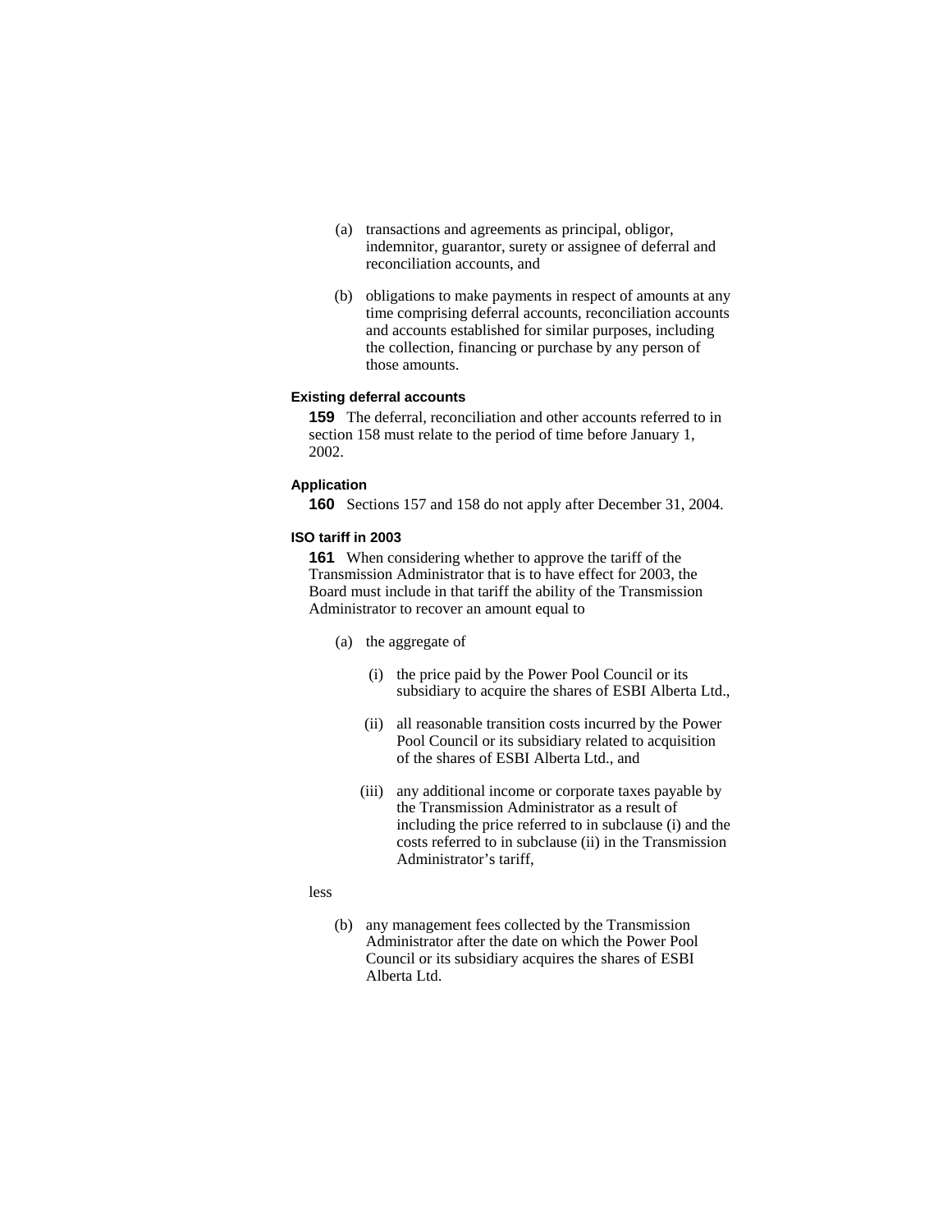(a) transactions and agreements as principal, obligor, indemnitor, guarantor, surety or assignee of deferral and reconciliation accounts, and

(b) obligations to make payments in respect of amounts at any time comprising deferral accounts, reconciliation accounts and accounts established for similar purposes, including the collection, financing or purchase by any person of those amounts.

**Existing deferral accounts**

**159** The deferral, reconciliation and other accounts referred to in section 158 must relate to the period of time before January 1, 2002.

**Application**

**160** Sections 157 and 158 do not apply after December 31, 2004.

**ISO tariff in 2003**

**161** When considering whether to approve the tariff of the Transmission Administrator that is to have effect for 2003, the Board must include in that tariff the ability of the Transmission Administrator to recover an amount equal to

(a) the aggregate of

(i) the price paid by the Power Pool Council or its subsidiary to acquire the shares of ESBI Alberta Ltd.,

(ii) all reasonable transition costs incurred by the Power Pool Council or its subsidiary related to acquisition of the shares of ESBI Alberta Ltd., and

(iii) any additional income or corporate taxes payable by the Transmission Administrator as a result of including the price referred to in subclause (i) and the costs referred to in subclause (ii) in the Transmission Administrator's tariff,

less

(b) any management fees collected by the Transmission Administrator after the date on which the Power Pool Council or its subsidiary acquires the shares of ESBI Alberta Ltd.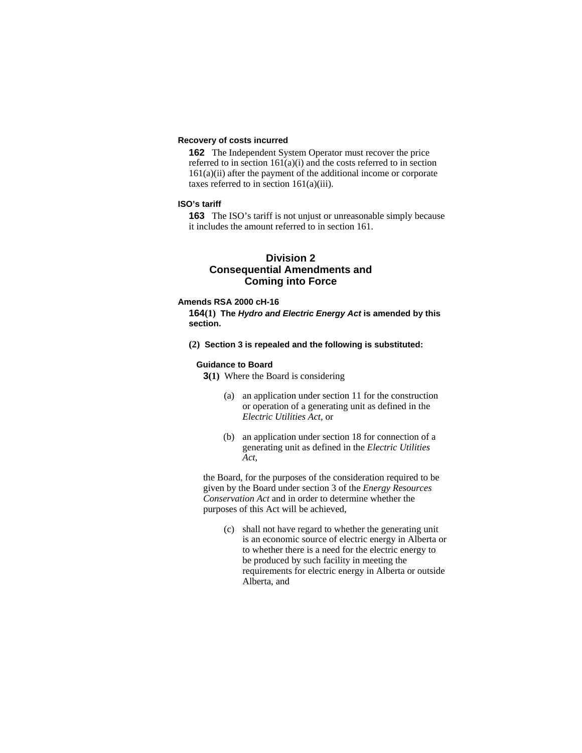**Recovery of costs incurred**

**162** The Independent System Operator must recover the price referred to in section 161(a)(i) and the costs referred to in section 161(a)(ii) after the payment of the additional income or corporate taxes referred to in section 161(a)(iii).

**ISO's tariff**

**163** The ISO's tariff is not unjust or unreasonable simply because it includes the amount referred to in section 161.

## Division 2 Consequential Amendments and Coming into Force

**Amends RSA 2000 cH-16**

**164(1) The *Hydro and Electric Energy Act* is amended by this section.**

**(2) Section 3 is repealed and the following is substituted:**

**Guidance to Board**

**3(1)** Where the Board is considering

(a) an application under section 11 for the construction or operation of a generating unit as defined in the *Electric Utilities Act*, or

(b) an application under section 18 for connection of a generating unit as defined in the *Electric Utilities Act*,

the Board, for the purposes of the consideration required to be given by the Board under section 3 of the *Energy Resources Conservation Act* and in order to determine whether the purposes of this Act will be achieved,

(c) shall not have regard to whether the generating unit is an economic source of electric energy in Alberta or to whether there is a need for the electric energy to be produced by such facility in meeting the requirements for electric energy in Alberta or outside Alberta, and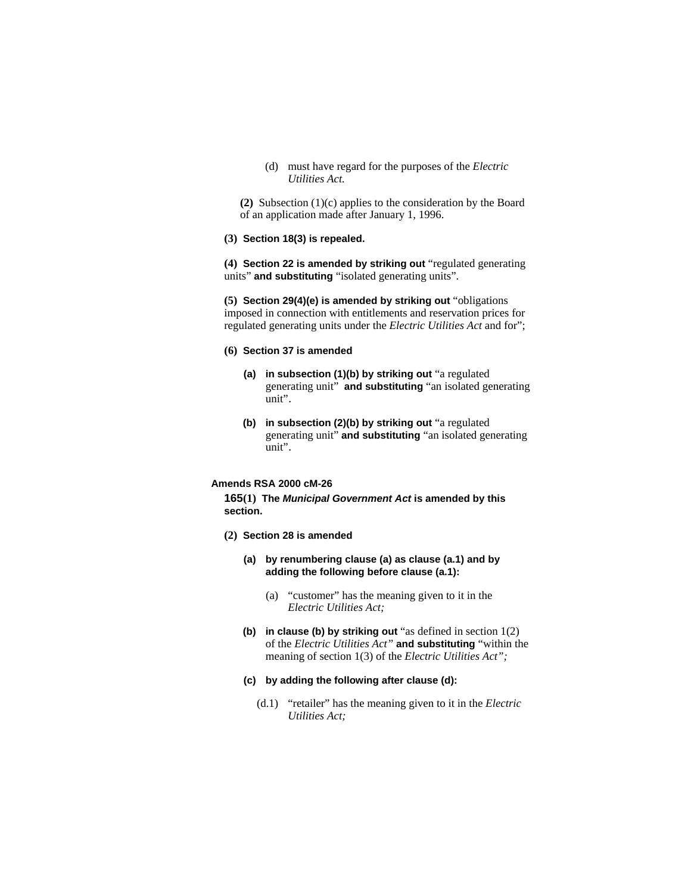(d) must have regard for the purposes of the *Electric Utilities Act.*

**(2)** Subsection (1)(c) applies to the consideration by the Board of an application made after January 1, 1996.

**(3) Section 18(3) is repealed.**

**(4) Section 22 is amended by striking out** "regulated generating units" **and substituting** "isolated generating units".

**(5) Section 29(4)(e) is amended by striking out** "obligations imposed in connection with entitlements and reservation prices for regulated generating units under the *Electric Utilities Act* and for";

**(6) Section 37 is amended**

**(a) in subsection (1)(b) by striking out** "a regulated generating unit" **and substituting** "an isolated generating unit".

**(b) in subsection (2)(b) by striking out** "a regulated generating unit" **and substituting** "an isolated generating unit".

**Amends RSA 2000 cM-26**

**165(1) The *Municipal Government Act* is amended by this section.**

**(2) Section 28 is amended**

**(a) by renumbering clause (a) as clause (a.1) and by adding the following before clause (a.1):**

(a) "customer" has the meaning given to it in the *Electric Utilities Act;*

**(b) in clause (b) by striking out** "as defined in section 1(2) of the *Electric Utilities Act*" **and substituting** "within the meaning of section 1(3) of the *Electric Utilities Act";*

**(c) by adding the following after clause (d):**

(d.1) "retailer" has the meaning given to it in the *Electric Utilities Act;*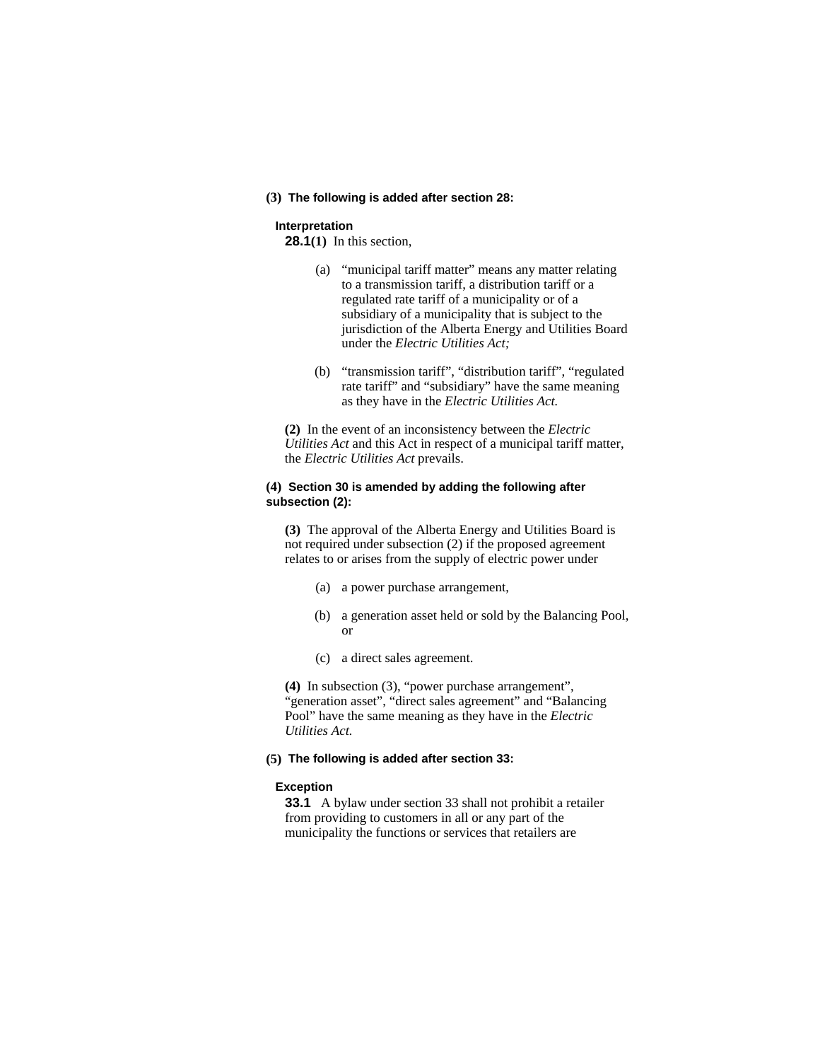**(3) The following is added after section 28:**

**Interpretation**

**28.1(1)** In this section,

(a) "municipal tariff matter" means any matter relating to a transmission tariff, a distribution tariff or a regulated rate tariff of a municipality or of a subsidiary of a municipality that is subject to the jurisdiction of the Alberta Energy and Utilities Board under the *Electric Utilities Act;*

(b) "transmission tariff", "distribution tariff", "regulated rate tariff" and "subsidiary" have the same meaning as they have in the *Electric Utilities Act.*

**(2)** In the event of an inconsistency between the *Electric Utilities Act* and this Act in respect of a municipal tariff matter, the *Electric Utilities Act* prevails.

**(4) Section 30 is amended by adding the following after subsection (2):**

**(3)** The approval of the Alberta Energy and Utilities Board is not required under subsection (2) if the proposed agreement relates to or arises from the supply of electric power under

(a) a power purchase arrangement,

(b) a generation asset held or sold by the Balancing Pool, or

(c) a direct sales agreement.

**(4)** In subsection (3), "power purchase arrangement", "generation asset", "direct sales agreement" and "Balancing Pool" have the same meaning as they have in the *Electric Utilities Act.*

**(5) The following is added after section 33:**

**Exception**

**33.1** A bylaw under section 33 shall not prohibit a retailer from providing to customers in all or any part of the municipality the functions or services that retailers are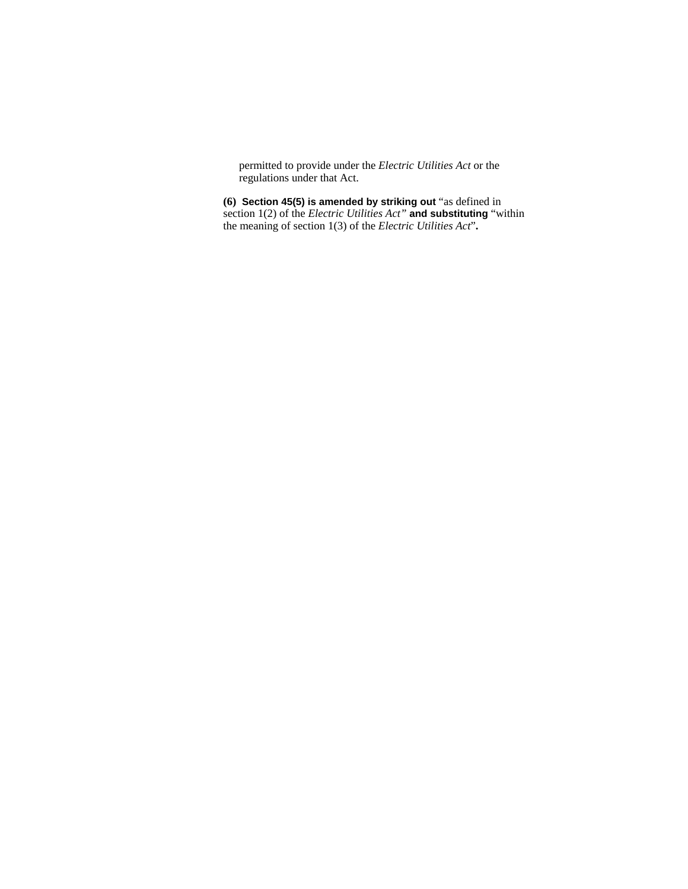permitted to provide under the *Electric Utilities Act* or the regulations under that Act.

**(6) Section 45(5) is amended by striking out** "as defined in section 1(2) of the *Electric Utilities Act*" **and substituting** "within the meaning of section 1(3) of the *Electric Utilities Act*"**.**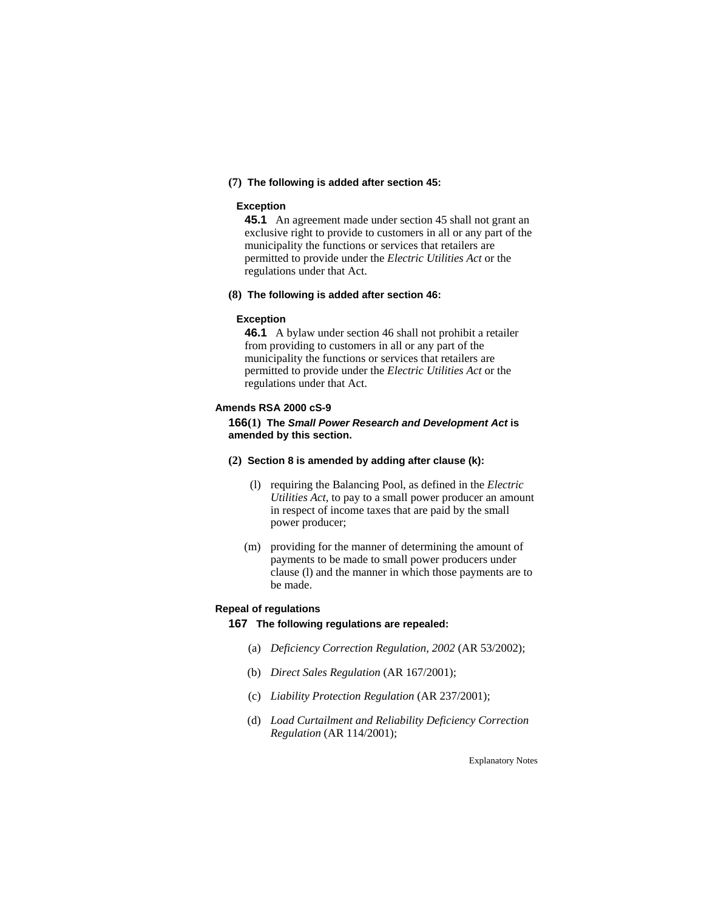**(7) The following is added after section 45:**

**Exception**

**45.1** An agreement made under section 45 shall not grant an exclusive right to provide to customers in all or any part of the municipality the functions or services that retailers are permitted to provide under the *Electric Utilities Act* or the regulations under that Act.

**(8) The following is added after section 46:**

**Exception**

**46.1** A bylaw under section 46 shall not prohibit a retailer from providing to customers in all or any part of the municipality the functions or services that retailers are permitted to provide under the *Electric Utilities Act* or the regulations under that Act.

**Amends RSA 2000 cS-9**

**166(1) The *Small Power Research and Development Act* is amended by this section.**

**(2) Section 8 is amended by adding after clause (k):**

(l) requiring the Balancing Pool, as defined in the *Electric Utilities Act*, to pay to a small power producer an amount in respect of income taxes that are paid by the small power producer;

(m) providing for the manner of determining the amount of payments to be made to small power producers under clause (l) and the manner in which those payments are to be made.

**Repeal of regulations**

**167 The following regulations are repealed:**

(a) *Deficiency Correction Regulation, 2002* (AR 53/2002);

(b) *Direct Sales Regulation* (AR 167/2001);

(c) *Liability Protection Regulation* (AR 237/2001);

(d) *Load Curtailment and Reliability Deficiency Correction Regulation* (AR 114/2001);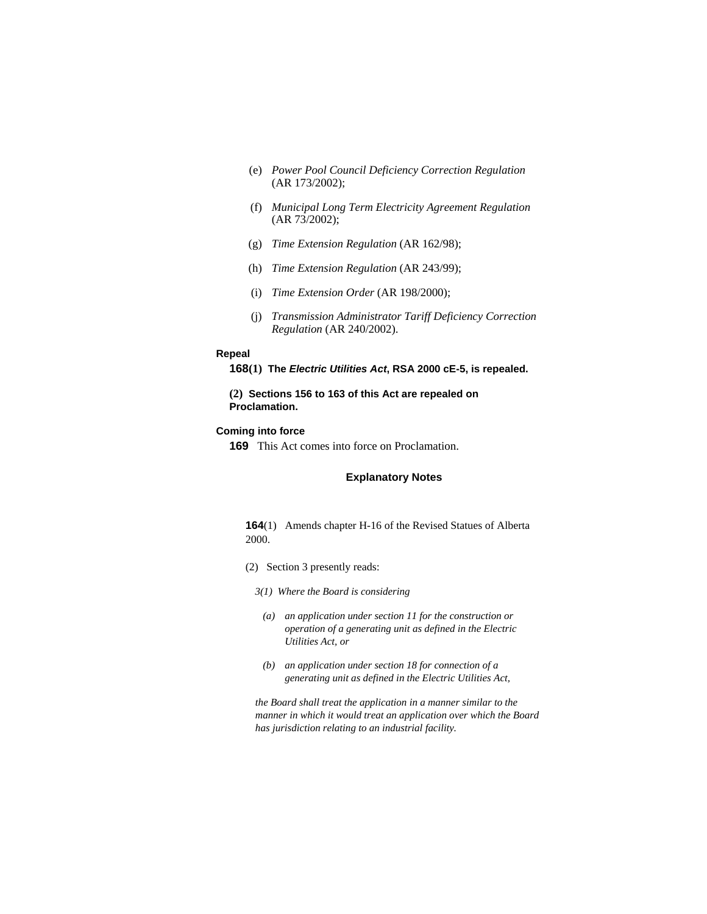(e) *Power Pool Council Deficiency Correction Regulation* (AR 173/2002);

(f) *Municipal Long Term Electricity Agreement Regulation* (AR 73/2002);

(g) *Time Extension Regulation* (AR 162/98);

(h) *Time Extension Regulation* (AR 243/99);

(i) *Time Extension Order* (AR 198/2000);

(j) *Transmission Administrator Tariff Deficiency Correction Regulation* (AR 240/2002).

**Repeal**

**168(1) The *Electric Utilities Act*, RSA 2000 cE-5, is repealed.**

**(2) Sections 156 to 163 of this Act are repealed on Proclamation.**

**Coming into force**

**169** This Act comes into force on Proclamation.

**Explanatory Notes**

**164**(1) Amends chapter H-16 of the Revised Statues of Alberta 2000.

(2) Section 3 presently reads:

*3(1) Where the Board is considering*

*(a) an application under section 11 for the construction or operation of a generating unit as defined in the Electric Utilities Act, or*

*(b) an application under section 18 for connection of a generating unit as defined in the Electric Utilities Act,*

*the Board shall treat the application in a manner similar to the manner in which it would treat an application over which the Board has jurisdiction relating to an industrial facility.*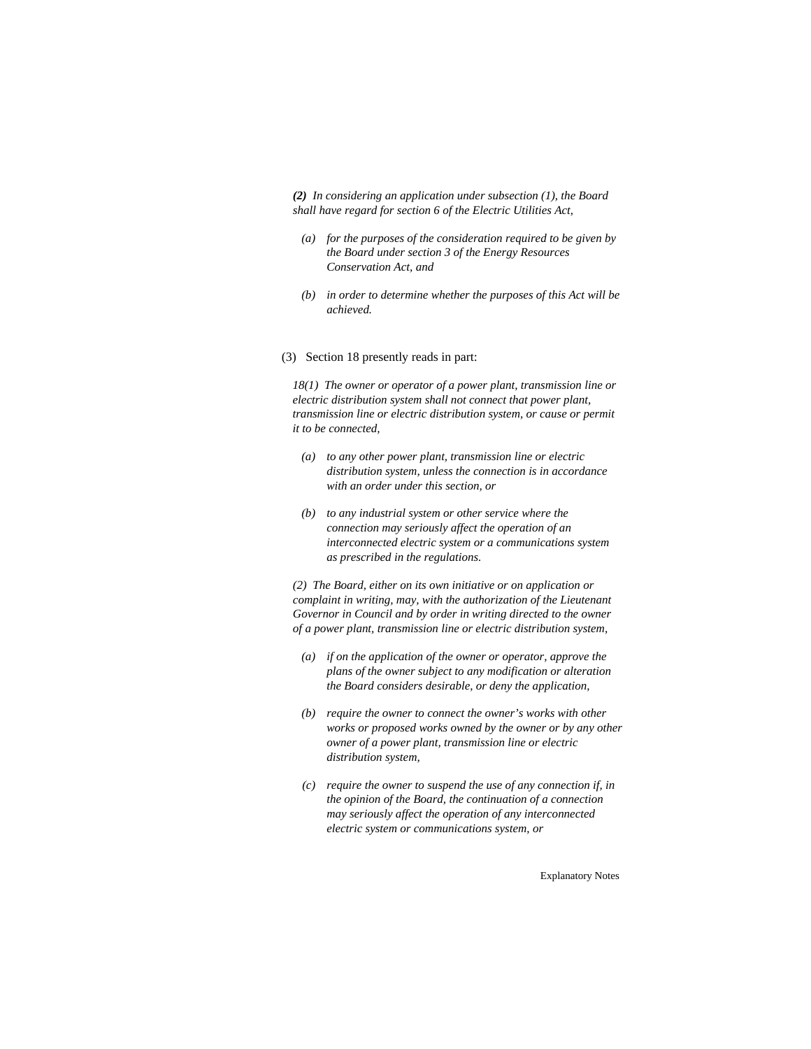*__(2)__ In considering an application under subsection (1), the Board shall have regard for section 6 of the Electric Utilities Act,*

- *(a) for the purposes of the consideration required to be given by the Board under section 3 of the Energy Resources Conservation Act, and*
- *(b) in order to determine whether the purposes of this Act will be achieved.*

(3) Section 18 presently reads in part:

*18(1) The owner or operator of a power plant, transmission line or electric distribution system shall not connect that power plant, transmission line or electric distribution system, or cause or permit it to be connected,*

- *(a) to any other power plant, transmission line or electric distribution system, unless the connection is in accordance with an order under this section, or*
- *(b) to any industrial system or other service where the connection may seriously affect the operation of an interconnected electric system or a communications system as prescribed in the regulations.*

*(2) The Board, either on its own initiative or on application or complaint in writing, may, with the authorization of the Lieutenant Governor in Council and by order in writing directed to the owner of a power plant, transmission line or electric distribution system,*

- *(a) if on the application of the owner or operator, approve the plans of the owner subject to any modification or alteration the Board considers desirable, or deny the application,*
- *(b) require the owner to connect the owner's works with other works or proposed works owned by the owner or by any other owner of a power plant, transmission line or electric distribution system,*
- *(c) require the owner to suspend the use of any connection if, in the opinion of the Board, the continuation of a connection may seriously affect the operation of any interconnected electric system or communications system, or*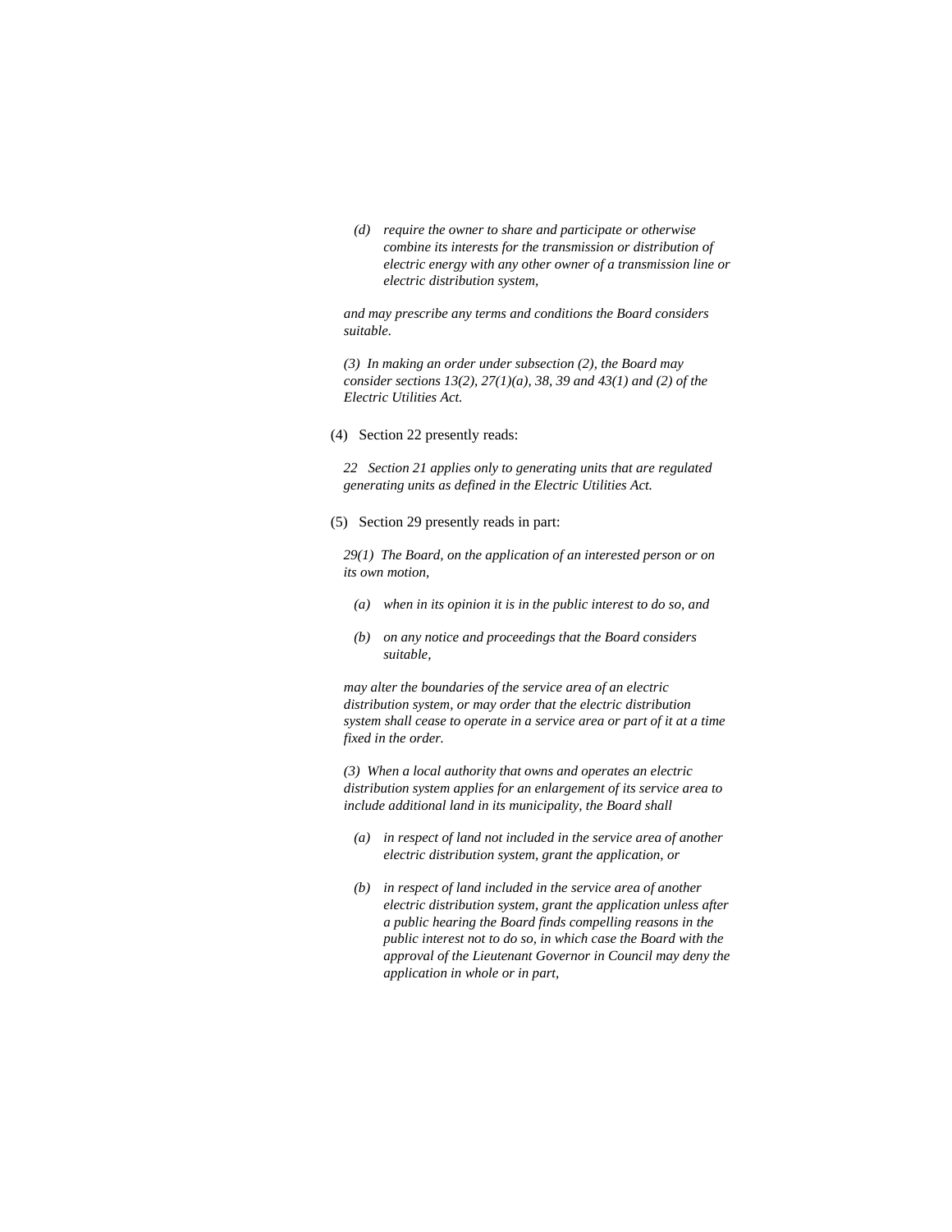*(d) require the owner to share and participate or otherwise combine its interests for the transmission or distribution of electric energy with any other owner of a transmission line or electric distribution system,*

*and may prescribe any terms and conditions the Board considers suitable.*

*(3) In making an order under subsection (2), the Board may consider sections 13(2), 27(1)(a), 38, 39 and 43(1) and (2) of the Electric Utilities Act.*

(4) Section 22 presently reads:

*22 Section 21 applies only to generating units that are regulated generating units as defined in the Electric Utilities Act.*

(5) Section 29 presently reads in part:

*29(1) The Board, on the application of an interested person or on its own motion,*

*(a) when in its opinion it is in the public interest to do so, and*

*(b) on any notice and proceedings that the Board considers suitable,*

*may alter the boundaries of the service area of an electric distribution system, or may order that the electric distribution system shall cease to operate in a service area or part of it at a time fixed in the order.*

*(3) When a local authority that owns and operates an electric distribution system applies for an enlargement of its service area to include additional land in its municipality, the Board shall*

*(a) in respect of land not included in the service area of another electric distribution system, grant the application, or*

*(b) in respect of land included in the service area of another electric distribution system, grant the application unless after a public hearing the Board finds compelling reasons in the public interest not to do so, in which case the Board with the approval of the Lieutenant Governor in Council may deny the application in whole or in part,*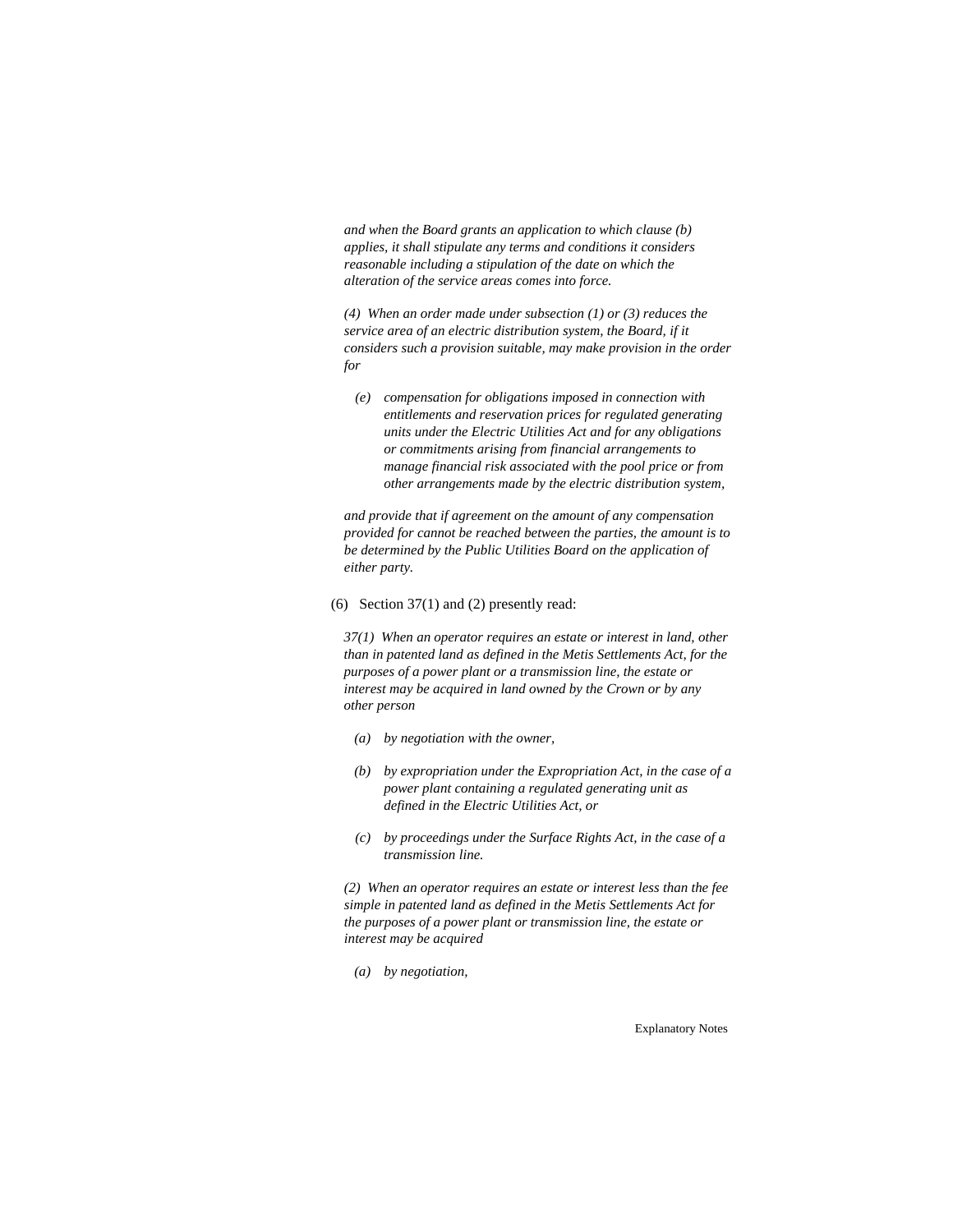*and when the Board grants an application to which clause (b) applies, it shall stipulate any terms and conditions it considers reasonable including a stipulation of the date on which the alteration of the service areas comes into force.*

*(4) When an order made under subsection (1) or (3) reduces the service area of an electric distribution system, the Board, if it considers such a provision suitable, may make provision in the order for*

- *(e) compensation for obligations imposed in connection with entitlements and reservation prices for regulated generating units under the Electric Utilities Act and for any obligations or commitments arising from financial arrangements to manage financial risk associated with the pool price or from other arrangements made by the electric distribution system,*

*and provide that if agreement on the amount of any compensation provided for cannot be reached between the parties, the amount is to be determined by the Public Utilities Board on the application of either party.*

(6) Section 37(1) and (2) presently read:

*37(1) When an operator requires an estate or interest in land, other than in patented land as defined in the Metis Settlements Act, for the purposes of a power plant or a transmission line, the estate or interest may be acquired in land owned by the Crown or by any other person*

- *(a) by negotiation with the owner,*
- *(b) by expropriation under the Expropriation Act, in the case of a power plant containing a regulated generating unit as defined in the Electric Utilities Act, or*
- *(c) by proceedings under the Surface Rights Act, in the case of a transmission line.*

*(2) When an operator requires an estate or interest less than the fee simple in patented land as defined in the Metis Settlements Act for the purposes of a power plant or transmission line, the estate or interest may be acquired*

- *(a) by negotiation,*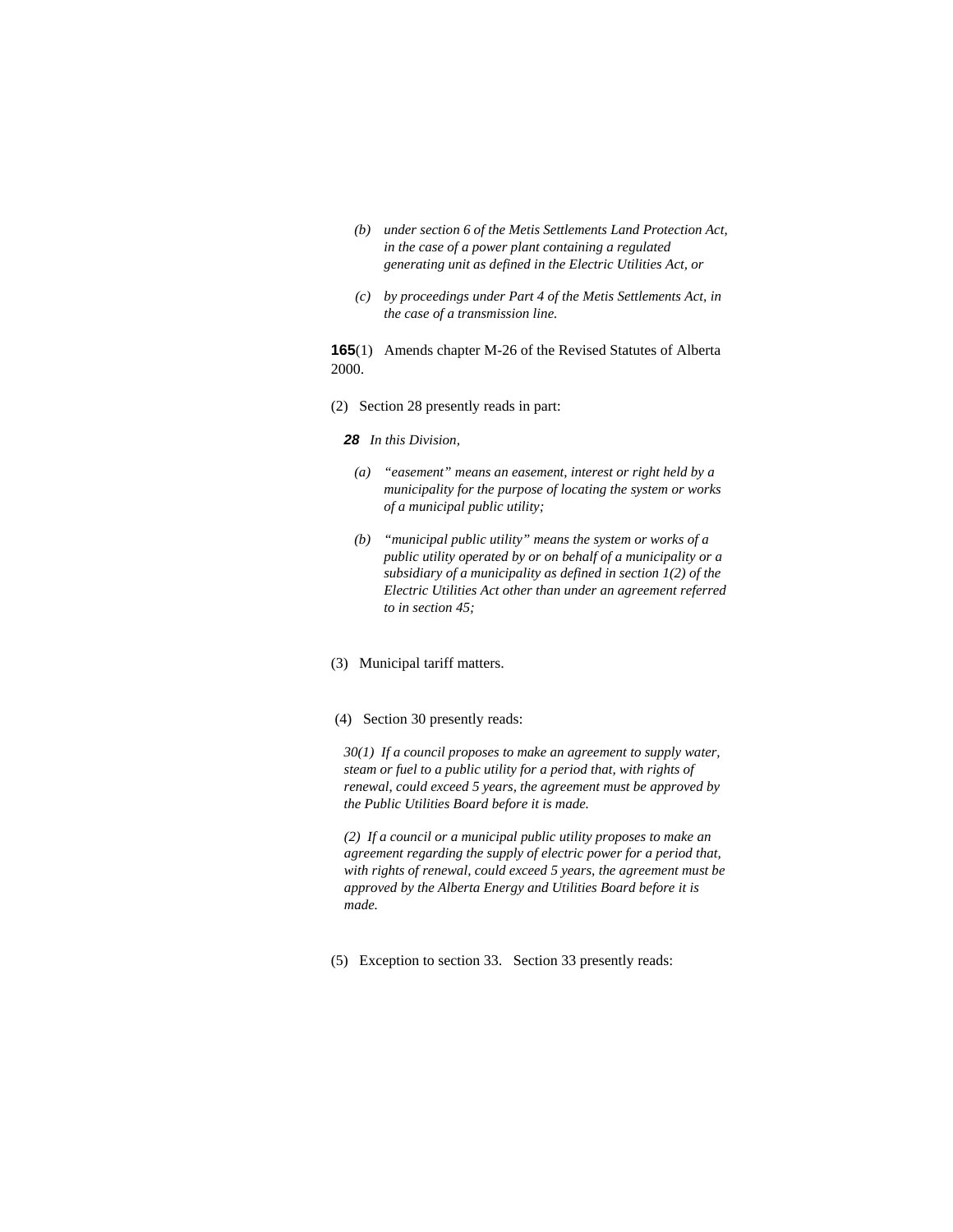*(b) under section 6 of the Metis Settlements Land Protection Act, in the case of a power plant containing a regulated generating unit as defined in the Electric Utilities Act, or*

*(c) by proceedings under Part 4 of the Metis Settlements Act, in the case of a transmission line.*

**165**(1) Amends chapter M-26 of the Revised Statutes of Alberta 2000.

(2) Section 28 presently reads in part:

***28*** *In this Division,*

*(a) "easement" means an easement, interest or right held by a municipality for the purpose of locating the system or works of a municipal public utility;*

*(b) "municipal public utility" means the system or works of a public utility operated by or on behalf of a municipality or a subsidiary of a municipality as defined in section 1(2) of the Electric Utilities Act other than under an agreement referred to in section 45;*

(3) Municipal tariff matters.

(4) Section 30 presently reads:

*30(1) If a council proposes to make an agreement to supply water, steam or fuel to a public utility for a period that, with rights of renewal, could exceed 5 years, the agreement must be approved by the Public Utilities Board before it is made.*

*(2) If a council or a municipal public utility proposes to make an agreement regarding the supply of electric power for a period that, with rights of renewal, could exceed 5 years, the agreement must be approved by the Alberta Energy and Utilities Board before it is made.*

(5) Exception to section 33. Section 33 presently reads: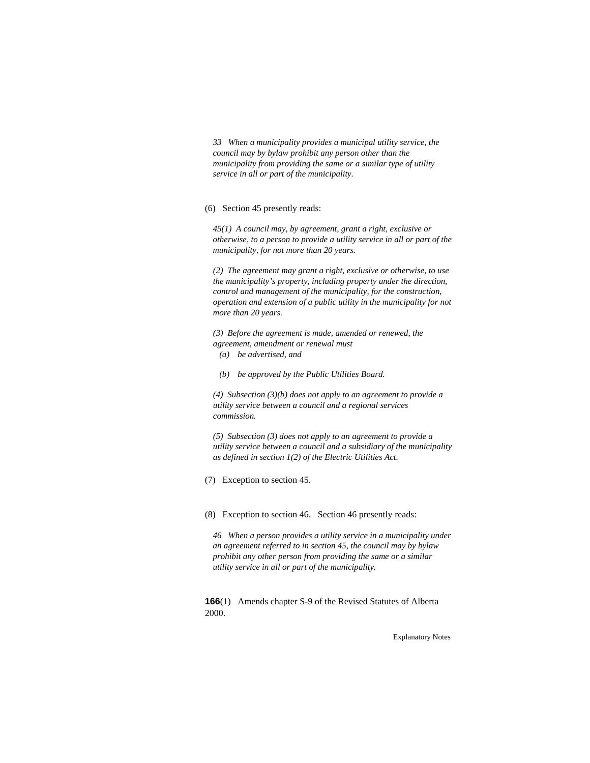*33 When a municipality provides a municipal utility service, the council may by bylaw prohibit any person other than the municipality from providing the same or a similar type of utility service in all or part of the municipality.*

(6) Section 45 presently reads:

*45(1) A council may, by agreement, grant a right, exclusive or otherwise, to a person to provide a utility service in all or part of the municipality, for not more than 20 years.*

*(2) The agreement may grant a right, exclusive or otherwise, to use the municipality's property, including property under the direction, control and management of the municipality, for the construction, operation and extension of a public utility in the municipality for not more than 20 years.*

*(3) Before the agreement is made, amended or renewed, the agreement, amendment or renewal must*

*(a) be advertised, and*

*(b) be approved by the Public Utilities Board.*

*(4) Subsection (3)(b) does not apply to an agreement to provide a utility service between a council and a regional services commission.*

*(5) Subsection (3) does not apply to an agreement to provide a utility service between a council and a subsidiary of the municipality as defined in section 1(2) of the Electric Utilities Act.*

(7) Exception to section 45.

(8) Exception to section 46. Section 46 presently reads:

*46 When a person provides a utility service in a municipality under an agreement referred to in section 45, the council may by bylaw prohibit any other person from providing the same or a similar utility service in all or part of the municipality.*

**166**(1) Amends chapter S-9 of the Revised Statutes of Alberta 2000.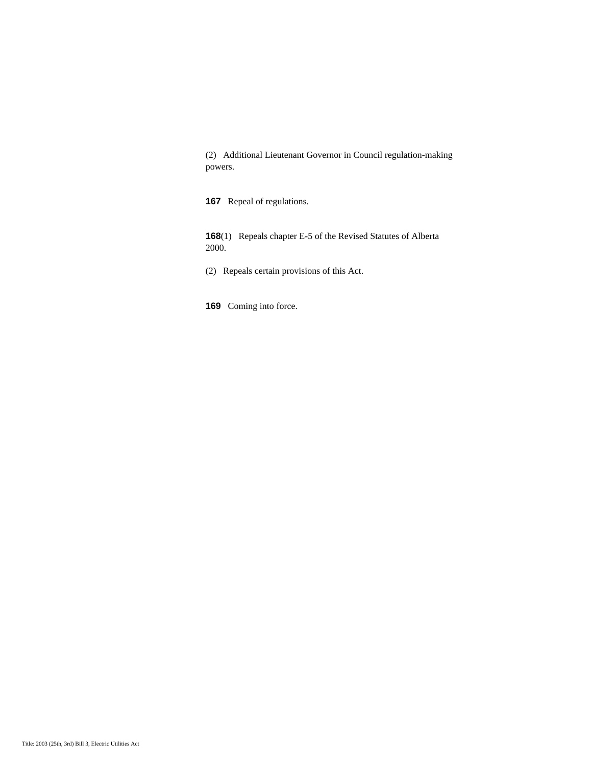(2) Additional Lieutenant Governor in Council regulation-making powers.

**167** Repeal of regulations.

**168**(1) Repeals chapter E-5 of the Revised Statutes of Alberta 2000.

(2) Repeals certain provisions of this Act.

**169** Coming into force.